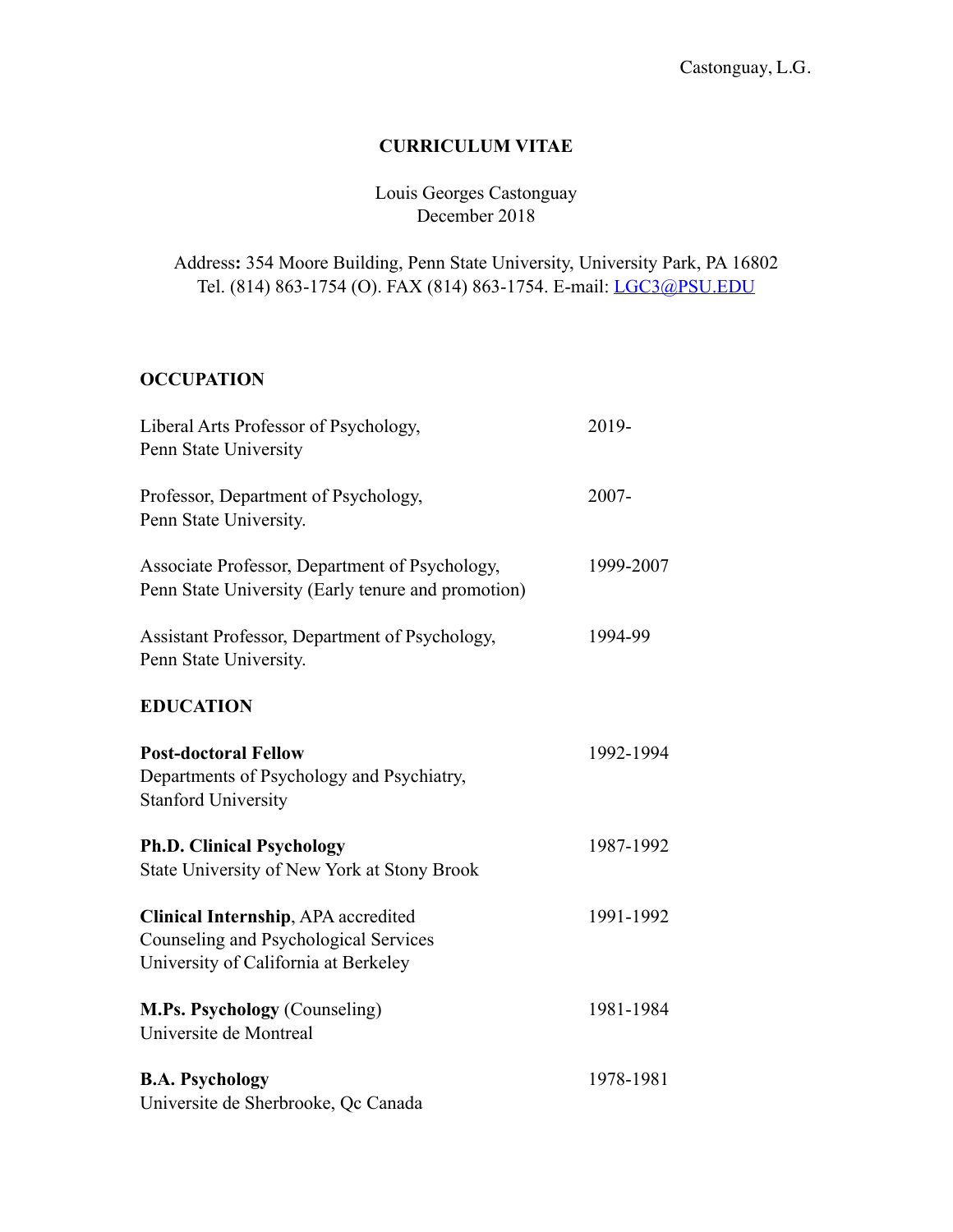# CURRICULUM VITAE

Louis Georges Castonguay
December 2018

Address**:** 354 Moore Building, Penn State University, University Park, PA 16802
Tel. (814) 863-1754 (O). FAX (814) 863-1754. E-mail: LGC3@PSU.EDU

## OCCUPATION

| | |
|---|---|
| Liberal Arts Professor of Psychology, Penn State University | 2019- |
| Professor, Department of Psychology, Penn State University. | 2007- |
| Associate Professor, Department of Psychology, Penn State University (Early tenure and promotion) | 1999-2007 |
| Assistant Professor, Department of Psychology, Penn State University. | 1994-99 |

## EDUCATION

| | |
|---|---|
| **Post-doctoral Fellow** Departments of Psychology and Psychiatry, Stanford University | 1992-1994 |
| **Ph.D. Clinical Psychology** State University of New York at Stony Brook | 1987-1992 |
| **Clinical Internship**, APA accredited Counseling and Psychological Services University of California at Berkeley | 1991-1992 |
| **M.Ps. Psychology** (Counseling) Universite de Montreal | 1981-1984 |
| **B.A. Psychology** Universite de Sherbrooke, Qc Canada | 1978-1981 |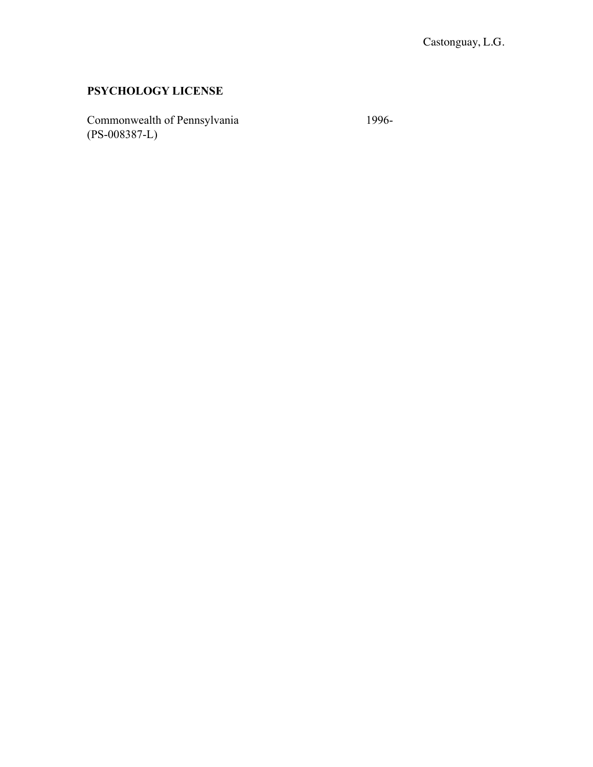**PSYCHOLOGY LICENSE**

| | |
|---|---|
| Commonwealth of Pennsylvania (PS-008387-L) | 1996- |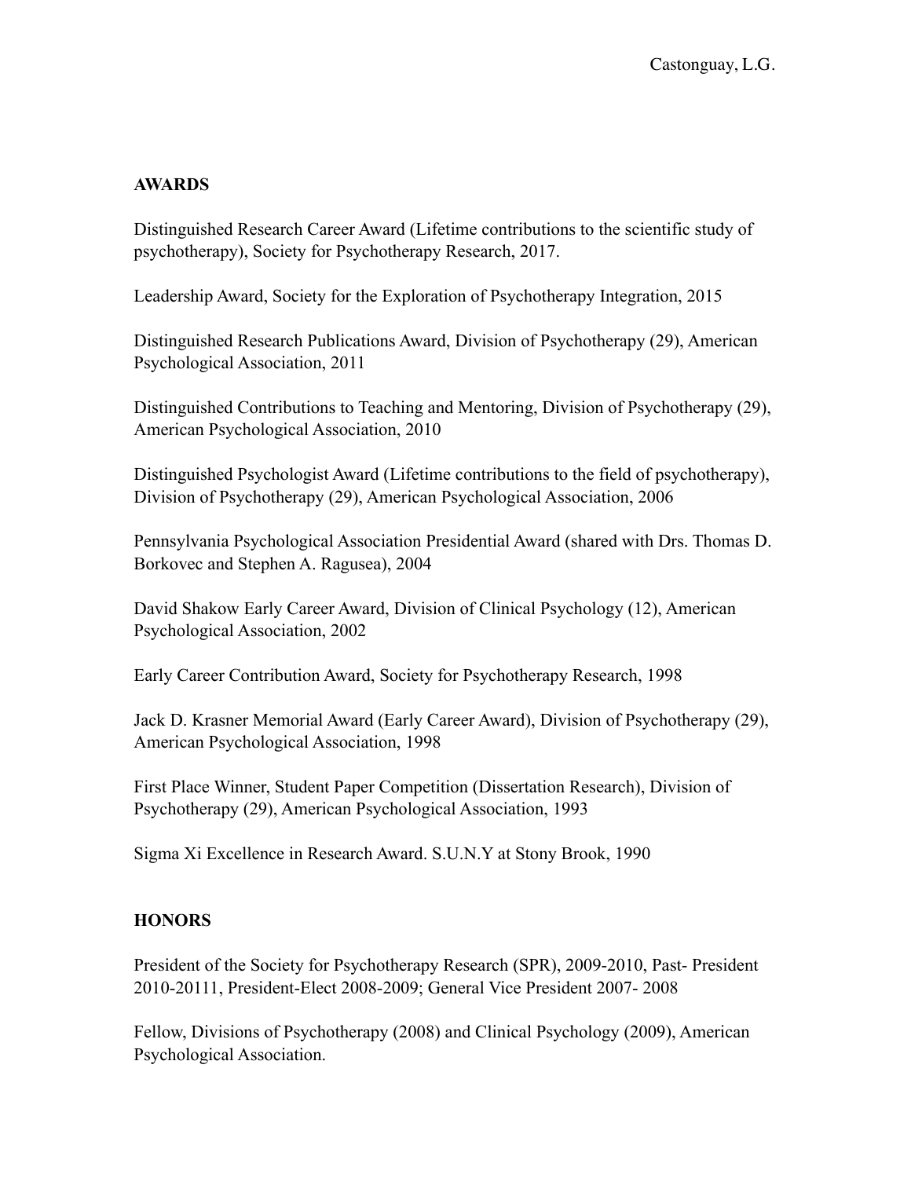## AWARDS

Distinguished Research Career Award (Lifetime contributions to the scientific study of psychotherapy), Society for Psychotherapy Research, 2017.

Leadership Award, Society for the Exploration of Psychotherapy Integration, 2015

Distinguished Research Publications Award, Division of Psychotherapy (29), American Psychological Association, 2011

Distinguished Contributions to Teaching and Mentoring, Division of Psychotherapy (29), American Psychological Association, 2010

Distinguished Psychologist Award (Lifetime contributions to the field of psychotherapy), Division of Psychotherapy (29), American Psychological Association, 2006

Pennsylvania Psychological Association Presidential Award (shared with Drs. Thomas D. Borkovec and Stephen A. Ragusea), 2004

David Shakow Early Career Award, Division of Clinical Psychology (12), American Psychological Association, 2002

Early Career Contribution Award, Society for Psychotherapy Research, 1998

Jack D. Krasner Memorial Award (Early Career Award), Division of Psychotherapy (29), American Psychological Association, 1998

First Place Winner, Student Paper Competition (Dissertation Research), Division of Psychotherapy (29), American Psychological Association, 1993

Sigma Xi Excellence in Research Award. S.U.N.Y at Stony Brook, 1990

## HONORS

President of the Society for Psychotherapy Research (SPR), 2009-2010, Past- President 2010-20111, President-Elect 2008-2009; General Vice President 2007- 2008

Fellow, Divisions of Psychotherapy (2008) and Clinical Psychology (2009), American Psychological Association.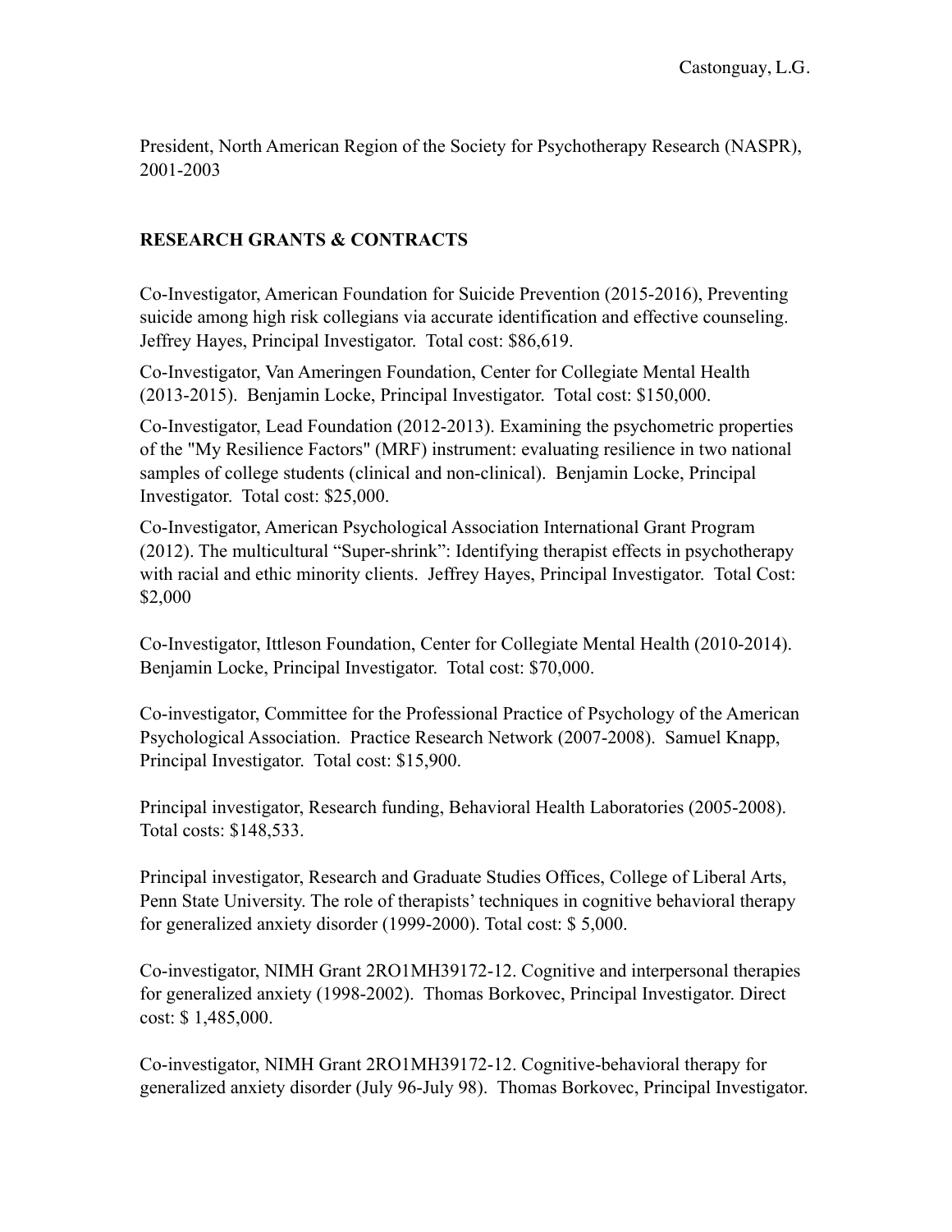President, North American Region of the Society for Psychotherapy Research (NASPR), 2001-2003

## RESEARCH GRANTS & CONTRACTS

Co-Investigator, American Foundation for Suicide Prevention (2015-2016), Preventing suicide among high risk collegians via accurate identification and effective counseling. Jeffrey Hayes, Principal Investigator. Total cost: $86,619.

Co-Investigator, Van Ameringen Foundation, Center for Collegiate Mental Health (2013-2015). Benjamin Locke, Principal Investigator. Total cost: $150,000.

Co-Investigator, Lead Foundation (2012-2013). Examining the psychometric properties of the "My Resilience Factors" (MRF) instrument: evaluating resilience in two national samples of college students (clinical and non-clinical). Benjamin Locke, Principal Investigator. Total cost: $25,000.

Co-Investigator, American Psychological Association International Grant Program (2012). The multicultural "Super-shrink": Identifying therapist effects in psychotherapy with racial and ethic minority clients. Jeffrey Hayes, Principal Investigator. Total Cost: $2,000

Co-Investigator, Ittleson Foundation, Center for Collegiate Mental Health (2010-2014). Benjamin Locke, Principal Investigator. Total cost: $70,000.

Co-investigator, Committee for the Professional Practice of Psychology of the American Psychological Association. Practice Research Network (2007-2008). Samuel Knapp, Principal Investigator. Total cost: $15,900.

Principal investigator, Research funding, Behavioral Health Laboratories (2005-2008). Total costs: $148,533.

Principal investigator, Research and Graduate Studies Offices, College of Liberal Arts, Penn State University. The role of therapists' techniques in cognitive behavioral therapy for generalized anxiety disorder (1999-2000). Total cost: $ 5,000.

Co-investigator, NIMH Grant 2RO1MH39172-12. Cognitive and interpersonal therapies for generalized anxiety (1998-2002). Thomas Borkovec, Principal Investigator. Direct cost: $ 1,485,000.

Co-investigator, NIMH Grant 2RO1MH39172-12. Cognitive-behavioral therapy for generalized anxiety disorder (July 96-July 98). Thomas Borkovec, Principal Investigator.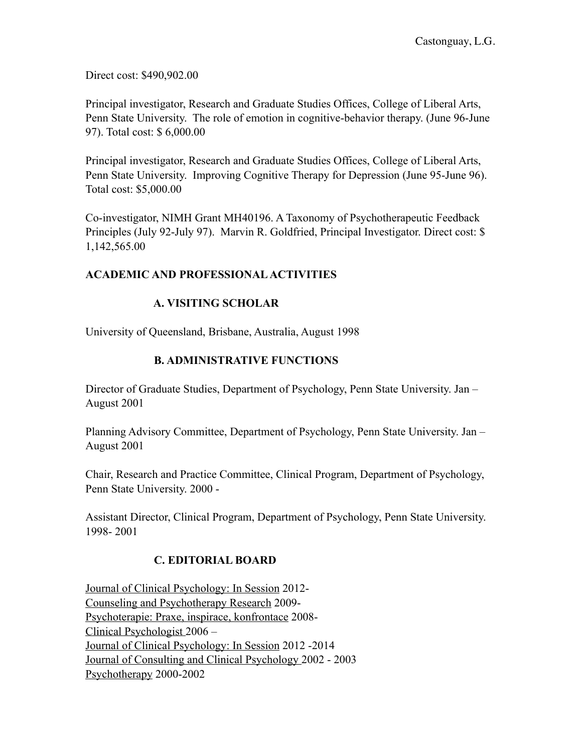Direct cost: $490,902.00

Principal investigator, Research and Graduate Studies Offices, College of Liberal Arts, Penn State University. The role of emotion in cognitive-behavior therapy. (June 96-June 97). Total cost: $ 6,000.00

Principal investigator, Research and Graduate Studies Offices, College of Liberal Arts, Penn State University. Improving Cognitive Therapy for Depression (June 95-June 96). Total cost: $5,000.00

Co-investigator, NIMH Grant MH40196. A Taxonomy of Psychotherapeutic Feedback Principles (July 92-July 97). Marvin R. Goldfried, Principal Investigator. Direct cost: $ 1,142,565.00

## ACADEMIC AND PROFESSIONAL ACTIVITIES

### A. VISITING SCHOLAR

University of Queensland, Brisbane, Australia, August 1998

### B. ADMINISTRATIVE FUNCTIONS

Director of Graduate Studies, Department of Psychology, Penn State University. Jan – August 2001

Planning Advisory Committee, Department of Psychology, Penn State University. Jan – August 2001

Chair, Research and Practice Committee, Clinical Program, Department of Psychology, Penn State University. 2000 -

Assistant Director, Clinical Program, Department of Psychology, Penn State University. 1998- 2001

### C. EDITORIAL BOARD

Journal of Clinical Psychology: In Session 2012-
Counseling and Psychotherapy Research 2009-
Psychoterapie: Praxe, inspirace, konfrontace 2008-
Clinical Psychologist 2006 –
Journal of Clinical Psychology: In Session 2012 -2014
Journal of Consulting and Clinical Psychology 2002 - 2003
Psychotherapy 2000-2002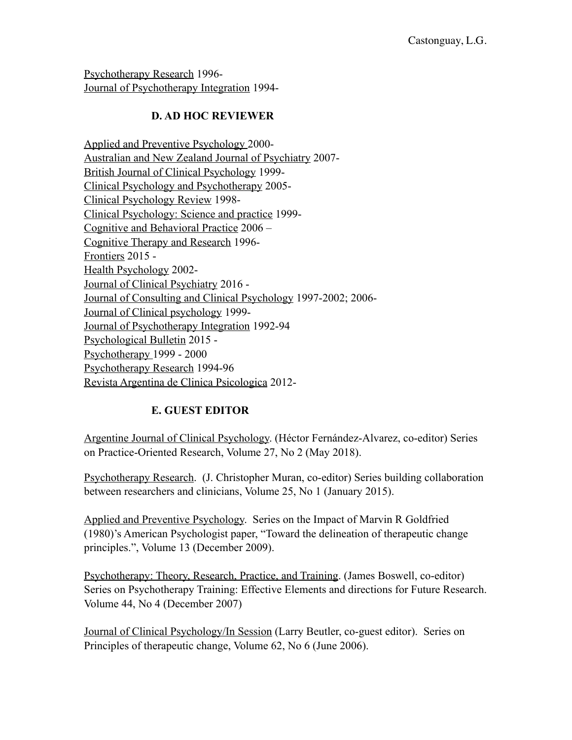Psychotherapy Research 1996-
Journal of Psychotherapy Integration 1994-

### D. AD HOC REVIEWER

Applied and Preventive Psychology 2000-
Australian and New Zealand Journal of Psychiatry 2007-
British Journal of Clinical Psychology 1999-
Clinical Psychology and Psychotherapy 2005-
Clinical Psychology Review 1998-
Clinical Psychology: Science and practice 1999-
Cognitive and Behavioral Practice 2006 –
Cognitive Therapy and Research 1996-
Frontiers 2015 -
Health Psychology 2002-
Journal of Clinical Psychiatry 2016 -
Journal of Consulting and Clinical Psychology 1997-2002; 2006-
Journal of Clinical psychology 1999-
Journal of Psychotherapy Integration 1992-94
Psychological Bulletin 2015 -
Psychotherapy 1999 - 2000
Psychotherapy Research 1994-96
Revista Argentina de Clinica Psicologica 2012-

### E. GUEST EDITOR

Argentine Journal of Clinical Psychology. (Héctor Fernández-Alvarez, co-editor) Series on Practice-Oriented Research, Volume 27, No 2 (May 2018).

Psychotherapy Research. (J. Christopher Muran, co-editor) Series building collaboration between researchers and clinicians, Volume 25, No 1 (January 2015).

Applied and Preventive Psychology. Series on the Impact of Marvin R Goldfried (1980)'s American Psychologist paper, "Toward the delineation of therapeutic change principles.", Volume 13 (December 2009).

Psychotherapy: Theory, Research, Practice, and Training. (James Boswell, co-editor) Series on Psychotherapy Training: Effective Elements and directions for Future Research. Volume 44, No 4 (December 2007)

Journal of Clinical Psychology/In Session (Larry Beutler, co-guest editor). Series on Principles of therapeutic change, Volume 62, No 6 (June 2006).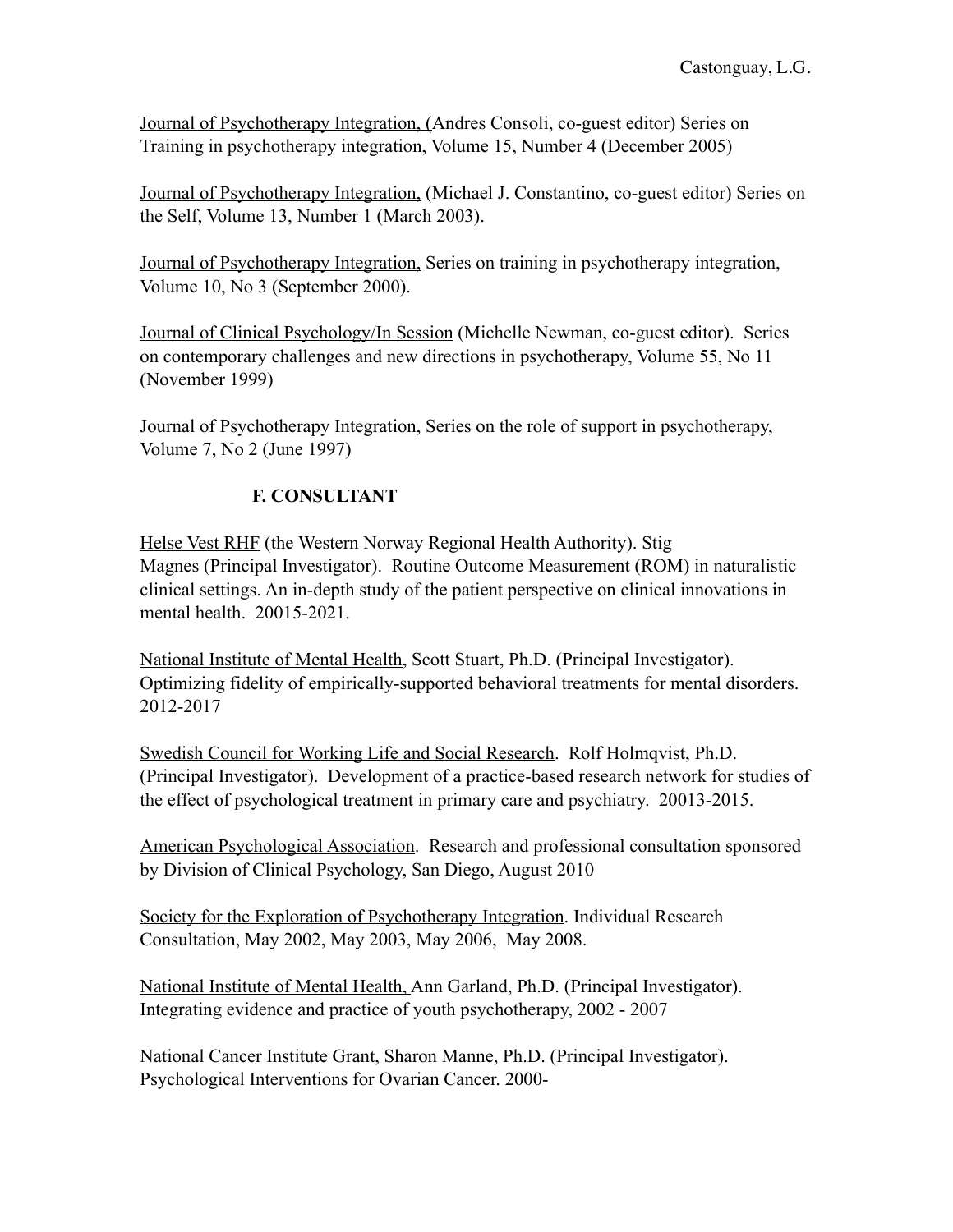<u>Journal of Psychotherapy Integration, (</u>Andres Consoli, co-guest editor) Series on Training in psychotherapy integration, Volume 15, Number 4 (December 2005)

<u>Journal of Psychotherapy Integration,</u> (Michael J. Constantino, co-guest editor) Series on the Self, Volume 13, Number 1 (March 2003).

<u>Journal of Psychotherapy Integration,</u> Series on training in psychotherapy integration, Volume 10, No 3 (September 2000).

<u>Journal of Clinical Psychology/In Session</u> (Michelle Newman, co-guest editor). Series on contemporary challenges and new directions in psychotherapy, Volume 55, No 11 (November 1999)

<u>Journal of Psychotherapy Integration</u>, Series on the role of support in psychotherapy, Volume 7, No 2 (June 1997)

## F. CONSULTANT

<u>Helse Vest RHF</u> (the Western Norway Regional Health Authority). Stig Magnes (Principal Investigator). Routine Outcome Measurement (ROM) in naturalistic clinical settings. An in-depth study of the patient perspective on clinical innovations in mental health. 20015-2021.

<u>National Institute of Mental Health</u>, Scott Stuart, Ph.D. (Principal Investigator). Optimizing fidelity of empirically-supported behavioral treatments for mental disorders. 2012-2017

<u>Swedish Council for Working Life and Social Research</u>. Rolf Holmqvist, Ph.D. (Principal Investigator). Development of a practice-based research network for studies of the effect of psychological treatment in primary care and psychiatry. 20013-2015.

<u>American Psychological Association</u>. Research and professional consultation sponsored by Division of Clinical Psychology, San Diego, August 2010

<u>Society for the Exploration of Psychotherapy Integration</u>. Individual Research Consultation, May 2002, May 2003, May 2006, May 2008.

<u>National Institute of Mental Health,</u> Ann Garland, Ph.D. (Principal Investigator). Integrating evidence and practice of youth psychotherapy, 2002 - 2007

<u>National Cancer Institute Grant</u>, Sharon Manne, Ph.D. (Principal Investigator). Psychological Interventions for Ovarian Cancer. 2000-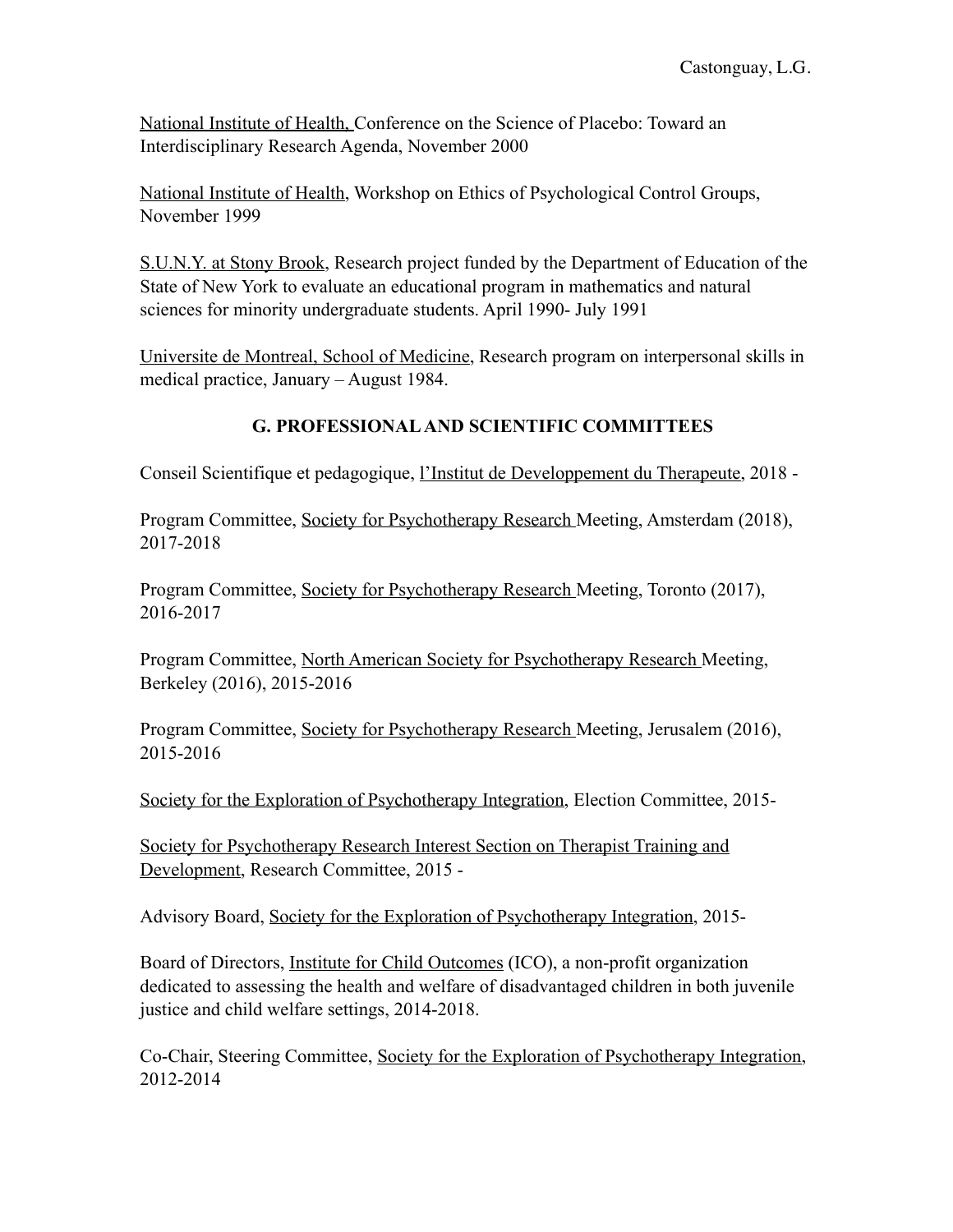National Institute of Health, Conference on the Science of Placebo: Toward an Interdisciplinary Research Agenda, November 2000

National Institute of Health, Workshop on Ethics of Psychological Control Groups, November 1999

S.U.N.Y. at Stony Brook, Research project funded by the Department of Education of the State of New York to evaluate an educational program in mathematics and natural sciences for minority undergraduate students. April 1990- July 1991

Universite de Montreal, School of Medicine, Research program on interpersonal skills in medical practice, January – August 1984.

## G. PROFESSIONAL AND SCIENTIFIC COMMITTEES

Conseil Scientifique et pedagogique, l'Institut de Developpement du Therapeute, 2018 -

Program Committee, Society for Psychotherapy Research Meeting, Amsterdam (2018), 2017-2018

Program Committee, Society for Psychotherapy Research Meeting, Toronto (2017), 2016-2017

Program Committee, North American Society for Psychotherapy Research Meeting, Berkeley (2016), 2015-2016

Program Committee, Society for Psychotherapy Research Meeting, Jerusalem (2016), 2015-2016

Society for the Exploration of Psychotherapy Integration, Election Committee, 2015-

Society for Psychotherapy Research Interest Section on Therapist Training and Development, Research Committee, 2015 -

Advisory Board, Society for the Exploration of Psychotherapy Integration, 2015-

Board of Directors, Institute for Child Outcomes (ICO), a non-profit organization dedicated to assessing the health and welfare of disadvantaged children in both juvenile justice and child welfare settings, 2014-2018.

Co-Chair, Steering Committee, Society for the Exploration of Psychotherapy Integration, 2012-2014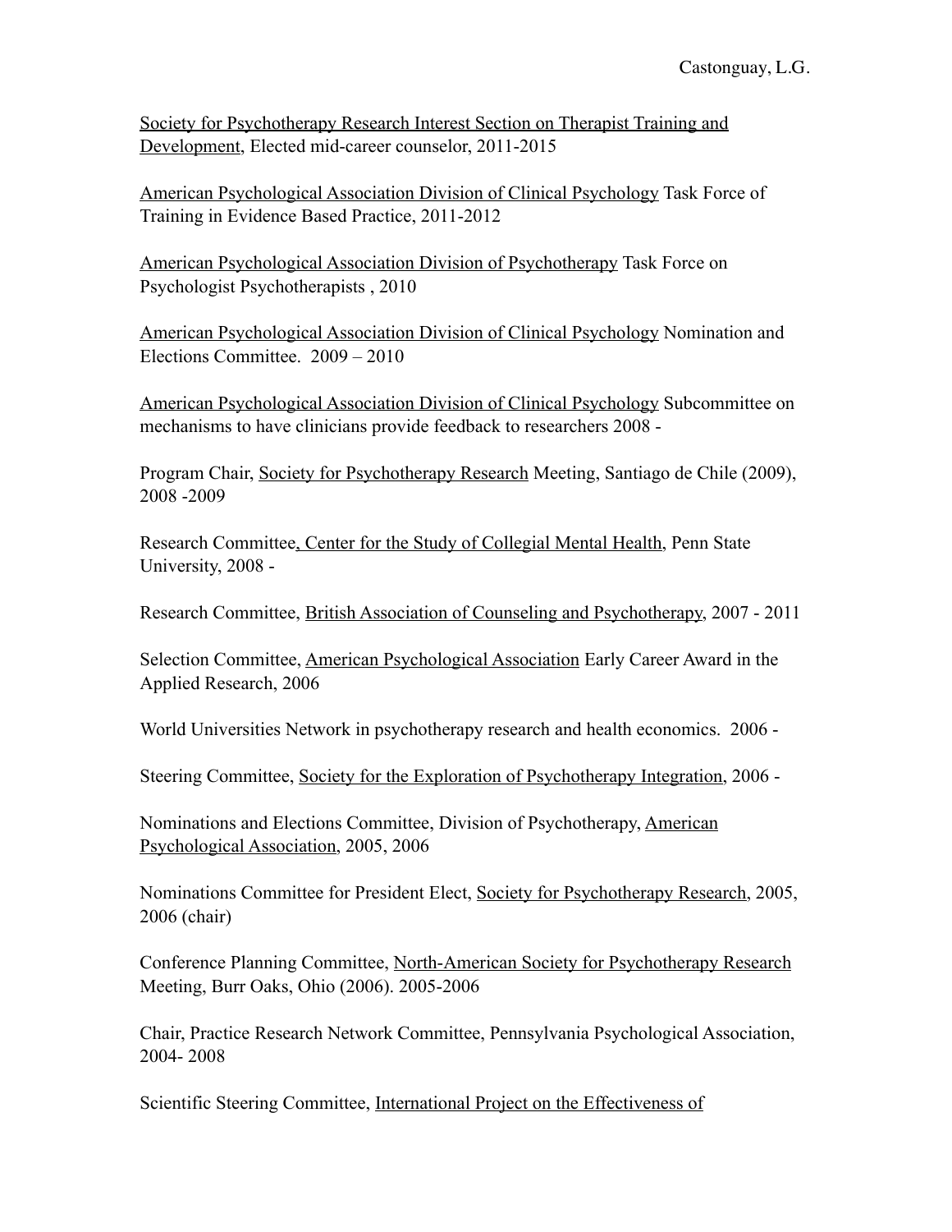Society for Psychotherapy Research Interest Section on Therapist Training and Development, Elected mid-career counselor, 2011-2015

American Psychological Association Division of Clinical Psychology Task Force of Training in Evidence Based Practice, 2011-2012

American Psychological Association Division of Psychotherapy Task Force on Psychologist Psychotherapists , 2010

American Psychological Association Division of Clinical Psychology Nomination and Elections Committee. 2009 – 2010

American Psychological Association Division of Clinical Psychology Subcommittee on mechanisms to have clinicians provide feedback to researchers 2008 -

Program Chair, Society for Psychotherapy Research Meeting, Santiago de Chile (2009), 2008 -2009

Research Committee, Center for the Study of Collegial Mental Health, Penn State University, 2008 -

Research Committee, British Association of Counseling and Psychotherapy, 2007 - 2011

Selection Committee, American Psychological Association Early Career Award in the Applied Research, 2006

World Universities Network in psychotherapy research and health economics. 2006 -

Steering Committee, Society for the Exploration of Psychotherapy Integration, 2006 -

Nominations and Elections Committee, Division of Psychotherapy, American Psychological Association, 2005, 2006

Nominations Committee for President Elect, Society for Psychotherapy Research, 2005, 2006 (chair)

Conference Planning Committee, North-American Society for Psychotherapy Research Meeting, Burr Oaks, Ohio (2006). 2005-2006

Chair, Practice Research Network Committee, Pennsylvania Psychological Association, 2004- 2008

Scientific Steering Committee, International Project on the Effectiveness of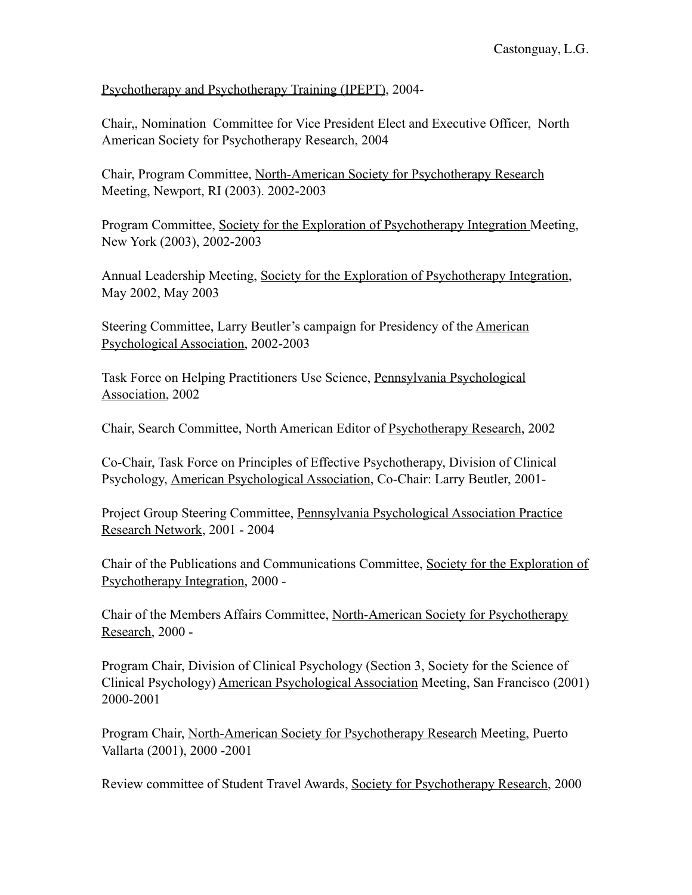Psychotherapy and Psychotherapy Training (IPEPT), 2004-

Chair,, Nomination Committee for Vice President Elect and Executive Officer, North American Society for Psychotherapy Research, 2004

Chair, Program Committee, North-American Society for Psychotherapy Research Meeting, Newport, RI (2003). 2002-2003

Program Committee, Society for the Exploration of Psychotherapy Integration Meeting, New York (2003), 2002-2003

Annual Leadership Meeting, Society for the Exploration of Psychotherapy Integration, May 2002, May 2003

Steering Committee, Larry Beutler's campaign for Presidency of the American Psychological Association, 2002-2003

Task Force on Helping Practitioners Use Science, Pennsylvania Psychological Association, 2002

Chair, Search Committee, North American Editor of Psychotherapy Research, 2002

Co-Chair, Task Force on Principles of Effective Psychotherapy, Division of Clinical Psychology, American Psychological Association, Co-Chair: Larry Beutler, 2001-

Project Group Steering Committee, Pennsylvania Psychological Association Practice Research Network, 2001 - 2004

Chair of the Publications and Communications Committee, Society for the Exploration of Psychotherapy Integration, 2000 -

Chair of the Members Affairs Committee, North-American Society for Psychotherapy Research, 2000 -

Program Chair, Division of Clinical Psychology (Section 3, Society for the Science of Clinical Psychology) American Psychological Association Meeting, San Francisco (2001) 2000-2001

Program Chair, North-American Society for Psychotherapy Research Meeting, Puerto Vallarta (2001), 2000 -2001

Review committee of Student Travel Awards, Society for Psychotherapy Research, 2000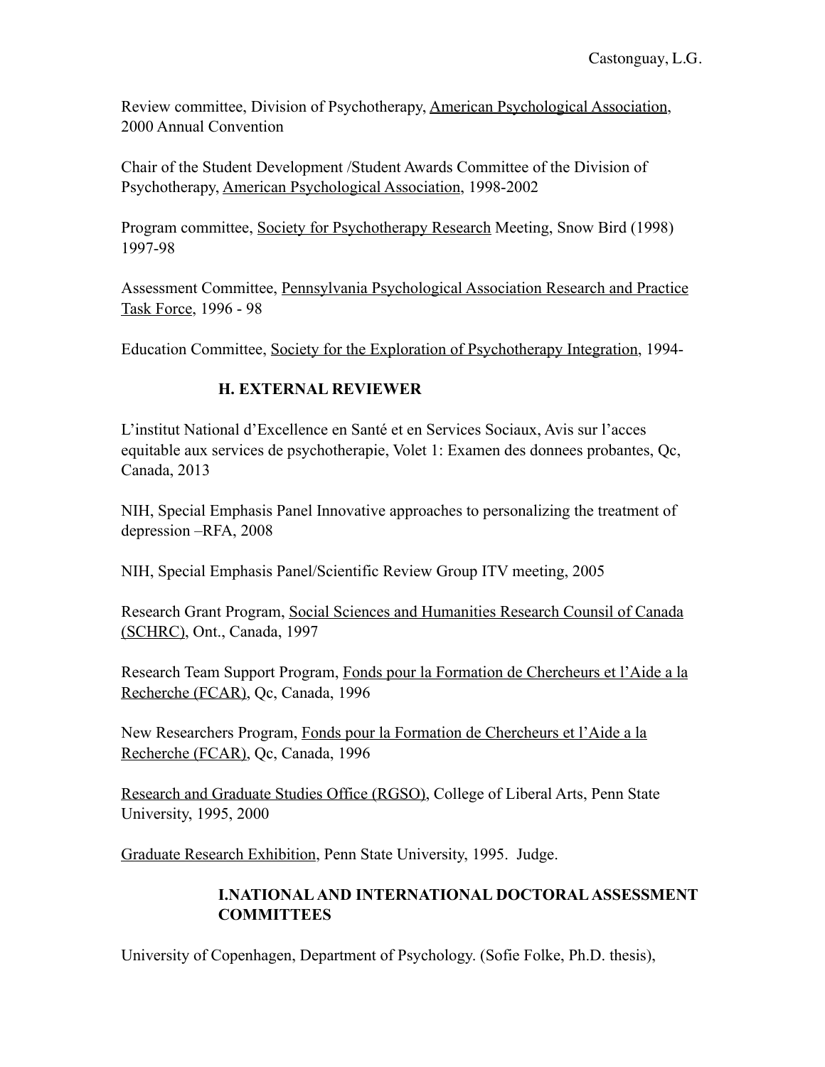Review committee, Division of Psychotherapy, American Psychological Association, 2000 Annual Convention

Chair of the Student Development /Student Awards Committee of the Division of Psychotherapy, American Psychological Association, 1998-2002

Program committee, Society for Psychotherapy Research Meeting, Snow Bird (1998) 1997-98

Assessment Committee, Pennsylvania Psychological Association Research and Practice Task Force, 1996 - 98

Education Committee, Society for the Exploration of Psychotherapy Integration, 1994-

## H. EXTERNAL REVIEWER

L'institut National d'Excellence en Santé et en Services Sociaux, Avis sur l'acces equitable aux services de psychotherapie, Volet 1: Examen des donnees probantes, Qc, Canada, 2013

NIH, Special Emphasis Panel Innovative approaches to personalizing the treatment of depression –RFA, 2008

NIH, Special Emphasis Panel/Scientific Review Group ITV meeting, 2005

Research Grant Program, Social Sciences and Humanities Research Counsil of Canada (SCHRC), Ont., Canada, 1997

Research Team Support Program, Fonds pour la Formation de Chercheurs et l'Aide a la Recherche (FCAR), Qc, Canada, 1996

New Researchers Program, Fonds pour la Formation de Chercheurs et l'Aide a la Recherche (FCAR), Qc, Canada, 1996

Research and Graduate Studies Office (RGSO), College of Liberal Arts, Penn State University, 1995, 2000

Graduate Research Exhibition, Penn State University, 1995. Judge.

## I. NATIONAL AND INTERNATIONAL DOCTORAL ASSESSMENT COMMITTEES

University of Copenhagen, Department of Psychology. (Sofie Folke, Ph.D. thesis),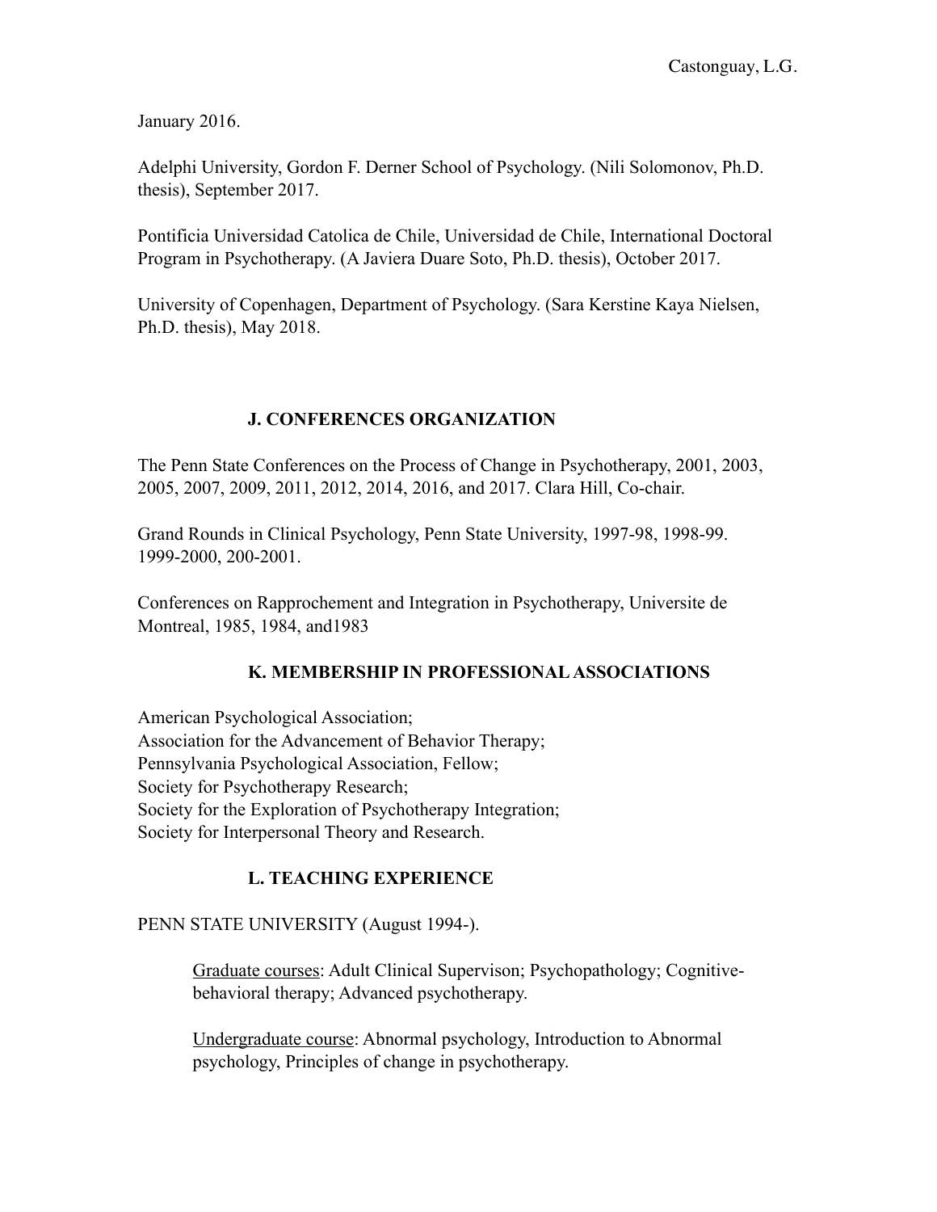January 2016.

Adelphi University, Gordon F. Derner School of Psychology. (Nili Solomonov, Ph.D. thesis), September 2017.

Pontificia Universidad Catolica de Chile, Universidad de Chile, International Doctoral Program in Psychotherapy. (A Javiera Duare Soto, Ph.D. thesis), October 2017.

University of Copenhagen, Department of Psychology. (Sara Kerstine Kaya Nielsen, Ph.D. thesis), May 2018.

## J. CONFERENCES ORGANIZATION

The Penn State Conferences on the Process of Change in Psychotherapy, 2001, 2003, 2005, 2007, 2009, 2011, 2012, 2014, 2016, and 2017. Clara Hill, Co-chair.

Grand Rounds in Clinical Psychology, Penn State University, 1997-98, 1998-99. 1999-2000, 200-2001.

Conferences on Rapprochement and Integration in Psychotherapy, Universite de Montreal, 1985, 1984, and1983

## K. MEMBERSHIP IN PROFESSIONAL ASSOCIATIONS

American Psychological Association;
Association for the Advancement of Behavior Therapy;
Pennsylvania Psychological Association, Fellow;
Society for Psychotherapy Research;
Society for the Exploration of Psychotherapy Integration;
Society for Interpersonal Theory and Research.

## L. TEACHING EXPERIENCE

PENN STATE UNIVERSITY (August 1994-).

Graduate courses: Adult Clinical Supervison; Psychopathology; Cognitive-behavioral therapy; Advanced psychotherapy.

Undergraduate course: Abnormal psychology, Introduction to Abnormal psychology, Principles of change in psychotherapy.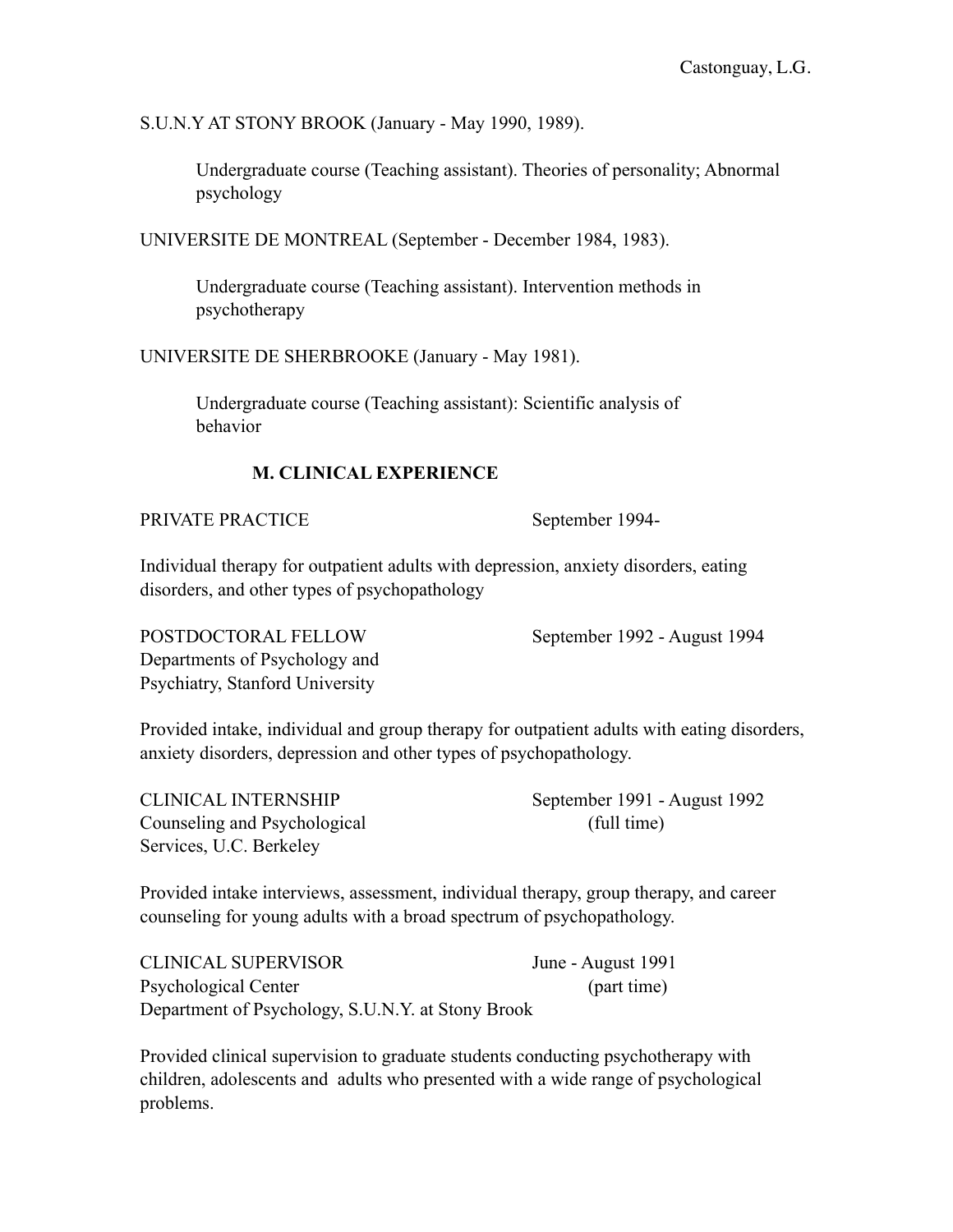S.U.N.Y AT STONY BROOK (January - May 1990, 1989).

Undergraduate course (Teaching assistant). Theories of personality; Abnormal psychology

UNIVERSITE DE MONTREAL (September - December 1984, 1983).

Undergraduate course (Teaching assistant). Intervention methods in psychotherapy

UNIVERSITE DE SHERBROOKE (January - May 1981).

Undergraduate course (Teaching assistant): Scientific analysis of behavior

## M. CLINICAL EXPERIENCE

PRIVATE PRACTICE — September 1994-

Individual therapy for outpatient adults with depression, anxiety disorders, eating disorders, and other types of psychopathology

POSTDOCTORAL FELLOW — September 1992 - August 1994
Departments of Psychology and Psychiatry, Stanford University

Provided intake, individual and group therapy for outpatient adults with eating disorders, anxiety disorders, depression and other types of psychopathology.

CLINICAL INTERNSHIP — September 1991 - August 1992 (full time)
Counseling and Psychological Services, U.C. Berkeley

Provided intake interviews, assessment, individual therapy, group therapy, and career counseling for young adults with a broad spectrum of psychopathology.

CLINICAL SUPERVISOR — June - August 1991 (part time)
Psychological Center
Department of Psychology, S.U.N.Y. at Stony Brook

Provided clinical supervision to graduate students conducting psychotherapy with children, adolescents and adults who presented with a wide range of psychological problems.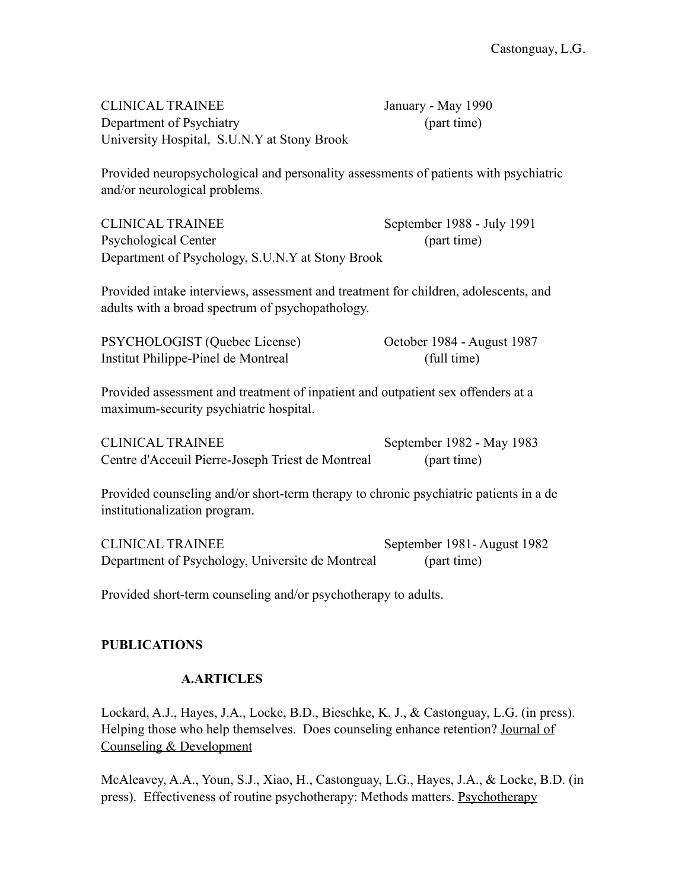CLINICAL TRAINEE January - May 1990
Department of Psychiatry (part time)
University Hospital, S.U.N.Y at Stony Brook

Provided neuropsychological and personality assessments of patients with psychiatric and/or neurological problems.

CLINICAL TRAINEE September 1988 - July 1991
Psychological Center (part time)
Department of Psychology, S.U.N.Y at Stony Brook

Provided intake interviews, assessment and treatment for children, adolescents, and adults with a broad spectrum of psychopathology.

PSYCHOLOGIST (Quebec License) October 1984 - August 1987
Institut Philippe-Pinel de Montreal (full time)

Provided assessment and treatment of inpatient and outpatient sex offenders at a maximum-security psychiatric hospital.

CLINICAL TRAINEE September 1982 - May 1983
Centre d'Acceuil Pierre-Joseph Triest de Montreal (part time)

Provided counseling and/or short-term therapy to chronic psychiatric patients in a de institutionalization program.

CLINICAL TRAINEE September 1981- August 1982
Department of Psychology, Universite de Montreal (part time)

Provided short-term counseling and/or psychotherapy to adults.

## PUBLICATIONS

### A.ARTICLES

Lockard, A.J., Hayes, J.A., Locke, B.D., Bieschke, K. J., & Castonguay, L.G. (in press). Helping those who help themselves. Does counseling enhance retention? Journal of Counseling & Development

McAleavey, A.A., Youn, S.J., Xiao, H., Castonguay, L.G., Hayes, J.A., & Locke, B.D. (in press). Effectiveness of routine psychotherapy: Methods matters. Psychotherapy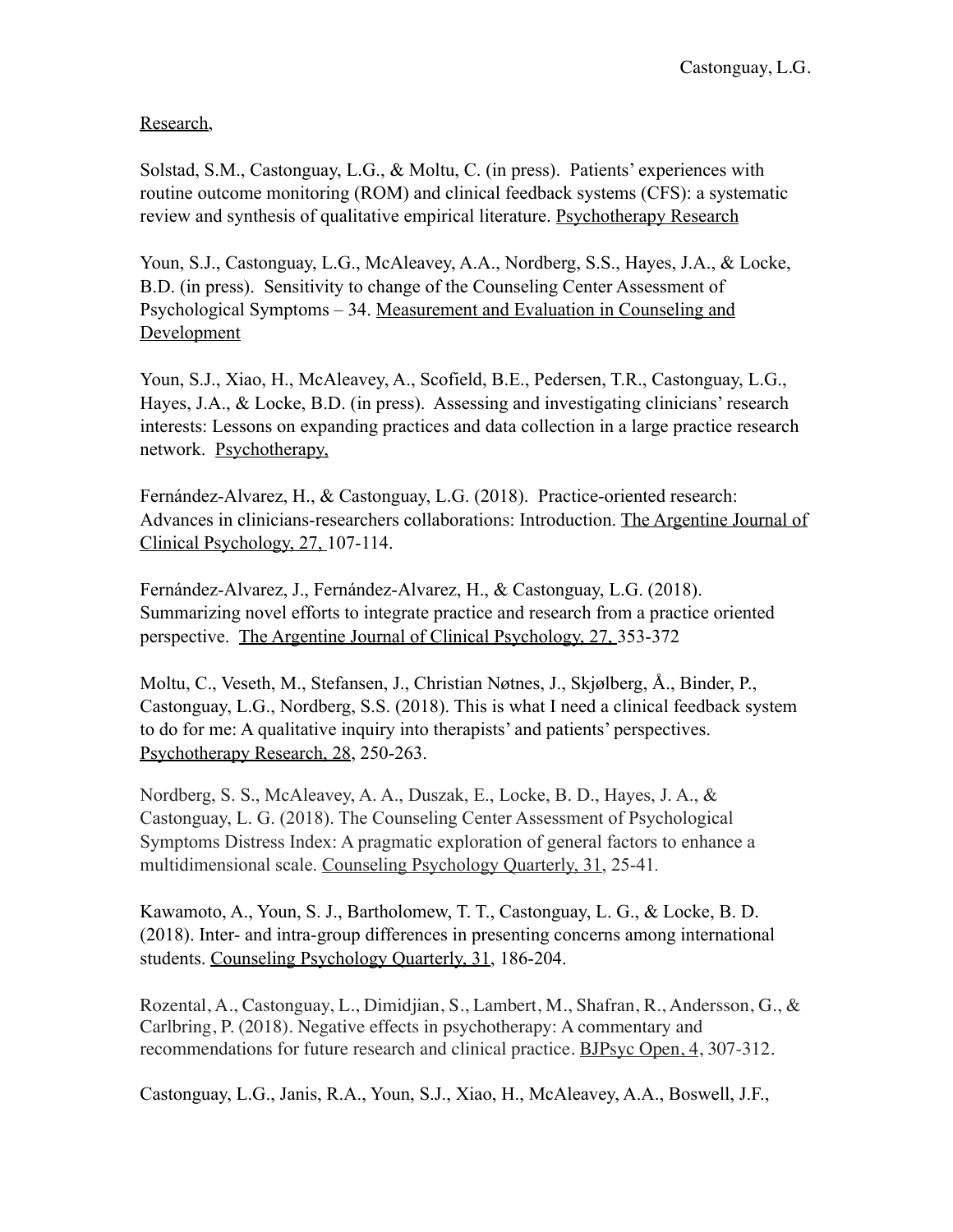Research,

Solstad, S.M., Castonguay, L.G., & Moltu, C. (in press). Patients' experiences with routine outcome monitoring (ROM) and clinical feedback systems (CFS): a systematic review and synthesis of qualitative empirical literature. Psychotherapy Research

Youn, S.J., Castonguay, L.G., McAleavey, A.A., Nordberg, S.S., Hayes, J.A., & Locke, B.D. (in press). Sensitivity to change of the Counseling Center Assessment of Psychological Symptoms – 34. Measurement and Evaluation in Counseling and Development

Youn, S.J., Xiao, H., McAleavey, A., Scofield, B.E., Pedersen, T.R., Castonguay, L.G., Hayes, J.A., & Locke, B.D. (in press). Assessing and investigating clinicians' research interests: Lessons on expanding practices and data collection in a large practice research network. Psychotherapy,

Fernández-Alvarez, H., & Castonguay, L.G. (2018). Practice-oriented research: Advances in clinicians-researchers collaborations: Introduction. The Argentine Journal of Clinical Psychology, 27, 107-114.

Fernández-Alvarez, J., Fernández-Alvarez, H., & Castonguay, L.G. (2018). Summarizing novel efforts to integrate practice and research from a practice oriented perspective. The Argentine Journal of Clinical Psychology, 27, 353-372

Moltu, C., Veseth, M., Stefansen, J., Christian Nøtnes, J., Skjølberg, Å., Binder, P., Castonguay, L.G., Nordberg, S.S. (2018). This is what I need a clinical feedback system to do for me: A qualitative inquiry into therapists' and patients' perspectives. Psychotherapy Research, 28, 250-263.

Nordberg, S. S., McAleavey, A. A., Duszak, E., Locke, B. D., Hayes, J. A., & Castonguay, L. G. (2018). The Counseling Center Assessment of Psychological Symptoms Distress Index: A pragmatic exploration of general factors to enhance a multidimensional scale. Counseling Psychology Quarterly, 31, 25-41.

Kawamoto, A., Youn, S. J., Bartholomew, T. T., Castonguay, L. G., & Locke, B. D. (2018). Inter- and intra-group differences in presenting concerns among international students. Counseling Psychology Quarterly, 31, 186-204.

Rozental, A., Castonguay, L., Dimidjian, S., Lambert, M., Shafran, R., Andersson, G., & Carlbring, P. (2018). Negative effects in psychotherapy: A commentary and recommendations for future research and clinical practice. BJPsyc Open, 4, 307-312.

Castonguay, L.G., Janis, R.A., Youn, S.J., Xiao, H., McAleavey, A.A., Boswell, J.F.,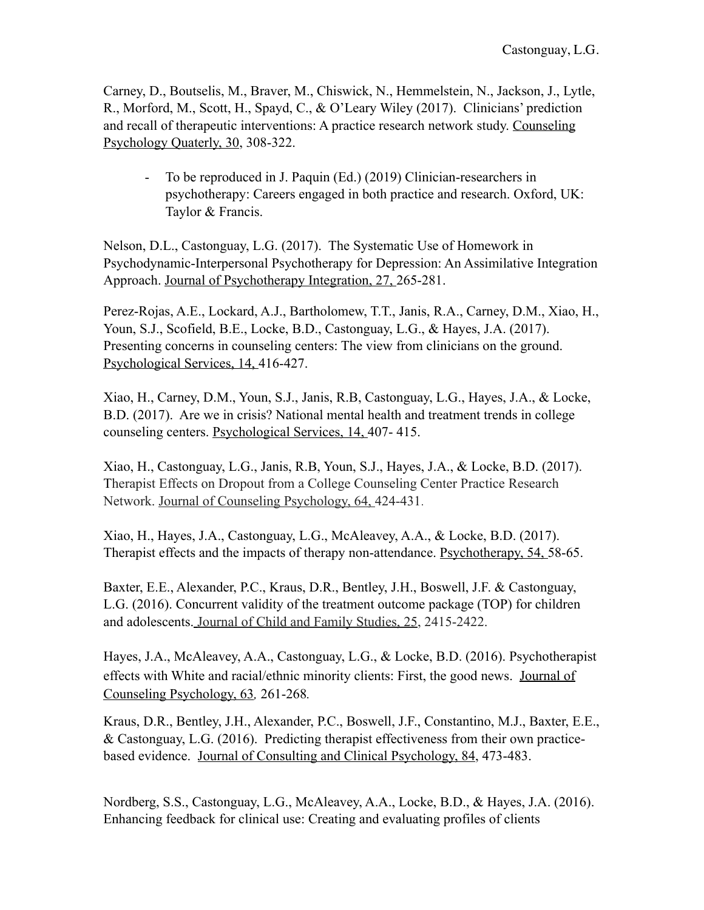Carney, D., Boutselis, M., Braver, M., Chiswick, N., Hemmelstein, N., Jackson, J., Lytle, R., Morford, M., Scott, H., Spayd, C., & O'Leary Wiley (2017). Clinicians' prediction and recall of therapeutic interventions: A practice research network study. Counseling Psychology Quaterly, 30, 308-322.

- To be reproduced in J. Paquin (Ed.) (2019) Clinician-researchers in psychotherapy: Careers engaged in both practice and research. Oxford, UK: Taylor & Francis.

Nelson, D.L., Castonguay, L.G. (2017). The Systematic Use of Homework in Psychodynamic-Interpersonal Psychotherapy for Depression: An Assimilative Integration Approach. Journal of Psychotherapy Integration, 27, 265-281.

Perez-Rojas, A.E., Lockard, A.J., Bartholomew, T.T., Janis, R.A., Carney, D.M., Xiao, H., Youn, S.J., Scofield, B.E., Locke, B.D., Castonguay, L.G., & Hayes, J.A. (2017). Presenting concerns in counseling centers: The view from clinicians on the ground. Psychological Services, 14, 416-427.

Xiao, H., Carney, D.M., Youn, S.J., Janis, R.B, Castonguay, L.G., Hayes, J.A., & Locke, B.D. (2017). Are we in crisis? National mental health and treatment trends in college counseling centers. Psychological Services, 14, 407- 415.

Xiao, H., Castonguay, L.G., Janis, R.B, Youn, S.J., Hayes, J.A., & Locke, B.D. (2017). Therapist Effects on Dropout from a College Counseling Center Practice Research Network. Journal of Counseling Psychology, 64, 424-431.

Xiao, H., Hayes, J.A., Castonguay, L.G., McAleavey, A.A., & Locke, B.D. (2017). Therapist effects and the impacts of therapy non-attendance. Psychotherapy, 54, 58-65.

Baxter, E.E., Alexander, P.C., Kraus, D.R., Bentley, J.H., Boswell, J.F. & Castonguay, L.G. (2016). Concurrent validity of the treatment outcome package (TOP) for children and adolescents. Journal of Child and Family Studies, 25, 2415-2422.

Hayes, J.A., McAleavey, A.A., Castonguay, L.G., & Locke, B.D. (2016). Psychotherapist effects with White and racial/ethnic minority clients: First, the good news. Journal of Counseling Psychology, 63, 261-268.

Kraus, D.R., Bentley, J.H., Alexander, P.C., Boswell, J.F., Constantino, M.J., Baxter, E.E., & Castonguay, L.G. (2016). Predicting therapist effectiveness from their own practice-based evidence. Journal of Consulting and Clinical Psychology, 84, 473-483.

Nordberg, S.S., Castonguay, L.G., McAleavey, A.A., Locke, B.D., & Hayes, J.A. (2016). Enhancing feedback for clinical use: Creating and evaluating profiles of clients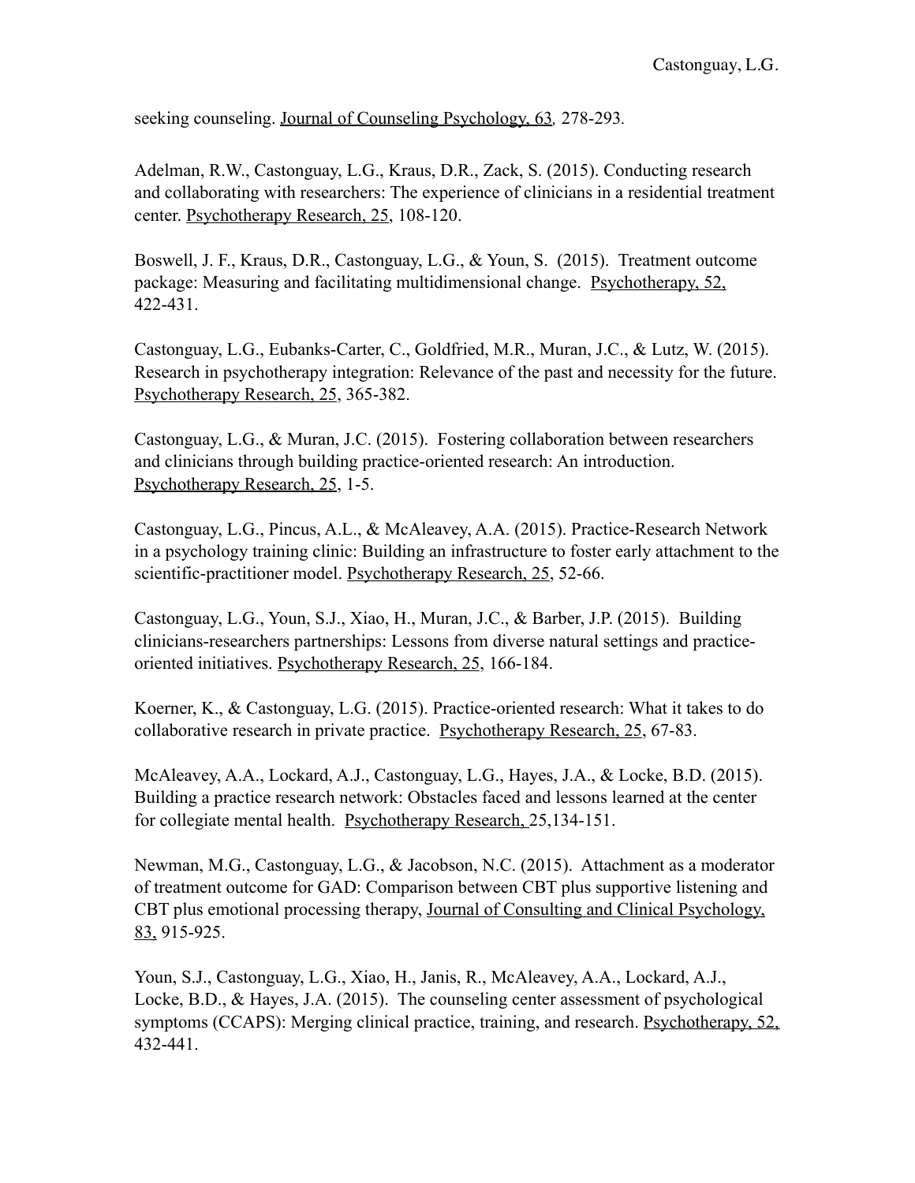seeking counseling. Journal of Counseling Psychology, 63*,* 278-293*.*

Adelman, R.W., Castonguay, L.G., Kraus, D.R., Zack, S. (2015). Conducting research and collaborating with researchers: The experience of clinicians in a residential treatment center. Psychotherapy Research, 25, 108-120.

Boswell, J. F., Kraus, D.R., Castonguay, L.G., & Youn, S. (2015). Treatment outcome package: Measuring and facilitating multidimensional change. Psychotherapy, 52, 422-431.

Castonguay, L.G., Eubanks-Carter, C., Goldfried, M.R., Muran, J.C., & Lutz, W. (2015). Research in psychotherapy integration: Relevance of the past and necessity for the future. Psychotherapy Research, 25, 365-382.

Castonguay, L.G., & Muran, J.C. (2015). Fostering collaboration between researchers and clinicians through building practice-oriented research: An introduction. Psychotherapy Research, 25, 1-5.

Castonguay, L.G., Pincus, A.L., & McAleavey, A.A. (2015). Practice-Research Network in a psychology training clinic: Building an infrastructure to foster early attachment to the scientific-practitioner model. Psychotherapy Research, 25, 52-66.

Castonguay, L.G., Youn, S.J., Xiao, H., Muran, J.C., & Barber, J.P. (2015). Building clinicians-researchers partnerships: Lessons from diverse natural settings and practice-oriented initiatives. Psychotherapy Research, 25, 166-184.

Koerner, K., & Castonguay, L.G. (2015). Practice-oriented research: What it takes to do collaborative research in private practice. Psychotherapy Research, 25, 67-83.

McAleavey, A.A., Lockard, A.J., Castonguay, L.G., Hayes, J.A., & Locke, B.D. (2015). Building a practice research network: Obstacles faced and lessons learned at the center for collegiate mental health. Psychotherapy Research, 25,134-151.

Newman, M.G., Castonguay, L.G., & Jacobson, N.C. (2015). Attachment as a moderator of treatment outcome for GAD: Comparison between CBT plus supportive listening and CBT plus emotional processing therapy, Journal of Consulting and Clinical Psychology, 83, 915-925.

Youn, S.J., Castonguay, L.G., Xiao, H., Janis, R., McAleavey, A.A., Lockard, A.J., Locke, B.D., & Hayes, J.A. (2015). The counseling center assessment of psychological symptoms (CCAPS): Merging clinical practice, training, and research. Psychotherapy, 52, 432-441.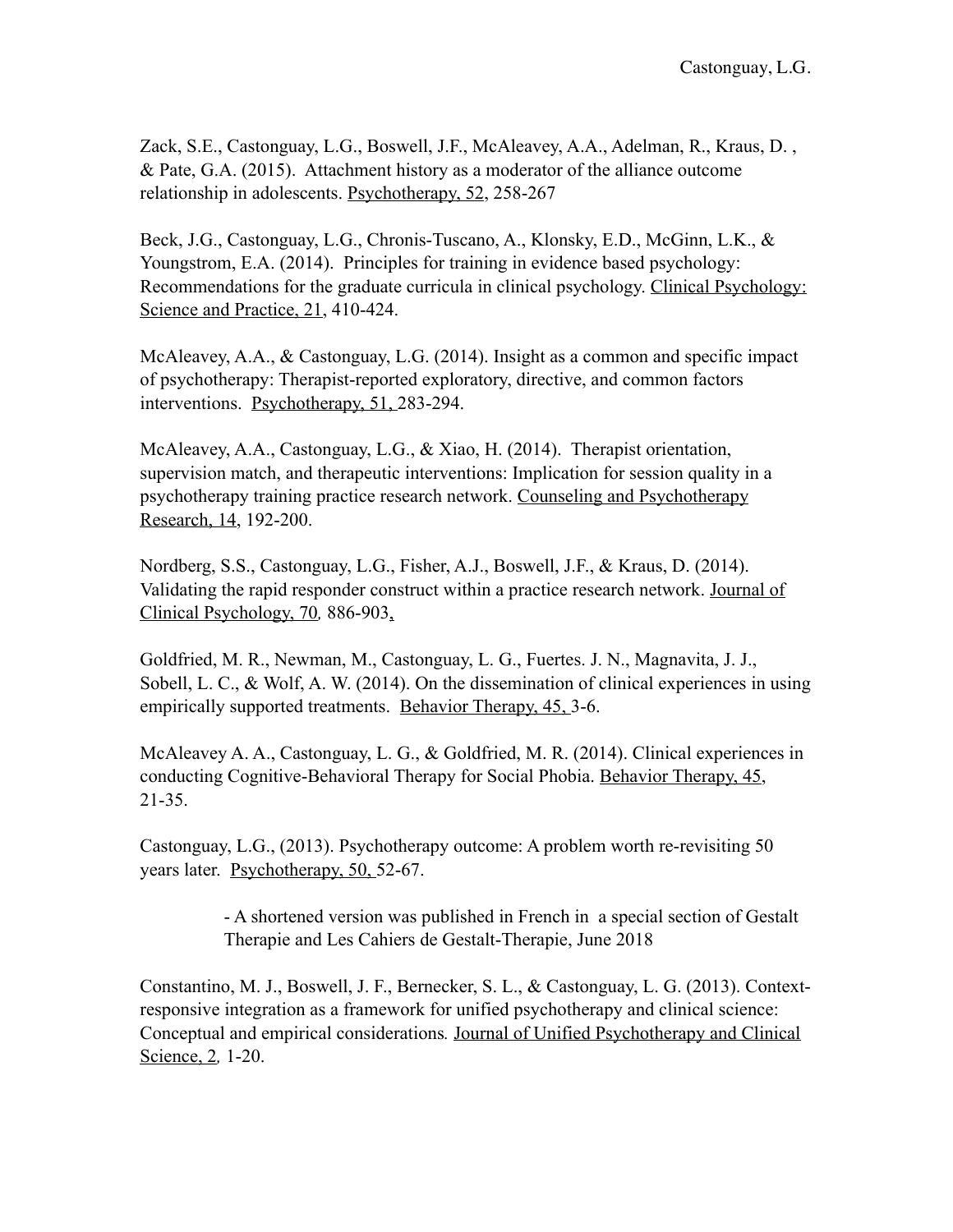Zack, S.E., Castonguay, L.G., Boswell, J.F., McAleavey, A.A., Adelman, R., Kraus, D. , & Pate, G.A. (2015). Attachment history as a moderator of the alliance outcome relationship in adolescents. Psychotherapy, 52, 258-267

Beck, J.G., Castonguay, L.G., Chronis-Tuscano, A., Klonsky, E.D., McGinn, L.K., & Youngstrom, E.A. (2014). Principles for training in evidence based psychology: Recommendations for the graduate curricula in clinical psychology. Clinical Psychology: Science and Practice, 21, 410-424.

McAleavey, A.A., & Castonguay, L.G. (2014). Insight as a common and specific impact of psychotherapy: Therapist-reported exploratory, directive, and common factors interventions. Psychotherapy, 51, 283-294.

McAleavey, A.A., Castonguay, L.G., & Xiao, H. (2014). Therapist orientation, supervision match, and therapeutic interventions: Implication for session quality in a psychotherapy training practice research network. Counseling and Psychotherapy Research, 14, 192-200.

Nordberg, S.S., Castonguay, L.G., Fisher, A.J., Boswell, J.F., & Kraus, D. (2014). Validating the rapid responder construct within a practice research network. Journal of Clinical Psychology, 70, 886-903,

Goldfried, M. R., Newman, M., Castonguay, L. G., Fuertes. J. N., Magnavita, J. J., Sobell, L. C., & Wolf, A. W. (2014). On the dissemination of clinical experiences in using empirically supported treatments. Behavior Therapy, 45, 3-6.

McAleavey A. A., Castonguay, L. G., & Goldfried, M. R. (2014). Clinical experiences in conducting Cognitive-Behavioral Therapy for Social Phobia. Behavior Therapy, 45, 21-35.

Castonguay, L.G., (2013). Psychotherapy outcome: A problem worth re-revisiting 50 years later. Psychotherapy, 50, 52-67.

- A shortened version was published in French in a special section of Gestalt Therapie and Les Cahiers de Gestalt-Therapie, June 2018

Constantino, M. J., Boswell, J. F., Bernecker, S. L., & Castonguay, L. G. (2013). Context-responsive integration as a framework for unified psychotherapy and clinical science: Conceptual and empirical considerations. Journal of Unified Psychotherapy and Clinical Science, 2, 1-20.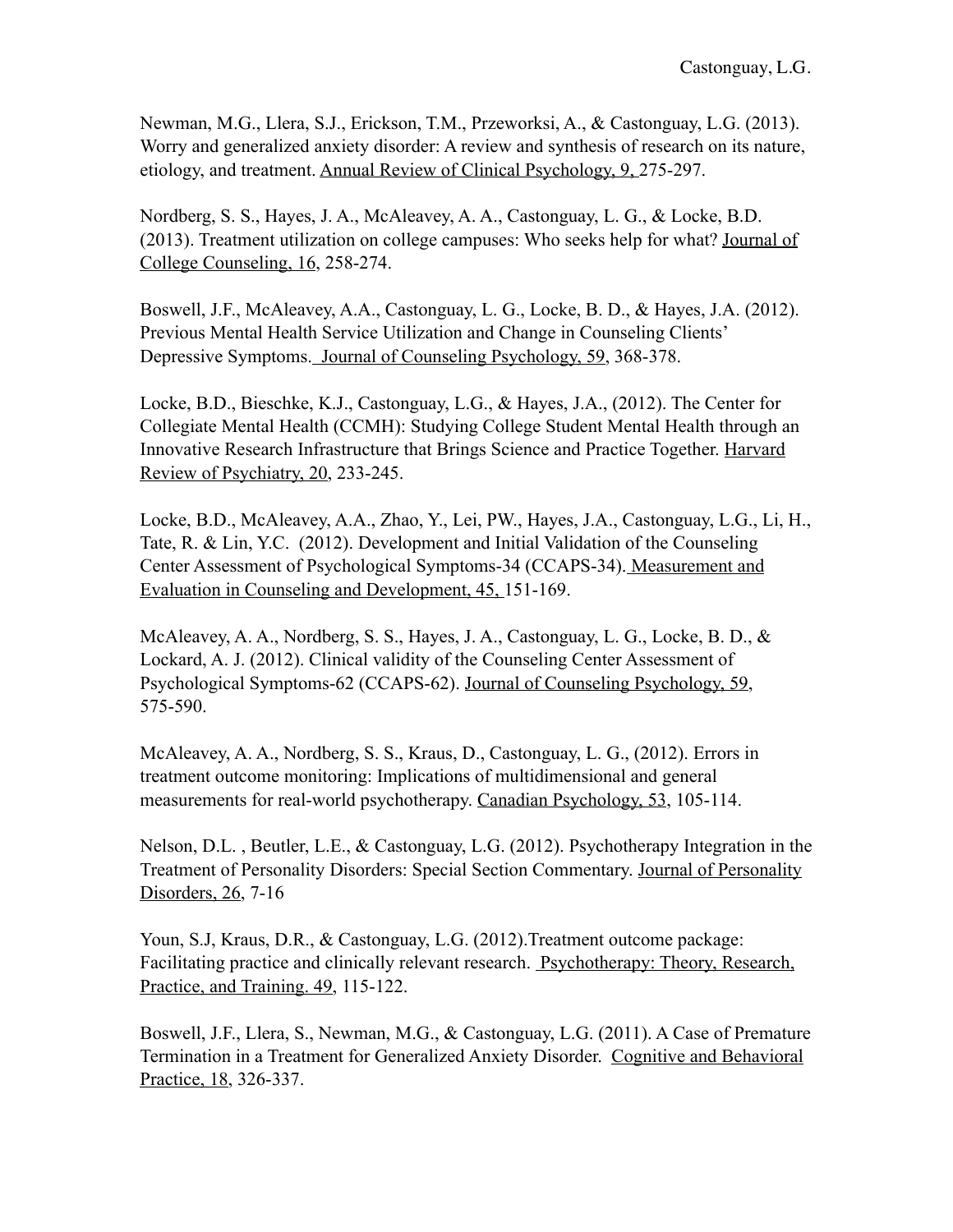Newman, M.G., Llera, S.J., Erickson, T.M., Przeworksi, A., & Castonguay, L.G. (2013). Worry and generalized anxiety disorder: A review and synthesis of research on its nature, etiology, and treatment. Annual Review of Clinical Psychology, 9, 275-297.

Nordberg, S. S., Hayes, J. A., McAleavey, A. A., Castonguay, L. G., & Locke, B.D. (2013). Treatment utilization on college campuses: Who seeks help for what? Journal of College Counseling, 16, 258-274.

Boswell, J.F., McAleavey, A.A., Castonguay, L. G., Locke, B. D., & Hayes, J.A. (2012). Previous Mental Health Service Utilization and Change in Counseling Clients' Depressive Symptoms. Journal of Counseling Psychology, 59, 368-378.

Locke, B.D., Bieschke, K.J., Castonguay, L.G., & Hayes, J.A., (2012). The Center for Collegiate Mental Health (CCMH): Studying College Student Mental Health through an Innovative Research Infrastructure that Brings Science and Practice Together. Harvard Review of Psychiatry, 20, 233-245.

Locke, B.D., McAleavey, A.A., Zhao, Y., Lei, PW., Hayes, J.A., Castonguay, L.G., Li, H., Tate, R. & Lin, Y.C. (2012). Development and Initial Validation of the Counseling Center Assessment of Psychological Symptoms-34 (CCAPS-34). Measurement and Evaluation in Counseling and Development, 45, 151-169.

McAleavey, A. A., Nordberg, S. S., Hayes, J. A., Castonguay, L. G., Locke, B. D., & Lockard, A. J. (2012). Clinical validity of the Counseling Center Assessment of Psychological Symptoms-62 (CCAPS-62). Journal of Counseling Psychology, 59, 575-590.

McAleavey, A. A., Nordberg, S. S., Kraus, D., Castonguay, L. G., (2012). Errors in treatment outcome monitoring: Implications of multidimensional and general measurements for real-world psychotherapy. Canadian Psychology, 53, 105-114.

Nelson, D.L. , Beutler, L.E., & Castonguay, L.G. (2012). Psychotherapy Integration in the Treatment of Personality Disorders: Special Section Commentary. Journal of Personality Disorders, 26, 7-16

Youn, S.J, Kraus, D.R., & Castonguay, L.G. (2012).Treatment outcome package: Facilitating practice and clinically relevant research. Psychotherapy: Theory, Research, Practice, and Training. 49, 115-122.

Boswell, J.F., Llera, S., Newman, M.G., & Castonguay, L.G. (2011). A Case of Premature Termination in a Treatment for Generalized Anxiety Disorder. Cognitive and Behavioral Practice, 18, 326-337.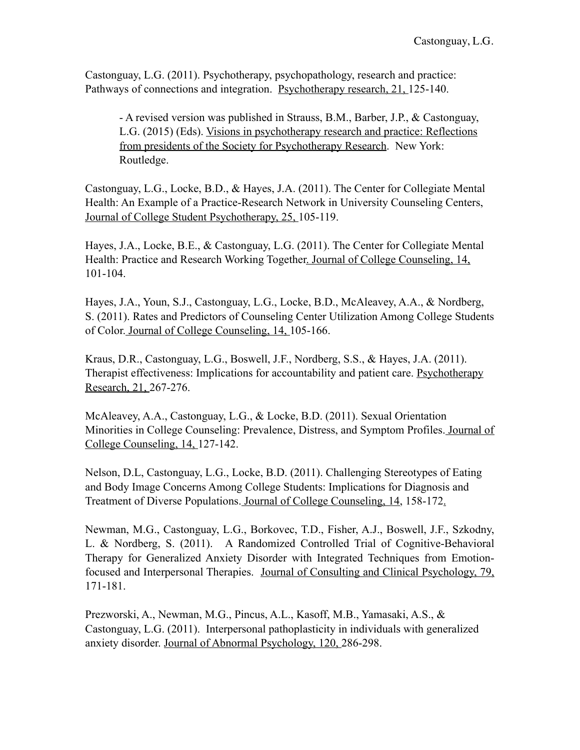Castonguay, L.G. (2011). Psychotherapy, psychopathology, research and practice: Pathways of connections and integration. Psychotherapy research, 21, 125-140.

> - A revised version was published in Strauss, B.M., Barber, J.P., & Castonguay, L.G. (2015) (Eds). Visions in psychotherapy research and practice: Reflections from presidents of the Society for Psychotherapy Research. New York: Routledge.

Castonguay, L.G., Locke, B.D., & Hayes, J.A. (2011). The Center for Collegiate Mental Health: An Example of a Practice-Research Network in University Counseling Centers, Journal of College Student Psychotherapy, 25, 105-119.

Hayes, J.A., Locke, B.E., & Castonguay, L.G. (2011). The Center for Collegiate Mental Health: Practice and Research Working Together. Journal of College Counseling, 14, 101-104.

Hayes, J.A., Youn, S.J., Castonguay, L.G., Locke, B.D., McAleavey, A.A., & Nordberg, S. (2011). Rates and Predictors of Counseling Center Utilization Among College Students of Color. Journal of College Counseling, 14, 105-166.

Kraus, D.R., Castonguay, L.G., Boswell, J.F., Nordberg, S.S., & Hayes, J.A. (2011). Therapist effectiveness: Implications for accountability and patient care. Psychotherapy Research, 21, 267-276.

McAleavey, A.A., Castonguay, L.G., & Locke, B.D. (2011). Sexual Orientation Minorities in College Counseling: Prevalence, Distress, and Symptom Profiles. Journal of College Counseling, 14, 127-142.

Nelson, D.L, Castonguay, L.G., Locke, B.D. (2011). Challenging Stereotypes of Eating and Body Image Concerns Among College Students: Implications for Diagnosis and Treatment of Diverse Populations. Journal of College Counseling, 14, 158-172.

Newman, M.G., Castonguay, L.G., Borkovec, T.D., Fisher, A.J., Boswell, J.F., Szkodny, L. & Nordberg, S. (2011). A Randomized Controlled Trial of Cognitive-Behavioral Therapy for Generalized Anxiety Disorder with Integrated Techniques from Emotion-focused and Interpersonal Therapies. Journal of Consulting and Clinical Psychology, 79, 171-181.

Prezworski, A., Newman, M.G., Pincus, A.L., Kasoff, M.B., Yamasaki, A.S., & Castonguay, L.G. (2011). Interpersonal pathoplasticity in individuals with generalized anxiety disorder. Journal of Abnormal Psychology, 120, 286-298.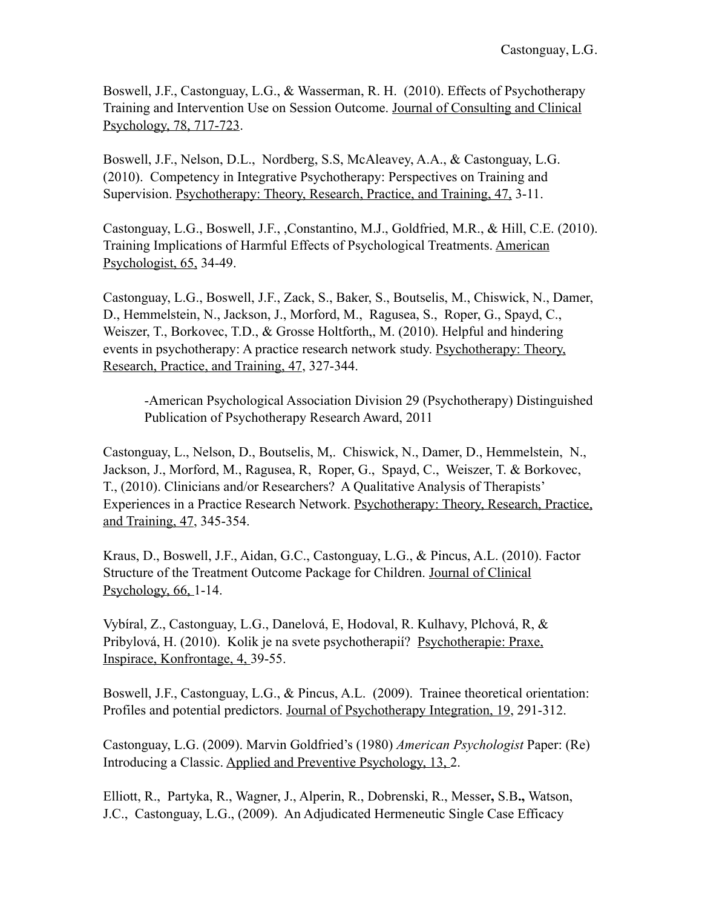Boswell, J.F., Castonguay, L.G., & Wasserman, R. H. (2010). Effects of Psychotherapy Training and Intervention Use on Session Outcome. Journal of Consulting and Clinical Psychology, 78, 717-723.

Boswell, J.F., Nelson, D.L., Nordberg, S.S, McAleavey, A.A., & Castonguay, L.G. (2010). Competency in Integrative Psychotherapy: Perspectives on Training and Supervision. Psychotherapy: Theory, Research, Practice, and Training, 47, 3-11.

Castonguay, L.G., Boswell, J.F., ,Constantino, M.J., Goldfried, M.R., & Hill, C.E. (2010). Training Implications of Harmful Effects of Psychological Treatments. American Psychologist, 65, 34-49.

Castonguay, L.G., Boswell, J.F., Zack, S., Baker, S., Boutselis, M., Chiswick, N., Damer, D., Hemmelstein, N., Jackson, J., Morford, M., Ragusea, S., Roper, G., Spayd, C., Weiszer, T., Borkovec, T.D., & Grosse Holtforth,, M. (2010). Helpful and hindering events in psychotherapy: A practice research network study. Psychotherapy: Theory, Research, Practice, and Training, 47, 327-344.

-American Psychological Association Division 29 (Psychotherapy) Distinguished Publication of Psychotherapy Research Award, 2011

Castonguay, L., Nelson, D., Boutselis, M,. Chiswick, N., Damer, D., Hemmelstein, N., Jackson, J., Morford, M., Ragusea, R, Roper, G., Spayd, C., Weiszer, T. & Borkovec, T., (2010). Clinicians and/or Researchers? A Qualitative Analysis of Therapists' Experiences in a Practice Research Network. Psychotherapy: Theory, Research, Practice, and Training, 47, 345-354.

Kraus, D., Boswell, J.F., Aidan, G.C., Castonguay, L.G., & Pincus, A.L. (2010). Factor Structure of the Treatment Outcome Package for Children. Journal of Clinical Psychology, 66, 1-14.

Vybíral, Z., Castonguay, L.G., Danelová, E, Hodoval, R. Kulhavy, Plchová, R, & Pribylová, H. (2010). Kolik je na svete psychoterapií? Psychotherapie: Praxe, Inspirace, Konfrontage, 4, 39-55.

Boswell, J.F., Castonguay, L.G., & Pincus, A.L. (2009). Trainee theoretical orientation: Profiles and potential predictors. Journal of Psychotherapy Integration, 19, 291-312.

Castonguay, L.G. (2009). Marvin Goldfried's (1980) *American Psychologist* Paper: (Re) Introducing a Classic. Applied and Preventive Psychology, 13, 2.

Elliott, R., Partyka, R., Wagner, J., Alperin, R., Dobrenski, R., Messer**,** S.B**.,** Watson, J.C., Castonguay, L.G., (2009). An Adjudicated Hermeneutic Single Case Efficacy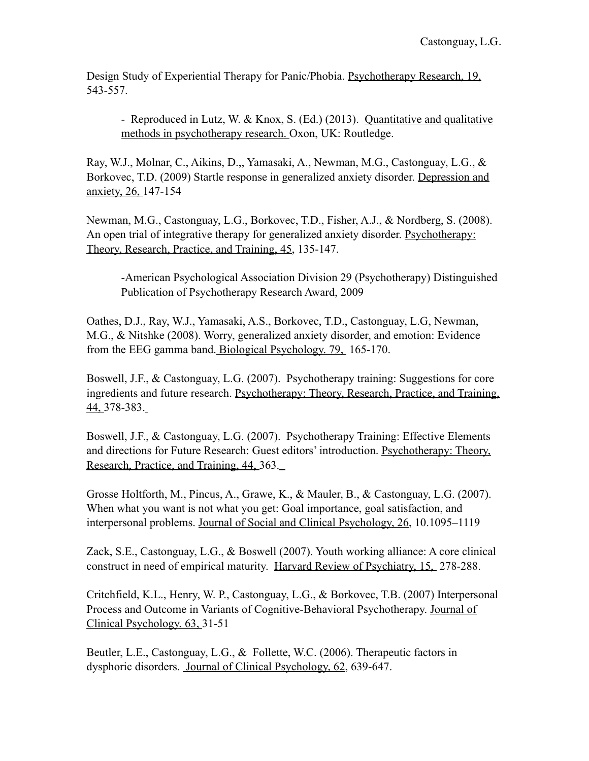Design Study of Experiential Therapy for Panic/Phobia. Psychotherapy Research, 19, 543-557.

- Reproduced in Lutz, W. & Knox, S. (Ed.) (2013). Quantitative and qualitative methods in psychotherapy research. Oxon, UK: Routledge.

Ray, W.J., Molnar, C., Aikins, D.,, Yamasaki, A., Newman, M.G., Castonguay, L.G., & Borkovec, T.D. (2009) Startle response in generalized anxiety disorder. Depression and anxiety, 26, 147-154

Newman, M.G., Castonguay, L.G., Borkovec, T.D., Fisher, A.J., & Nordberg, S. (2008). An open trial of integrative therapy for generalized anxiety disorder. Psychotherapy: Theory, Research, Practice, and Training, 45, 135-147.

-American Psychological Association Division 29 (Psychotherapy) Distinguished Publication of Psychotherapy Research Award, 2009

Oathes, D.J., Ray, W.J., Yamasaki, A.S., Borkovec, T.D., Castonguay, L.G, Newman, M.G., & Nitshke (2008). Worry, generalized anxiety disorder, and emotion: Evidence from the EEG gamma band. Biological Psychology. 79, 165-170.

Boswell, J.F., & Castonguay, L.G. (2007). Psychotherapy training: Suggestions for core ingredients and future research. Psychotherapy: Theory, Research, Practice, and Training, 44, 378-383.

Boswell, J.F., & Castonguay, L.G. (2007). Psychotherapy Training: Effective Elements and directions for Future Research: Guest editors' introduction. Psychotherapy: Theory, Research, Practice, and Training, 44, 363.

Grosse Holtforth, M., Pincus, A., Grawe, K., & Mauler, B., & Castonguay, L.G. (2007). When what you want is not what you get: Goal importance, goal satisfaction, and interpersonal problems. Journal of Social and Clinical Psychology, 26, 10.1095–1119

Zack, S.E., Castonguay, L.G., & Boswell (2007). Youth working alliance: A core clinical construct in need of empirical maturity. Harvard Review of Psychiatry, 15, 278-288.

Critchfield, K.L., Henry, W. P., Castonguay, L.G., & Borkovec, T.B. (2007) Interpersonal Process and Outcome in Variants of Cognitive-Behavioral Psychotherapy. Journal of Clinical Psychology, 63, 31-51

Beutler, L.E., Castonguay, L.G., & Follette, W.C. (2006). Therapeutic factors in dysphoric disorders. Journal of Clinical Psychology, 62, 639-647.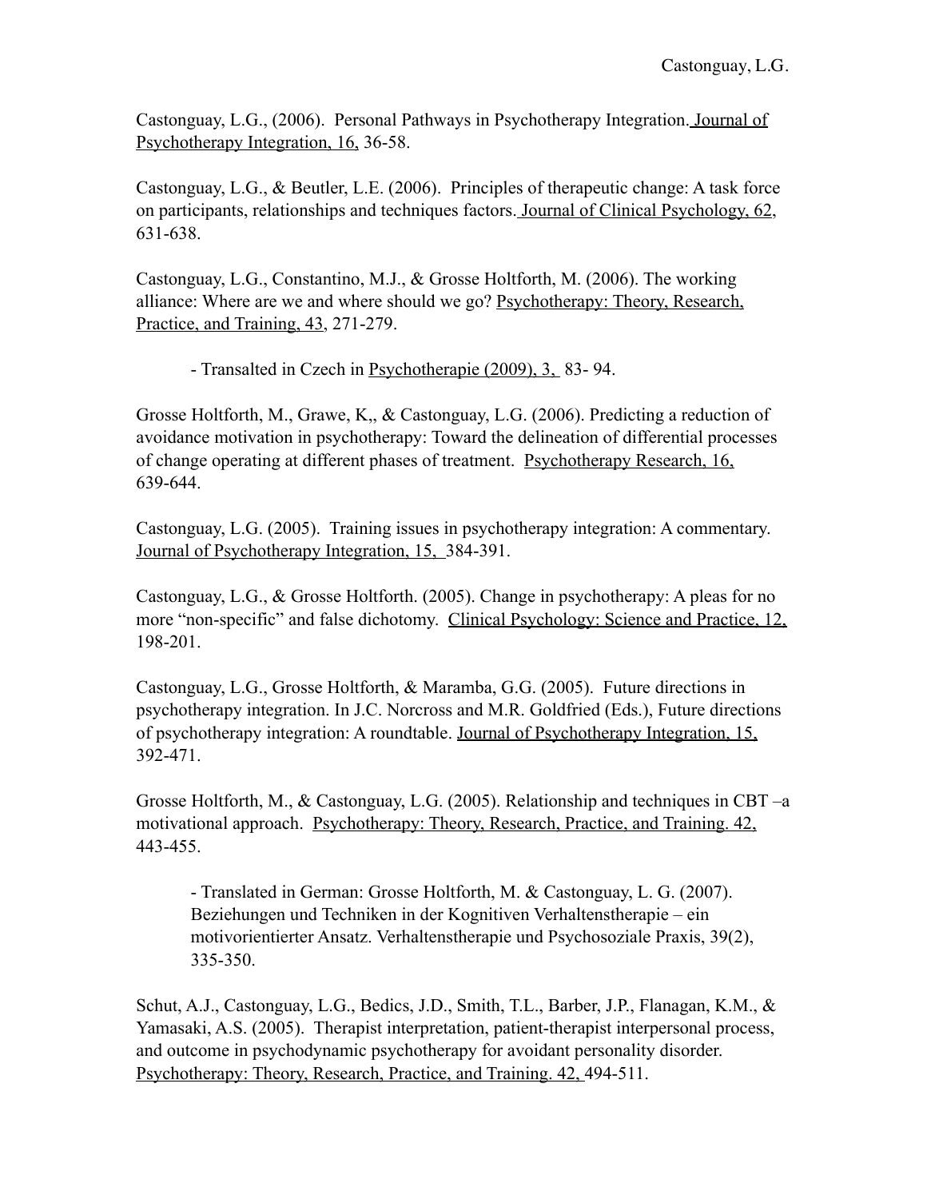Castonguay, L.G., (2006). Personal Pathways in Psychotherapy Integration. Journal of Psychotherapy Integration, 16, 36-58.

Castonguay, L.G., & Beutler, L.E. (2006). Principles of therapeutic change: A task force on participants, relationships and techniques factors. Journal of Clinical Psychology, 62, 631-638.

Castonguay, L.G., Constantino, M.J., & Grosse Holtforth, M. (2006). The working alliance: Where are we and where should we go? Psychotherapy: Theory, Research, Practice, and Training, 43, 271-279.

- Transalted in Czech in Psychotherapie (2009), 3, 83- 94.

Grosse Holtforth, M., Grawe, K,, & Castonguay, L.G. (2006). Predicting a reduction of avoidance motivation in psychotherapy: Toward the delineation of differential processes of change operating at different phases of treatment. Psychotherapy Research, 16, 639-644.

Castonguay, L.G. (2005). Training issues in psychotherapy integration: A commentary. Journal of Psychotherapy Integration, 15, 384-391.

Castonguay, L.G., & Grosse Holtforth. (2005). Change in psychotherapy: A pleas for no more "non-specific" and false dichotomy. Clinical Psychology: Science and Practice, 12, 198-201.

Castonguay, L.G., Grosse Holtforth, & Maramba, G.G. (2005). Future directions in psychotherapy integration. In J.C. Norcross and M.R. Goldfried (Eds.), Future directions of psychotherapy integration: A roundtable. Journal of Psychotherapy Integration, 15, 392-471.

Grosse Holtforth, M., & Castonguay, L.G. (2005). Relationship and techniques in CBT –a motivational approach. Psychotherapy: Theory, Research, Practice, and Training. 42, 443-455.

- Translated in German: Grosse Holtforth, M. & Castonguay, L. G. (2007). Beziehungen und Techniken in der Kognitiven Verhaltenstherapie – ein motivorientierter Ansatz. Verhaltenstherapie und Psychosoziale Praxis, 39(2), 335-350.

Schut, A.J., Castonguay, L.G., Bedics, J.D., Smith, T.L., Barber, J.P., Flanagan, K.M., & Yamasaki, A.S. (2005). Therapist interpretation, patient-therapist interpersonal process, and outcome in psychodynamic psychotherapy for avoidant personality disorder. Psychotherapy: Theory, Research, Practice, and Training. 42, 494-511.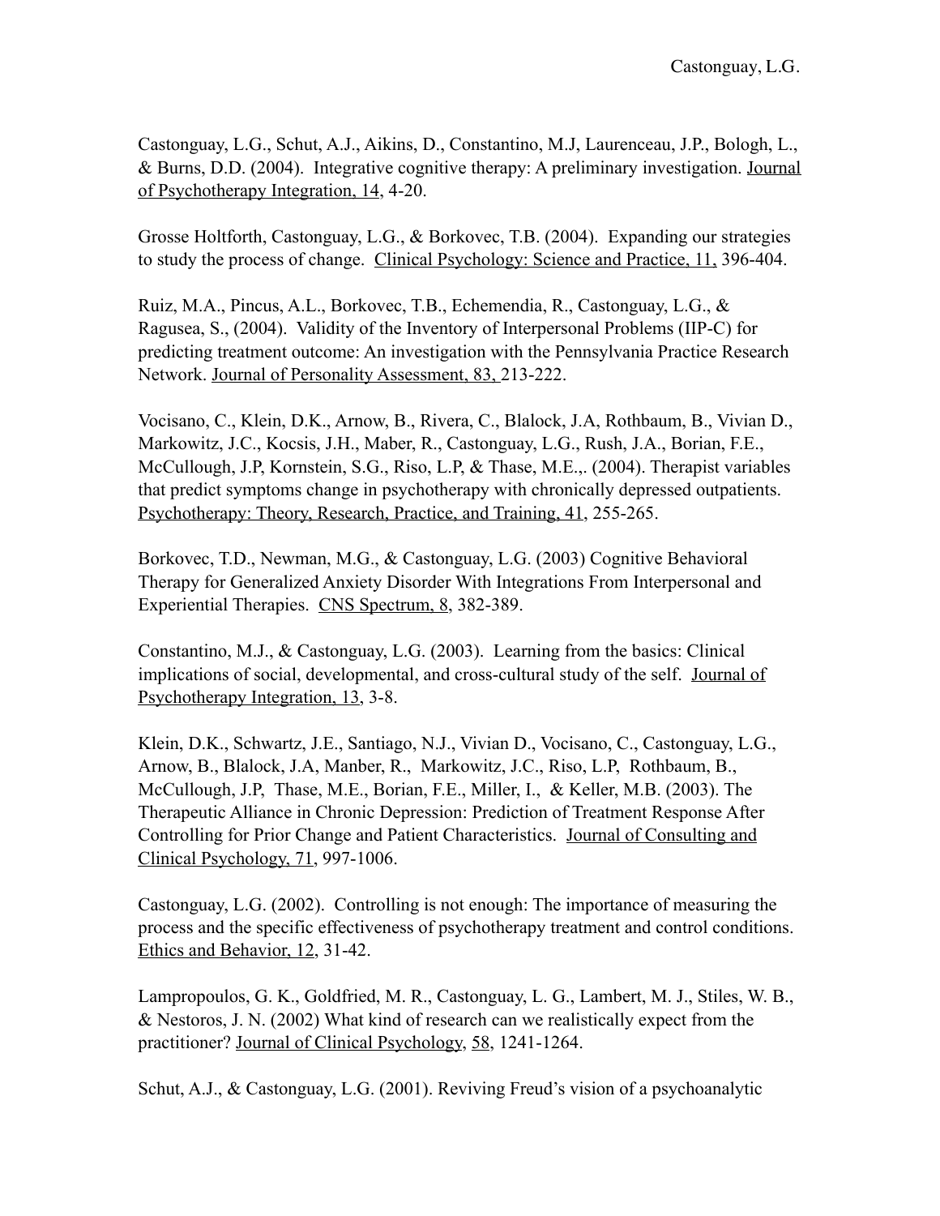Castonguay, L.G., Schut, A.J., Aikins, D., Constantino, M.J, Laurenceau, J.P., Bologh, L., & Burns, D.D. (2004). Integrative cognitive therapy: A preliminary investigation. Journal of Psychotherapy Integration, 14, 4-20.

Grosse Holtforth, Castonguay, L.G., & Borkovec, T.B. (2004). Expanding our strategies to study the process of change. Clinical Psychology: Science and Practice, 11, 396-404.

Ruiz, M.A., Pincus, A.L., Borkovec, T.B., Echemendia, R., Castonguay, L.G., & Ragusea, S., (2004). Validity of the Inventory of Interpersonal Problems (IIP-C) for predicting treatment outcome: An investigation with the Pennsylvania Practice Research Network. Journal of Personality Assessment, 83, 213-222.

Vocisano, C., Klein, D.K., Arnow, B., Rivera, C., Blalock, J.A, Rothbaum, B., Vivian D., Markowitz, J.C., Kocsis, J.H., Maber, R., Castonguay, L.G., Rush, J.A., Borian, F.E., McCullough, J.P, Kornstein, S.G., Riso, L.P, & Thase, M.E.,. (2004). Therapist variables that predict symptoms change in psychotherapy with chronically depressed outpatients. Psychotherapy: Theory, Research, Practice, and Training, 41, 255-265.

Borkovec, T.D., Newman, M.G., & Castonguay, L.G. (2003) Cognitive Behavioral Therapy for Generalized Anxiety Disorder With Integrations From Interpersonal and Experiential Therapies. CNS Spectrum, 8, 382-389.

Constantino, M.J., & Castonguay, L.G. (2003). Learning from the basics: Clinical implications of social, developmental, and cross-cultural study of the self. Journal of Psychotherapy Integration, 13, 3-8.

Klein, D.K., Schwartz, J.E., Santiago, N.J., Vivian D., Vocisano, C., Castonguay, L.G., Arnow, B., Blalock, J.A, Manber, R., Markowitz, J.C., Riso, L.P, Rothbaum, B., McCullough, J.P, Thase, M.E., Borian, F.E., Miller, I., & Keller, M.B. (2003). The Therapeutic Alliance in Chronic Depression: Prediction of Treatment Response After Controlling for Prior Change and Patient Characteristics. Journal of Consulting and Clinical Psychology, 71, 997-1006.

Castonguay, L.G. (2002). Controlling is not enough: The importance of measuring the process and the specific effectiveness of psychotherapy treatment and control conditions. Ethics and Behavior, 12, 31-42.

Lampropoulos, G. K., Goldfried, M. R., Castonguay, L. G., Lambert, M. J., Stiles, W. B., & Nestoros, J. N. (2002) What kind of research can we realistically expect from the practitioner? Journal of Clinical Psychology, 58, 1241-1264.

Schut, A.J., & Castonguay, L.G. (2001). Reviving Freud's vision of a psychoanalytic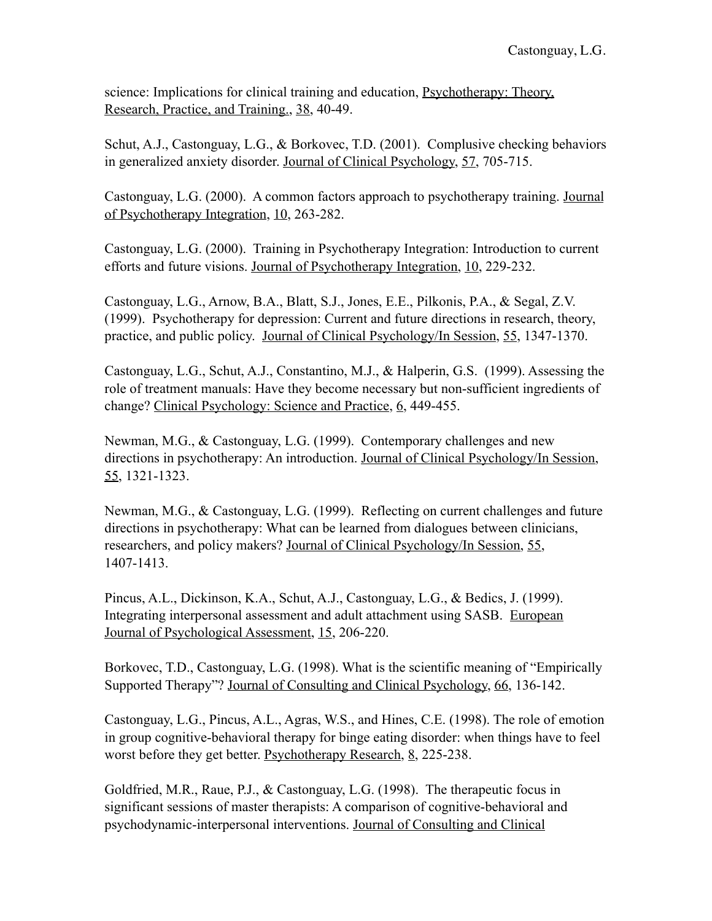science: Implications for clinical training and education, Psychotherapy: Theory, Research, Practice, and Training., 38, 40-49.

Schut, A.J., Castonguay, L.G., & Borkovec, T.D. (2001). Complusive checking behaviors in generalized anxiety disorder. Journal of Clinical Psychology, 57, 705-715.

Castonguay, L.G. (2000). A common factors approach to psychotherapy training. Journal of Psychotherapy Integration, 10, 263-282.

Castonguay, L.G. (2000). Training in Psychotherapy Integration: Introduction to current efforts and future visions. Journal of Psychotherapy Integration, 10, 229-232.

Castonguay, L.G., Arnow, B.A., Blatt, S.J., Jones, E.E., Pilkonis, P.A., & Segal, Z.V. (1999). Psychotherapy for depression: Current and future directions in research, theory, practice, and public policy. Journal of Clinical Psychology/In Session, 55, 1347-1370.

Castonguay, L.G., Schut, A.J., Constantino, M.J., & Halperin, G.S. (1999). Assessing the role of treatment manuals: Have they become necessary but non-sufficient ingredients of change? Clinical Psychology: Science and Practice, 6, 449-455.

Newman, M.G., & Castonguay, L.G. (1999). Contemporary challenges and new directions in psychotherapy: An introduction. Journal of Clinical Psychology/In Session, 55, 1321-1323.

Newman, M.G., & Castonguay, L.G. (1999). Reflecting on current challenges and future directions in psychotherapy: What can be learned from dialogues between clinicians, researchers, and policy makers? Journal of Clinical Psychology/In Session, 55, 1407-1413.

Pincus, A.L., Dickinson, K.A., Schut, A.J., Castonguay, L.G., & Bedics, J. (1999). Integrating interpersonal assessment and adult attachment using SASB. European Journal of Psychological Assessment, 15, 206-220.

Borkovec, T.D., Castonguay, L.G. (1998). What is the scientific meaning of "Empirically Supported Therapy"? Journal of Consulting and Clinical Psychology, 66, 136-142.

Castonguay, L.G., Pincus, A.L., Agras, W.S., and Hines, C.E. (1998). The role of emotion in group cognitive-behavioral therapy for binge eating disorder: when things have to feel worst before they get better. Psychotherapy Research, 8, 225-238.

Goldfried, M.R., Raue, P.J., & Castonguay, L.G. (1998). The therapeutic focus in significant sessions of master therapists: A comparison of cognitive-behavioral and psychodynamic-interpersonal interventions. Journal of Consulting and Clinical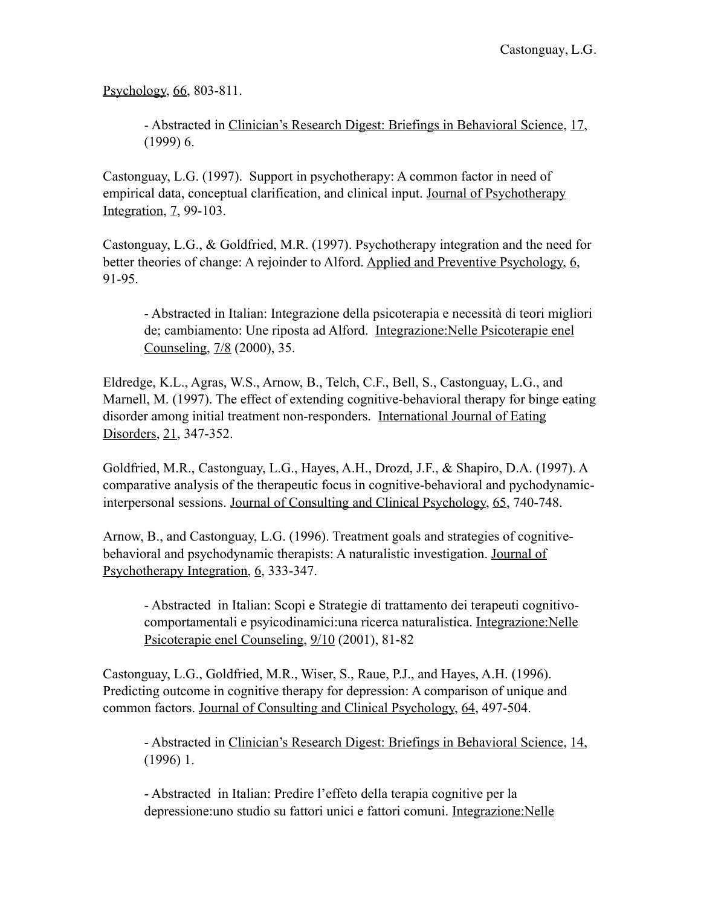Psychology, 66, 803-811.

> - Abstracted in Clinician's Research Digest: Briefings in Behavioral Science, 17, (1999) 6.

Castonguay, L.G. (1997). Support in psychotherapy: A common factor in need of empirical data, conceptual clarification, and clinical input. Journal of Psychotherapy Integration, 7, 99-103.

Castonguay, L.G., & Goldfried, M.R. (1997). Psychotherapy integration and the need for better theories of change: A rejoinder to Alford. Applied and Preventive Psychology, 6, 91-95.

> - Abstracted in Italian: Integrazione della psicoterapia e necessità di teori migliori de; cambiamento: Une riposta ad Alford. Integrazione:Nelle Psicoterapie enel Counseling, 7/8 (2000), 35.

Eldredge, K.L., Agras, W.S., Arnow, B., Telch, C.F., Bell, S., Castonguay, L.G., and Marnell, M. (1997). The effect of extending cognitive-behavioral therapy for binge eating disorder among initial treatment non-responders. International Journal of Eating Disorders, 21, 347-352.

Goldfried, M.R., Castonguay, L.G., Hayes, A.H., Drozd, J.F., & Shapiro, D.A. (1997). A comparative analysis of the therapeutic focus in cognitive-behavioral and pychodynamic-interpersonal sessions. Journal of Consulting and Clinical Psychology, 65, 740-748.

Arnow, B., and Castonguay, L.G. (1996). Treatment goals and strategies of cognitive-behavioral and psychodynamic therapists: A naturalistic investigation. Journal of Psychotherapy Integration, 6, 333-347.

> - Abstracted in Italian: Scopi e Strategie di trattamento dei terapeuti cognitivo-comportamentali e psyicodinamici:una ricerca naturalistica. Integrazione:Nelle Psicoterapie enel Counseling, 9/10 (2001), 81-82

Castonguay, L.G., Goldfried, M.R., Wiser, S., Raue, P.J., and Hayes, A.H. (1996). Predicting outcome in cognitive therapy for depression: A comparison of unique and common factors. Journal of Consulting and Clinical Psychology, 64, 497-504.

> - Abstracted in Clinician's Research Digest: Briefings in Behavioral Science, 14, (1996) 1.
>
> - Abstracted in Italian: Predire l'effeto della terapia cognitive per la depressione:uno studio su fattori unici e fattori comuni. Integrazione:Nelle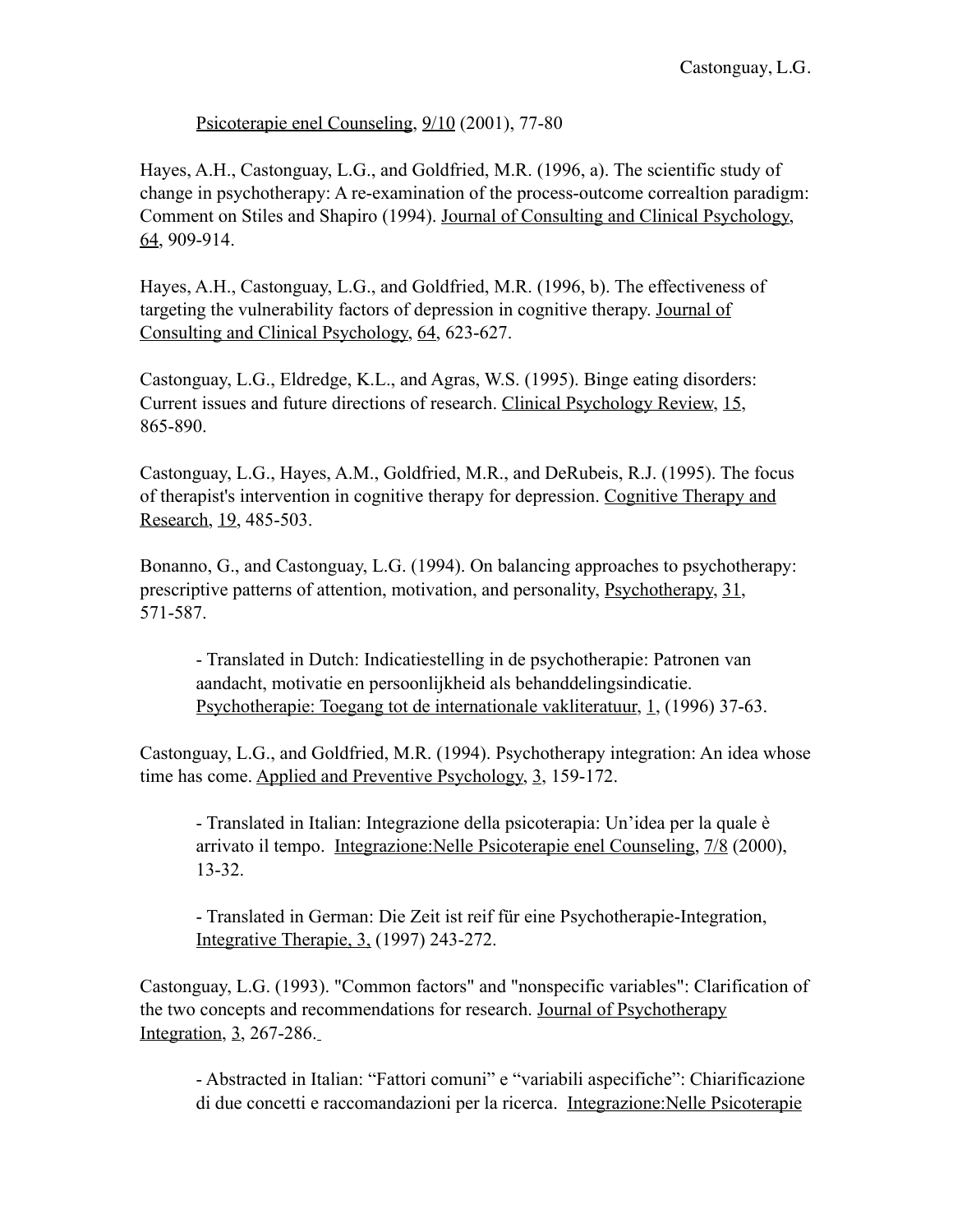Psicoterapie enel Counseling, 9/10 (2001), 77-80

Hayes, A.H., Castonguay, L.G., and Goldfried, M.R. (1996, a). The scientific study of change in psychotherapy: A re-examination of the process-outcome correaltion paradigm: Comment on Stiles and Shapiro (1994). Journal of Consulting and Clinical Psychology, 64, 909-914.

Hayes, A.H., Castonguay, L.G., and Goldfried, M.R. (1996, b). The effectiveness of targeting the vulnerability factors of depression in cognitive therapy. Journal of Consulting and Clinical Psychology, 64, 623-627.

Castonguay, L.G., Eldredge, K.L., and Agras, W.S. (1995). Binge eating disorders: Current issues and future directions of research. Clinical Psychology Review, 15, 865-890.

Castonguay, L.G., Hayes, A.M., Goldfried, M.R., and DeRubeis, R.J. (1995). The focus of therapist's intervention in cognitive therapy for depression. Cognitive Therapy and Research, 19, 485-503.

Bonanno, G., and Castonguay, L.G. (1994). On balancing approaches to psychotherapy: prescriptive patterns of attention, motivation, and personality, Psychotherapy, 31, 571-587.

- Translated in Dutch: Indicatiestelling in de psychotherapie: Patronen van aandacht, motivatie en persoonlijkheid als behanddelingsindicatie. Psychotherapie: Toegang tot de internationale vakliteratuur, 1, (1996) 37-63.

Castonguay, L.G., and Goldfried, M.R. (1994). Psychotherapy integration: An idea whose time has come. Applied and Preventive Psychology, 3, 159-172.

- Translated in Italian: Integrazione della psicoterapia: Un'idea per la quale è arrivato il tempo. Integrazione:Nelle Psicoterapie enel Counseling, 7/8 (2000), 13-32.

- Translated in German: Die Zeit ist reif für eine Psychotherapie-Integration, Integrative Therapie, 3, (1997) 243-272.

Castonguay, L.G. (1993). "Common factors" and "nonspecific variables": Clarification of the two concepts and recommendations for research. Journal of Psychotherapy Integration, 3, 267-286.

- Abstracted in Italian: "Fattori comuni" e "variabili aspecifiche": Chiarificazione di due concetti e raccomandazioni per la ricerca. Integrazione:Nelle Psicoterapie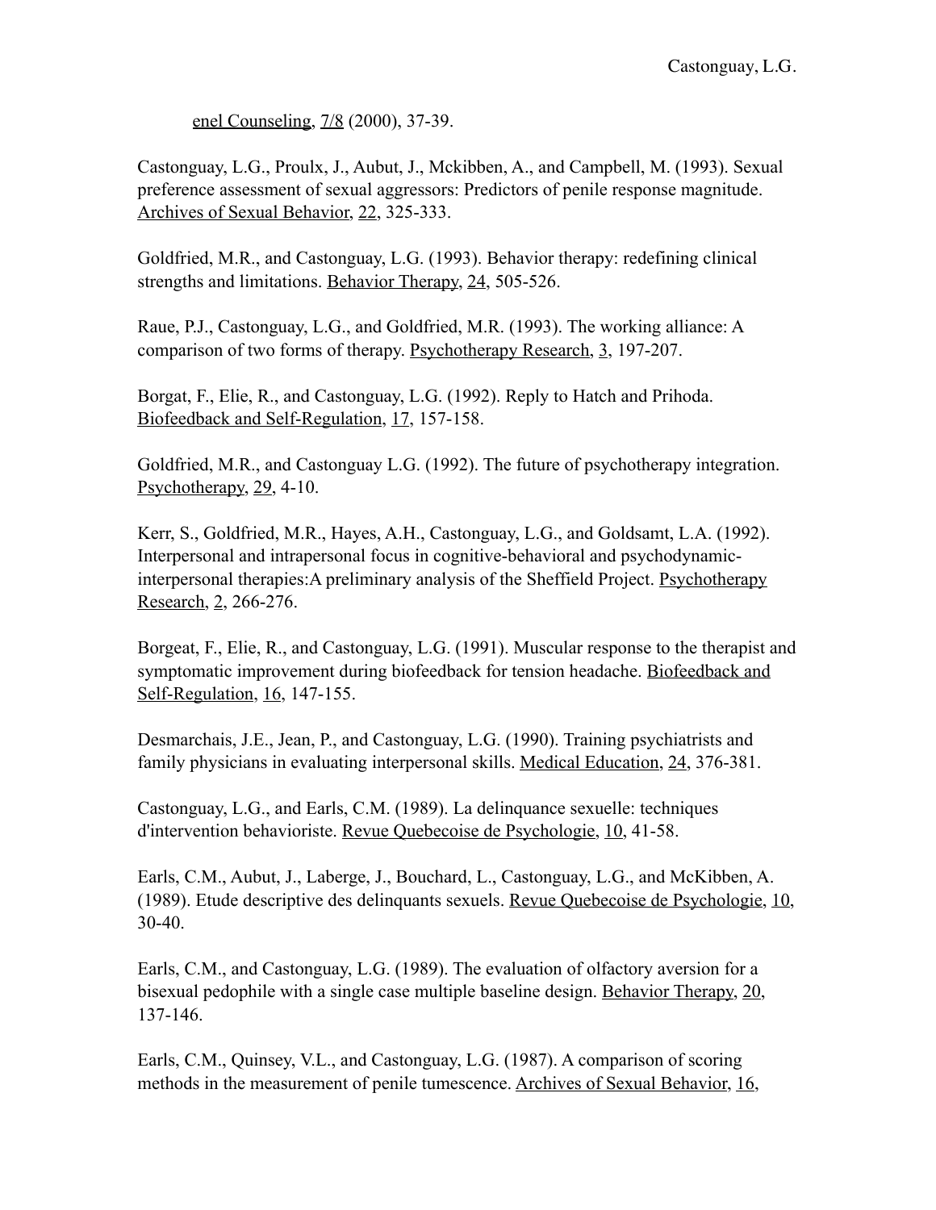enel Counseling, 7/8 (2000), 37-39.

Castonguay, L.G., Proulx, J., Aubut, J., Mckibben, A., and Campbell, M. (1993). Sexual preference assessment of sexual aggressors: Predictors of penile response magnitude. Archives of Sexual Behavior, 22, 325-333.

Goldfried, M.R., and Castonguay, L.G. (1993). Behavior therapy: redefining clinical strengths and limitations. Behavior Therapy, 24, 505-526.

Raue, P.J., Castonguay, L.G., and Goldfried, M.R. (1993). The working alliance: A comparison of two forms of therapy. Psychotherapy Research, 3, 197-207.

Borgat, F., Elie, R., and Castonguay, L.G. (1992). Reply to Hatch and Prihoda. Biofeedback and Self-Regulation, 17, 157-158.

Goldfried, M.R., and Castonguay L.G. (1992). The future of psychotherapy integration. Psychotherapy, 29, 4-10.

Kerr, S., Goldfried, M.R., Hayes, A.H., Castonguay, L.G., and Goldsamt, L.A. (1992). Interpersonal and intrapersonal focus in cognitive-behavioral and psychodynamic-interpersonal therapies:A preliminary analysis of the Sheffield Project. Psychotherapy Research, 2, 266-276.

Borgeat, F., Elie, R., and Castonguay, L.G. (1991). Muscular response to the therapist and symptomatic improvement during biofeedback for tension headache. Biofeedback and Self-Regulation, 16, 147-155.

Desmarchais, J.E., Jean, P., and Castonguay, L.G. (1990). Training psychiatrists and family physicians in evaluating interpersonal skills. Medical Education, 24, 376-381.

Castonguay, L.G., and Earls, C.M. (1989). La delinquance sexuelle: techniques d'intervention behavioriste. Revue Quebecoise de Psychologie, 10, 41-58.

Earls, C.M., Aubut, J., Laberge, J., Bouchard, L., Castonguay, L.G., and McKibben, A. (1989). Etude descriptive des delinquants sexuels. Revue Quebecoise de Psychologie, 10, 30-40.

Earls, C.M., and Castonguay, L.G. (1989). The evaluation of olfactory aversion for a bisexual pedophile with a single case multiple baseline design. Behavior Therapy, 20, 137-146.

Earls, C.M., Quinsey, V.L., and Castonguay, L.G. (1987). A comparison of scoring methods in the measurement of penile tumescence. Archives of Sexual Behavior, 16,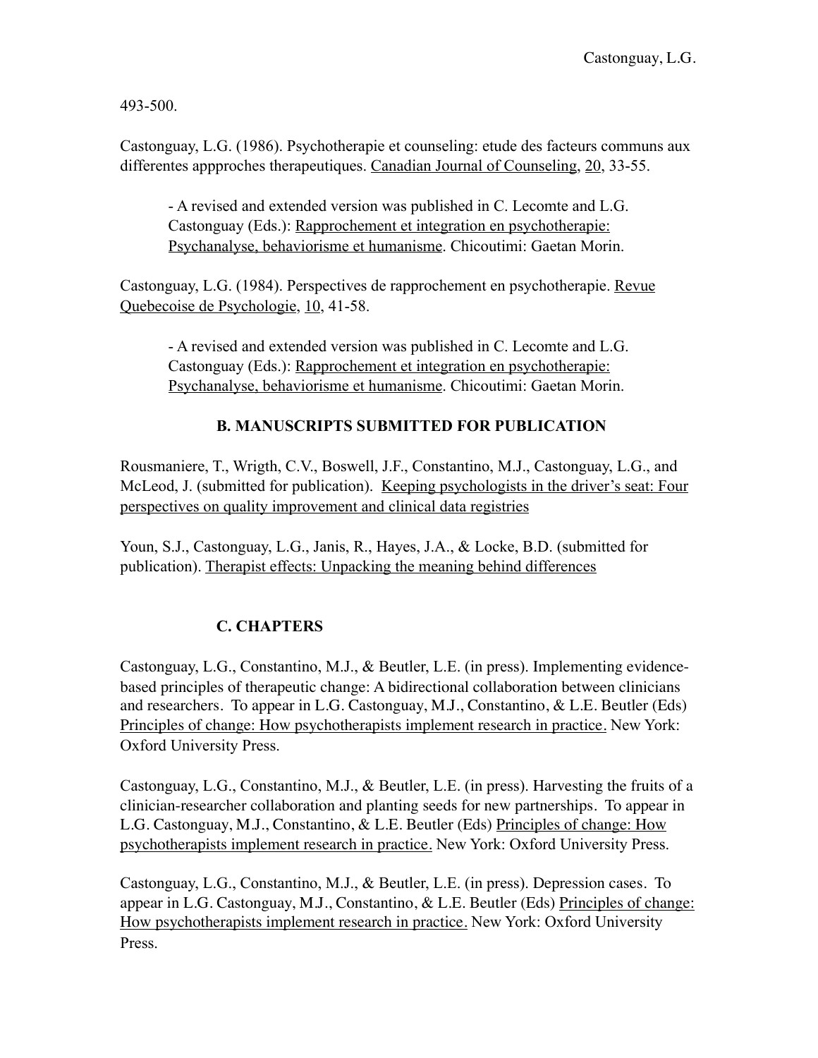493-500.

Castonguay, L.G. (1986). Psychotherapie et counseling: etude des facteurs communs aux differentes appproches therapeutiques. Canadian Journal of Counseling, 20, 33-55.

> - A revised and extended version was published in C. Lecomte and L.G. Castonguay (Eds.): Rapprochement et integration en psychotherapie: Psychanalyse, behaviorisme et humanisme. Chicoutimi: Gaetan Morin.

Castonguay, L.G. (1984). Perspectives de rapprochement en psychotherapie. Revue Quebecoise de Psychologie, 10, 41-58.

> - A revised and extended version was published in C. Lecomte and L.G. Castonguay (Eds.): Rapprochement et integration en psychotherapie: Psychanalyse, behaviorisme et humanisme. Chicoutimi: Gaetan Morin.

## B. MANUSCRIPTS SUBMITTED FOR PUBLICATION

Rousmaniere, T., Wrigth, C.V., Boswell, J.F., Constantino, M.J., Castonguay, L.G., and McLeod, J. (submitted for publication). Keeping psychologists in the driver's seat: Four perspectives on quality improvement and clinical data registries

Youn, S.J., Castonguay, L.G., Janis, R., Hayes, J.A., & Locke, B.D. (submitted for publication). Therapist effects: Unpacking the meaning behind differences

## C. CHAPTERS

Castonguay, L.G., Constantino, M.J., & Beutler, L.E. (in press). Implementing evidence-based principles of therapeutic change: A bidirectional collaboration between clinicians and researchers. To appear in L.G. Castonguay, M.J., Constantino, & L.E. Beutler (Eds) Principles of change: How psychotherapists implement research in practice. New York: Oxford University Press.

Castonguay, L.G., Constantino, M.J., & Beutler, L.E. (in press). Harvesting the fruits of a clinician-researcher collaboration and planting seeds for new partnerships. To appear in L.G. Castonguay, M.J., Constantino, & L.E. Beutler (Eds) Principles of change: How psychotherapists implement research in practice. New York: Oxford University Press.

Castonguay, L.G., Constantino, M.J., & Beutler, L.E. (in press). Depression cases. To appear in L.G. Castonguay, M.J., Constantino, & L.E. Beutler (Eds) Principles of change: How psychotherapists implement research in practice. New York: Oxford University Press.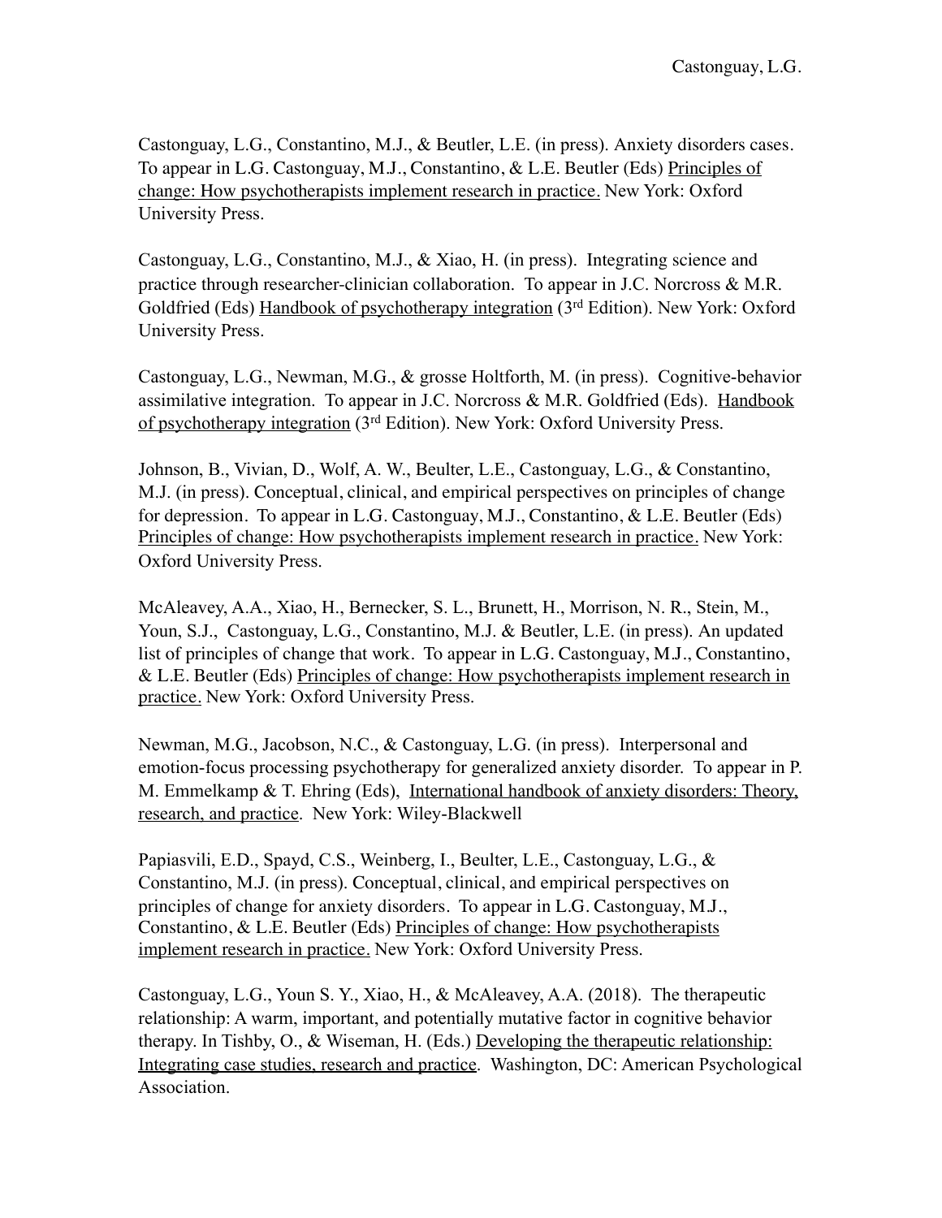Castonguay, L.G., Constantino, M.J., & Beutler, L.E. (in press). Anxiety disorders cases. To appear in L.G. Castonguay, M.J., Constantino, & L.E. Beutler (Eds) Principles of change: How psychotherapists implement research in practice. New York: Oxford University Press.

Castonguay, L.G., Constantino, M.J., & Xiao, H. (in press). Integrating science and practice through researcher-clinician collaboration. To appear in J.C. Norcross & M.R. Goldfried (Eds) Handbook of psychotherapy integration (3rd Edition). New York: Oxford University Press.

Castonguay, L.G., Newman, M.G., & grosse Holtforth, M. (in press). Cognitive-behavior assimilative integration. To appear in J.C. Norcross & M.R. Goldfried (Eds). Handbook of psychotherapy integration (3rd Edition). New York: Oxford University Press.

Johnson, B., Vivian, D., Wolf, A. W., Beulter, L.E., Castonguay, L.G., & Constantino, M.J. (in press). Conceptual, clinical, and empirical perspectives on principles of change for depression. To appear in L.G. Castonguay, M.J., Constantino, & L.E. Beutler (Eds) Principles of change: How psychotherapists implement research in practice. New York: Oxford University Press.

McAleavey, A.A., Xiao, H., Bernecker, S. L., Brunett, H., Morrison, N. R., Stein, M., Youn, S.J., Castonguay, L.G., Constantino, M.J. & Beutler, L.E. (in press). An updated list of principles of change that work. To appear in L.G. Castonguay, M.J., Constantino, & L.E. Beutler (Eds) Principles of change: How psychotherapists implement research in practice. New York: Oxford University Press.

Newman, M.G., Jacobson, N.C., & Castonguay, L.G. (in press). Interpersonal and emotion-focus processing psychotherapy for generalized anxiety disorder. To appear in P. M. Emmelkamp & T. Ehring (Eds), International handbook of anxiety disorders: Theory, research, and practice. New York: Wiley-Blackwell

Papiasvili, E.D., Spayd, C.S., Weinberg, I., Beulter, L.E., Castonguay, L.G., & Constantino, M.J. (in press). Conceptual, clinical, and empirical perspectives on principles of change for anxiety disorders. To appear in L.G. Castonguay, M.J., Constantino, & L.E. Beutler (Eds) Principles of change: How psychotherapists implement research in practice. New York: Oxford University Press.

Castonguay, L.G., Youn S. Y., Xiao, H., & McAleavey, A.A. (2018). The therapeutic relationship: A warm, important, and potentially mutative factor in cognitive behavior therapy. In Tishby, O., & Wiseman, H. (Eds.) Developing the therapeutic relationship: Integrating case studies, research and practice. Washington, DC: American Psychological Association.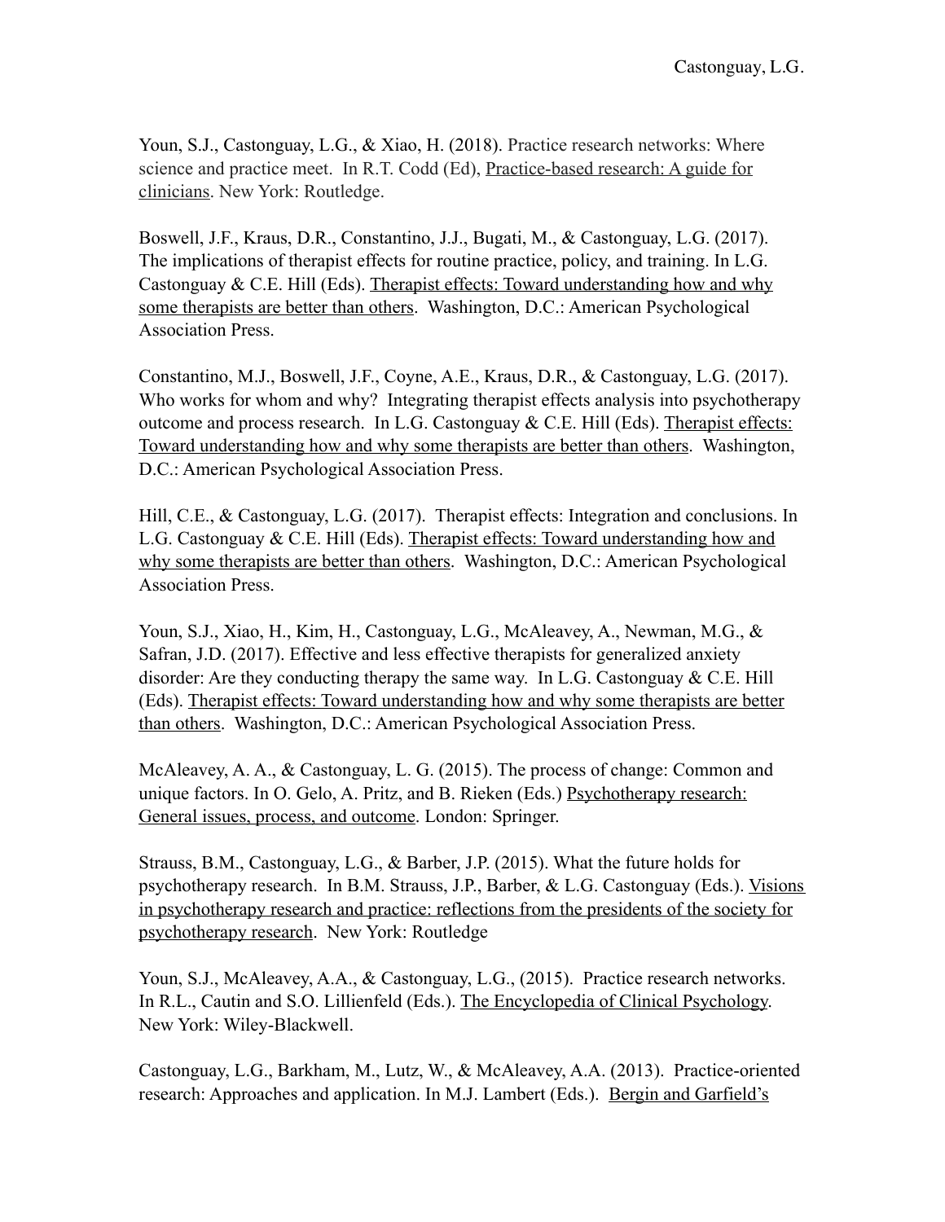Youn, S.J., Castonguay, L.G., & Xiao, H. (2018). Practice research networks: Where science and practice meet. In R.T. Codd (Ed), <u>Practice-based research: A guide for clinicians</u>. New York: Routledge.

Boswell, J.F., Kraus, D.R., Constantino, J.J., Bugati, M., & Castonguay, L.G. (2017). The implications of therapist effects for routine practice, policy, and training. In L.G. Castonguay & C.E. Hill (Eds). <u>Therapist effects: Toward understanding how and why some therapists are better than others</u>. Washington, D.C.: American Psychological Association Press.

Constantino, M.J., Boswell, J.F., Coyne, A.E., Kraus, D.R., & Castonguay, L.G. (2017). Who works for whom and why? Integrating therapist effects analysis into psychotherapy outcome and process research. In L.G. Castonguay & C.E. Hill (Eds). <u>Therapist effects: Toward understanding how and why some therapists are better than others</u>. Washington, D.C.: American Psychological Association Press.

Hill, C.E., & Castonguay, L.G. (2017). Therapist effects: Integration and conclusions. In L.G. Castonguay & C.E. Hill (Eds). <u>Therapist effects: Toward understanding how and why some therapists are better than others</u>. Washington, D.C.: American Psychological Association Press.

Youn, S.J., Xiao, H., Kim, H., Castonguay, L.G., McAleavey, A., Newman, M.G., & Safran, J.D. (2017). Effective and less effective therapists for generalized anxiety disorder: Are they conducting therapy the same way. In L.G. Castonguay & C.E. Hill (Eds). <u>Therapist effects: Toward understanding how and why some therapists are better than others</u>. Washington, D.C.: American Psychological Association Press.

McAleavey, A. A., & Castonguay, L. G. (2015). The process of change: Common and unique factors. In O. Gelo, A. Pritz, and B. Rieken (Eds.) <u>Psychotherapy research: General issues, process, and outcome</u>. London: Springer.

Strauss, B.M., Castonguay, L.G., & Barber, J.P. (2015). What the future holds for psychotherapy research. In B.M. Strauss, J.P., Barber, & L.G. Castonguay (Eds.). <u>Visions in psychotherapy research and practice: reflections from the presidents of the society for psychotherapy research</u>. New York: Routledge

Youn, S.J., McAleavey, A.A., & Castonguay, L.G., (2015). Practice research networks. In R.L., Cautin and S.O. Lillienfeld (Eds.). <u>The Encyclopedia of Clinical Psychology</u>. New York: Wiley-Blackwell.

Castonguay, L.G., Barkham, M., Lutz, W., & McAleavey, A.A. (2013). Practice-oriented research: Approaches and application. In M.J. Lambert (Eds.). <u>Bergin and Garfield's</u>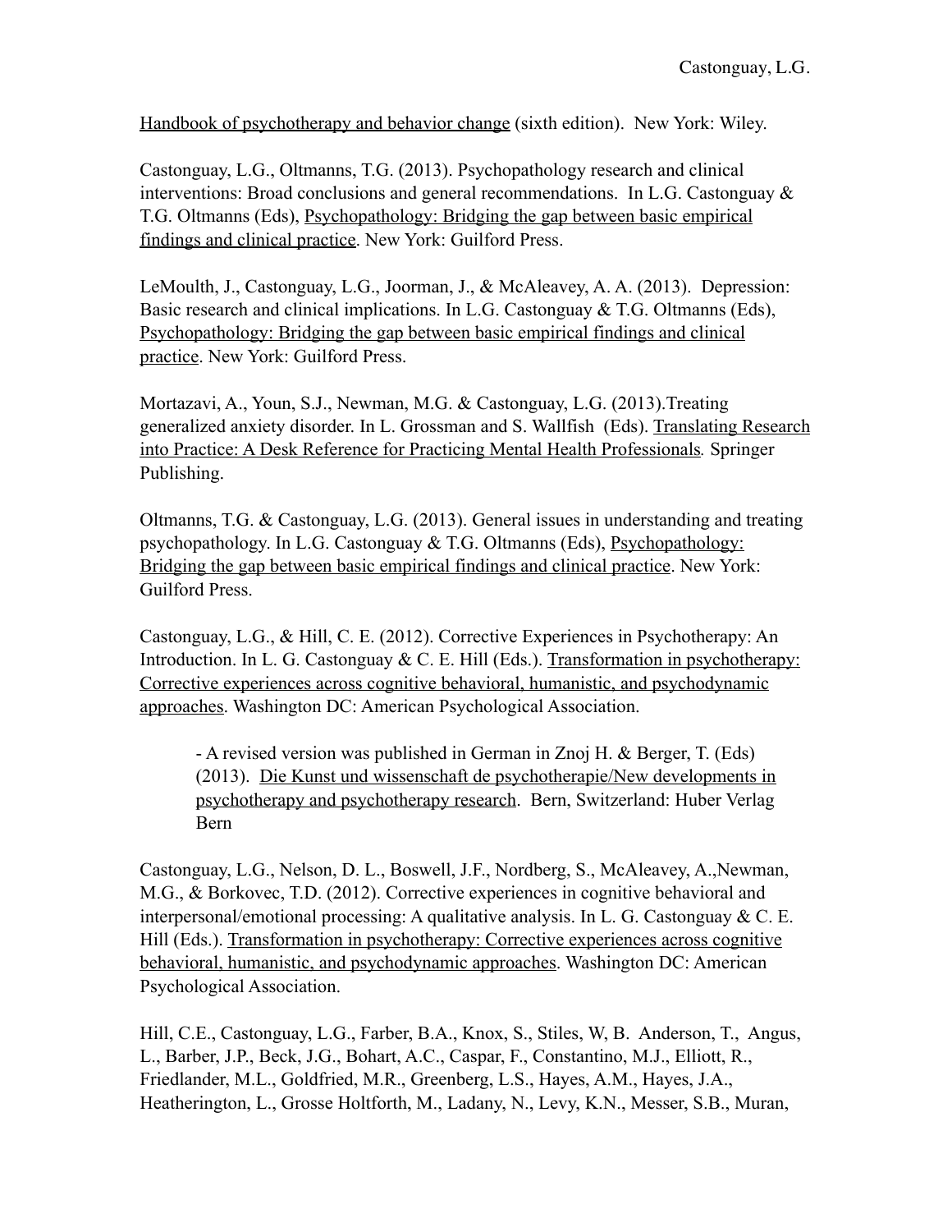Handbook of psychotherapy and behavior change (sixth edition). New York: Wiley.

Castonguay, L.G., Oltmanns, T.G. (2013). Psychopathology research and clinical interventions: Broad conclusions and general recommendations. In L.G. Castonguay & T.G. Oltmanns (Eds), Psychopathology: Bridging the gap between basic empirical findings and clinical practice. New York: Guilford Press.

LeMoulth, J., Castonguay, L.G., Joorman, J., & McAleavey, A. A. (2013). Depression: Basic research and clinical implications. In L.G. Castonguay & T.G. Oltmanns (Eds), Psychopathology: Bridging the gap between basic empirical findings and clinical practice. New York: Guilford Press.

Mortazavi, A., Youn, S.J., Newman, M.G. & Castonguay, L.G. (2013).Treating generalized anxiety disorder. In L. Grossman and S. Wallfish (Eds). Translating Research into Practice: A Desk Reference for Practicing Mental Health Professionals*.* Springer Publishing.

Oltmanns, T.G. & Castonguay, L.G. (2013). General issues in understanding and treating psychopathology. In L.G. Castonguay & T.G. Oltmanns (Eds), Psychopathology: Bridging the gap between basic empirical findings and clinical practice. New York: Guilford Press.

Castonguay, L.G., & Hill, C. E. (2012). Corrective Experiences in Psychotherapy: An Introduction. In L. G. Castonguay & C. E. Hill (Eds.). Transformation in psychotherapy: Corrective experiences across cognitive behavioral, humanistic, and psychodynamic approaches. Washington DC: American Psychological Association.

- A revised version was published in German in Znoj H. & Berger, T. (Eds) (2013). Die Kunst und wissenschaft de psychotherapie/New developments in psychotherapy and psychotherapy research. Bern, Switzerland: Huber Verlag Bern

Castonguay, L.G., Nelson, D. L., Boswell, J.F., Nordberg, S., McAleavey, A.,Newman, M.G., & Borkovec, T.D. (2012). Corrective experiences in cognitive behavioral and interpersonal/emotional processing: A qualitative analysis. In L. G. Castonguay & C. E. Hill (Eds.). Transformation in psychotherapy: Corrective experiences across cognitive behavioral, humanistic, and psychodynamic approaches. Washington DC: American Psychological Association.

Hill, C.E., Castonguay, L.G., Farber, B.A., Knox, S., Stiles, W, B. Anderson, T., Angus, L., Barber, J.P., Beck, J.G., Bohart, A.C., Caspar, F., Constantino, M.J., Elliott, R., Friedlander, M.L., Goldfried, M.R., Greenberg, L.S., Hayes, A.M., Hayes, J.A., Heatherington, L., Grosse Holtforth, M., Ladany, N., Levy, K.N., Messer, S.B., Muran,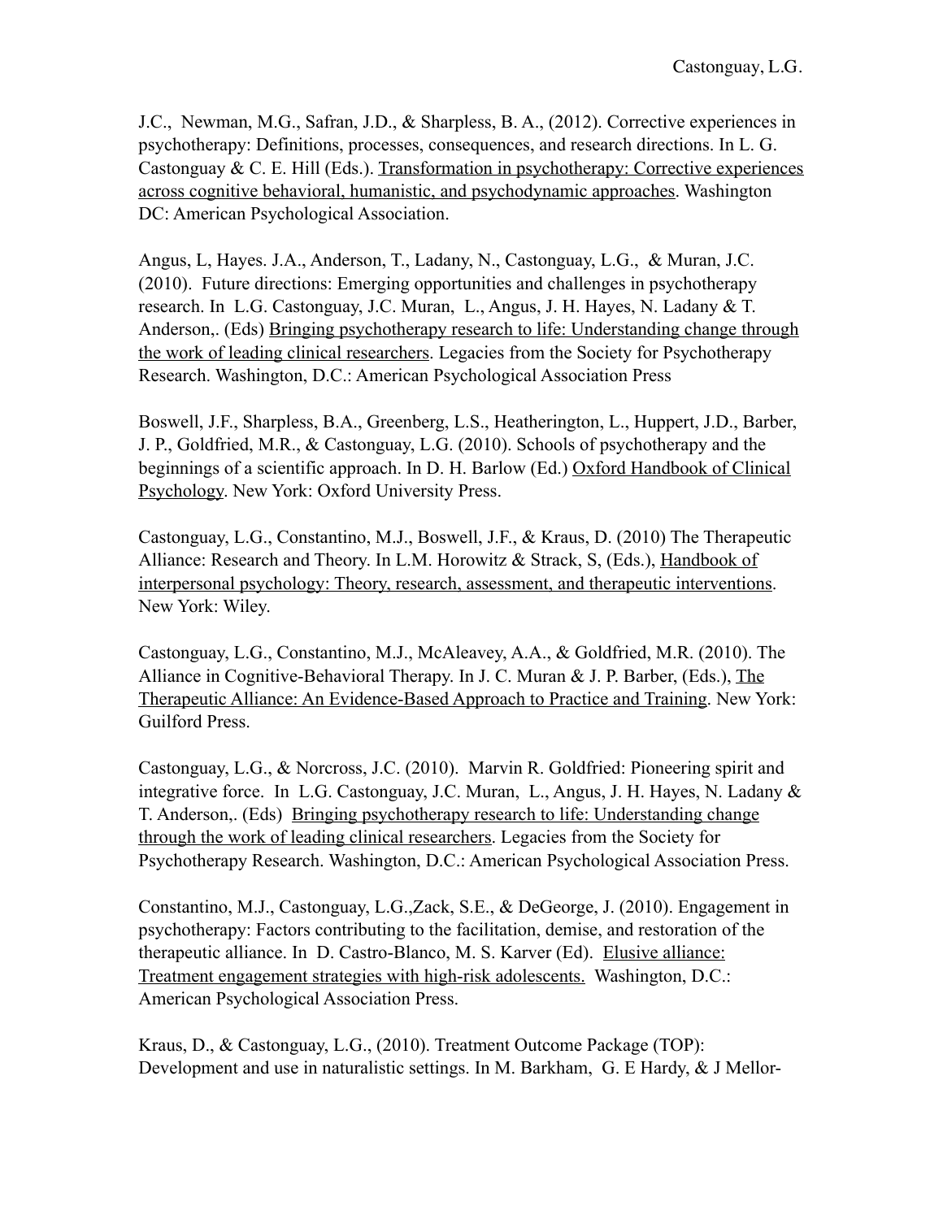J.C., Newman, M.G., Safran, J.D., & Sharpless, B. A., (2012). Corrective experiences in psychotherapy: Definitions, processes, consequences, and research directions. In L. G. Castonguay & C. E. Hill (Eds.). Transformation in psychotherapy: Corrective experiences across cognitive behavioral, humanistic, and psychodynamic approaches. Washington DC: American Psychological Association.

Angus, L, Hayes. J.A., Anderson, T., Ladany, N., Castonguay, L.G., & Muran, J.C. (2010). Future directions: Emerging opportunities and challenges in psychotherapy research. In L.G. Castonguay, J.C. Muran, L., Angus, J. H. Hayes, N. Ladany & T. Anderson,. (Eds) Bringing psychotherapy research to life: Understanding change through the work of leading clinical researchers. Legacies from the Society for Psychotherapy Research. Washington, D.C.: American Psychological Association Press

Boswell, J.F., Sharpless, B.A., Greenberg, L.S., Heatherington, L., Huppert, J.D., Barber, J. P., Goldfried, M.R., & Castonguay, L.G. (2010). Schools of psychotherapy and the beginnings of a scientific approach. In D. H. Barlow (Ed.) Oxford Handbook of Clinical Psychology. New York: Oxford University Press.

Castonguay, L.G., Constantino, M.J., Boswell, J.F., & Kraus, D. (2010) The Therapeutic Alliance: Research and Theory. In L.M. Horowitz & Strack, S, (Eds.), Handbook of interpersonal psychology: Theory, research, assessment, and therapeutic interventions. New York: Wiley.

Castonguay, L.G., Constantino, M.J., McAleavey, A.A., & Goldfried, M.R. (2010). The Alliance in Cognitive-Behavioral Therapy. In J. C. Muran & J. P. Barber, (Eds.), The Therapeutic Alliance: An Evidence-Based Approach to Practice and Training. New York: Guilford Press.

Castonguay, L.G., & Norcross, J.C. (2010). Marvin R. Goldfried: Pioneering spirit and integrative force. In L.G. Castonguay, J.C. Muran, L., Angus, J. H. Hayes, N. Ladany & T. Anderson,. (Eds) Bringing psychotherapy research to life: Understanding change through the work of leading clinical researchers. Legacies from the Society for Psychotherapy Research. Washington, D.C.: American Psychological Association Press.

Constantino, M.J., Castonguay, L.G.,Zack, S.E., & DeGeorge, J. (2010). Engagement in psychotherapy: Factors contributing to the facilitation, demise, and restoration of the therapeutic alliance. In D. Castro-Blanco, M. S. Karver (Ed). Elusive alliance: Treatment engagement strategies with high-risk adolescents. Washington, D.C.: American Psychological Association Press.

Kraus, D., & Castonguay, L.G., (2010). Treatment Outcome Package (TOP): Development and use in naturalistic settings. In M. Barkham, G. E Hardy, & J Mellor-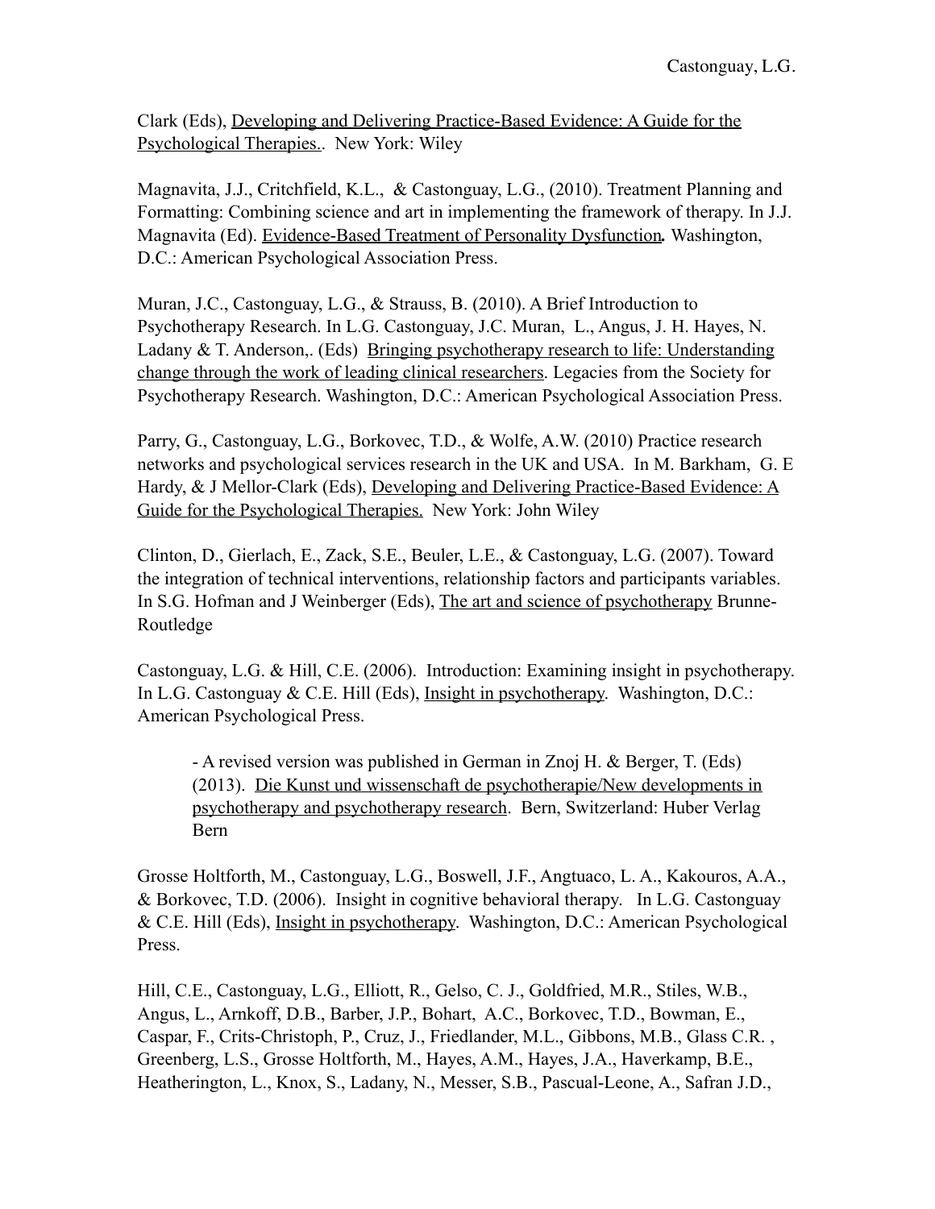Clark (Eds), <u>Developing and Delivering Practice-Based Evidence: A Guide for the Psychological Therapies.</u>. New York: Wiley

Magnavita, J.J., Critchfield, K.L., & Castonguay, L.G., (2010). Treatment Planning and Formatting: Combining science and art in implementing the framework of therapy. In J.J. Magnavita (Ed). <u>Evidence-Based Treatment of Personality Dysfunction</u>**.** Washington, D.C.: American Psychological Association Press.

Muran, J.C., Castonguay, L.G., & Strauss, B. (2010). A Brief Introduction to Psychotherapy Research. In L.G. Castonguay, J.C. Muran, L., Angus, J. H. Hayes, N. Ladany & T. Anderson,. (Eds) <u>Bringing psychotherapy research to life: Understanding change through the work of leading clinical researchers</u>. Legacies from the Society for Psychotherapy Research. Washington, D.C.: American Psychological Association Press.

Parry, G., Castonguay, L.G., Borkovec, T.D., & Wolfe, A.W. (2010) Practice research networks and psychological services research in the UK and USA. In M. Barkham, G. E Hardy, & J Mellor-Clark (Eds), <u>Developing and Delivering Practice-Based Evidence: A Guide for the Psychological Therapies.</u> New York: John Wiley

Clinton, D., Gierlach, E., Zack, S.E., Beuler, L.E., & Castonguay, L.G. (2007). Toward the integration of technical interventions, relationship factors and participants variables. In S.G. Hofman and J Weinberger (Eds), <u>The art and science of psychotherapy</u> Brunne-Routledge

Castonguay, L.G. & Hill, C.E. (2006). Introduction: Examining insight in psychotherapy. In L.G. Castonguay & C.E. Hill (Eds), <u>Insight in psychotherapy</u>. Washington, D.C.: American Psychological Press.

> - A revised version was published in German in Znoj H. & Berger, T. (Eds) (2013). <u>Die Kunst und wissenschaft de psychotherapie/New developments in psychotherapy and psychotherapy research</u>. Bern, Switzerland: Huber Verlag Bern

Grosse Holtforth, M., Castonguay, L.G., Boswell, J.F., Angtuaco, L. A., Kakouros, A.A., & Borkovec, T.D. (2006). Insight in cognitive behavioral therapy. In L.G. Castonguay & C.E. Hill (Eds), <u>Insight in psychotherapy</u>. Washington, D.C.: American Psychological Press.

Hill, C.E., Castonguay, L.G., Elliott, R., Gelso, C. J., Goldfried, M.R., Stiles, W.B., Angus, L., Arnkoff, D.B., Barber, J.P., Bohart, A.C., Borkovec, T.D., Bowman, E., Caspar, F., Crits-Christoph, P., Cruz, J., Friedlander, M.L., Gibbons, M.B., Glass C.R. , Greenberg, L.S., Grosse Holtforth, M., Hayes, A.M., Hayes, J.A., Haverkamp, B.E., Heatherington, L., Knox, S., Ladany, N., Messer, S.B., Pascual-Leone, A., Safran J.D.,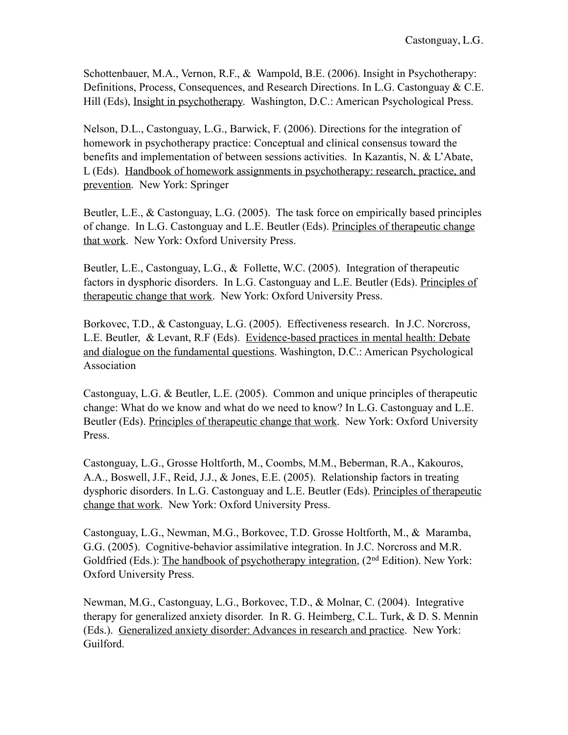Schottenbauer, M.A., Vernon, R.F., & Wampold, B.E. (2006). Insight in Psychotherapy: Definitions, Process, Consequences, and Research Directions. In L.G. Castonguay & C.E. Hill (Eds), Insight in psychotherapy. Washington, D.C.: American Psychological Press.

Nelson, D.L., Castonguay, L.G., Barwick, F. (2006). Directions for the integration of homework in psychotherapy practice: Conceptual and clinical consensus toward the benefits and implementation of between sessions activities. In Kazantis, N. & L'Abate, L (Eds). Handbook of homework assignments in psychotherapy: research, practice, and prevention. New York: Springer

Beutler, L.E., & Castonguay, L.G. (2005). The task force on empirically based principles of change. In L.G. Castonguay and L.E. Beutler (Eds). Principles of therapeutic change that work. New York: Oxford University Press.

Beutler, L.E., Castonguay, L.G., & Follette, W.C. (2005). Integration of therapeutic factors in dysphoric disorders. In L.G. Castonguay and L.E. Beutler (Eds). Principles of therapeutic change that work. New York: Oxford University Press.

Borkovec, T.D., & Castonguay, L.G. (2005). Effectiveness research. In J.C. Norcross, L.E. Beutler, & Levant, R.F (Eds). Evidence-based practices in mental health: Debate and dialogue on the fundamental questions. Washington, D.C.: American Psychological Association

Castonguay, L.G. & Beutler, L.E. (2005). Common and unique principles of therapeutic change: What do we know and what do we need to know? In L.G. Castonguay and L.E. Beutler (Eds). Principles of therapeutic change that work. New York: Oxford University Press.

Castonguay, L.G., Grosse Holtforth, M., Coombs, M.M., Beberman, R.A., Kakouros, A.A., Boswell, J.F., Reid, J.J., & Jones, E.E. (2005). Relationship factors in treating dysphoric disorders. In L.G. Castonguay and L.E. Beutler (Eds). Principles of therapeutic change that work. New York: Oxford University Press.

Castonguay, L.G., Newman, M.G., Borkovec, T.D. Grosse Holtforth, M., & Maramba, G.G. (2005). Cognitive-behavior assimilative integration. In J.C. Norcross and M.R. Goldfried (Eds.): The handbook of psychotherapy integration, (2nd Edition). New York: Oxford University Press.

Newman, M.G., Castonguay, L.G., Borkovec, T.D., & Molnar, C. (2004). Integrative therapy for generalized anxiety disorder. In R. G. Heimberg, C.L. Turk, & D. S. Mennin (Eds.). Generalized anxiety disorder: Advances in research and practice. New York: Guilford.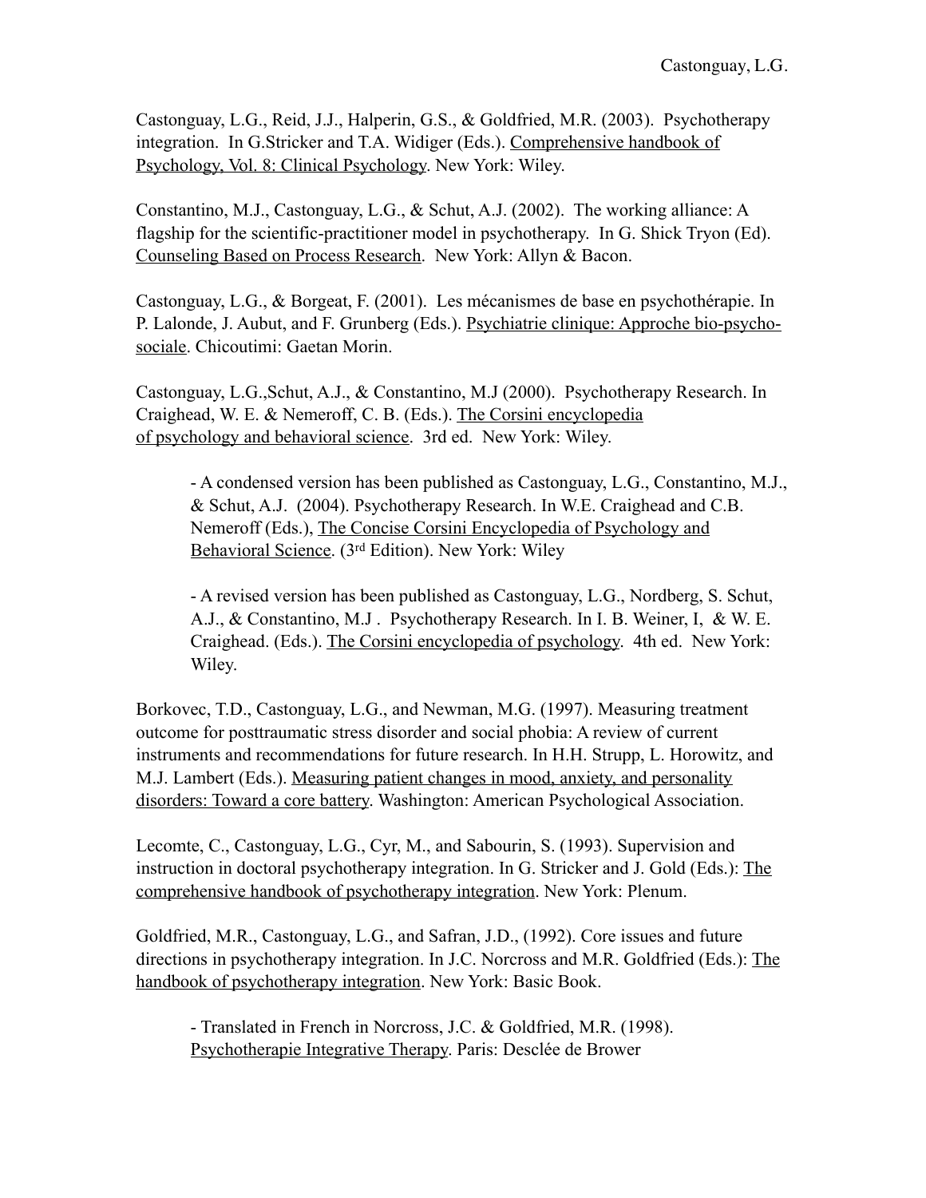Castonguay, L.G., Reid, J.J., Halperin, G.S., & Goldfried, M.R. (2003). Psychotherapy integration. In G.Stricker and T.A. Widiger (Eds.). Comprehensive handbook of Psychology, Vol. 8: Clinical Psychology. New York: Wiley.

Constantino, M.J., Castonguay, L.G., & Schut, A.J. (2002). The working alliance: A flagship for the scientific-practitioner model in psychotherapy. In G. Shick Tryon (Ed). Counseling Based on Process Research. New York: Allyn & Bacon.

Castonguay, L.G., & Borgeat, F. (2001). Les mécanismes de base en psychothérapie. In P. Lalonde, J. Aubut, and F. Grunberg (Eds.). Psychiatrie clinique: Approche bio-psycho-sociale. Chicoutimi: Gaetan Morin.

Castonguay, L.G.,Schut, A.J., & Constantino, M.J (2000). Psychotherapy Research. In Craighead, W. E. & Nemeroff, C. B. (Eds.). The Corsini encyclopedia of psychology and behavioral science. 3rd ed. New York: Wiley.

- A condensed version has been published as Castonguay, L.G., Constantino, M.J., & Schut, A.J. (2004). Psychotherapy Research. In W.E. Craighead and C.B. Nemeroff (Eds.), The Concise Corsini Encyclopedia of Psychology and Behavioral Science. (3rd Edition). New York: Wiley

- A revised version has been published as Castonguay, L.G., Nordberg, S. Schut, A.J., & Constantino, M.J . Psychotherapy Research. In I. B. Weiner, I, & W. E. Craighead. (Eds.). The Corsini encyclopedia of psychology. 4th ed. New York: Wiley.

Borkovec, T.D., Castonguay, L.G., and Newman, M.G. (1997). Measuring treatment outcome for posttraumatic stress disorder and social phobia: A review of current instruments and recommendations for future research. In H.H. Strupp, L. Horowitz, and M.J. Lambert (Eds.). Measuring patient changes in mood, anxiety, and personality disorders: Toward a core battery. Washington: American Psychological Association.

Lecomte, C., Castonguay, L.G., Cyr, M., and Sabourin, S. (1993). Supervision and instruction in doctoral psychotherapy integration. In G. Stricker and J. Gold (Eds.): The comprehensive handbook of psychotherapy integration. New York: Plenum.

Goldfried, M.R., Castonguay, L.G., and Safran, J.D., (1992). Core issues and future directions in psychotherapy integration. In J.C. Norcross and M.R. Goldfried (Eds.): The handbook of psychotherapy integration. New York: Basic Book.

- Translated in French in Norcross, J.C. & Goldfried, M.R. (1998). Psychotherapie Integrative Therapy. Paris: Desclée de Brower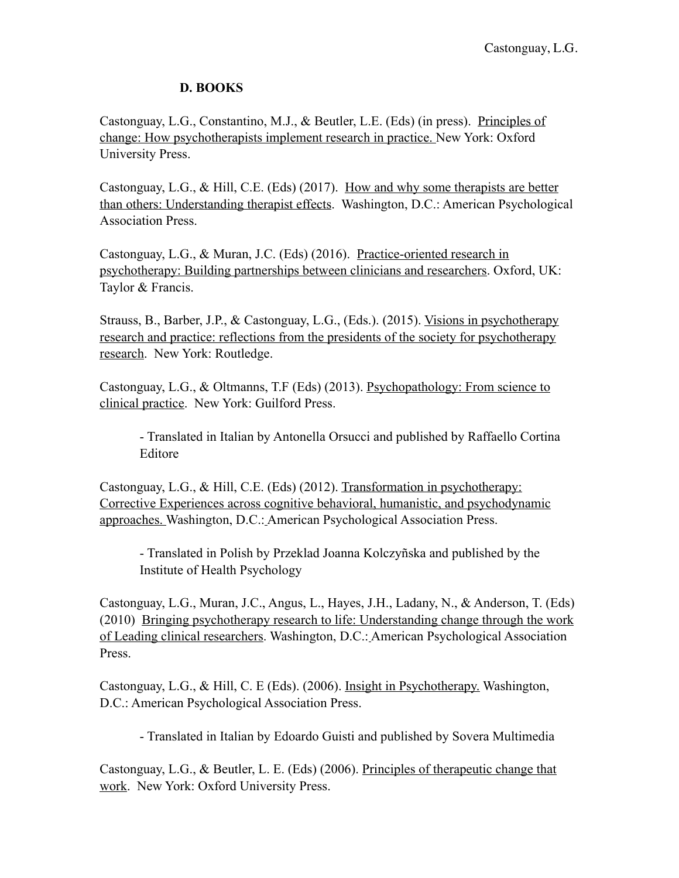### D. BOOKS

Castonguay, L.G., Constantino, M.J., & Beutler, L.E. (Eds) (in press). <u>Principles of change: How psychotherapists implement research in practice.</u> New York: Oxford University Press.

Castonguay, L.G., & Hill, C.E. (Eds) (2017). <u>How and why some therapists are better than others: Understanding therapist effects</u>. Washington, D.C.: American Psychological Association Press.

Castonguay, L.G., & Muran, J.C. (Eds) (2016). <u>Practice-oriented research in psychotherapy: Building partnerships between clinicians and researchers</u>. Oxford, UK: Taylor & Francis.

Strauss, B., Barber, J.P., & Castonguay, L.G., (Eds.). (2015). <u>Visions in psychotherapy research and practice: reflections from the presidents of the society for psychotherapy research</u>. New York: Routledge.

Castonguay, L.G., & Oltmanns, T.F (Eds) (2013). <u>Psychopathology: From science to clinical practice</u>. New York: Guilford Press.

- Translated in Italian by Antonella Orsucci and published by Raffaello Cortina Editore

Castonguay, L.G., & Hill, C.E. (Eds) (2012). <u>Transformation in psychotherapy: Corrective Experiences across cognitive behavioral, humanistic, and psychodynamic approaches.</u> Washington, D.C.: American Psychological Association Press.

- Translated in Polish by Przeklad Joanna Kolczyñska and published by the Institute of Health Psychology

Castonguay, L.G., Muran, J.C., Angus, L., Hayes, J.H., Ladany, N., & Anderson, T. (Eds) (2010) <u>Bringing psychotherapy research to life: Understanding change through the work of Leading clinical researchers</u>. Washington, D.C.: American Psychological Association Press.

Castonguay, L.G., & Hill, C. E (Eds). (2006). <u>Insight in Psychotherapy.</u> Washington, D.C.: American Psychological Association Press.

- Translated in Italian by Edoardo Guisti and published by Sovera Multimedia

Castonguay, L.G., & Beutler, L. E. (Eds) (2006). <u>Principles of therapeutic change that work</u>. New York: Oxford University Press.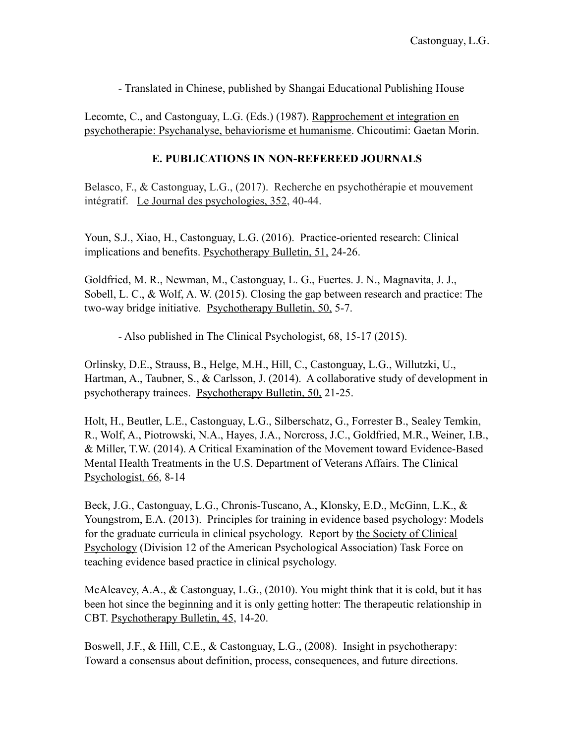- Translated in Chinese, published by Shangai Educational Publishing House

Lecomte, C., and Castonguay, L.G. (Eds.) (1987). Rapprochement et integration en psychotherapie: Psychanalyse, behaviorisme et humanisme. Chicoutimi: Gaetan Morin.

### E. PUBLICATIONS IN NON-REFEREED JOURNALS

Belasco, F., & Castonguay, L.G., (2017). Recherche en psychothérapie et mouvement intégratif. Le Journal des psychologies, 352, 40-44.

Youn, S.J., Xiao, H., Castonguay, L.G. (2016). Practice-oriented research: Clinical implications and benefits. Psychotherapy Bulletin, 51, 24-26.

Goldfried, M. R., Newman, M., Castonguay, L. G., Fuertes. J. N., Magnavita, J. J., Sobell, L. C., & Wolf, A. W. (2015). Closing the gap between research and practice: The two-way bridge initiative. Psychotherapy Bulletin, 50, 5-7.

- Also published in The Clinical Psychologist, 68, 15-17 (2015).

Orlinsky, D.E., Strauss, B., Helge, M.H., Hill, C., Castonguay, L.G., Willutzki, U., Hartman, A., Taubner, S., & Carlsson, J. (2014). A collaborative study of development in psychotherapy trainees. Psychotherapy Bulletin, 50, 21-25.

Holt, H., Beutler, L.E., Castonguay, L.G., Silberschatz, G., Forrester B., Sealey Temkin, R., Wolf, A., Piotrowski, N.A., Hayes, J.A., Norcross, J.C., Goldfried, M.R., Weiner, I.B., & Miller, T.W. (2014). A Critical Examination of the Movement toward Evidence-Based Mental Health Treatments in the U.S. Department of Veterans Affairs. The Clinical Psychologist, 66, 8-14

Beck, J.G., Castonguay, L.G., Chronis-Tuscano, A., Klonsky, E.D., McGinn, L.K., & Youngstrom, E.A. (2013). Principles for training in evidence based psychology: Models for the graduate curricula in clinical psychology. Report by the Society of Clinical Psychology (Division 12 of the American Psychological Association) Task Force on teaching evidence based practice in clinical psychology.

McAleavey, A.A., & Castonguay, L.G., (2010). You might think that it is cold, but it has been hot since the beginning and it is only getting hotter: The therapeutic relationship in CBT. Psychotherapy Bulletin, 45, 14-20.

Boswell, J.F., & Hill, C.E., & Castonguay, L.G., (2008). Insight in psychotherapy: Toward a consensus about definition, process, consequences, and future directions.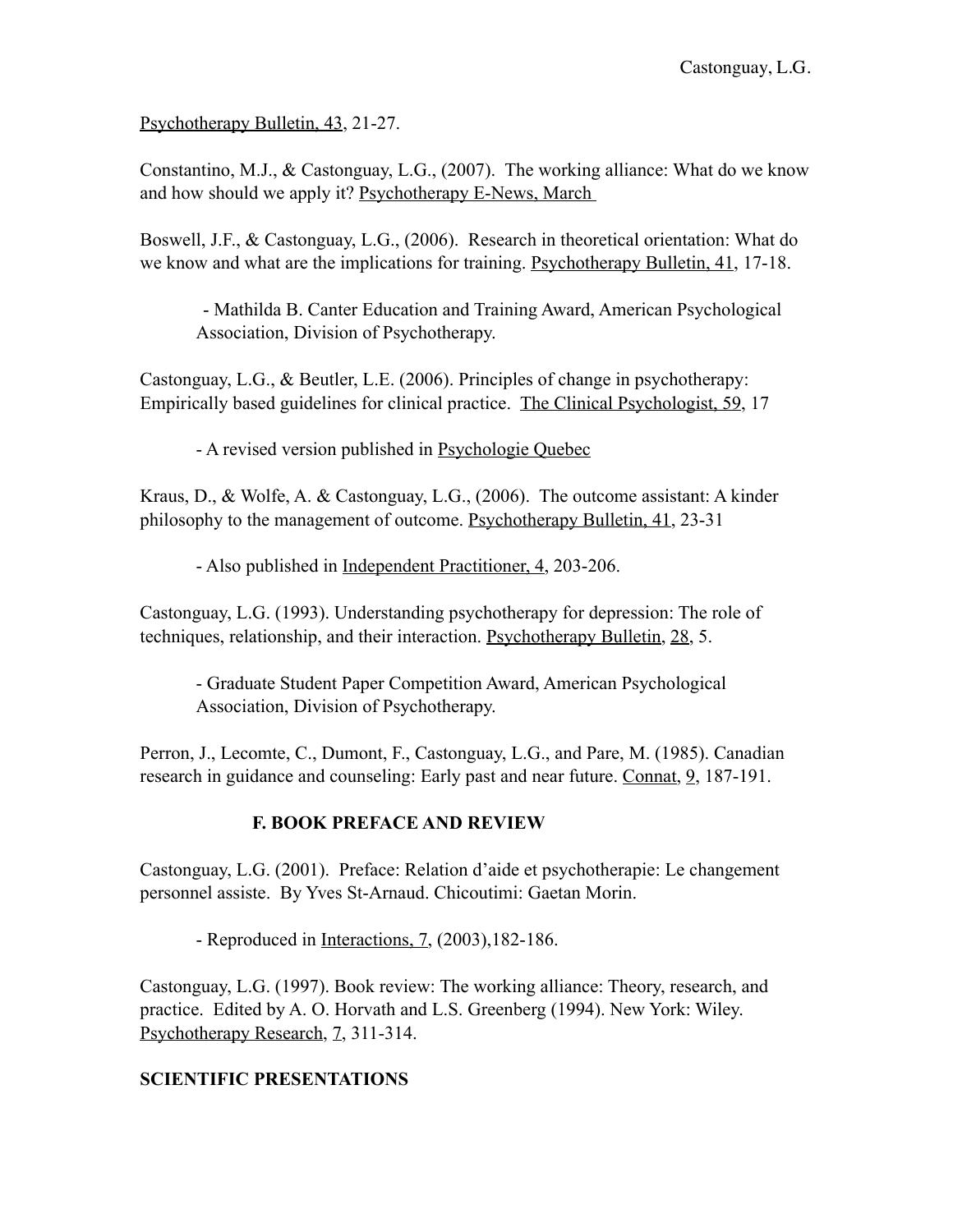Psychotherapy Bulletin, 43, 21-27.

Constantino, M.J., & Castonguay, L.G., (2007). The working alliance: What do we know and how should we apply it? Psychotherapy E-News, March

Boswell, J.F., & Castonguay, L.G., (2006). Research in theoretical orientation: What do we know and what are the implications for training. Psychotherapy Bulletin, 41, 17-18.

> - Mathilda B. Canter Education and Training Award, American Psychological Association, Division of Psychotherapy.

Castonguay, L.G., & Beutler, L.E. (2006). Principles of change in psychotherapy: Empirically based guidelines for clinical practice. The Clinical Psychologist, 59, 17

> - A revised version published in Psychologie Quebec

Kraus, D., & Wolfe, A. & Castonguay, L.G., (2006). The outcome assistant: A kinder philosophy to the management of outcome. Psychotherapy Bulletin, 41, 23-31

> - Also published in Independent Practitioner, 4, 203-206.

Castonguay, L.G. (1993). Understanding psychotherapy for depression: The role of techniques, relationship, and their interaction. Psychotherapy Bulletin, 28, 5.

> - Graduate Student Paper Competition Award, American Psychological Association, Division of Psychotherapy.

Perron, J., Lecomte, C., Dumont, F., Castonguay, L.G., and Pare, M. (1985). Canadian research in guidance and counseling: Early past and near future. Connat, 9, 187-191.

### F. BOOK PREFACE AND REVIEW

Castonguay, L.G. (2001). Preface: Relation d'aide et psychotherapie: Le changement personnel assiste. By Yves St-Arnaud. Chicoutimi: Gaetan Morin.

> - Reproduced in Interactions, 7, (2003),182-186.

Castonguay, L.G. (1997). Book review: The working alliance: Theory, research, and practice. Edited by A. O. Horvath and L.S. Greenberg (1994). New York: Wiley. Psychotherapy Research, 7, 311-314.

## SCIENTIFIC PRESENTATIONS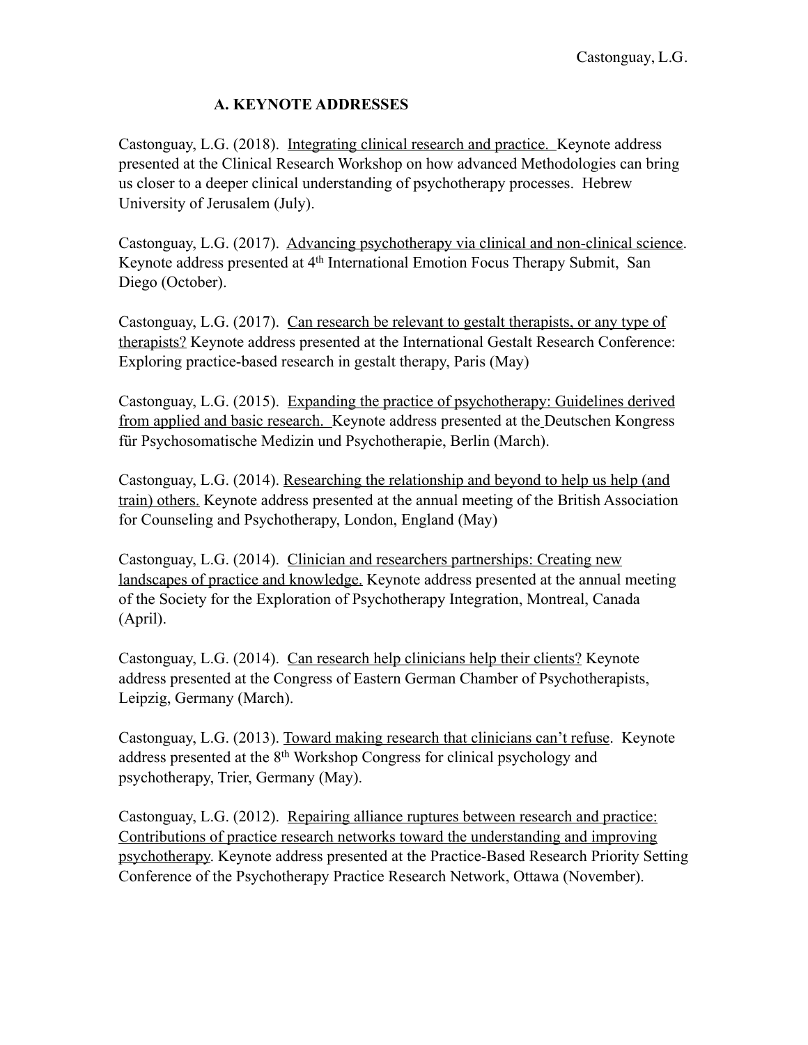### A. KEYNOTE ADDRESSES

Castonguay, L.G. (2018). Integrating clinical research and practice. Keynote address presented at the Clinical Research Workshop on how advanced Methodologies can bring us closer to a deeper clinical understanding of psychotherapy processes. Hebrew University of Jerusalem (July).

Castonguay, L.G. (2017). Advancing psychotherapy via clinical and non-clinical science. Keynote address presented at 4th International Emotion Focus Therapy Submit, San Diego (October).

Castonguay, L.G. (2017). Can research be relevant to gestalt therapists, or any type of therapists? Keynote address presented at the International Gestalt Research Conference: Exploring practice-based research in gestalt therapy, Paris (May)

Castonguay, L.G. (2015). Expanding the practice of psychotherapy: Guidelines derived from applied and basic research. Keynote address presented at the Deutschen Kongress für Psychosomatische Medizin und Psychotherapie, Berlin (March).

Castonguay, L.G. (2014). Researching the relationship and beyond to help us help (and train) others. Keynote address presented at the annual meeting of the British Association for Counseling and Psychotherapy, London, England (May)

Castonguay, L.G. (2014). Clinician and researchers partnerships: Creating new landscapes of practice and knowledge. Keynote address presented at the annual meeting of the Society for the Exploration of Psychotherapy Integration, Montreal, Canada (April).

Castonguay, L.G. (2014). Can research help clinicians help their clients? Keynote address presented at the Congress of Eastern German Chamber of Psychotherapists, Leipzig, Germany (March).

Castonguay, L.G. (2013). Toward making research that clinicians can't refuse. Keynote address presented at the 8th Workshop Congress for clinical psychology and psychotherapy, Trier, Germany (May).

Castonguay, L.G. (2012). Repairing alliance ruptures between research and practice: Contributions of practice research networks toward the understanding and improving psychotherapy. Keynote address presented at the Practice-Based Research Priority Setting Conference of the Psychotherapy Practice Research Network, Ottawa (November).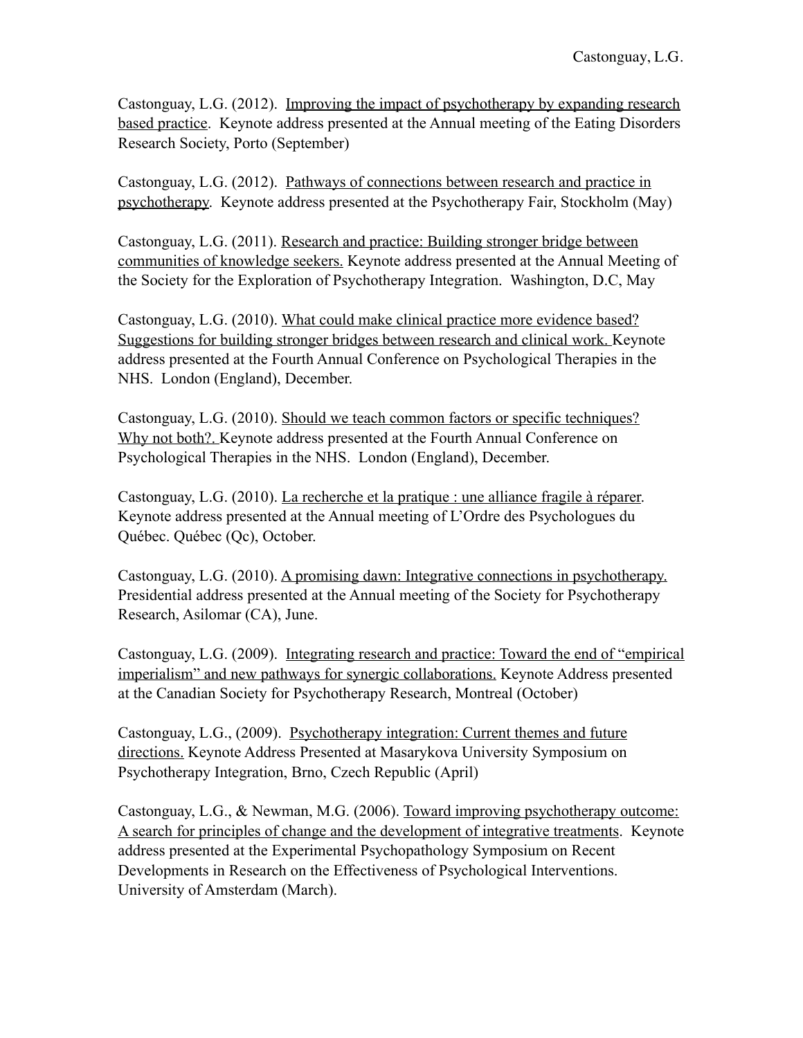Castonguay, L.G. (2012). Improving the impact of psychotherapy by expanding research based practice. Keynote address presented at the Annual meeting of the Eating Disorders Research Society, Porto (September)

Castonguay, L.G. (2012). Pathways of connections between research and practice in psychotherapy. Keynote address presented at the Psychotherapy Fair, Stockholm (May)

Castonguay, L.G. (2011). Research and practice: Building stronger bridge between communities of knowledge seekers. Keynote address presented at the Annual Meeting of the Society for the Exploration of Psychotherapy Integration. Washington, D.C, May

Castonguay, L.G. (2010). What could make clinical practice more evidence based? Suggestions for building stronger bridges between research and clinical work. Keynote address presented at the Fourth Annual Conference on Psychological Therapies in the NHS. London (England), December.

Castonguay, L.G. (2010). Should we teach common factors or specific techniques? Why not both?. Keynote address presented at the Fourth Annual Conference on Psychological Therapies in the NHS. London (England), December.

Castonguay, L.G. (2010). La recherche et la pratique : une alliance fragile à réparer. Keynote address presented at the Annual meeting of L'Ordre des Psychologues du Québec. Québec (Qc), October.

Castonguay, L.G. (2010). A promising dawn: Integrative connections in psychotherapy. Presidential address presented at the Annual meeting of the Society for Psychotherapy Research, Asilomar (CA), June.

Castonguay, L.G. (2009). Integrating research and practice: Toward the end of "empirical imperialism" and new pathways for synergic collaborations. Keynote Address presented at the Canadian Society for Psychotherapy Research, Montreal (October)

Castonguay, L.G., (2009). Psychotherapy integration: Current themes and future directions. Keynote Address Presented at Masarykova University Symposium on Psychotherapy Integration, Brno, Czech Republic (April)

Castonguay, L.G., & Newman, M.G. (2006). Toward improving psychotherapy outcome: A search for principles of change and the development of integrative treatments. Keynote address presented at the Experimental Psychopathology Symposium on Recent Developments in Research on the Effectiveness of Psychological Interventions. University of Amsterdam (March).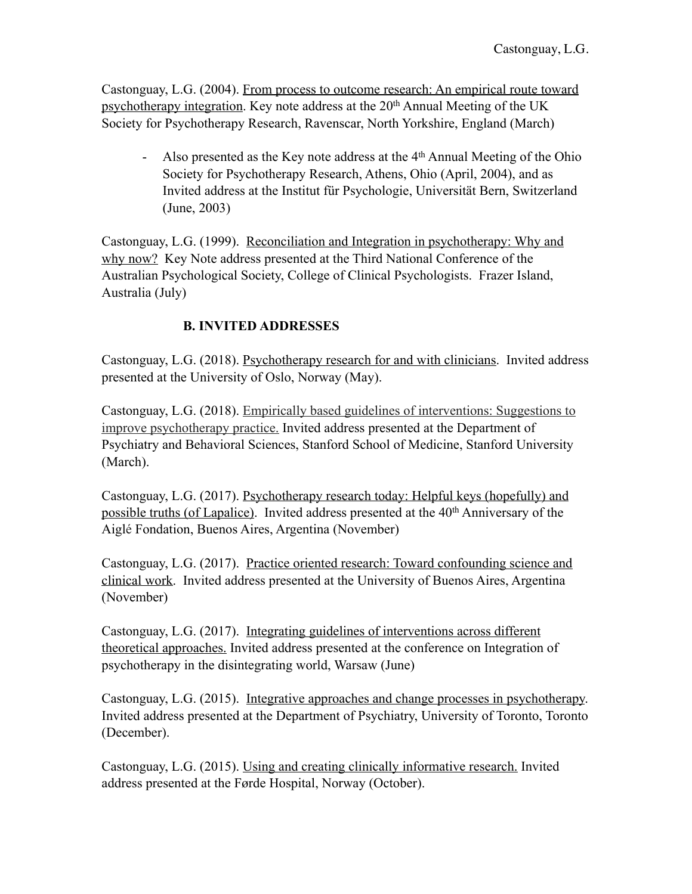Castonguay, L.G. (2004). From process to outcome research: An empirical route toward psychotherapy integration. Key note address at the 20th Annual Meeting of the UK Society for Psychotherapy Research, Ravenscar, North Yorkshire, England (March)

- Also presented as the Key note address at the 4th Annual Meeting of the Ohio Society for Psychotherapy Research, Athens, Ohio (April, 2004), and as Invited address at the Institut für Psychologie, Universität Bern, Switzerland (June, 2003)

Castonguay, L.G. (1999). Reconciliation and Integration in psychotherapy: Why and why now? Key Note address presented at the Third National Conference of the Australian Psychological Society, College of Clinical Psychologists. Frazer Island, Australia (July)

### B. INVITED ADDRESSES

Castonguay, L.G. (2018). Psychotherapy research for and with clinicians. Invited address presented at the University of Oslo, Norway (May).

Castonguay, L.G. (2018). Empirically based guidelines of interventions: Suggestions to improve psychotherapy practice. Invited address presented at the Department of Psychiatry and Behavioral Sciences, Stanford School of Medicine, Stanford University (March).

Castonguay, L.G. (2017). Psychotherapy research today: Helpful keys (hopefully) and possible truths (of Lapalice). Invited address presented at the 40th Anniversary of the Aiglé Fondation, Buenos Aires, Argentina (November)

Castonguay, L.G. (2017). Practice oriented research: Toward confounding science and clinical work. Invited address presented at the University of Buenos Aires, Argentina (November)

Castonguay, L.G. (2017). Integrating guidelines of interventions across different theoretical approaches. Invited address presented at the conference on Integration of psychotherapy in the disintegrating world, Warsaw (June)

Castonguay, L.G. (2015). Integrative approaches and change processes in psychotherapy. Invited address presented at the Department of Psychiatry, University of Toronto, Toronto (December).

Castonguay, L.G. (2015). Using and creating clinically informative research. Invited address presented at the Førde Hospital, Norway (October).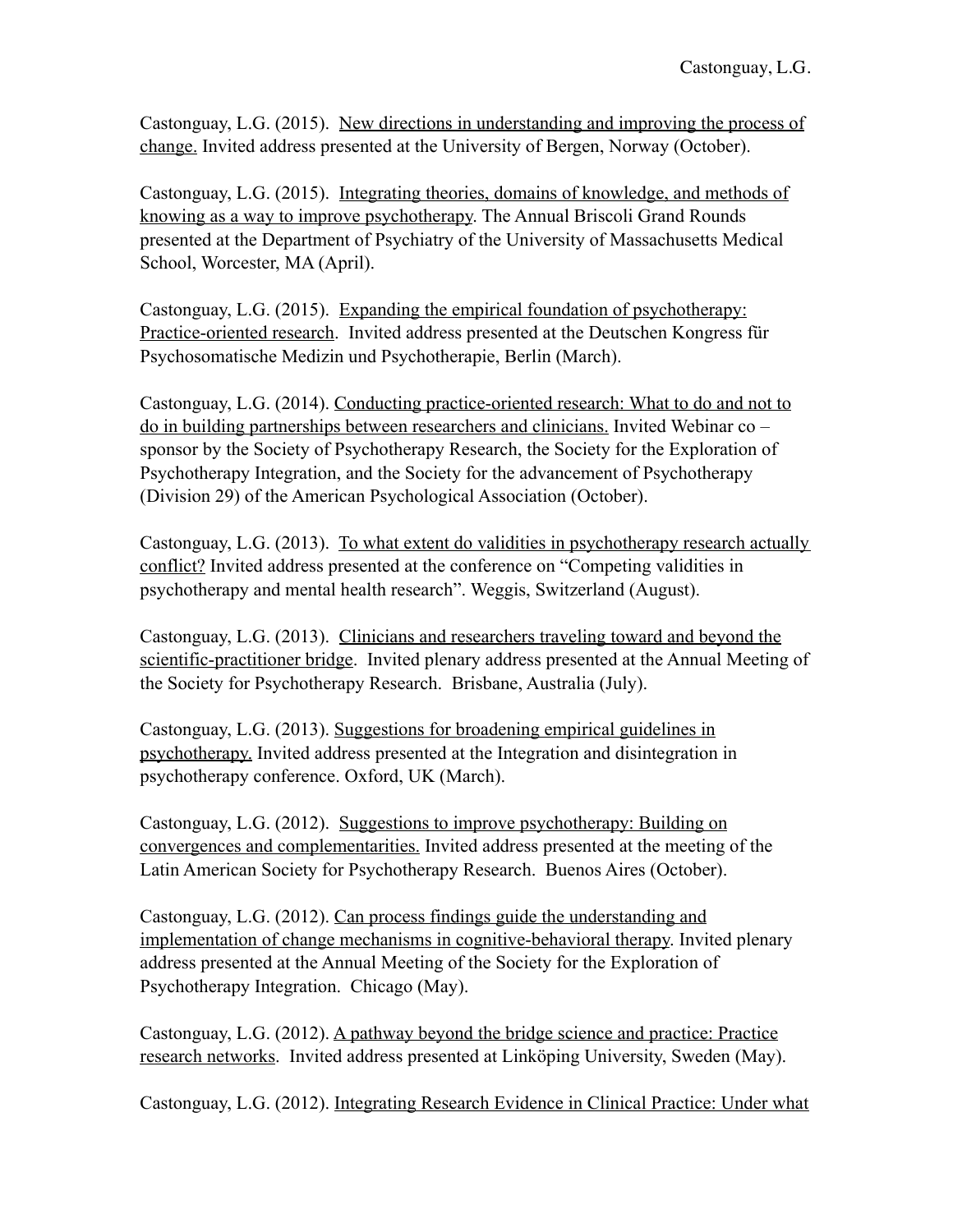Castonguay, L.G. (2015). <u>New directions in understanding and improving the process of change.</u> Invited address presented at the University of Bergen, Norway (October).

Castonguay, L.G. (2015). <u>Integrating theories, domains of knowledge, and methods of knowing as a way to improve psychotherapy</u>. The Annual Briscoli Grand Rounds presented at the Department of Psychiatry of the University of Massachusetts Medical School, Worcester, MA (April).

Castonguay, L.G. (2015). <u>Expanding the empirical foundation of psychotherapy: Practice-oriented research</u>. Invited address presented at the Deutschen Kongress für Psychosomatische Medizin und Psychotherapie, Berlin (March).

Castonguay, L.G. (2014). <u>Conducting practice-oriented research: What to do and not to do in building partnerships between researchers and clinicians.</u> Invited Webinar co – sponsor by the Society of Psychotherapy Research, the Society for the Exploration of Psychotherapy Integration, and the Society for the advancement of Psychotherapy (Division 29) of the American Psychological Association (October).

Castonguay, L.G. (2013). <u>To what extent do validities in psychotherapy research actually conflict?</u> Invited address presented at the conference on "Competing validities in psychotherapy and mental health research". Weggis, Switzerland (August).

Castonguay, L.G. (2013). <u>Clinicians and researchers traveling toward and beyond the scientific-practitioner bridge</u>. Invited plenary address presented at the Annual Meeting of the Society for Psychotherapy Research. Brisbane, Australia (July).

Castonguay, L.G. (2013). <u>Suggestions for broadening empirical guidelines in psychotherapy.</u> Invited address presented at the Integration and disintegration in psychotherapy conference. Oxford, UK (March).

Castonguay, L.G. (2012). <u>Suggestions to improve psychotherapy: Building on convergences and complementarities.</u> Invited address presented at the meeting of the Latin American Society for Psychotherapy Research. Buenos Aires (October).

Castonguay, L.G. (2012). <u>Can process findings guide the understanding and implementation of change mechanisms in cognitive-behavioral therapy</u>. Invited plenary address presented at the Annual Meeting of the Society for the Exploration of Psychotherapy Integration. Chicago (May).

Castonguay, L.G. (2012). <u>A pathway beyond the bridge science and practice: Practice research networks</u>. Invited address presented at Linköping University, Sweden (May).

Castonguay, L.G. (2012). <u>Integrating Research Evidence in Clinical Practice: Under what</u>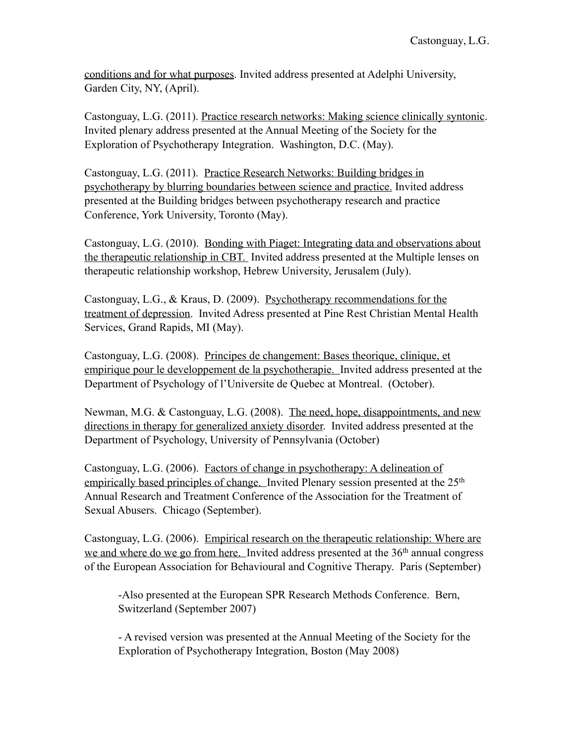conditions and for what purposes. Invited address presented at Adelphi University, Garden City, NY, (April).

Castonguay, L.G. (2011). Practice research networks: Making science clinically syntonic. Invited plenary address presented at the Annual Meeting of the Society for the Exploration of Psychotherapy Integration. Washington, D.C. (May).

Castonguay, L.G. (2011). Practice Research Networks: Building bridges in psychotherapy by blurring boundaries between science and practice. Invited address presented at the Building bridges between psychotherapy research and practice Conference, York University, Toronto (May).

Castonguay, L.G. (2010). Bonding with Piaget: Integrating data and observations about the therapeutic relationship in CBT. Invited address presented at the Multiple lenses on therapeutic relationship workshop, Hebrew University, Jerusalem (July).

Castonguay, L.G., & Kraus, D. (2009). Psychotherapy recommendations for the treatment of depression. Invited Adress presented at Pine Rest Christian Mental Health Services, Grand Rapids, MI (May).

Castonguay, L.G. (2008). Principes de changement: Bases theorique, clinique, et empirique pour le developpement de la psychotherapie. Invited address presented at the Department of Psychology of l'Universite de Quebec at Montreal. (October).

Newman, M.G. & Castonguay, L.G. (2008). The need, hope, disappointments, and new directions in therapy for generalized anxiety disorder. Invited address presented at the Department of Psychology, University of Pennsylvania (October)

Castonguay, L.G. (2006). Factors of change in psychotherapy: A delineation of empirically based principles of change. Invited Plenary session presented at the 25th Annual Research and Treatment Conference of the Association for the Treatment of Sexual Abusers. Chicago (September).

Castonguay, L.G. (2006). Empirical research on the therapeutic relationship: Where are we and where do we go from here. Invited address presented at the 36th annual congress of the European Association for Behavioural and Cognitive Therapy. Paris (September)

> -Also presented at the European SPR Research Methods Conference. Bern, Switzerland (September 2007)
>
> - A revised version was presented at the Annual Meeting of the Society for the Exploration of Psychotherapy Integration, Boston (May 2008)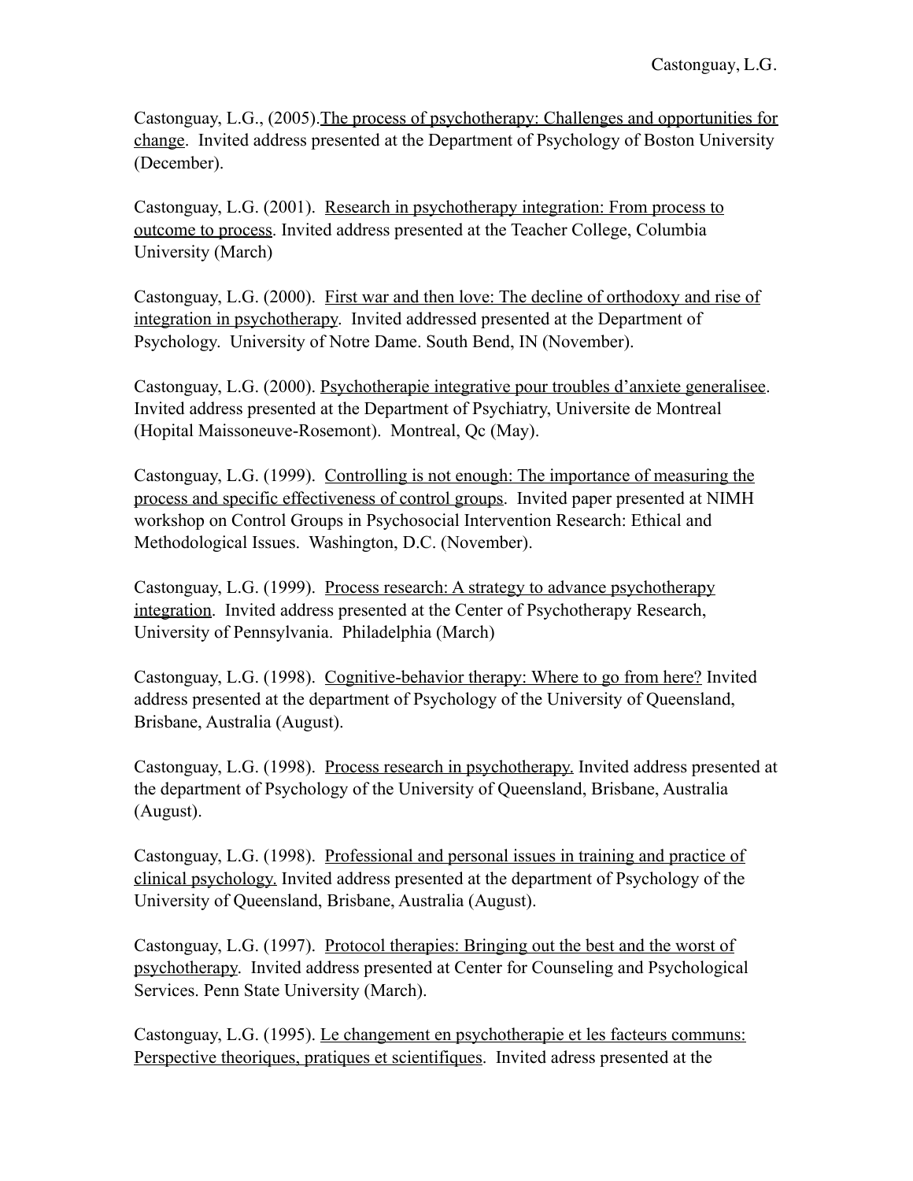Castonguay, L.G., (2005).<u>The process of psychotherapy: Challenges and opportunities for change</u>. Invited address presented at the Department of Psychology of Boston University (December).

Castonguay, L.G. (2001). <u>Research in psychotherapy integration: From process to outcome to process</u>. Invited address presented at the Teacher College, Columbia University (March)

Castonguay, L.G. (2000). <u>First war and then love: The decline of orthodoxy and rise of integration in psychotherapy</u>. Invited addressed presented at the Department of Psychology. University of Notre Dame. South Bend, IN (November).

Castonguay, L.G. (2000). <u>Psychotherapie integrative pour troubles d'anxiete generalisee</u>. Invited address presented at the Department of Psychiatry, Universite de Montreal (Hopital Maissoneuve-Rosemont). Montreal, Qc (May).

Castonguay, L.G. (1999). <u>Controlling is not enough: The importance of measuring the process and specific effectiveness of control groups</u>. Invited paper presented at NIMH workshop on Control Groups in Psychosocial Intervention Research: Ethical and Methodological Issues. Washington, D.C. (November).

Castonguay, L.G. (1999). <u>Process research: A strategy to advance psychotherapy integration</u>. Invited address presented at the Center of Psychotherapy Research, University of Pennsylvania. Philadelphia (March)

Castonguay, L.G. (1998). <u>Cognitive-behavior therapy: Where to go from here?</u> Invited address presented at the department of Psychology of the University of Queensland, Brisbane, Australia (August).

Castonguay, L.G. (1998). <u>Process research in psychotherapy.</u> Invited address presented at the department of Psychology of the University of Queensland, Brisbane, Australia (August).

Castonguay, L.G. (1998). <u>Professional and personal issues in training and practice of clinical psychology.</u> Invited address presented at the department of Psychology of the University of Queensland, Brisbane, Australia (August).

Castonguay, L.G. (1997). <u>Protocol therapies: Bringing out the best and the worst of psychotherapy</u>. Invited address presented at Center for Counseling and Psychological Services. Penn State University (March).

Castonguay, L.G. (1995). <u>Le changement en psychotherapie et les facteurs communs: Perspective theoriques, pratiques et scientifiques</u>. Invited adress presented at the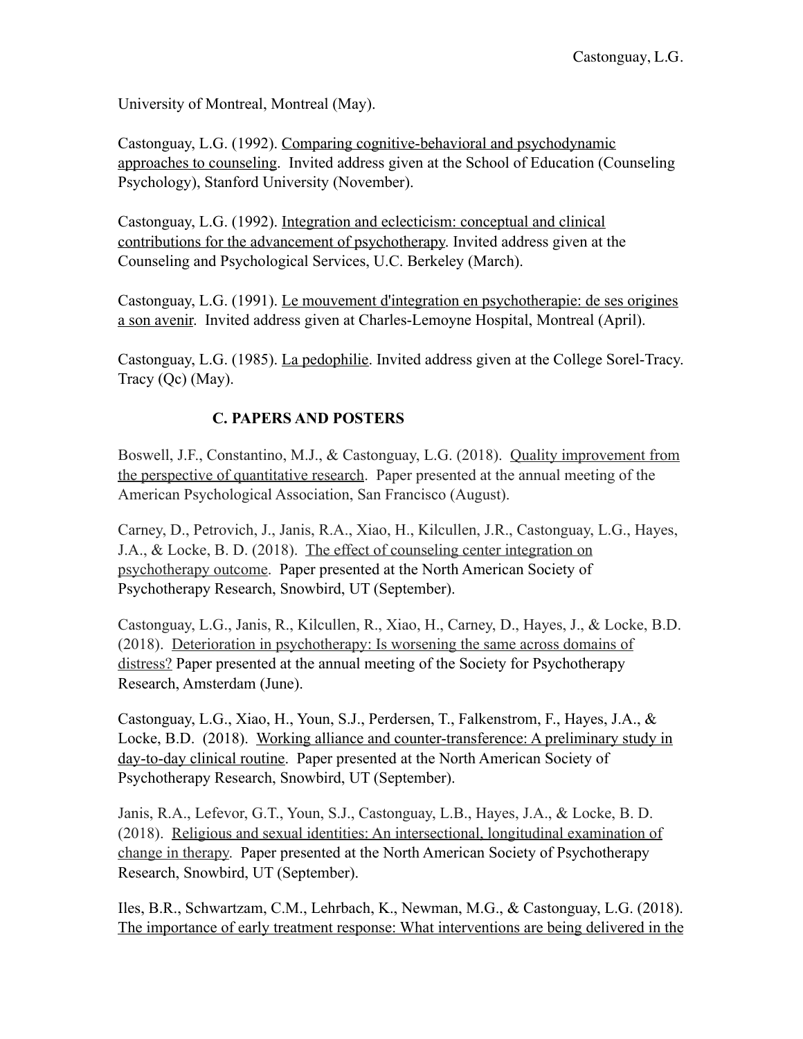University of Montreal, Montreal (May).

Castonguay, L.G. (1992). Comparing cognitive-behavioral and psychodynamic approaches to counseling. Invited address given at the School of Education (Counseling Psychology), Stanford University (November).

Castonguay, L.G. (1992). Integration and eclecticism: conceptual and clinical contributions for the advancement of psychotherapy. Invited address given at the Counseling and Psychological Services, U.C. Berkeley (March).

Castonguay, L.G. (1991). Le mouvement d'integration en psychotherapie: de ses origines a son avenir. Invited address given at Charles-Lemoyne Hospital, Montreal (April).

Castonguay, L.G. (1985). La pedophilie. Invited address given at the College Sorel-Tracy. Tracy (Qc) (May).

### C. PAPERS AND POSTERS

Boswell, J.F., Constantino, M.J., & Castonguay, L.G. (2018). Quality improvement from the perspective of quantitative research. Paper presented at the annual meeting of the American Psychological Association, San Francisco (August).

Carney, D., Petrovich, J., Janis, R.A., Xiao, H., Kilcullen, J.R., Castonguay, L.G., Hayes, J.A., & Locke, B. D. (2018). The effect of counseling center integration on psychotherapy outcome. Paper presented at the North American Society of Psychotherapy Research, Snowbird, UT (September).

Castonguay, L.G., Janis, R., Kilcullen, R., Xiao, H., Carney, D., Hayes, J., & Locke, B.D. (2018). Deterioration in psychotherapy: Is worsening the same across domains of distress? Paper presented at the annual meeting of the Society for Psychotherapy Research, Amsterdam (June).

Castonguay, L.G., Xiao, H., Youn, S.J., Perdersen, T., Falkenstrom, F., Hayes, J.A., & Locke, B.D. (2018). Working alliance and counter-transference: A preliminary study in day-to-day clinical routine. Paper presented at the North American Society of Psychotherapy Research, Snowbird, UT (September).

Janis, R.A., Lefevor, G.T., Youn, S.J., Castonguay, L.B., Hayes, J.A., & Locke, B. D. (2018). Religious and sexual identities: An intersectional, longitudinal examination of change in therapy. Paper presented at the North American Society of Psychotherapy Research, Snowbird, UT (September).

Iles, B.R., Schwartzam, C.M., Lehrbach, K., Newman, M.G., & Castonguay, L.G. (2018). The importance of early treatment response: What interventions are being delivered in the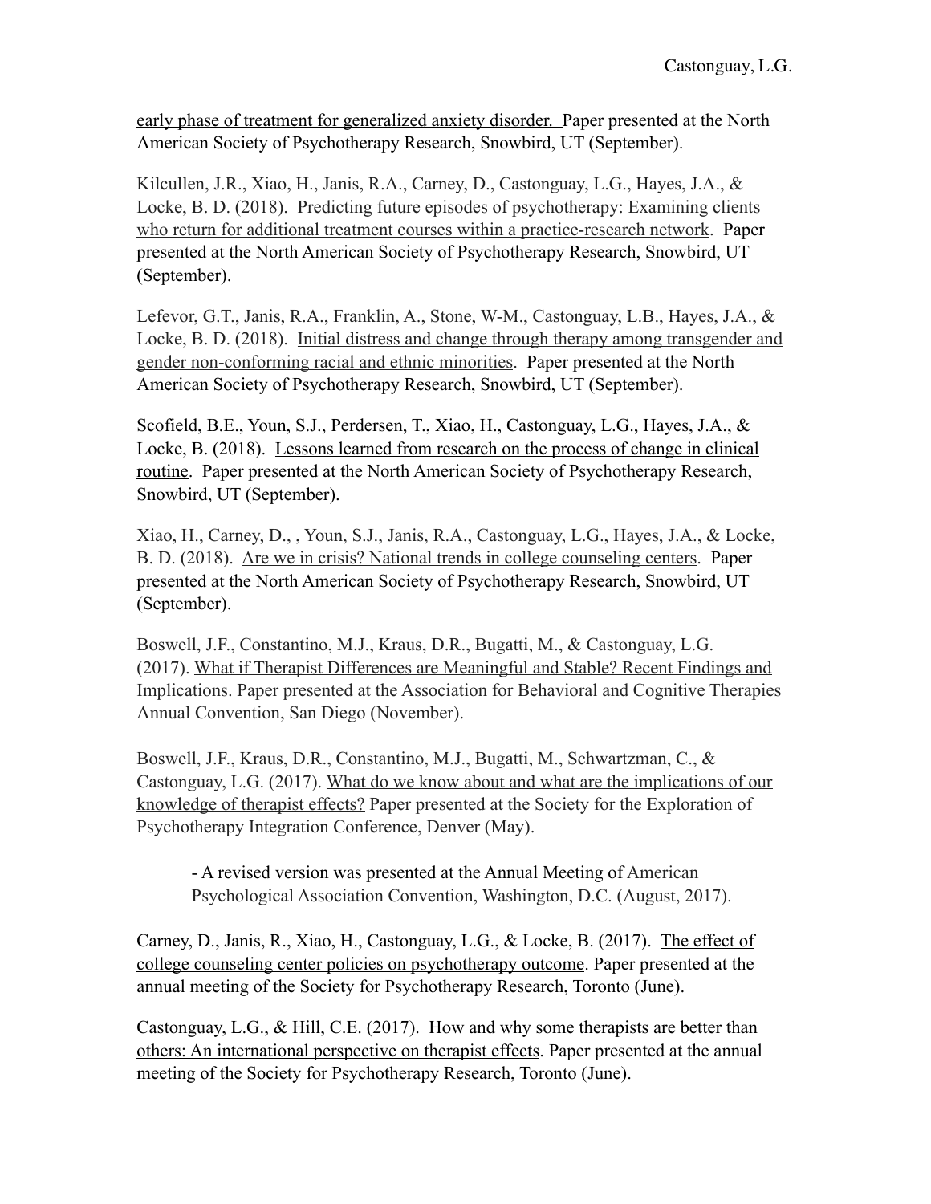early phase of treatment for generalized anxiety disorder. Paper presented at the North American Society of Psychotherapy Research, Snowbird, UT (September).

Kilcullen, J.R., Xiao, H., Janis, R.A., Carney, D., Castonguay, L.G., Hayes, J.A., & Locke, B. D. (2018). Predicting future episodes of psychotherapy: Examining clients who return for additional treatment courses within a practice-research network. Paper presented at the North American Society of Psychotherapy Research, Snowbird, UT (September).

Lefevor, G.T., Janis, R.A., Franklin, A., Stone, W-M., Castonguay, L.B., Hayes, J.A., & Locke, B. D. (2018). Initial distress and change through therapy among transgender and gender non-conforming racial and ethnic minorities. Paper presented at the North American Society of Psychotherapy Research, Snowbird, UT (September).

Scofield, B.E., Youn, S.J., Perdersen, T., Xiao, H., Castonguay, L.G., Hayes, J.A., & Locke, B. (2018). Lessons learned from research on the process of change in clinical routine. Paper presented at the North American Society of Psychotherapy Research, Snowbird, UT (September).

Xiao, H., Carney, D., , Youn, S.J., Janis, R.A., Castonguay, L.G., Hayes, J.A., & Locke, B. D. (2018). Are we in crisis? National trends in college counseling centers. Paper presented at the North American Society of Psychotherapy Research, Snowbird, UT (September).

Boswell, J.F., Constantino, M.J., Kraus, D.R., Bugatti, M., & Castonguay, L.G. (2017). What if Therapist Differences are Meaningful and Stable? Recent Findings and Implications. Paper presented at the Association for Behavioral and Cognitive Therapies Annual Convention, San Diego (November).

Boswell, J.F., Kraus, D.R., Constantino, M.J., Bugatti, M., Schwartzman, C., & Castonguay, L.G. (2017). What do we know about and what are the implications of our knowledge of therapist effects? Paper presented at the Society for the Exploration of Psychotherapy Integration Conference, Denver (May).

- A revised version was presented at the Annual Meeting of American Psychological Association Convention, Washington, D.C. (August, 2017).

Carney, D., Janis, R., Xiao, H., Castonguay, L.G., & Locke, B. (2017). The effect of college counseling center policies on psychotherapy outcome. Paper presented at the annual meeting of the Society for Psychotherapy Research, Toronto (June).

Castonguay, L.G., & Hill, C.E. (2017). How and why some therapists are better than others: An international perspective on therapist effects. Paper presented at the annual meeting of the Society for Psychotherapy Research, Toronto (June).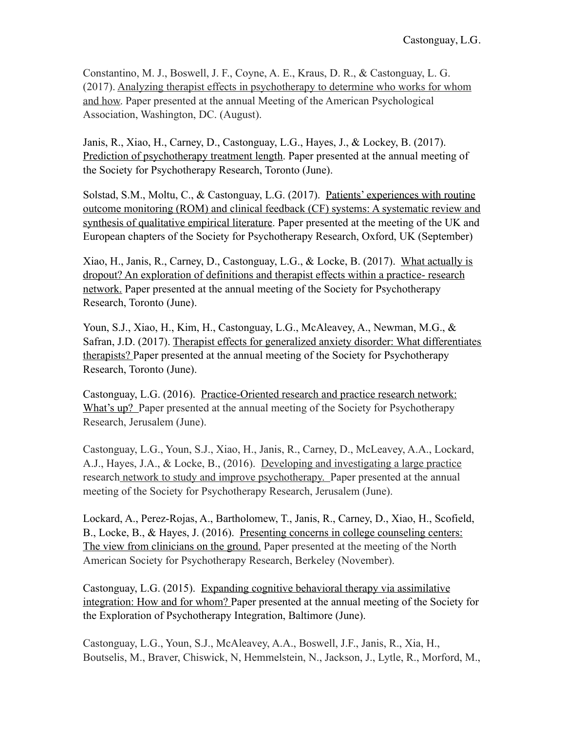Constantino, M. J., Boswell, J. F., Coyne, A. E., Kraus, D. R., & Castonguay, L. G. (2017). Analyzing therapist effects in psychotherapy to determine who works for whom and how. Paper presented at the annual Meeting of the American Psychological Association, Washington, DC. (August).

Janis, R., Xiao, H., Carney, D., Castonguay, L.G., Hayes, J., & Lockey, B. (2017). Prediction of psychotherapy treatment length. Paper presented at the annual meeting of the Society for Psychotherapy Research, Toronto (June).

Solstad, S.M., Moltu, C., & Castonguay, L.G. (2017). Patients' experiences with routine outcome monitoring (ROM) and clinical feedback (CF) systems: A systematic review and synthesis of qualitative empirical literature. Paper presented at the meeting of the UK and European chapters of the Society for Psychotherapy Research, Oxford, UK (September)

Xiao, H., Janis, R., Carney, D., Castonguay, L.G., & Locke, B. (2017). What actually is dropout? An exploration of definitions and therapist effects within a practice- research network. Paper presented at the annual meeting of the Society for Psychotherapy Research, Toronto (June).

Youn, S.J., Xiao, H., Kim, H., Castonguay, L.G., McAleavey, A., Newman, M.G., & Safran, J.D. (2017). Therapist effects for generalized anxiety disorder: What differentiates therapists? Paper presented at the annual meeting of the Society for Psychotherapy Research, Toronto (June).

Castonguay, L.G. (2016). Practice-Oriented research and practice research network: What's up? Paper presented at the annual meeting of the Society for Psychotherapy Research, Jerusalem (June).

Castonguay, L.G., Youn, S.J., Xiao, H., Janis, R., Carney, D., McLeavey, A.A., Lockard, A.J., Hayes, J.A., & Locke, B., (2016). Developing and investigating a large practice research network to study and improve psychotherapy. Paper presented at the annual meeting of the Society for Psychotherapy Research, Jerusalem (June).

Lockard, A., Perez-Rojas, A., Bartholomew, T., Janis, R., Carney, D., Xiao, H., Scofield, B., Locke, B., & Hayes, J. (2016). Presenting concerns in college counseling centers: The view from clinicians on the ground. Paper presented at the meeting of the North American Society for Psychotherapy Research, Berkeley (November).

Castonguay, L.G. (2015). Expanding cognitive behavioral therapy via assimilative integration: How and for whom? Paper presented at the annual meeting of the Society for the Exploration of Psychotherapy Integration, Baltimore (June).

Castonguay, L.G., Youn, S.J., McAleavey, A.A., Boswell, J.F., Janis, R., Xia, H., Boutselis, M., Braver, Chiswick, N, Hemmelstein, N., Jackson, J., Lytle, R., Morford, M.,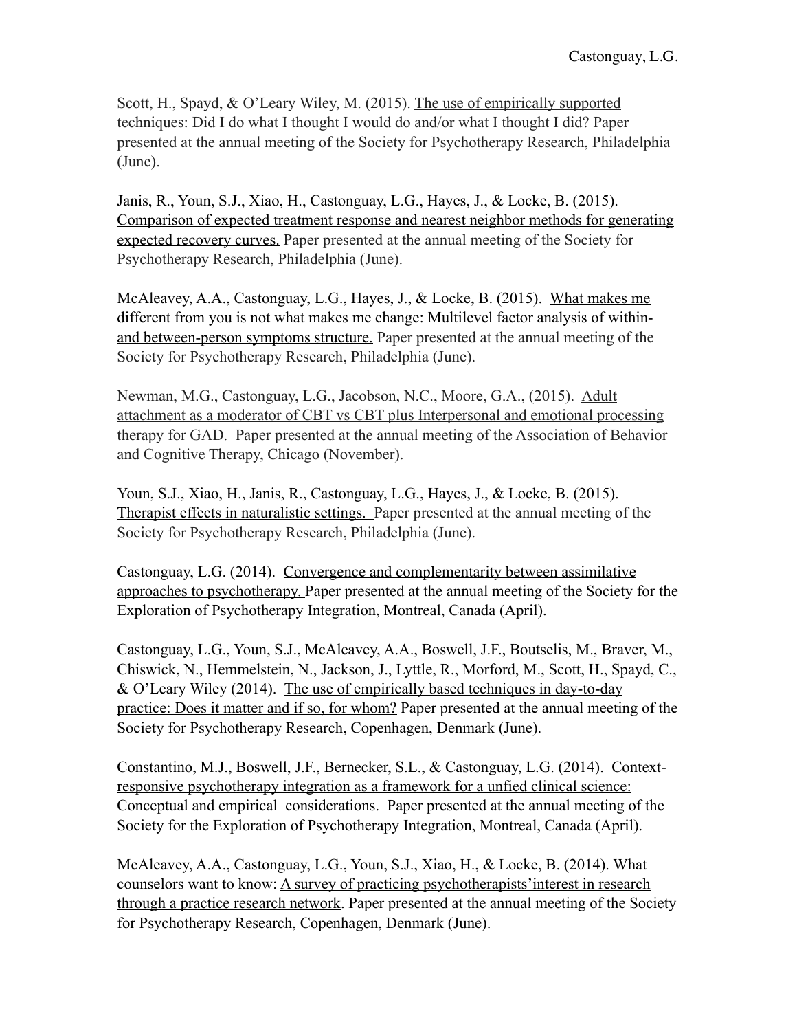Scott, H., Spayd, & O'Leary Wiley, M. (2015). The use of empirically supported techniques: Did I do what I thought I would do and/or what I thought I did? Paper presented at the annual meeting of the Society for Psychotherapy Research, Philadelphia (June).

Janis, R., Youn, S.J., Xiao, H., Castonguay, L.G., Hayes, J., & Locke, B. (2015). Comparison of expected treatment response and nearest neighbor methods for generating expected recovery curves. Paper presented at the annual meeting of the Society for Psychotherapy Research, Philadelphia (June).

McAleavey, A.A., Castonguay, L.G., Hayes, J., & Locke, B. (2015). What makes me different from you is not what makes me change: Multilevel factor analysis of within- and between-person symptoms structure. Paper presented at the annual meeting of the Society for Psychotherapy Research, Philadelphia (June).

Newman, M.G., Castonguay, L.G., Jacobson, N.C., Moore, G.A., (2015). Adult attachment as a moderator of CBT vs CBT plus Interpersonal and emotional processing therapy for GAD. Paper presented at the annual meeting of the Association of Behavior and Cognitive Therapy, Chicago (November).

Youn, S.J., Xiao, H., Janis, R., Castonguay, L.G., Hayes, J., & Locke, B. (2015). Therapist effects in naturalistic settings. Paper presented at the annual meeting of the Society for Psychotherapy Research, Philadelphia (June).

Castonguay, L.G. (2014). Convergence and complementarity between assimilative approaches to psychotherapy. Paper presented at the annual meeting of the Society for the Exploration of Psychotherapy Integration, Montreal, Canada (April).

Castonguay, L.G., Youn, S.J., McAleavey, A.A., Boswell, J.F., Boutselis, M., Braver, M., Chiswick, N., Hemmelstein, N., Jackson, J., Lyttle, R., Morford, M., Scott, H., Spayd, C., & O'Leary Wiley (2014). The use of empirically based techniques in day-to-day practice: Does it matter and if so, for whom? Paper presented at the annual meeting of the Society for Psychotherapy Research, Copenhagen, Denmark (June).

Constantino, M.J., Boswell, J.F., Bernecker, S.L., & Castonguay, L.G. (2014). Context-responsive psychotherapy integration as a framework for a unfied clinical science: Conceptual and empirical considerations. Paper presented at the annual meeting of the Society for the Exploration of Psychotherapy Integration, Montreal, Canada (April).

McAleavey, A.A., Castonguay, L.G., Youn, S.J., Xiao, H., & Locke, B. (2014). What counselors want to know: A survey of practicing psychotherapists'interest in research through a practice research network. Paper presented at the annual meeting of the Society for Psychotherapy Research, Copenhagen, Denmark (June).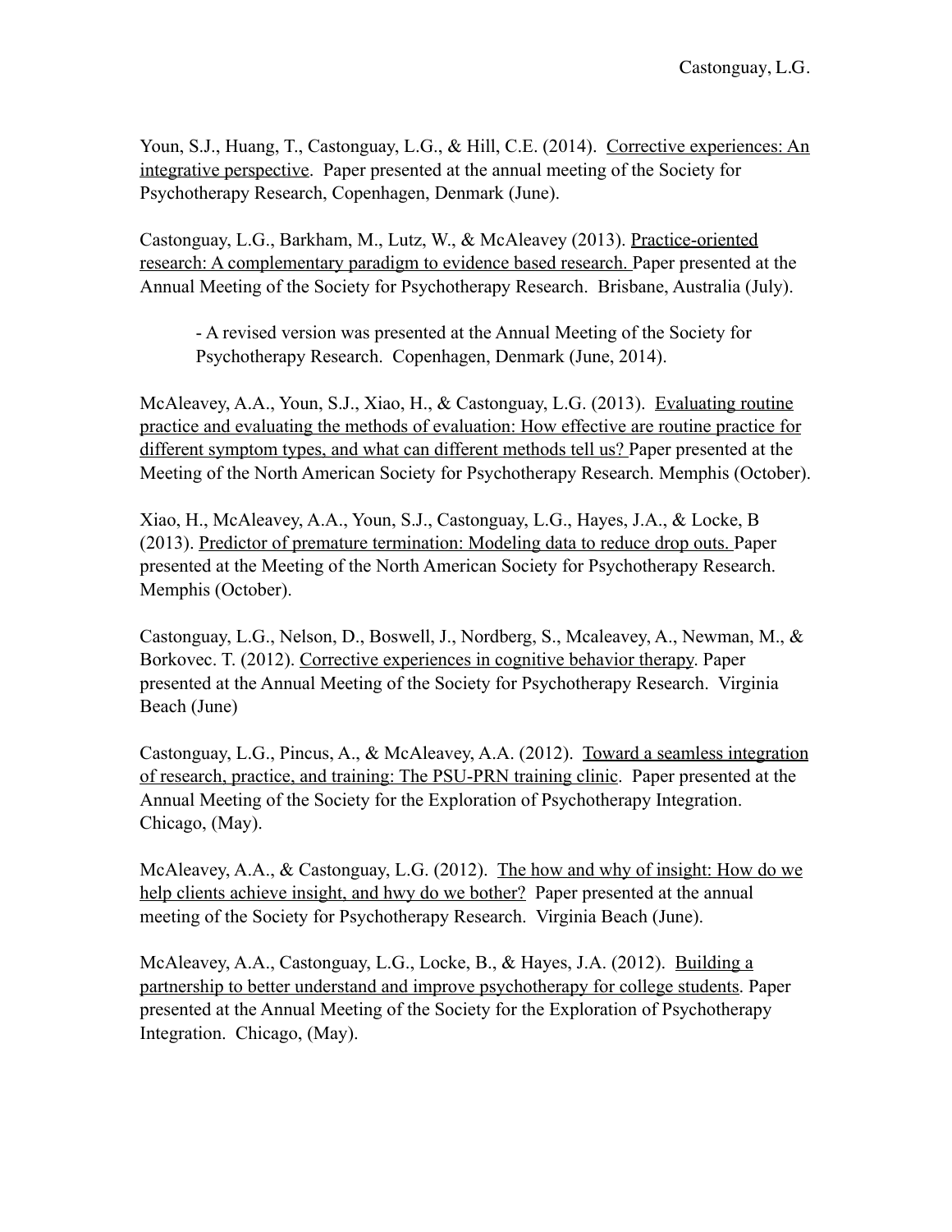Youn, S.J., Huang, T., Castonguay, L.G., & Hill, C.E. (2014). Corrective experiences: An integrative perspective. Paper presented at the annual meeting of the Society for Psychotherapy Research, Copenhagen, Denmark (June).

Castonguay, L.G., Barkham, M., Lutz, W., & McAleavey (2013). Practice-oriented research: A complementary paradigm to evidence based research. Paper presented at the Annual Meeting of the Society for Psychotherapy Research. Brisbane, Australia (July).

- A revised version was presented at the Annual Meeting of the Society for Psychotherapy Research. Copenhagen, Denmark (June, 2014).

McAleavey, A.A., Youn, S.J., Xiao, H., & Castonguay, L.G. (2013). Evaluating routine practice and evaluating the methods of evaluation: How effective are routine practice for different symptom types, and what can different methods tell us? Paper presented at the Meeting of the North American Society for Psychotherapy Research. Memphis (October).

Xiao, H., McAleavey, A.A., Youn, S.J., Castonguay, L.G., Hayes, J.A., & Locke, B (2013). Predictor of premature termination: Modeling data to reduce drop outs. Paper presented at the Meeting of the North American Society for Psychotherapy Research. Memphis (October).

Castonguay, L.G., Nelson, D., Boswell, J., Nordberg, S., Mcaleavey, A., Newman, M., & Borkovec. T. (2012). Corrective experiences in cognitive behavior therapy. Paper presented at the Annual Meeting of the Society for Psychotherapy Research. Virginia Beach (June)

Castonguay, L.G., Pincus, A., & McAleavey, A.A. (2012). Toward a seamless integration of research, practice, and training: The PSU-PRN training clinic. Paper presented at the Annual Meeting of the Society for the Exploration of Psychotherapy Integration. Chicago, (May).

McAleavey, A.A., & Castonguay, L.G. (2012). The how and why of insight: How do we help clients achieve insight, and hwy do we bother? Paper presented at the annual meeting of the Society for Psychotherapy Research. Virginia Beach (June).

McAleavey, A.A., Castonguay, L.G., Locke, B., & Hayes, J.A. (2012). Building a partnership to better understand and improve psychotherapy for college students. Paper presented at the Annual Meeting of the Society for the Exploration of Psychotherapy Integration. Chicago, (May).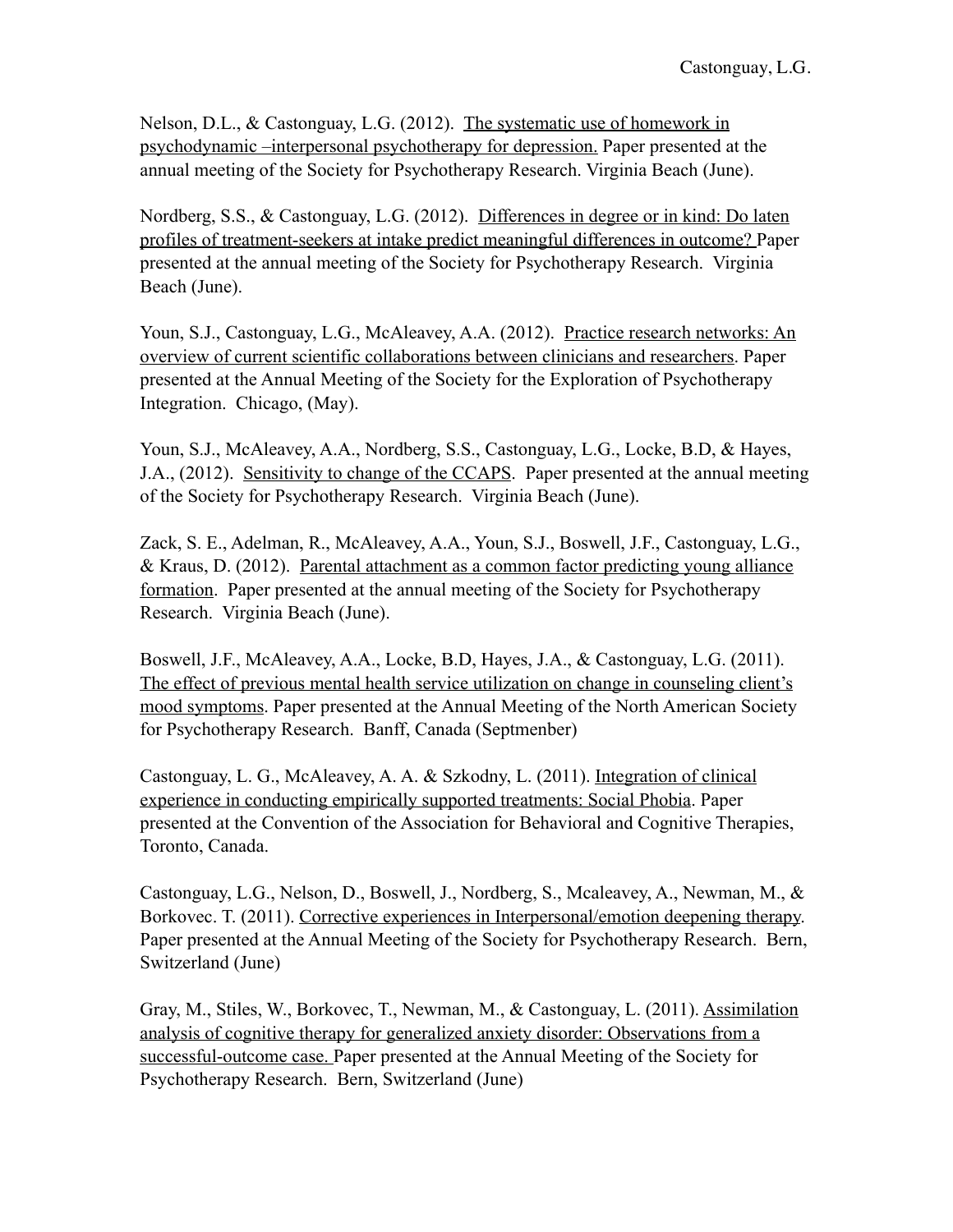Nelson, D.L., & Castonguay, L.G. (2012). <u>The systematic use of homework in psychodynamic –interpersonal psychotherapy for depression.</u> Paper presented at the annual meeting of the Society for Psychotherapy Research. Virginia Beach (June).

Nordberg, S.S., & Castonguay, L.G. (2012). <u>Differences in degree or in kind: Do laten profiles of treatment-seekers at intake predict meaningful differences in outcome?</u> Paper presented at the annual meeting of the Society for Psychotherapy Research. Virginia Beach (June).

Youn, S.J., Castonguay, L.G., McAleavey, A.A. (2012). <u>Practice research networks: An overview of current scientific collaborations between clinicians and researchers</u>. Paper presented at the Annual Meeting of the Society for the Exploration of Psychotherapy Integration. Chicago, (May).

Youn, S.J., McAleavey, A.A., Nordberg, S.S., Castonguay, L.G., Locke, B.D, & Hayes, J.A., (2012). <u>Sensitivity to change of the CCAPS</u>. Paper presented at the annual meeting of the Society for Psychotherapy Research. Virginia Beach (June).

Zack, S. E., Adelman, R., McAleavey, A.A., Youn, S.J., Boswell, J.F., Castonguay, L.G., & Kraus, D. (2012). <u>Parental attachment as a common factor predicting young alliance formation</u>. Paper presented at the annual meeting of the Society for Psychotherapy Research. Virginia Beach (June).

Boswell, J.F., McAleavey, A.A., Locke, B.D, Hayes, J.A., & Castonguay, L.G. (2011). <u>The effect of previous mental health service utilization on change in counseling client's mood symptoms</u>. Paper presented at the Annual Meeting of the North American Society for Psychotherapy Research. Banff, Canada (Septmenber)

Castonguay, L. G., McAleavey, A. A. & Szkodny, L. (2011). <u>Integration of clinical experience in conducting empirically supported treatments: Social Phobia</u>. Paper presented at the Convention of the Association for Behavioral and Cognitive Therapies, Toronto, Canada.

Castonguay, L.G., Nelson, D., Boswell, J., Nordberg, S., Mcaleavey, A., Newman, M., & Borkovec. T. (2011). <u>Corrective experiences in Interpersonal/emotion deepening therapy</u>. Paper presented at the Annual Meeting of the Society for Psychotherapy Research. Bern, Switzerland (June)

Gray, M., Stiles, W., Borkovec, T., Newman, M., & Castonguay, L. (2011). <u>Assimilation analysis of cognitive therapy for generalized anxiety disorder: Observations from a successful-outcome case.</u> Paper presented at the Annual Meeting of the Society for Psychotherapy Research. Bern, Switzerland (June)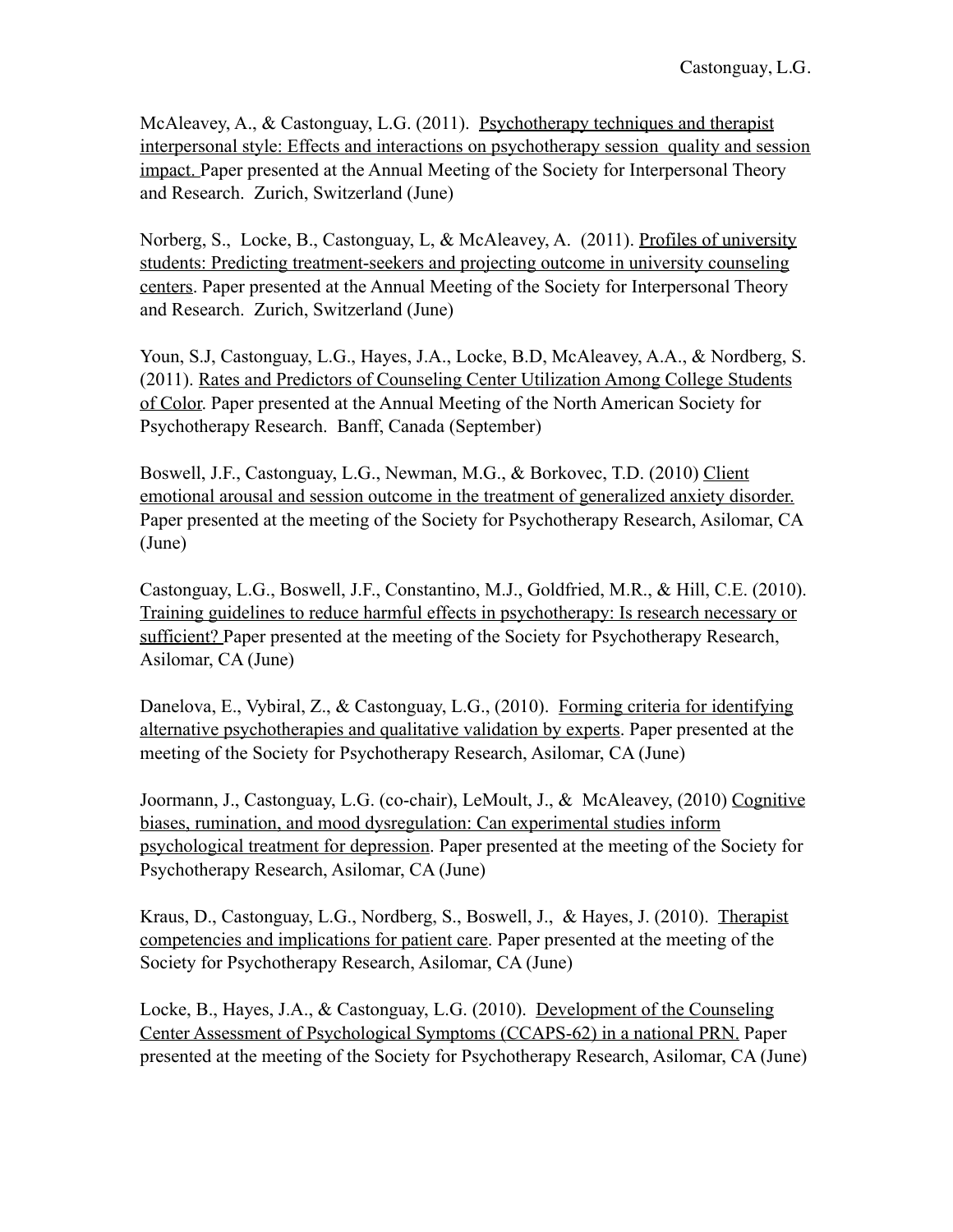McAleavey, A., & Castonguay, L.G. (2011). <u>Psychotherapy techniques and therapist interpersonal style: Effects and interactions on psychotherapy session quality and session impact.</u> Paper presented at the Annual Meeting of the Society for Interpersonal Theory and Research. Zurich, Switzerland (June)

Norberg, S., Locke, B., Castonguay, L, & McAleavey, A. (2011). <u>Profiles of university students: Predicting treatment-seekers and projecting outcome in university counseling centers</u>. Paper presented at the Annual Meeting of the Society for Interpersonal Theory and Research. Zurich, Switzerland (June)

Youn, S.J, Castonguay, L.G., Hayes, J.A., Locke, B.D, McAleavey, A.A., & Nordberg, S. (2011). <u>Rates and Predictors of Counseling Center Utilization Among College Students of Color</u>. Paper presented at the Annual Meeting of the North American Society for Psychotherapy Research. Banff, Canada (September)

Boswell, J.F., Castonguay, L.G., Newman, M.G., & Borkovec, T.D. (2010) <u>Client emotional arousal and session outcome in the treatment of generalized anxiety disorder.</u> Paper presented at the meeting of the Society for Psychotherapy Research, Asilomar, CA (June)

Castonguay, L.G., Boswell, J.F., Constantino, M.J., Goldfried, M.R., & Hill, C.E. (2010). <u>Training guidelines to reduce harmful effects in psychotherapy: Is research necessary or sufficient?</u> Paper presented at the meeting of the Society for Psychotherapy Research, Asilomar, CA (June)

Danelova, E., Vybiral, Z., & Castonguay, L.G., (2010). <u>Forming criteria for identifying alternative psychotherapies and qualitative validation by experts</u>. Paper presented at the meeting of the Society for Psychotherapy Research, Asilomar, CA (June)

Joormann, J., Castonguay, L.G. (co-chair), LeMoult, J., & McAleavey, (2010) <u>Cognitive biases, rumination, and mood dysregulation: Can experimental studies inform psychological treatment for depression</u>. Paper presented at the meeting of the Society for Psychotherapy Research, Asilomar, CA (June)

Kraus, D., Castonguay, L.G., Nordberg, S., Boswell, J., & Hayes, J. (2010). <u>Therapist competencies and implications for patient care</u>. Paper presented at the meeting of the Society for Psychotherapy Research, Asilomar, CA (June)

Locke, B., Hayes, J.A., & Castonguay, L.G. (2010). <u>Development of the Counseling Center Assessment of Psychological Symptoms (CCAPS-62) in a national PRN.</u> Paper presented at the meeting of the Society for Psychotherapy Research, Asilomar, CA (June)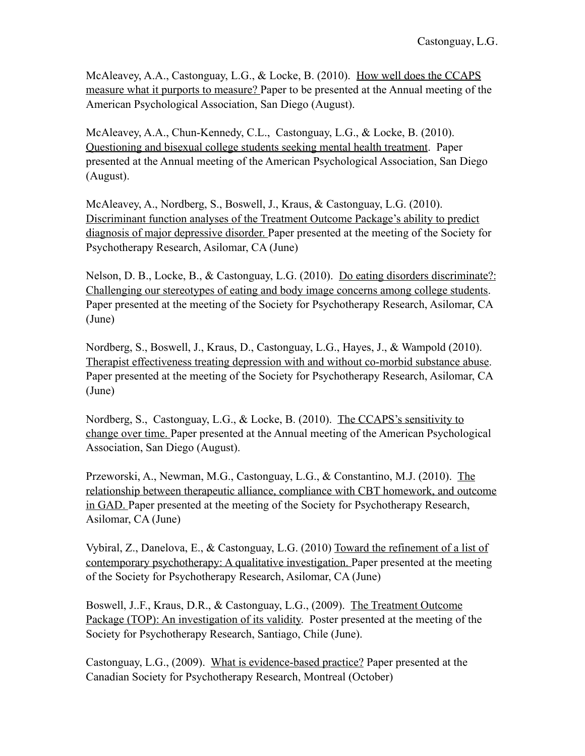McAleavey, A.A., Castonguay, L.G., & Locke, B. (2010). How well does the CCAPS measure what it purports to measure? Paper to be presented at the Annual meeting of the American Psychological Association, San Diego (August).

McAleavey, A.A., Chun-Kennedy, C.L., Castonguay, L.G., & Locke, B. (2010). Questioning and bisexual college students seeking mental health treatment. Paper presented at the Annual meeting of the American Psychological Association, San Diego (August).

McAleavey, A., Nordberg, S., Boswell, J., Kraus, & Castonguay, L.G. (2010). Discriminant function analyses of the Treatment Outcome Package's ability to predict diagnosis of major depressive disorder. Paper presented at the meeting of the Society for Psychotherapy Research, Asilomar, CA (June)

Nelson, D. B., Locke, B., & Castonguay, L.G. (2010). Do eating disorders discriminate?: Challenging our stereotypes of eating and body image concerns among college students. Paper presented at the meeting of the Society for Psychotherapy Research, Asilomar, CA (June)

Nordberg, S., Boswell, J., Kraus, D., Castonguay, L.G., Hayes, J., & Wampold (2010). Therapist effectiveness treating depression with and without co-morbid substance abuse. Paper presented at the meeting of the Society for Psychotherapy Research, Asilomar, CA (June)

Nordberg, S., Castonguay, L.G., & Locke, B. (2010). The CCAPS's sensitivity to change over time. Paper presented at the Annual meeting of the American Psychological Association, San Diego (August).

Przeworski, A., Newman, M.G., Castonguay, L.G., & Constantino, M.J. (2010). The relationship between therapeutic alliance, compliance with CBT homework, and outcome in GAD. Paper presented at the meeting of the Society for Psychotherapy Research, Asilomar, CA (June)

Vybiral, Z., Danelova, E., & Castonguay, L.G. (2010) Toward the refinement of a list of contemporary psychotherapy: A qualitative investigation. Paper presented at the meeting of the Society for Psychotherapy Research, Asilomar, CA (June)

Boswell, J..F., Kraus, D.R., & Castonguay, L.G., (2009). The Treatment Outcome Package (TOP): An investigation of its validity. Poster presented at the meeting of the Society for Psychotherapy Research, Santiago, Chile (June).

Castonguay, L.G., (2009). What is evidence-based practice? Paper presented at the Canadian Society for Psychotherapy Research, Montreal (October)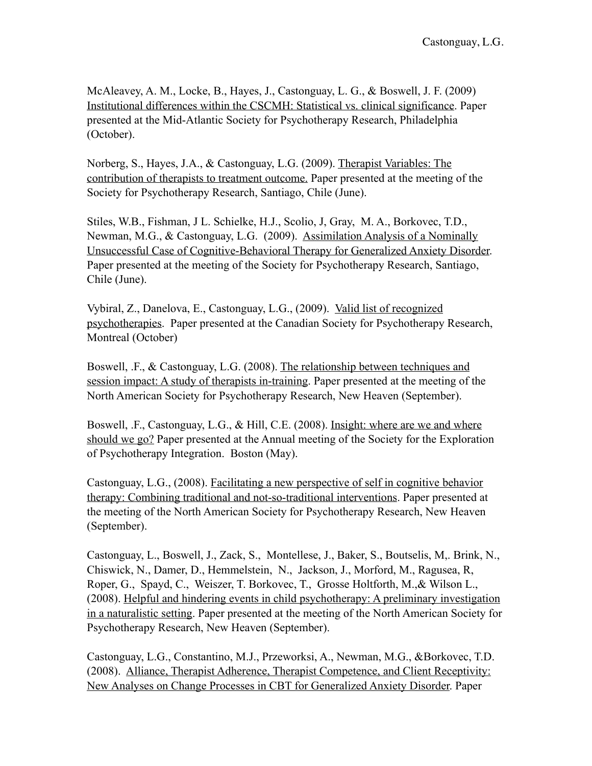McAleavey, A. M., Locke, B., Hayes, J., Castonguay, L. G., & Boswell, J. F. (2009) Institutional differences within the CSCMH: Statistical vs. clinical significance. Paper presented at the Mid-Atlantic Society for Psychotherapy Research, Philadelphia (October).

Norberg, S., Hayes, J.A., & Castonguay, L.G. (2009). Therapist Variables: The contribution of therapists to treatment outcome. Paper presented at the meeting of the Society for Psychotherapy Research, Santiago, Chile (June).

Stiles, W.B., Fishman, J L. Schielke, H.J., Scolio, J, Gray, M. A., Borkovec, T.D., Newman, M.G., & Castonguay, L.G. (2009). Assimilation Analysis of a Nominally Unsuccessful Case of Cognitive-Behavioral Therapy for Generalized Anxiety Disorder. Paper presented at the meeting of the Society for Psychotherapy Research, Santiago, Chile (June).

Vybiral, Z., Danelova, E., Castonguay, L.G., (2009). Valid list of recognized psychotherapies. Paper presented at the Canadian Society for Psychotherapy Research, Montreal (October)

Boswell, .F., & Castonguay, L.G. (2008). The relationship between techniques and session impact: A study of therapists in-training. Paper presented at the meeting of the North American Society for Psychotherapy Research, New Heaven (September).

Boswell, .F., Castonguay, L.G., & Hill, C.E. (2008). Insight: where are we and where should we go? Paper presented at the Annual meeting of the Society for the Exploration of Psychotherapy Integration. Boston (May).

Castonguay, L.G., (2008). Facilitating a new perspective of self in cognitive behavior therapy: Combining traditional and not-so-traditional interventions. Paper presented at the meeting of the North American Society for Psychotherapy Research, New Heaven (September).

Castonguay, L., Boswell, J., Zack, S., Montellese, J., Baker, S., Boutselis, M,. Brink, N., Chiswick, N., Damer, D., Hemmelstein, N., Jackson, J., Morford, M., Ragusea, R, Roper, G., Spayd, C., Weiszer, T. Borkovec, T., Grosse Holtforth, M.,& Wilson L., (2008). Helpful and hindering events in child psychotherapy: A preliminary investigation in a naturalistic setting. Paper presented at the meeting of the North American Society for Psychotherapy Research, New Heaven (September).

Castonguay, L.G., Constantino, M.J., Przeworksi, A., Newman, M.G., &Borkovec, T.D. (2008). Alliance, Therapist Adherence, Therapist Competence, and Client Receptivity: New Analyses on Change Processes in CBT for Generalized Anxiety Disorder. Paper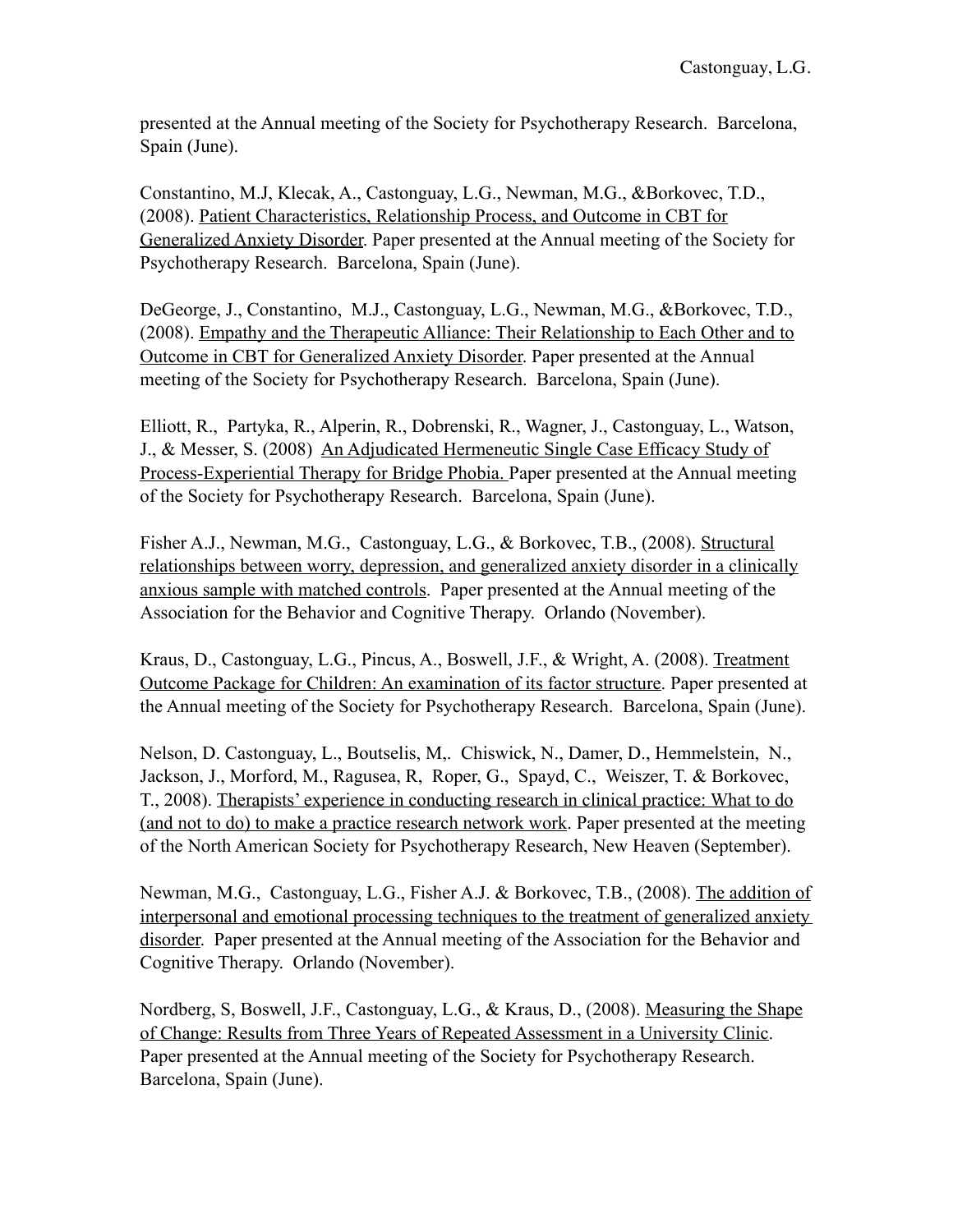presented at the Annual meeting of the Society for Psychotherapy Research. Barcelona, Spain (June).

Constantino, M.J, Klecak, A., Castonguay, L.G., Newman, M.G., &Borkovec, T.D., (2008). Patient Characteristics, Relationship Process, and Outcome in CBT for Generalized Anxiety Disorder. Paper presented at the Annual meeting of the Society for Psychotherapy Research. Barcelona, Spain (June).

DeGeorge, J., Constantino, M.J., Castonguay, L.G., Newman, M.G., &Borkovec, T.D., (2008). Empathy and the Therapeutic Alliance: Their Relationship to Each Other and to Outcome in CBT for Generalized Anxiety Disorder. Paper presented at the Annual meeting of the Society for Psychotherapy Research. Barcelona, Spain (June).

Elliott, R., Partyka, R., Alperin, R., Dobrenski, R., Wagner, J., Castonguay, L., Watson, J., & Messer, S. (2008) An Adjudicated Hermeneutic Single Case Efficacy Study of Process-Experiential Therapy for Bridge Phobia. Paper presented at the Annual meeting of the Society for Psychotherapy Research. Barcelona, Spain (June).

Fisher A.J., Newman, M.G., Castonguay, L.G., & Borkovec, T.B., (2008). Structural relationships between worry, depression, and generalized anxiety disorder in a clinically anxious sample with matched controls. Paper presented at the Annual meeting of the Association for the Behavior and Cognitive Therapy. Orlando (November).

Kraus, D., Castonguay, L.G., Pincus, A., Boswell, J.F., & Wright, A. (2008). Treatment Outcome Package for Children: An examination of its factor structure. Paper presented at the Annual meeting of the Society for Psychotherapy Research. Barcelona, Spain (June).

Nelson, D. Castonguay, L., Boutselis, M,. Chiswick, N., Damer, D., Hemmelstein, N., Jackson, J., Morford, M., Ragusea, R, Roper, G., Spayd, C., Weiszer, T. & Borkovec, T., 2008). Therapists' experience in conducting research in clinical practice: What to do (and not to do) to make a practice research network work. Paper presented at the meeting of the North American Society for Psychotherapy Research, New Heaven (September).

Newman, M.G., Castonguay, L.G., Fisher A.J. & Borkovec, T.B., (2008). The addition of interpersonal and emotional processing techniques to the treatment of generalized anxiety disorder. Paper presented at the Annual meeting of the Association for the Behavior and Cognitive Therapy. Orlando (November).

Nordberg, S, Boswell, J.F., Castonguay, L.G., & Kraus, D., (2008). Measuring the Shape of Change: Results from Three Years of Repeated Assessment in a University Clinic. Paper presented at the Annual meeting of the Society for Psychotherapy Research. Barcelona, Spain (June).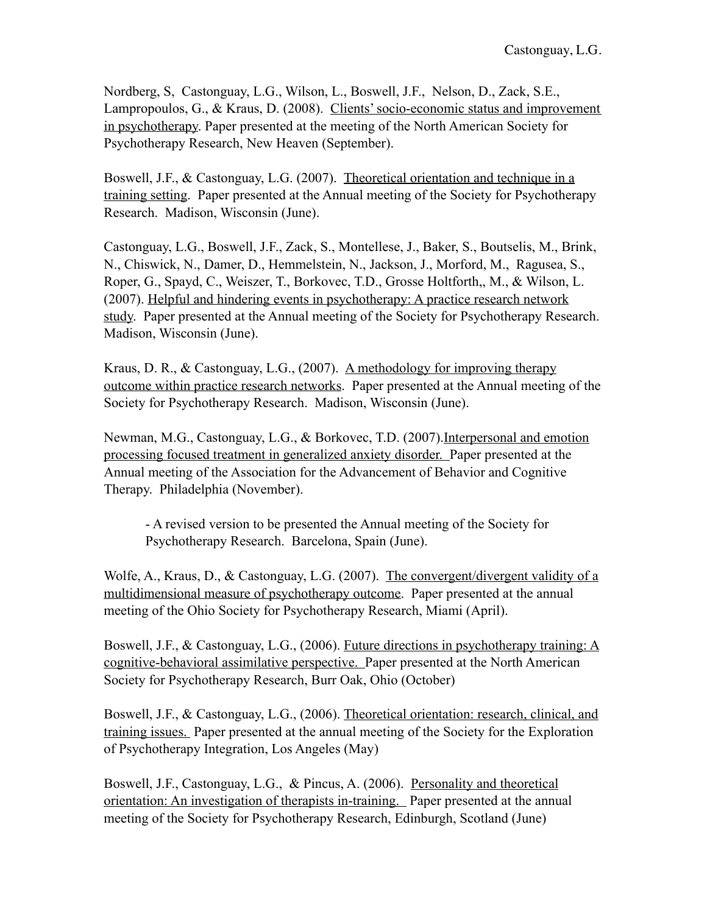Nordberg, S, Castonguay, L.G., Wilson, L., Boswell, J.F., Nelson, D., Zack, S.E., Lampropoulos, G., & Kraus, D. (2008). <u>Clients' socio-economic status and improvement in psychotherapy</u>. Paper presented at the meeting of the North American Society for Psychotherapy Research, New Heaven (September).

Boswell, J.F., & Castonguay, L.G. (2007). <u>Theoretical orientation and technique in a training setting</u>. Paper presented at the Annual meeting of the Society for Psychotherapy Research. Madison, Wisconsin (June).

Castonguay, L.G., Boswell, J.F., Zack, S., Montellese, J., Baker, S., Boutselis, M., Brink, N., Chiswick, N., Damer, D., Hemmelstein, N., Jackson, J., Morford, M., Ragusea, S., Roper, G., Spayd, C., Weiszer, T., Borkovec, T.D., Grosse Holtforth,, M., & Wilson, L. (2007). <u>Helpful and hindering events in psychotherapy: A practice research network study</u>. Paper presented at the Annual meeting of the Society for Psychotherapy Research. Madison, Wisconsin (June).

Kraus, D. R., & Castonguay, L.G., (2007). <u>A methodology for improving therapy outcome within practice research networks</u>. Paper presented at the Annual meeting of the Society for Psychotherapy Research. Madison, Wisconsin (June).

Newman, M.G., Castonguay, L.G., & Borkovec, T.D. (2007).<u>Interpersonal and emotion processing focused treatment in generalized anxiety disorder.</u> Paper presented at the Annual meeting of the Association for the Advancement of Behavior and Cognitive Therapy. Philadelphia (November).

- A revised version to be presented the Annual meeting of the Society for Psychotherapy Research. Barcelona, Spain (June).

Wolfe, A., Kraus, D., & Castonguay, L.G. (2007). <u>The convergent/divergent validity of a multidimensional measure of psychotherapy outcome</u>. Paper presented at the annual meeting of the Ohio Society for Psychotherapy Research, Miami (April).

Boswell, J.F., & Castonguay, L.G., (2006). <u>Future directions in psychotherapy training: A cognitive-behavioral assimilative perspective.</u> Paper presented at the North American Society for Psychotherapy Research, Burr Oak, Ohio (October)

Boswell, J.F., & Castonguay, L.G., (2006). <u>Theoretical orientation: research, clinical, and training issues.</u> Paper presented at the annual meeting of the Society for the Exploration of Psychotherapy Integration, Los Angeles (May)

Boswell, J.F., Castonguay, L.G., & Pincus, A. (2006). <u>Personality and theoretical orientation: An investigation of therapists in-training.</u> Paper presented at the annual meeting of the Society for Psychotherapy Research, Edinburgh, Scotland (June)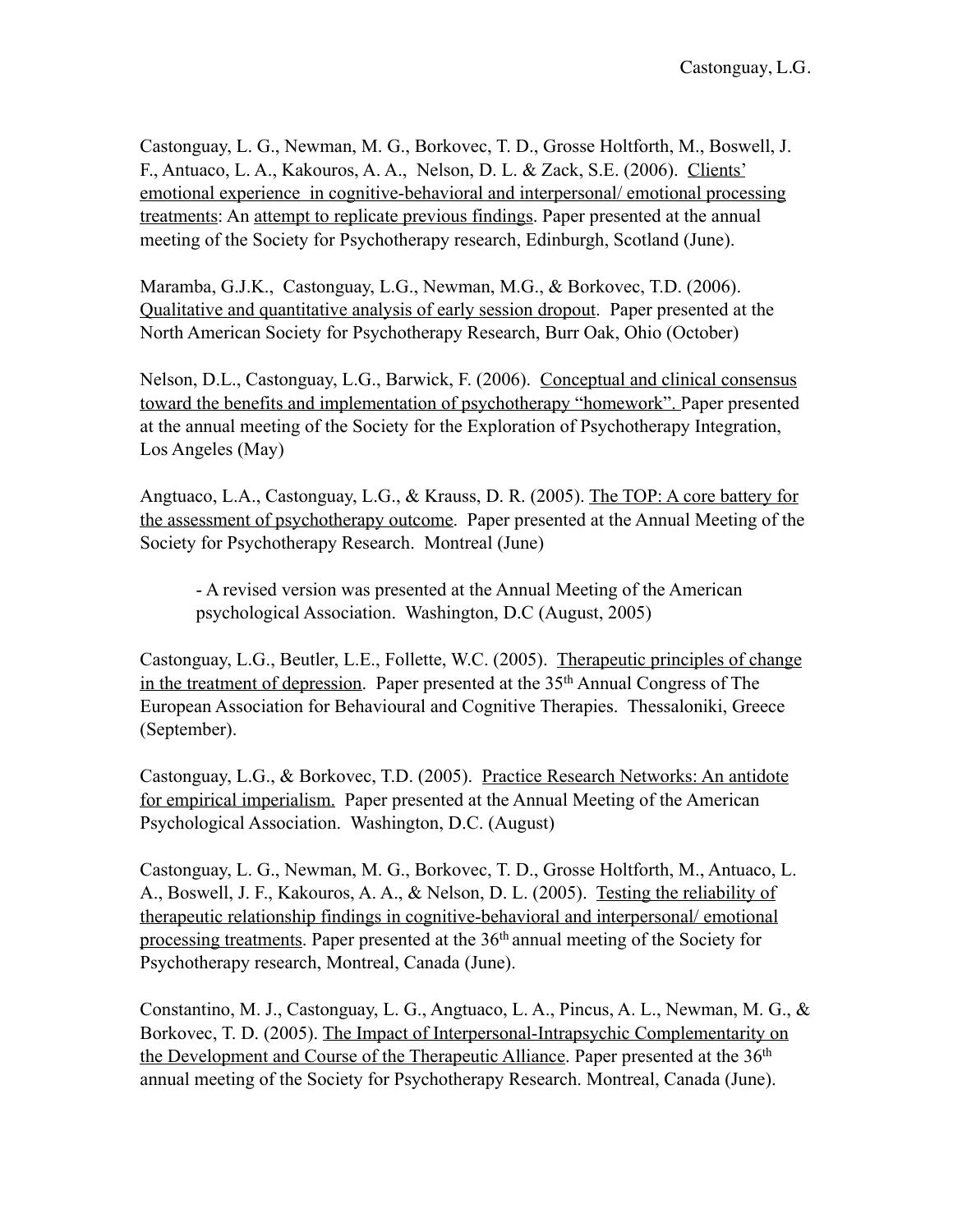Castonguay, L. G., Newman, M. G., Borkovec, T. D., Grosse Holtforth, M., Boswell, J. F., Antuaco, L. A., Kakouros, A. A., Nelson, D. L. & Zack, S.E. (2006). Clients' emotional experience in cognitive-behavioral and interpersonal/ emotional processing treatments: An attempt to replicate previous findings. Paper presented at the annual meeting of the Society for Psychotherapy research, Edinburgh, Scotland (June).

Maramba, G.J.K., Castonguay, L.G., Newman, M.G., & Borkovec, T.D. (2006). Qualitative and quantitative analysis of early session dropout. Paper presented at the North American Society for Psychotherapy Research, Burr Oak, Ohio (October)

Nelson, D.L., Castonguay, L.G., Barwick, F. (2006). Conceptual and clinical consensus toward the benefits and implementation of psychotherapy "homework". Paper presented at the annual meeting of the Society for the Exploration of Psychotherapy Integration, Los Angeles (May)

Angtuaco, L.A., Castonguay, L.G., & Krauss, D. R. (2005). The TOP: A core battery for the assessment of psychotherapy outcome. Paper presented at the Annual Meeting of the Society for Psychotherapy Research. Montreal (June)

- A revised version was presented at the Annual Meeting of the American psychological Association. Washington, D.C (August, 2005)

Castonguay, L.G., Beutler, L.E., Follette, W.C. (2005). Therapeutic principles of change in the treatment of depression. Paper presented at the 35th Annual Congress of The European Association for Behavioural and Cognitive Therapies. Thessaloniki, Greece (September).

Castonguay, L.G., & Borkovec, T.D. (2005). Practice Research Networks: An antidote for empirical imperialism. Paper presented at the Annual Meeting of the American Psychological Association. Washington, D.C. (August)

Castonguay, L. G., Newman, M. G., Borkovec, T. D., Grosse Holtforth, M., Antuaco, L. A., Boswell, J. F., Kakouros, A. A., & Nelson, D. L. (2005). Testing the reliability of therapeutic relationship findings in cognitive-behavioral and interpersonal/ emotional processing treatments. Paper presented at the 36th annual meeting of the Society for Psychotherapy research, Montreal, Canada (June).

Constantino, M. J., Castonguay, L. G., Angtuaco, L. A., Pincus, A. L., Newman, M. G., & Borkovec, T. D. (2005). The Impact of Interpersonal-Intrapsychic Complementarity on the Development and Course of the Therapeutic Alliance. Paper presented at the 36th annual meeting of the Society for Psychotherapy Research. Montreal, Canada (June).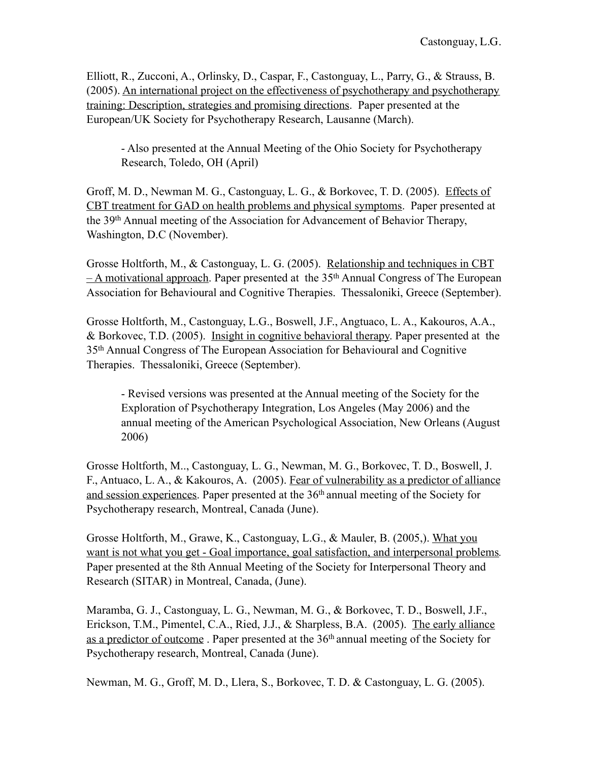Elliott, R., Zucconi, A., Orlinsky, D., Caspar, F., Castonguay, L., Parry, G., & Strauss, B. (2005). An international project on the effectiveness of psychotherapy and psychotherapy training: Description, strategies and promising directions. Paper presented at the European/UK Society for Psychotherapy Research, Lausanne (March).

- Also presented at the Annual Meeting of the Ohio Society for Psychotherapy Research, Toledo, OH (April)

Groff, M. D., Newman M. G., Castonguay, L. G., & Borkovec, T. D. (2005). Effects of CBT treatment for GAD on health problems and physical symptoms. Paper presented at the 39th Annual meeting of the Association for Advancement of Behavior Therapy, Washington, D.C (November).

Grosse Holtforth, M., & Castonguay, L. G. (2005). Relationship and techniques in CBT – A motivational approach. Paper presented at the 35th Annual Congress of The European Association for Behavioural and Cognitive Therapies. Thessaloniki, Greece (September).

Grosse Holtforth, M., Castonguay, L.G., Boswell, J.F., Angtuaco, L. A., Kakouros, A.A., & Borkovec, T.D. (2005). Insight in cognitive behavioral therapy. Paper presented at the 35th Annual Congress of The European Association for Behavioural and Cognitive Therapies. Thessaloniki, Greece (September).

- Revised versions was presented at the Annual meeting of the Society for the Exploration of Psychotherapy Integration, Los Angeles (May 2006) and the annual meeting of the American Psychological Association, New Orleans (August 2006)

Grosse Holtforth, M.., Castonguay, L. G., Newman, M. G., Borkovec, T. D., Boswell, J. F., Antuaco, L. A., & Kakouros, A. (2005). Fear of vulnerability as a predictor of alliance and session experiences. Paper presented at the 36th annual meeting of the Society for Psychotherapy research, Montreal, Canada (June).

Grosse Holtforth, M., Grawe, K., Castonguay, L.G., & Mauler, B. (2005,). What you want is not what you get - Goal importance, goal satisfaction, and interpersonal problems. Paper presented at the 8th Annual Meeting of the Society for Interpersonal Theory and Research (SITAR) in Montreal, Canada, (June).

Maramba, G. J., Castonguay, L. G., Newman, M. G., & Borkovec, T. D., Boswell, J.F., Erickson, T.M., Pimentel, C.A., Ried, J.J., & Sharpless, B.A. (2005). The early alliance as a predictor of outcome . Paper presented at the 36th annual meeting of the Society for Psychotherapy research, Montreal, Canada (June).

Newman, M. G., Groff, M. D., Llera, S., Borkovec, T. D. & Castonguay, L. G. (2005).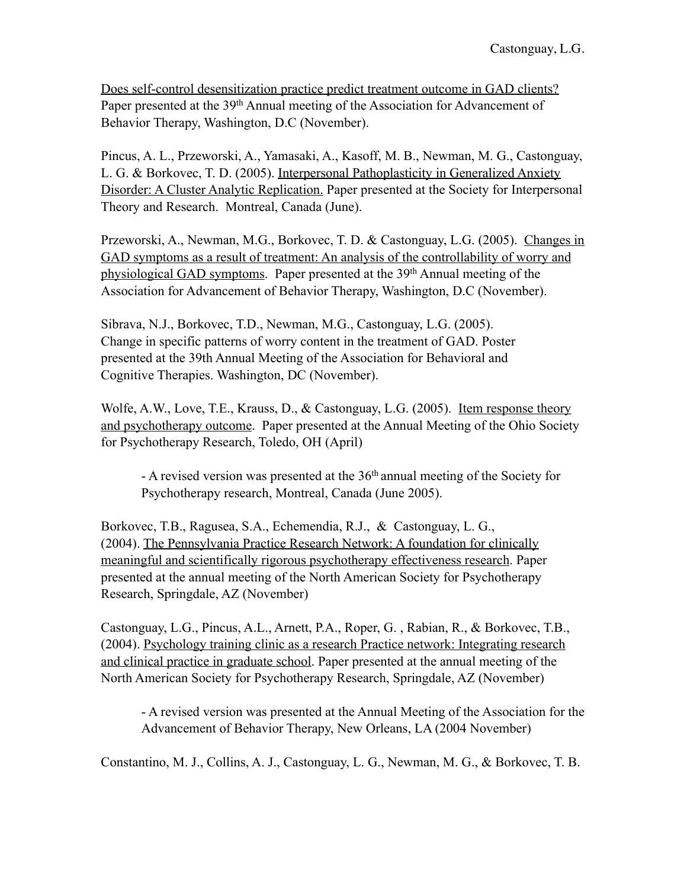<u>Does self-control desensitization practice predict treatment outcome in GAD clients?</u> Paper presented at the 39th Annual meeting of the Association for Advancement of Behavior Therapy, Washington, D.C (November).

Pincus, A. L., Przeworski, A., Yamasaki, A., Kasoff, M. B., Newman, M. G., Castonguay, L. G. & Borkovec, T. D. (2005). <u>Interpersonal Pathoplasticity in Generalized Anxiety Disorder: A Cluster Analytic Replication.</u> Paper presented at the Society for Interpersonal Theory and Research. Montreal, Canada (June).

Przeworski, A., Newman, M.G., Borkovec, T. D. & Castonguay, L.G. (2005). <u>Changes in GAD symptoms as a result of treatment: An analysis of the controllability of worry and physiological GAD symptoms</u>. Paper presented at the 39th Annual meeting of the Association for Advancement of Behavior Therapy, Washington, D.C (November).

Sibrava, N.J., Borkovec, T.D., Newman, M.G., Castonguay, L.G. (2005). Change in specific patterns of worry content in the treatment of GAD. Poster presented at the 39th Annual Meeting of the Association for Behavioral and Cognitive Therapies. Washington, DC (November).

Wolfe, A.W., Love, T.E., Krauss, D., & Castonguay, L.G. (2005). <u>Item response theory and psychotherapy outcome</u>. Paper presented at the Annual Meeting of the Ohio Society for Psychotherapy Research, Toledo, OH (April)

- A revised version was presented at the 36th annual meeting of the Society for Psychotherapy research, Montreal, Canada (June 2005).

Borkovec, T.B., Ragusea, S.A., Echemendia, R.J., & Castonguay, L. G., (2004). <u>The Pennsylvania Practice Research Network: A foundation for clinically meaningful and scientifically rigorous psychotherapy effectiveness research</u>. Paper presented at the annual meeting of the North American Society for Psychotherapy Research, Springdale, AZ (November)

Castonguay, L.G., Pincus, A.L., Arnett, P.A., Roper, G. , Rabian, R., & Borkovec, T.B., (2004). <u>Psychology training clinic as a research Practice network: Integrating research and clinical practice in graduate school</u>. Paper presented at the annual meeting of the North American Society for Psychotherapy Research, Springdale, AZ (November)

- A revised version was presented at the Annual Meeting of the Association for the Advancement of Behavior Therapy, New Orleans, LA (2004 November)

Constantino, M. J., Collins, A. J., Castonguay, L. G., Newman, M. G., & Borkovec, T. B.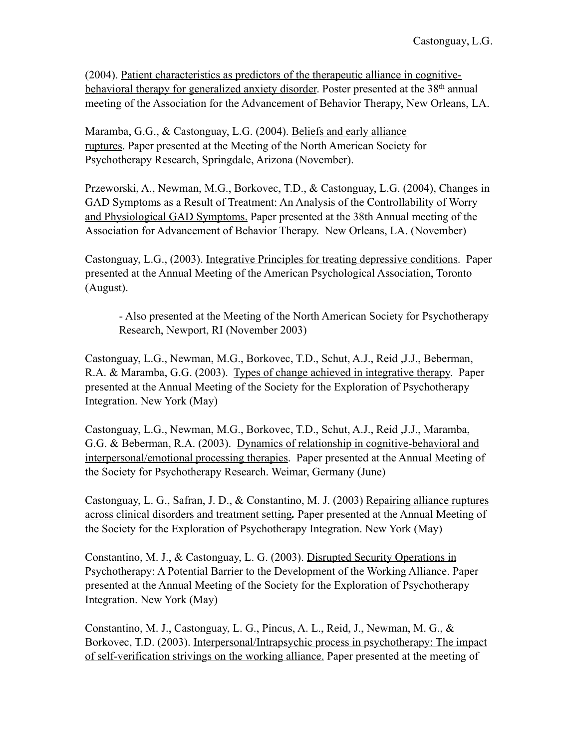(2004). Patient characteristics as predictors of the therapeutic alliance in cognitive-behavioral therapy for generalized anxiety disorder. Poster presented at the 38th annual meeting of the Association for the Advancement of Behavior Therapy, New Orleans, LA.

Maramba, G.G., & Castonguay, L.G. (2004). Beliefs and early alliance ruptures. Paper presented at the Meeting of the North American Society for Psychotherapy Research, Springdale, Arizona (November).

Przeworski, A., Newman, M.G., Borkovec, T.D., & Castonguay, L.G. (2004), Changes in GAD Symptoms as a Result of Treatment: An Analysis of the Controllability of Worry and Physiological GAD Symptoms. Paper presented at the 38th Annual meeting of the Association for Advancement of Behavior Therapy. New Orleans, LA. (November)

Castonguay, L.G., (2003). Integrative Principles for treating depressive conditions. Paper presented at the Annual Meeting of the American Psychological Association, Toronto (August).

- Also presented at the Meeting of the North American Society for Psychotherapy Research, Newport, RI (November 2003)

Castonguay, L.G., Newman, M.G., Borkovec, T.D., Schut, A.J., Reid ,J.J., Beberman, R.A. & Maramba, G.G. (2003). Types of change achieved in integrative therapy. Paper presented at the Annual Meeting of the Society for the Exploration of Psychotherapy Integration. New York (May)

Castonguay, L.G., Newman, M.G., Borkovec, T.D., Schut, A.J., Reid ,J.J., Maramba, G.G. & Beberman, R.A. (2003). Dynamics of relationship in cognitive-behavioral and interpersonal/emotional processing therapies. Paper presented at the Annual Meeting of the Society for Psychotherapy Research. Weimar, Germany (June)

Castonguay, L. G., Safran, J. D., & Constantino, M. J. (2003) Repairing alliance ruptures across clinical disorders and treatment setting**.** Paper presented at the Annual Meeting of the Society for the Exploration of Psychotherapy Integration. New York (May)

Constantino, M. J., & Castonguay, L. G. (2003). Disrupted Security Operations in Psychotherapy: A Potential Barrier to the Development of the Working Alliance. Paper presented at the Annual Meeting of the Society for the Exploration of Psychotherapy Integration. New York (May)

Constantino, M. J., Castonguay, L. G., Pincus, A. L., Reid, J., Newman, M. G., & Borkovec, T.D. (2003). Interpersonal/Intrapsychic process in psychotherapy: The impact of self-verification strivings on the working alliance. Paper presented at the meeting of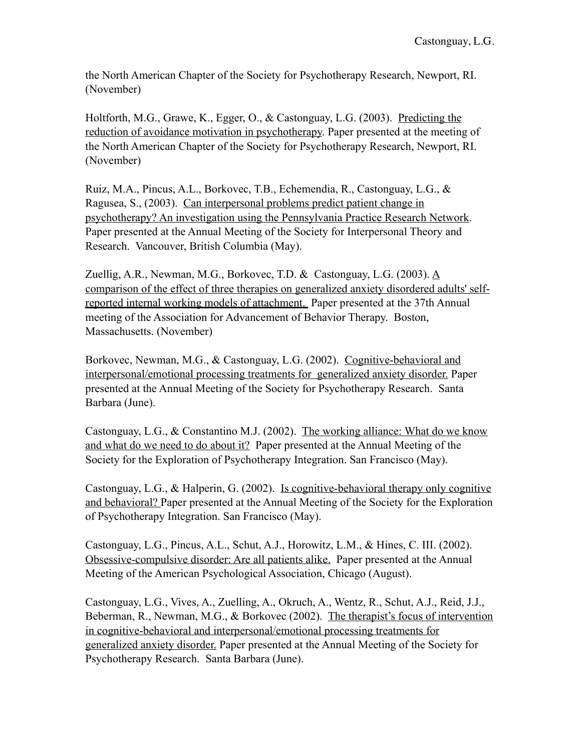the North American Chapter of the Society for Psychotherapy Research, Newport, RI. (November)

Holtforth, M.G., Grawe, K., Egger, O., & Castonguay, L.G. (2003). Predicting the reduction of avoidance motivation in psychotherapy. Paper presented at the meeting of the North American Chapter of the Society for Psychotherapy Research, Newport, RI. (November)

Ruiz, M.A., Pincus, A.L., Borkovec, T.B., Echemendia, R., Castonguay, L.G., & Ragusea, S., (2003). Can interpersonal problems predict patient change in psychotherapy? An investigation using the Pennsylvania Practice Research Network. Paper presented at the Annual Meeting of the Society for Interpersonal Theory and Research. Vancouver, British Columbia (May).

Zuellig, A.R., Newman, M.G., Borkovec, T.D. & Castonguay, L.G. (2003). A comparison of the effect of three therapies on generalized anxiety disordered adults' self-reported internal working models of attachment. Paper presented at the 37th Annual meeting of the Association for Advancement of Behavior Therapy. Boston, Massachusetts. (November)

Borkovec, Newman, M.G., & Castonguay, L.G. (2002). Cognitive-behavioral and interpersonal/emotional processing treatments for generalized anxiety disorder. Paper presented at the Annual Meeting of the Society for Psychotherapy Research. Santa Barbara (June).

Castonguay, L.G., & Constantino M.J. (2002). The working alliance: What do we know and what do we need to do about it? Paper presented at the Annual Meeting of the Society for the Exploration of Psychotherapy Integration. San Francisco (May).

Castonguay, L.G., & Halperin, G. (2002). Is cognitive-behavioral therapy only cognitive and behavioral? Paper presented at the Annual Meeting of the Society for the Exploration of Psychotherapy Integration. San Francisco (May).

Castonguay, L.G., Pincus, A.L., Schut, A.J., Horowitz, L.M., & Hines, C. III. (2002). Obsessive-compulsive disorder: Are all patients alike. Paper presented at the Annual Meeting of the American Psychological Association, Chicago (August).

Castonguay, L.G., Vives, A., Zuelling, A., Okruch, A., Wentz, R., Schut, A.J., Reid, J.J., Beberman, R., Newman, M.G., & Borkovec (2002). The therapist's focus of intervention in cognitive-behavioral and interpersonal/emotional processing treatments for generalized anxiety disorder. Paper presented at the Annual Meeting of the Society for Psychotherapy Research. Santa Barbara (June).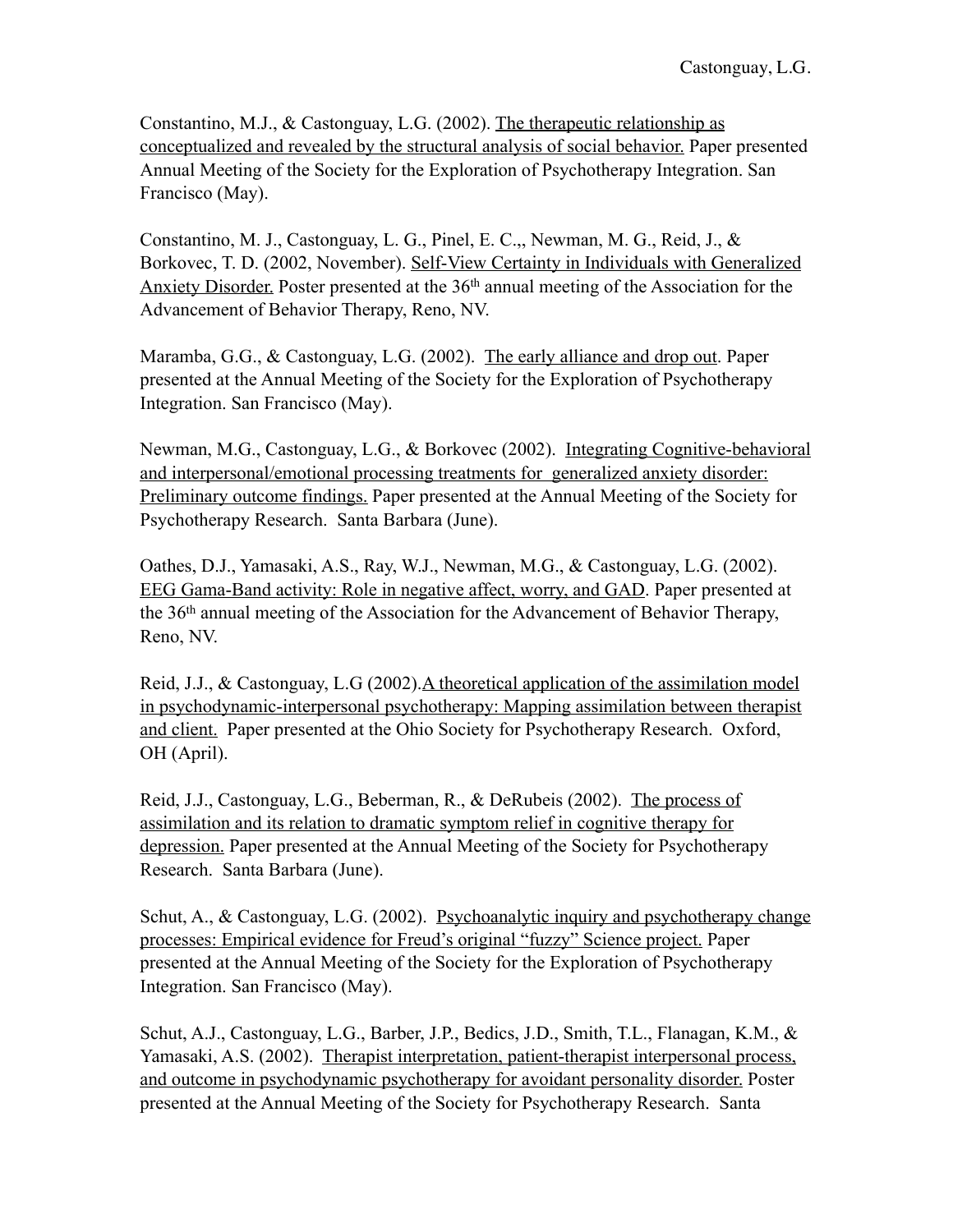Constantino, M.J., & Castonguay, L.G. (2002). The therapeutic relationship as conceptualized and revealed by the structural analysis of social behavior. Paper presented Annual Meeting of the Society for the Exploration of Psychotherapy Integration. San Francisco (May).

Constantino, M. J., Castonguay, L. G., Pinel, E. C.,, Newman, M. G., Reid, J., & Borkovec, T. D. (2002, November). Self-View Certainty in Individuals with Generalized Anxiety Disorder. Poster presented at the 36th annual meeting of the Association for the Advancement of Behavior Therapy, Reno, NV.

Maramba, G.G., & Castonguay, L.G. (2002). The early alliance and drop out. Paper presented at the Annual Meeting of the Society for the Exploration of Psychotherapy Integration. San Francisco (May).

Newman, M.G., Castonguay, L.G., & Borkovec (2002). Integrating Cognitive-behavioral and interpersonal/emotional processing treatments for generalized anxiety disorder: Preliminary outcome findings. Paper presented at the Annual Meeting of the Society for Psychotherapy Research. Santa Barbara (June).

Oathes, D.J., Yamasaki, A.S., Ray, W.J., Newman, M.G., & Castonguay, L.G. (2002). EEG Gama-Band activity: Role in negative affect, worry, and GAD. Paper presented at the 36th annual meeting of the Association for the Advancement of Behavior Therapy, Reno, NV.

Reid, J.J., & Castonguay, L.G (2002).A theoretical application of the assimilation model in psychodynamic-interpersonal psychotherapy: Mapping assimilation between therapist and client. Paper presented at the Ohio Society for Psychotherapy Research. Oxford, OH (April).

Reid, J.J., Castonguay, L.G., Beberman, R., & DeRubeis (2002). The process of assimilation and its relation to dramatic symptom relief in cognitive therapy for depression. Paper presented at the Annual Meeting of the Society for Psychotherapy Research. Santa Barbara (June).

Schut, A., & Castonguay, L.G. (2002). Psychoanalytic inquiry and psychotherapy change processes: Empirical evidence for Freud's original "fuzzy" Science project. Paper presented at the Annual Meeting of the Society for the Exploration of Psychotherapy Integration. San Francisco (May).

Schut, A.J., Castonguay, L.G., Barber, J.P., Bedics, J.D., Smith, T.L., Flanagan, K.M., & Yamasaki, A.S. (2002). Therapist interpretation, patient-therapist interpersonal process, and outcome in psychodynamic psychotherapy for avoidant personality disorder. Poster presented at the Annual Meeting of the Society for Psychotherapy Research. Santa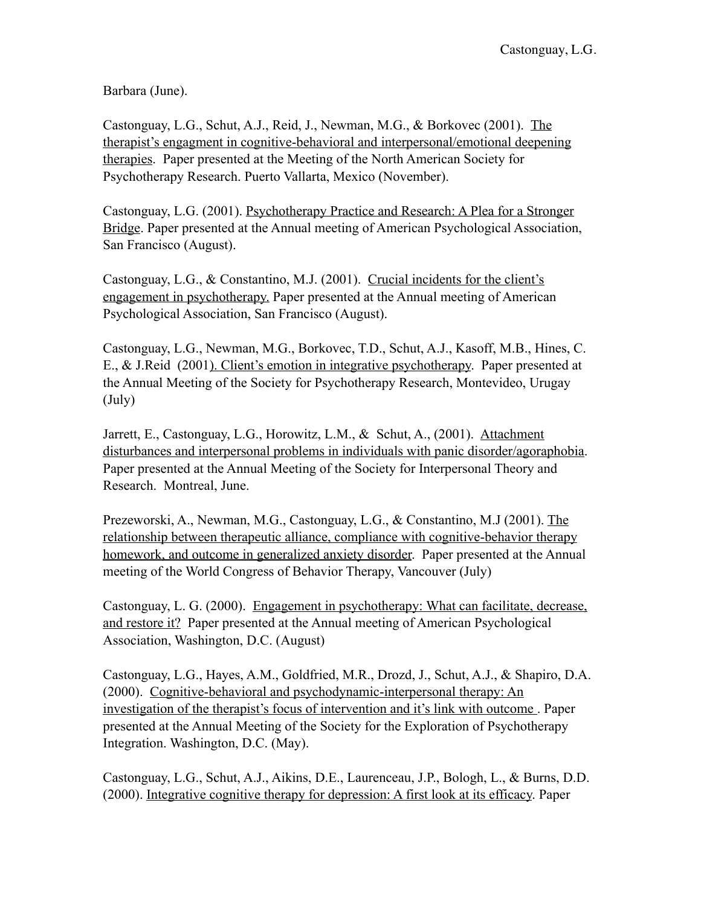Barbara (June).

Castonguay, L.G., Schut, A.J., Reid, J., Newman, M.G., & Borkovec (2001). The therapist's engagment in cognitive-behavioral and interpersonal/emotional deepening therapies. Paper presented at the Meeting of the North American Society for Psychotherapy Research. Puerto Vallarta, Mexico (November).

Castonguay, L.G. (2001). Psychotherapy Practice and Research: A Plea for a Stronger Bridge. Paper presented at the Annual meeting of American Psychological Association, San Francisco (August).

Castonguay, L.G., & Constantino, M.J. (2001). Crucial incidents for the client's engagement in psychotherapy. Paper presented at the Annual meeting of American Psychological Association, San Francisco (August).

Castonguay, L.G., Newman, M.G., Borkovec, T.D., Schut, A.J., Kasoff, M.B., Hines, C. E., & J.Reid (2001). Client's emotion in integrative psychotherapy. Paper presented at the Annual Meeting of the Society for Psychotherapy Research, Montevideo, Urugay (July)

Jarrett, E., Castonguay, L.G., Horowitz, L.M., & Schut, A., (2001). Attachment disturbances and interpersonal problems in individuals with panic disorder/agoraphobia. Paper presented at the Annual Meeting of the Society for Interpersonal Theory and Research. Montreal, June.

Prezeworski, A., Newman, M.G., Castonguay, L.G., & Constantino, M.J (2001). The relationship between therapeutic alliance, compliance with cognitive-behavior therapy homework, and outcome in generalized anxiety disorder. Paper presented at the Annual meeting of the World Congress of Behavior Therapy, Vancouver (July)

Castonguay, L. G. (2000). Engagement in psychotherapy: What can facilitate, decrease, and restore it? Paper presented at the Annual meeting of American Psychological Association, Washington, D.C. (August)

Castonguay, L.G., Hayes, A.M., Goldfried, M.R., Drozd, J., Schut, A.J., & Shapiro, D.A. (2000). Cognitive-behavioral and psychodynamic-interpersonal therapy: An investigation of the therapist's focus of intervention and it's link with outcome . Paper presented at the Annual Meeting of the Society for the Exploration of Psychotherapy Integration. Washington, D.C. (May).

Castonguay, L.G., Schut, A.J., Aikins, D.E., Laurenceau, J.P., Bologh, L., & Burns, D.D. (2000). Integrative cognitive therapy for depression: A first look at its efficacy. Paper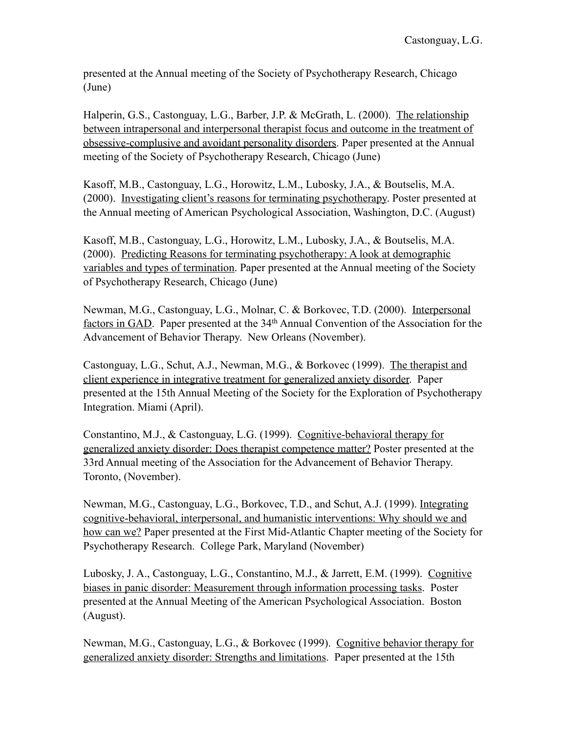presented at the Annual meeting of the Society of Psychotherapy Research, Chicago (June)

Halperin, G.S., Castonguay, L.G., Barber, J.P. & McGrath, L. (2000). <u>The relationship between intrapersonal and interpersonal therapist focus and outcome in the treatment of obsessive-complusive and avoidant personality disorders</u>. Paper presented at the Annual meeting of the Society of Psychotherapy Research, Chicago (June)

Kasoff, M.B., Castonguay, L.G., Horowitz, L.M., Lubosky, J.A., & Boutselis, M.A. (2000). <u>Investigating client's reasons for terminating psychotherapy</u>. Poster presented at the Annual meeting of American Psychological Association, Washington, D.C. (August)

Kasoff, M.B., Castonguay, L.G., Horowitz, L.M., Lubosky, J.A., & Boutselis, M.A. (2000). <u>Predicting Reasons for terminating psychotherapy: A look at demographic variables and types of termination</u>. Paper presented at the Annual meeting of the Society of Psychotherapy Research, Chicago (June)

Newman, M.G., Castonguay, L.G., Molnar, C. & Borkovec, T.D. (2000). <u>Interpersonal factors in GAD</u>. Paper presented at the 34th Annual Convention of the Association for the Advancement of Behavior Therapy. New Orleans (November).

Castonguay, L.G., Schut, A.J., Newman, M.G., & Borkovec (1999). <u>The therapist and client experience in integrative treatment for generalized anxiety disorder</u>. Paper presented at the 15th Annual Meeting of the Society for the Exploration of Psychotherapy Integration. Miami (April).

Constantino, M.J., & Castonguay, L.G. (1999). <u>Cognitive-behavioral therapy for generalized anxiety disorder: Does therapist competence matter?</u> Poster presented at the 33rd Annual meeting of the Association for the Advancement of Behavior Therapy. Toronto, (November).

Newman, M.G., Castonguay, L.G., Borkovec, T.D., and Schut, A.J. (1999). <u>Integrating cognitive-behavioral, interpersonal, and humanistic interventions: Why should we and how can we?</u> Paper presented at the First Mid-Atlantic Chapter meeting of the Society for Psychotherapy Research. College Park, Maryland (November)

Lubosky, J. A., Castonguay, L.G., Constantino, M.J., & Jarrett, E.M. (1999). <u>Cognitive biases in panic disorder: Measurement through information processing tasks</u>. Poster presented at the Annual Meeting of the American Psychological Association. Boston (August).

Newman, M.G., Castonguay, L.G., & Borkovec (1999). <u>Cognitive behavior therapy for generalized anxiety disorder: Strengths and limitations</u>. Paper presented at the 15th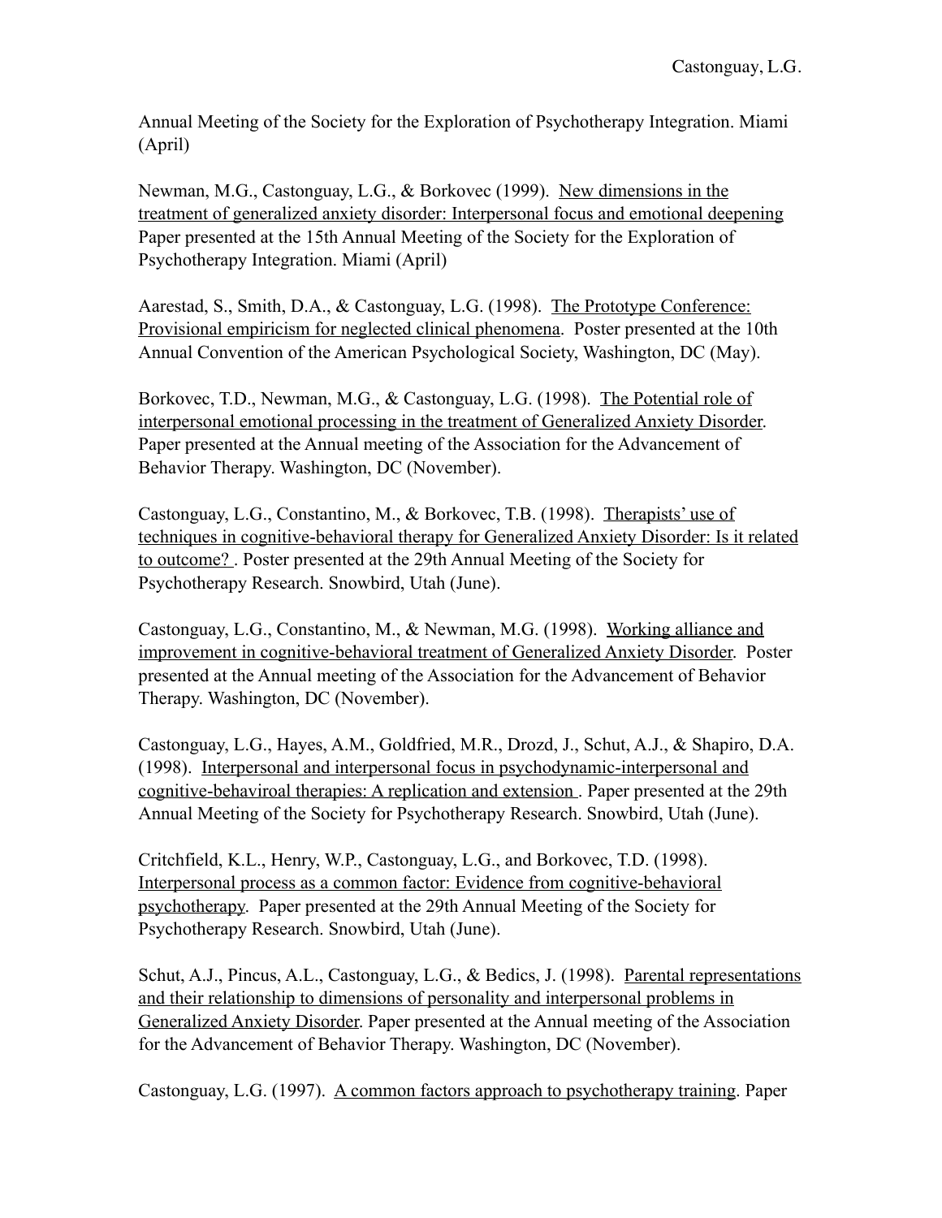Annual Meeting of the Society for the Exploration of Psychotherapy Integration. Miami (April)

Newman, M.G., Castonguay, L.G., & Borkovec (1999). <u>New dimensions in the treatment of generalized anxiety disorder: Interpersonal focus and emotional deepening</u> Paper presented at the 15th Annual Meeting of the Society for the Exploration of Psychotherapy Integration. Miami (April)

Aarestad, S., Smith, D.A., & Castonguay, L.G. (1998). <u>The Prototype Conference: Provisional empiricism for neglected clinical phenomena</u>. Poster presented at the 10th Annual Convention of the American Psychological Society, Washington, DC (May).

Borkovec, T.D., Newman, M.G., & Castonguay, L.G. (1998). <u>The Potential role of interpersonal emotional processing in the treatment of Generalized Anxiety Disorder</u>. Paper presented at the Annual meeting of the Association for the Advancement of Behavior Therapy. Washington, DC (November).

Castonguay, L.G., Constantino, M., & Borkovec, T.B. (1998). <u>Therapists' use of techniques in cognitive-behavioral therapy for Generalized Anxiety Disorder: Is it related to outcome?</u> . Poster presented at the 29th Annual Meeting of the Society for Psychotherapy Research. Snowbird, Utah (June).

Castonguay, L.G., Constantino, M., & Newman, M.G. (1998). <u>Working alliance and improvement in cognitive-behavioral treatment of Generalized Anxiety Disorder</u>. Poster presented at the Annual meeting of the Association for the Advancement of Behavior Therapy. Washington, DC (November).

Castonguay, L.G., Hayes, A.M., Goldfried, M.R., Drozd, J., Schut, A.J., & Shapiro, D.A. (1998). <u>Interpersonal and interpersonal focus in psychodynamic-interpersonal and cognitive-behaviroal therapies: A replication and extension</u> . Paper presented at the 29th Annual Meeting of the Society for Psychotherapy Research. Snowbird, Utah (June).

Critchfield, K.L., Henry, W.P., Castonguay, L.G., and Borkovec, T.D. (1998). <u>Interpersonal process as a common factor: Evidence from cognitive-behavioral psychotherapy</u>. Paper presented at the 29th Annual Meeting of the Society for Psychotherapy Research. Snowbird, Utah (June).

Schut, A.J., Pincus, A.L., Castonguay, L.G., & Bedics, J. (1998). <u>Parental representations and their relationship to dimensions of personality and interpersonal problems in Generalized Anxiety Disorder</u>. Paper presented at the Annual meeting of the Association for the Advancement of Behavior Therapy. Washington, DC (November).

Castonguay, L.G. (1997). <u>A common factors approach to psychotherapy training</u>. Paper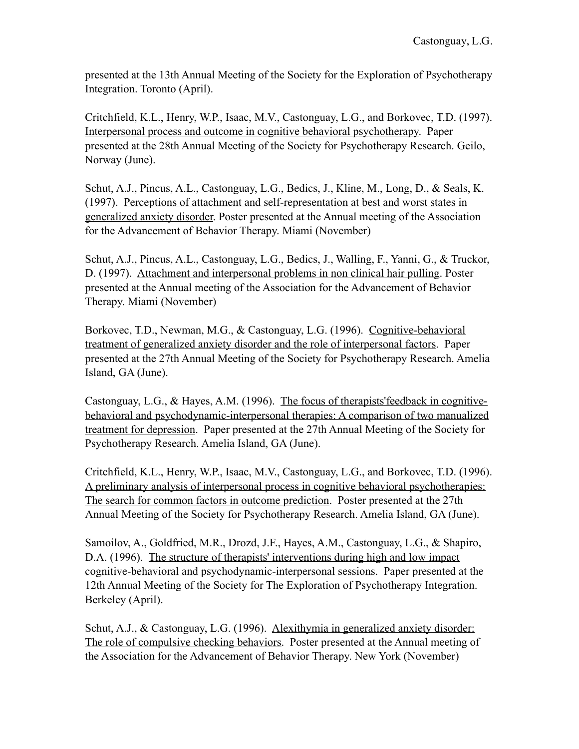presented at the 13th Annual Meeting of the Society for the Exploration of Psychotherapy Integration. Toronto (April).

Critchfield, K.L., Henry, W.P., Isaac, M.V., Castonguay, L.G., and Borkovec, T.D. (1997). Interpersonal process and outcome in cognitive behavioral psychotherapy. Paper presented at the 28th Annual Meeting of the Society for Psychotherapy Research. Geilo, Norway (June).

Schut, A.J., Pincus, A.L., Castonguay, L.G., Bedics, J., Kline, M., Long, D., & Seals, K. (1997). Perceptions of attachment and self-representation at best and worst states in generalized anxiety disorder. Poster presented at the Annual meeting of the Association for the Advancement of Behavior Therapy. Miami (November)

Schut, A.J., Pincus, A.L., Castonguay, L.G., Bedics, J., Walling, F., Yanni, G., & Truckor, D. (1997). Attachment and interpersonal problems in non clinical hair pulling. Poster presented at the Annual meeting of the Association for the Advancement of Behavior Therapy. Miami (November)

Borkovec, T.D., Newman, M.G., & Castonguay, L.G. (1996). Cognitive-behavioral treatment of generalized anxiety disorder and the role of interpersonal factors. Paper presented at the 27th Annual Meeting of the Society for Psychotherapy Research. Amelia Island, GA (June).

Castonguay, L.G., & Hayes, A.M. (1996). The focus of therapists'feedback in cognitive-behavioral and psychodynamic-interpersonal therapies: A comparison of two manualized treatment for depression. Paper presented at the 27th Annual Meeting of the Society for Psychotherapy Research. Amelia Island, GA (June).

Critchfield, K.L., Henry, W.P., Isaac, M.V., Castonguay, L.G., and Borkovec, T.D. (1996). A preliminary analysis of interpersonal process in cognitive behavioral psychotherapies: The search for common factors in outcome prediction. Poster presented at the 27th Annual Meeting of the Society for Psychotherapy Research. Amelia Island, GA (June).

Samoilov, A., Goldfried, M.R., Drozd, J.F., Hayes, A.M., Castonguay, L.G., & Shapiro, D.A. (1996). The structure of therapists' interventions during high and low impact cognitive-behavioral and psychodynamic-interpersonal sessions. Paper presented at the 12th Annual Meeting of the Society for The Exploration of Psychotherapy Integration. Berkeley (April).

Schut, A.J., & Castonguay, L.G. (1996). Alexithymia in generalized anxiety disorder: The role of compulsive checking behaviors. Poster presented at the Annual meeting of the Association for the Advancement of Behavior Therapy. New York (November)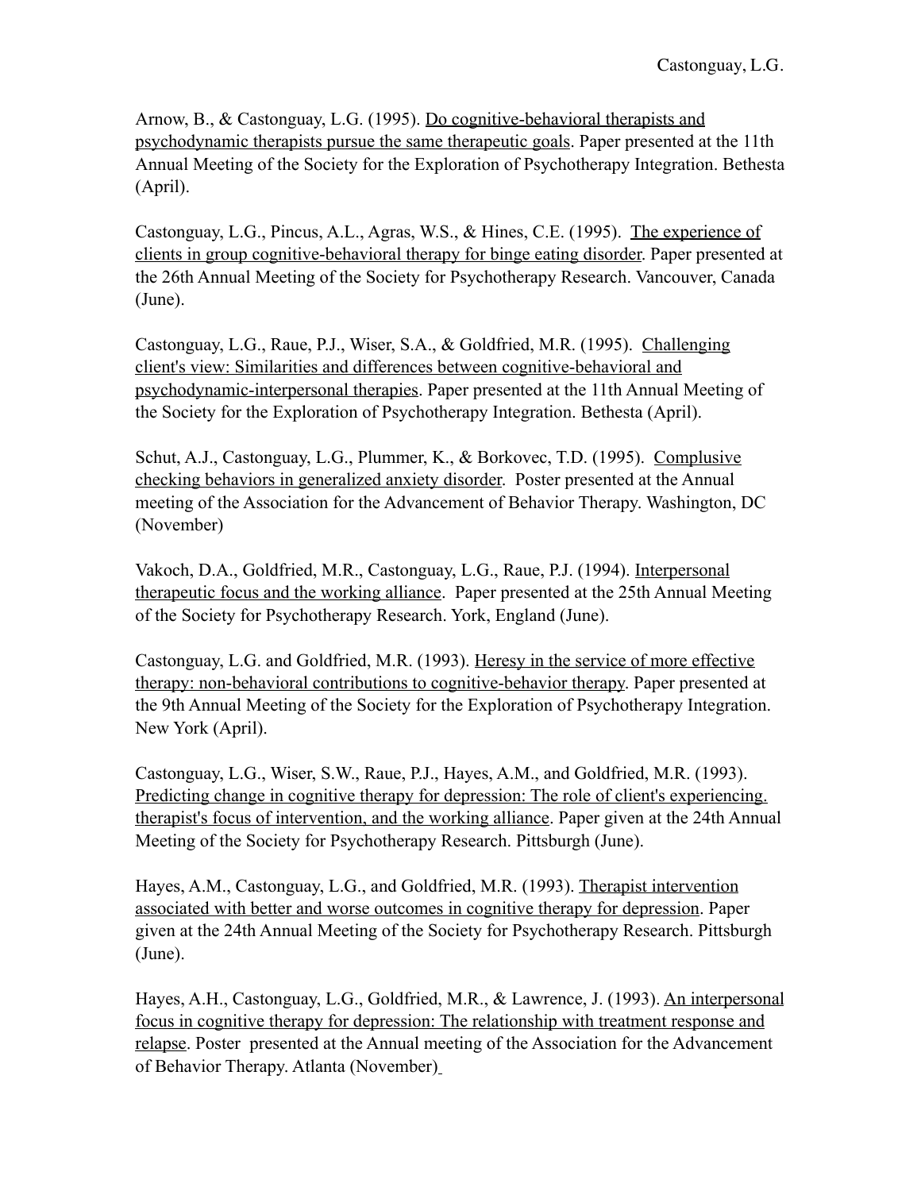Arnow, B., & Castonguay, L.G. (1995). Do cognitive-behavioral therapists and psychodynamic therapists pursue the same therapeutic goals. Paper presented at the 11th Annual Meeting of the Society for the Exploration of Psychotherapy Integration. Bethesta (April).

Castonguay, L.G., Pincus, A.L., Agras, W.S., & Hines, C.E. (1995). The experience of clients in group cognitive-behavioral therapy for binge eating disorder. Paper presented at the 26th Annual Meeting of the Society for Psychotherapy Research. Vancouver, Canada (June).

Castonguay, L.G., Raue, P.J., Wiser, S.A., & Goldfried, M.R. (1995). Challenging client's view: Similarities and differences between cognitive-behavioral and psychodynamic-interpersonal therapies. Paper presented at the 11th Annual Meeting of the Society for the Exploration of Psychotherapy Integration. Bethesta (April).

Schut, A.J., Castonguay, L.G., Plummer, K., & Borkovec, T.D. (1995). Complusive checking behaviors in generalized anxiety disorder. Poster presented at the Annual meeting of the Association for the Advancement of Behavior Therapy. Washington, DC (November)

Vakoch, D.A., Goldfried, M.R., Castonguay, L.G., Raue, P.J. (1994). Interpersonal therapeutic focus and the working alliance. Paper presented at the 25th Annual Meeting of the Society for Psychotherapy Research. York, England (June).

Castonguay, L.G. and Goldfried, M.R. (1993). Heresy in the service of more effective therapy: non-behavioral contributions to cognitive-behavior therapy. Paper presented at the 9th Annual Meeting of the Society for the Exploration of Psychotherapy Integration. New York (April).

Castonguay, L.G., Wiser, S.W., Raue, P.J., Hayes, A.M., and Goldfried, M.R. (1993). Predicting change in cognitive therapy for depression: The role of client's experiencing, therapist's focus of intervention, and the working alliance. Paper given at the 24th Annual Meeting of the Society for Psychotherapy Research. Pittsburgh (June).

Hayes, A.M., Castonguay, L.G., and Goldfried, M.R. (1993). Therapist intervention associated with better and worse outcomes in cognitive therapy for depression. Paper given at the 24th Annual Meeting of the Society for Psychotherapy Research. Pittsburgh (June).

Hayes, A.H., Castonguay, L.G., Goldfried, M.R., & Lawrence, J. (1993). An interpersonal focus in cognitive therapy for depression: The relationship with treatment response and relapse. Poster presented at the Annual meeting of the Association for the Advancement of Behavior Therapy. Atlanta (November)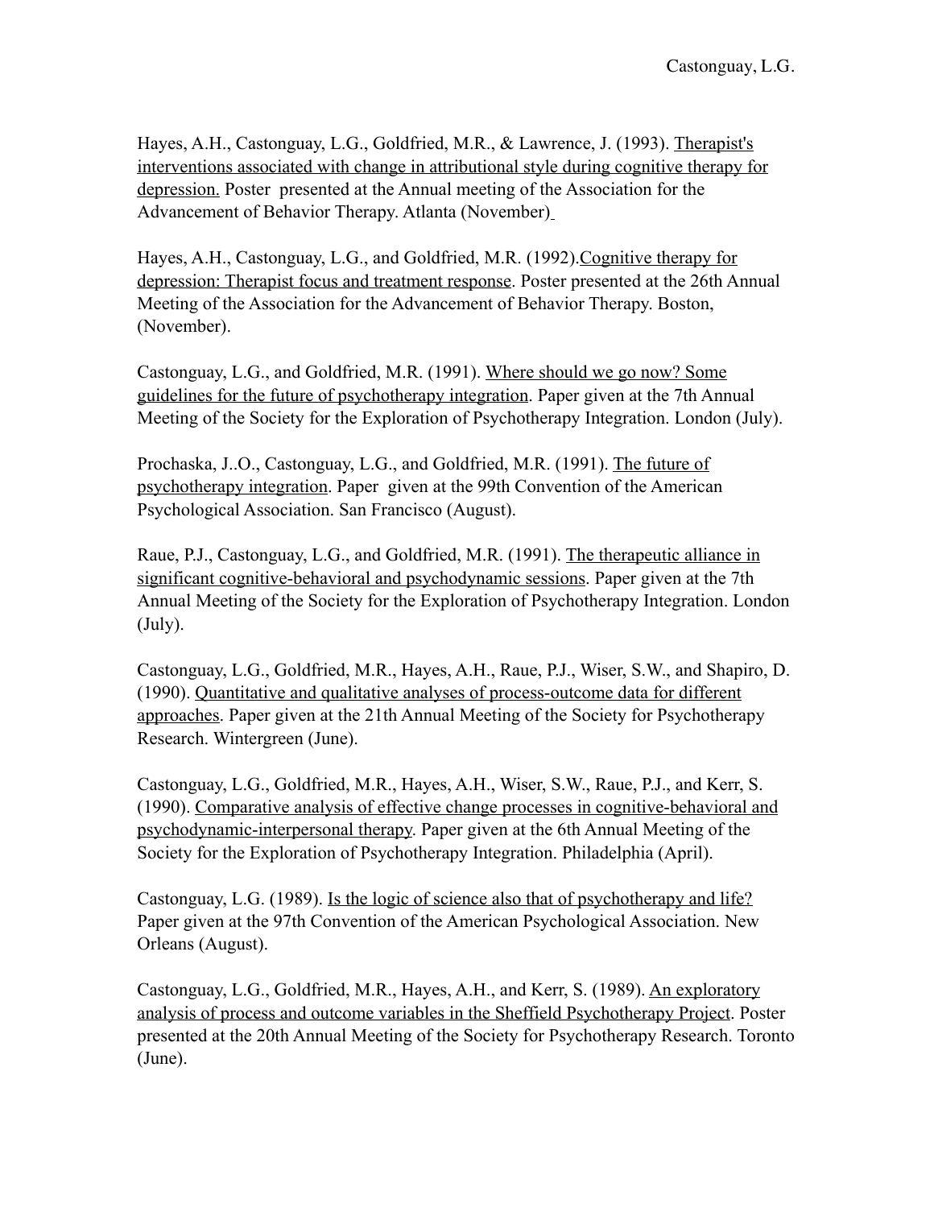Hayes, A.H., Castonguay, L.G., Goldfried, M.R., & Lawrence, J. (1993). <u>Therapist's interventions associated with change in attributional style during cognitive therapy for depression.</u> Poster presented at the Annual meeting of the Association for the Advancement of Behavior Therapy. Atlanta (November)

Hayes, A.H., Castonguay, L.G., and Goldfried, M.R. (1992).<u>Cognitive therapy for depression: Therapist focus and treatment response</u>. Poster presented at the 26th Annual Meeting of the Association for the Advancement of Behavior Therapy. Boston, (November).

Castonguay, L.G., and Goldfried, M.R. (1991). <u>Where should we go now? Some guidelines for the future of psychotherapy integration</u>. Paper given at the 7th Annual Meeting of the Society for the Exploration of Psychotherapy Integration. London (July).

Prochaska, J..O., Castonguay, L.G., and Goldfried, M.R. (1991). <u>The future of psychotherapy integration</u>. Paper given at the 99th Convention of the American Psychological Association. San Francisco (August).

Raue, P.J., Castonguay, L.G., and Goldfried, M.R. (1991). <u>The therapeutic alliance in significant cognitive-behavioral and psychodynamic sessions</u>. Paper given at the 7th Annual Meeting of the Society for the Exploration of Psychotherapy Integration. London (July).

Castonguay, L.G., Goldfried, M.R., Hayes, A.H., Raue, P.J., Wiser, S.W., and Shapiro, D. (1990). <u>Quantitative and qualitative analyses of process-outcome data for different approaches</u>. Paper given at the 21th Annual Meeting of the Society for Psychotherapy Research. Wintergreen (June).

Castonguay, L.G., Goldfried, M.R., Hayes, A.H., Wiser, S.W., Raue, P.J., and Kerr, S. (1990). <u>Comparative analysis of effective change processes in cognitive-behavioral and psychodynamic-interpersonal therapy</u>. Paper given at the 6th Annual Meeting of the Society for the Exploration of Psychotherapy Integration. Philadelphia (April).

Castonguay, L.G. (1989). <u>Is the logic of science also that of psychotherapy and life?</u> Paper given at the 97th Convention of the American Psychological Association. New Orleans (August).

Castonguay, L.G., Goldfried, M.R., Hayes, A.H., and Kerr, S. (1989). <u>An exploratory analysis of process and outcome variables in the Sheffield Psychotherapy Project</u>. Poster presented at the 20th Annual Meeting of the Society for Psychotherapy Research. Toronto (June).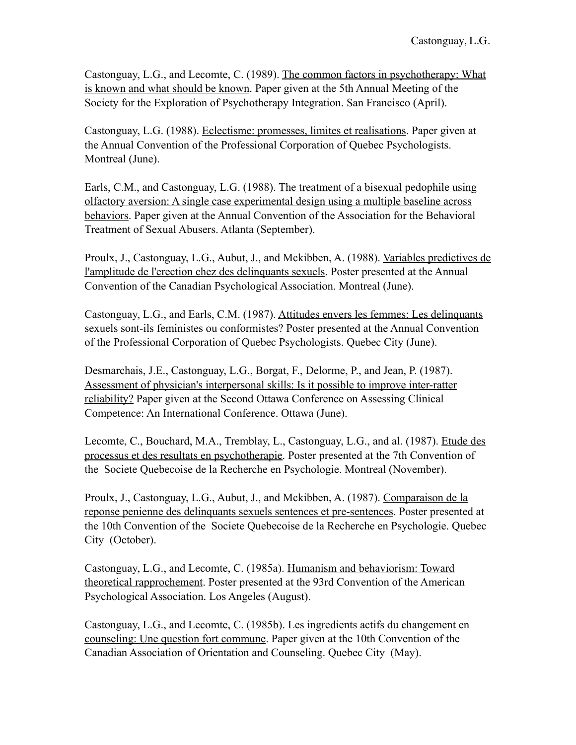Castonguay, L.G., and Lecomte, C. (1989). The common factors in psychotherapy: What is known and what should be known. Paper given at the 5th Annual Meeting of the Society for the Exploration of Psychotherapy Integration. San Francisco (April).

Castonguay, L.G. (1988). Eclectisme: promesses, limites et realisations. Paper given at the Annual Convention of the Professional Corporation of Quebec Psychologists. Montreal (June).

Earls, C.M., and Castonguay, L.G. (1988). The treatment of a bisexual pedophile using olfactory aversion: A single case experimental design using a multiple baseline across behaviors. Paper given at the Annual Convention of the Association for the Behavioral Treatment of Sexual Abusers. Atlanta (September).

Proulx, J., Castonguay, L.G., Aubut, J., and Mckibben, A. (1988). Variables predictives de l'amplitude de l'erection chez des delinquants sexuels. Poster presented at the Annual Convention of the Canadian Psychological Association. Montreal (June).

Castonguay, L.G., and Earls, C.M. (1987). Attitudes envers les femmes: Les delinquants sexuels sont-ils feministes ou conformistes? Poster presented at the Annual Convention of the Professional Corporation of Quebec Psychologists. Quebec City (June).

Desmarchais, J.E., Castonguay, L.G., Borgat, F., Delorme, P., and Jean, P. (1987). Assessment of physician's interpersonal skills: Is it possible to improve inter-ratter reliability? Paper given at the Second Ottawa Conference on Assessing Clinical Competence: An International Conference. Ottawa (June).

Lecomte, C., Bouchard, M.A., Tremblay, L., Castonguay, L.G., and al. (1987). Etude des processus et des resultats en psychotherapie. Poster presented at the 7th Convention of the Societe Quebecoise de la Recherche en Psychologie. Montreal (November).

Proulx, J., Castonguay, L.G., Aubut, J., and Mckibben, A. (1987). Comparaison de la reponse penienne des delinquants sexuels sentences et pre-sentences. Poster presented at the 10th Convention of the Societe Quebecoise de la Recherche en Psychologie. Quebec City (October).

Castonguay, L.G., and Lecomte, C. (1985a). Humanism and behaviorism: Toward theoretical rapprochement. Poster presented at the 93rd Convention of the American Psychological Association. Los Angeles (August).

Castonguay, L.G., and Lecomte, C. (1985b). Les ingredients actifs du changement en counseling: Une question fort commune. Paper given at the 10th Convention of the Canadian Association of Orientation and Counseling. Quebec City (May).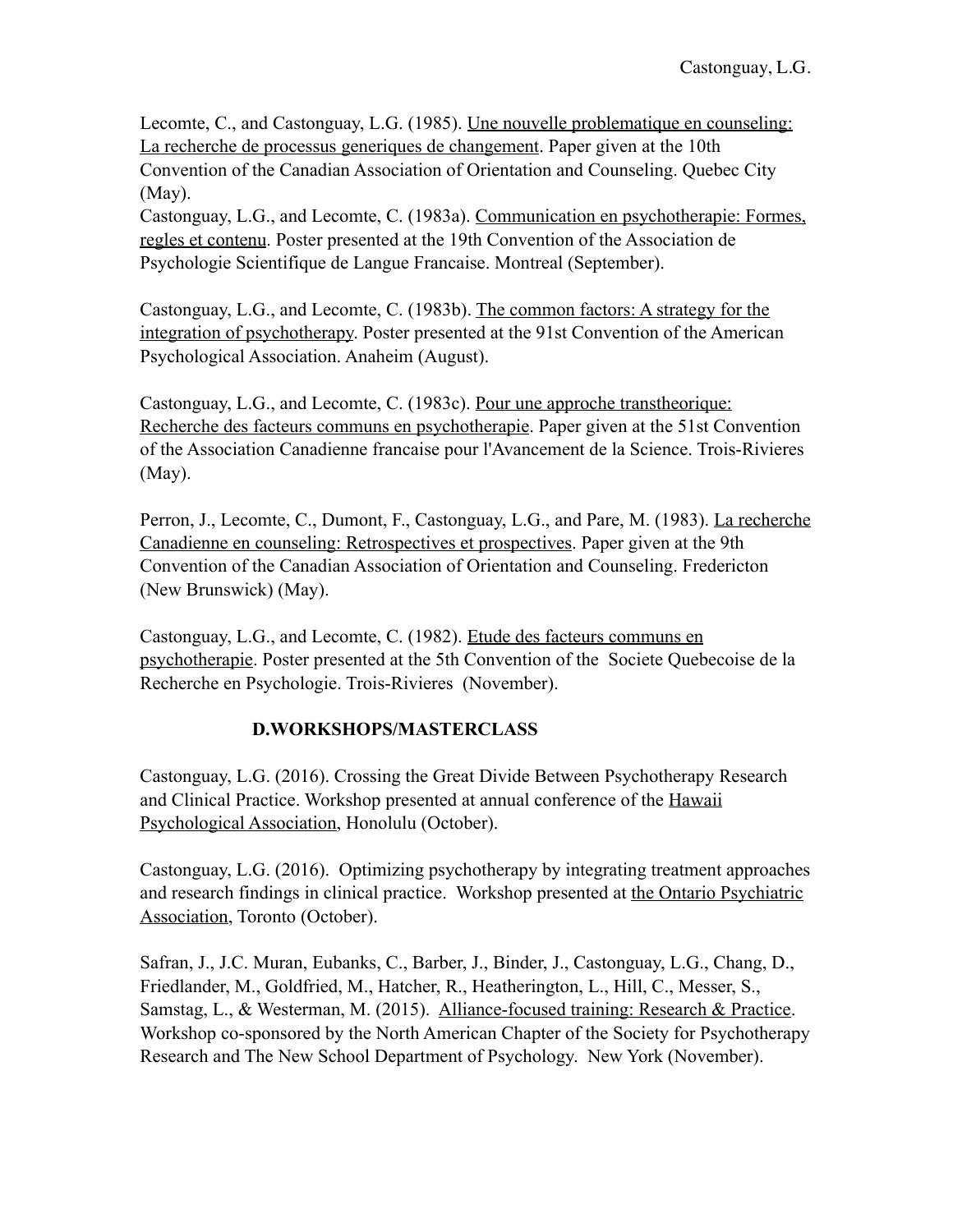Lecomte, C., and Castonguay, L.G. (1985). <u>Une nouvelle problematique en counseling: La recherche de processus generiques de changement</u>. Paper given at the 10th Convention of the Canadian Association of Orientation and Counseling. Quebec City (May).

Castonguay, L.G., and Lecomte, C. (1983a). <u>Communication en psychotherapie: Formes, regles et contenu</u>. Poster presented at the 19th Convention of the Association de Psychologie Scientifique de Langue Francaise. Montreal (September).

Castonguay, L.G., and Lecomte, C. (1983b). <u>The common factors: A strategy for the integration of psychotherapy</u>. Poster presented at the 91st Convention of the American Psychological Association. Anaheim (August).

Castonguay, L.G., and Lecomte, C. (1983c). <u>Pour une approche transtheorique: Recherche des facteurs communs en psychotherapie</u>. Paper given at the 51st Convention of the Association Canadienne francaise pour l'Avancement de la Science. Trois-Rivieres (May).

Perron, J., Lecomte, C., Dumont, F., Castonguay, L.G., and Pare, M. (1983). <u>La recherche Canadienne en counseling: Retrospectives et prospectives</u>. Paper given at the 9th Convention of the Canadian Association of Orientation and Counseling. Fredericton (New Brunswick) (May).

Castonguay, L.G., and Lecomte, C. (1982). <u>Etude des facteurs communs en psychotherapie</u>. Poster presented at the 5th Convention of the Societe Quebecoise de la Recherche en Psychologie. Trois-Rivieres (November).

### D.WORKSHOPS/MASTERCLASS

Castonguay, L.G. (2016). Crossing the Great Divide Between Psychotherapy Research and Clinical Practice. Workshop presented at annual conference of the <u>Hawaii Psychological Association</u>, Honolulu (October).

Castonguay, L.G. (2016). Optimizing psychotherapy by integrating treatment approaches and research findings in clinical practice. Workshop presented at <u>the Ontario Psychiatric Association</u>, Toronto (October).

Safran, J., J.C. Muran, Eubanks, C., Barber, J., Binder, J., Castonguay, L.G., Chang, D., Friedlander, M., Goldfried, M., Hatcher, R., Heatherington, L., Hill, C., Messer, S., Samstag, L., & Westerman, M. (2015). <u>Alliance-focused training: Research & Practice</u>. Workshop co-sponsored by the North American Chapter of the Society for Psychotherapy Research and The New School Department of Psychology. New York (November).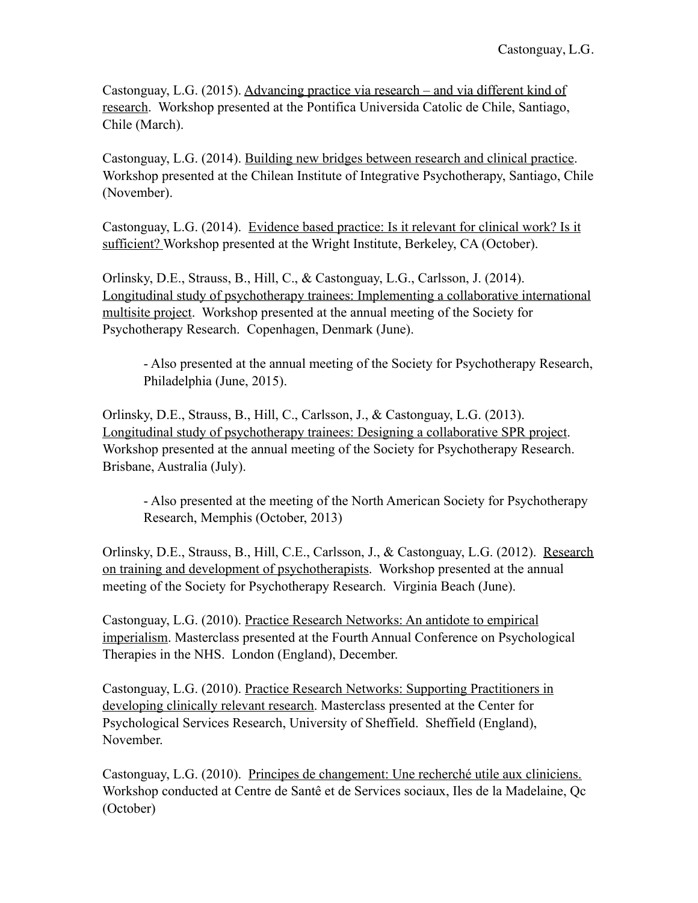Castonguay, L.G. (2015). Advancing practice via research – and via different kind of research. Workshop presented at the Pontifica Universida Catolic de Chile, Santiago, Chile (March).

Castonguay, L.G. (2014). Building new bridges between research and clinical practice. Workshop presented at the Chilean Institute of Integrative Psychotherapy, Santiago, Chile (November).

Castonguay, L.G. (2014). Evidence based practice: Is it relevant for clinical work? Is it sufficient? Workshop presented at the Wright Institute, Berkeley, CA (October).

Orlinsky, D.E., Strauss, B., Hill, C., & Castonguay, L.G., Carlsson, J. (2014). Longitudinal study of psychotherapy trainees: Implementing a collaborative international multisite project. Workshop presented at the annual meeting of the Society for Psychotherapy Research. Copenhagen, Denmark (June).

- Also presented at the annual meeting of the Society for Psychotherapy Research, Philadelphia (June, 2015).

Orlinsky, D.E., Strauss, B., Hill, C., Carlsson, J., & Castonguay, L.G. (2013). Longitudinal study of psychotherapy trainees: Designing a collaborative SPR project. Workshop presented at the annual meeting of the Society for Psychotherapy Research. Brisbane, Australia (July).

- Also presented at the meeting of the North American Society for Psychotherapy Research, Memphis (October, 2013)

Orlinsky, D.E., Strauss, B., Hill, C.E., Carlsson, J., & Castonguay, L.G. (2012). Research on training and development of psychotherapists. Workshop presented at the annual meeting of the Society for Psychotherapy Research. Virginia Beach (June).

Castonguay, L.G. (2010). Practice Research Networks: An antidote to empirical imperialism. Masterclass presented at the Fourth Annual Conference on Psychological Therapies in the NHS. London (England), December.

Castonguay, L.G. (2010). Practice Research Networks: Supporting Practitioners in developing clinically relevant research. Masterclass presented at the Center for Psychological Services Research, University of Sheffield. Sheffield (England), November.

Castonguay, L.G. (2010). Principes de changement: Une recherché utile aux cliniciens. Workshop conducted at Centre de Santê et de Services sociaux, Iles de la Madelaine, Qc (October)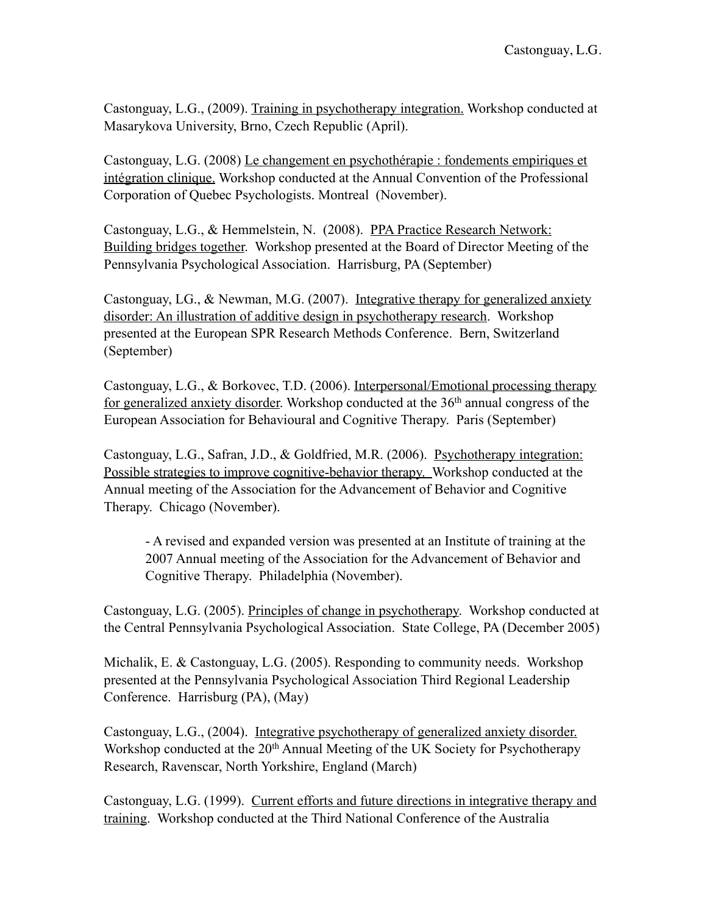Castonguay, L.G., (2009). <u>Training in psychotherapy integration.</u> Workshop conducted at Masarykova University, Brno, Czech Republic (April).

Castonguay, L.G. (2008) <u>Le changement en psychothérapie : fondements empiriques et intégration clinique.</u> Workshop conducted at the Annual Convention of the Professional Corporation of Quebec Psychologists. Montreal (November).

Castonguay, L.G., & Hemmelstein, N. (2008). <u>PPA Practice Research Network: Building bridges together</u>. Workshop presented at the Board of Director Meeting of the Pennsylvania Psychological Association. Harrisburg, PA (September)

Castonguay, LG., & Newman, M.G. (2007). <u>Integrative therapy for generalized anxiety disorder: An illustration of additive design in psychotherapy research</u>. Workshop presented at the European SPR Research Methods Conference. Bern, Switzerland (September)

Castonguay, L.G., & Borkovec, T.D. (2006). <u>Interpersonal/Emotional processing therapy for generalized anxiety disorder</u>. Workshop conducted at the 36th annual congress of the European Association for Behavioural and Cognitive Therapy. Paris (September)

Castonguay, L.G., Safran, J.D., & Goldfried, M.R. (2006). <u>Psychotherapy integration: Possible strategies to improve cognitive-behavior therapy.</u> Workshop conducted at the Annual meeting of the Association for the Advancement of Behavior and Cognitive Therapy. Chicago (November).

- A revised and expanded version was presented at an Institute of training at the 2007 Annual meeting of the Association for the Advancement of Behavior and Cognitive Therapy. Philadelphia (November).

Castonguay, L.G. (2005). <u>Principles of change in psychotherapy</u>. Workshop conducted at the Central Pennsylvania Psychological Association. State College, PA (December 2005)

Michalik, E. & Castonguay, L.G. (2005). Responding to community needs. Workshop presented at the Pennsylvania Psychological Association Third Regional Leadership Conference. Harrisburg (PA), (May)

Castonguay, L.G., (2004). <u>Integrative psychotherapy of generalized anxiety disorder.</u> Workshop conducted at the 20th Annual Meeting of the UK Society for Psychotherapy Research, Ravenscar, North Yorkshire, England (March)

Castonguay, L.G. (1999). <u>Current efforts and future directions in integrative therapy and training</u>. Workshop conducted at the Third National Conference of the Australia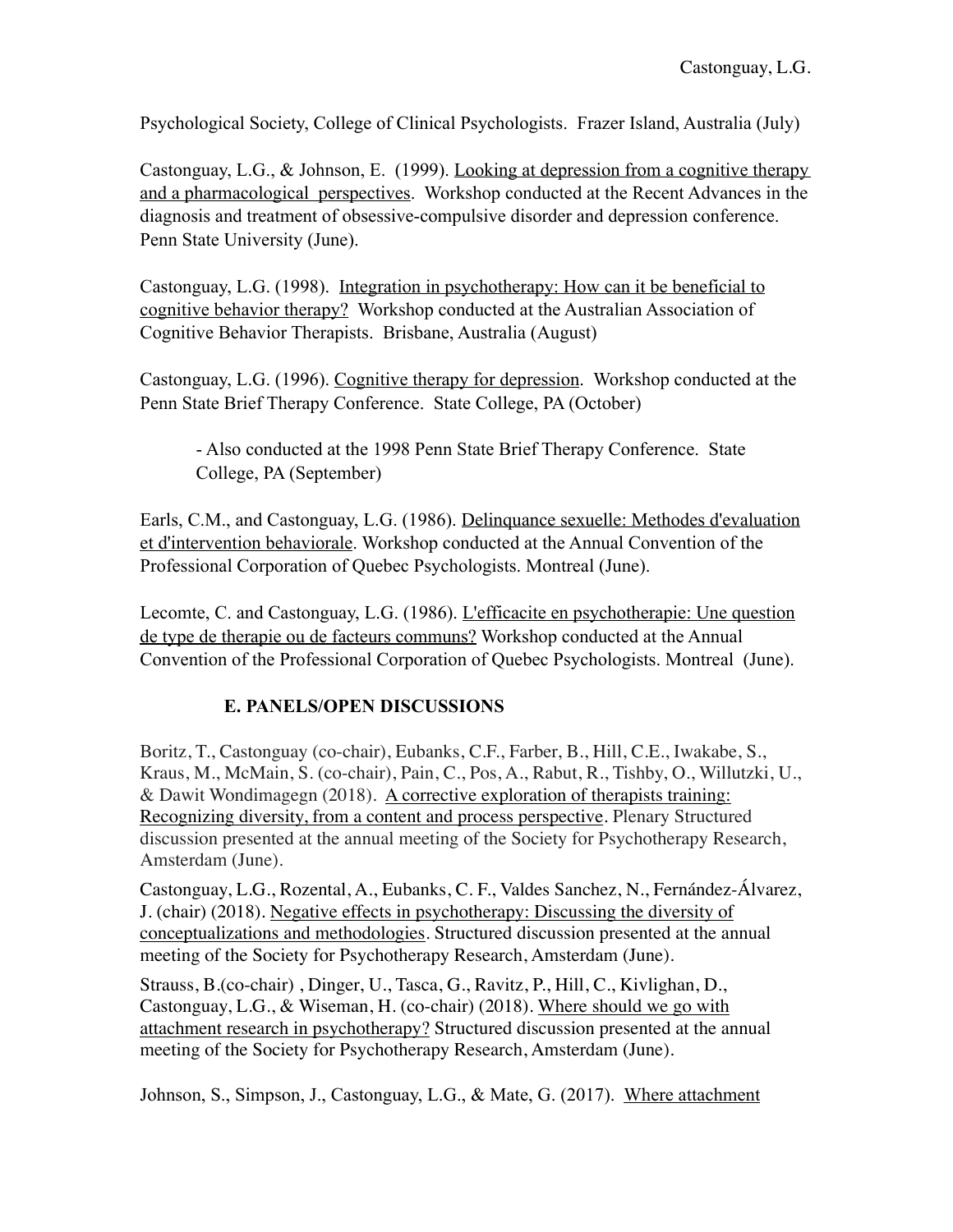Psychological Society, College of Clinical Psychologists. Frazer Island, Australia (July)

Castonguay, L.G., & Johnson, E. (1999). Looking at depression from a cognitive therapy and a pharmacological perspectives. Workshop conducted at the Recent Advances in the diagnosis and treatment of obsessive-compulsive disorder and depression conference. Penn State University (June).

Castonguay, L.G. (1998). Integration in psychotherapy: How can it be beneficial to cognitive behavior therapy? Workshop conducted at the Australian Association of Cognitive Behavior Therapists. Brisbane, Australia (August)

Castonguay, L.G. (1996). Cognitive therapy for depression. Workshop conducted at the Penn State Brief Therapy Conference. State College, PA (October)

- Also conducted at the 1998 Penn State Brief Therapy Conference. State College, PA (September)

Earls, C.M., and Castonguay, L.G. (1986). Delinquance sexuelle: Methodes d'evaluation et d'intervention behaviorale. Workshop conducted at the Annual Convention of the Professional Corporation of Quebec Psychologists. Montreal (June).

Lecomte, C. and Castonguay, L.G. (1986). L'efficacite en psychotherapie: Une question de type de therapie ou de facteurs communs? Workshop conducted at the Annual Convention of the Professional Corporation of Quebec Psychologists. Montreal (June).

### E. PANELS/OPEN DISCUSSIONS

Boritz, T., Castonguay (co-chair), Eubanks, C.F., Farber, B., Hill, C.E., Iwakabe, S., Kraus, M., McMain, S. (co-chair), Pain, C., Pos, A., Rabut, R., Tishby, O., Willutzki, U., & Dawit Wondimagegn (2018). A corrective exploration of therapists training: Recognizing diversity, from a content and process perspective. Plenary Structured discussion presented at the annual meeting of the Society for Psychotherapy Research, Amsterdam (June).

Castonguay, L.G., Rozental, A., Eubanks, C. F., Valdes Sanchez, N., Fernández-Álvarez, J. (chair) (2018). Negative effects in psychotherapy: Discussing the diversity of conceptualizations and methodologies. Structured discussion presented at the annual meeting of the Society for Psychotherapy Research, Amsterdam (June).

Strauss, B.(co-chair) , Dinger, U., Tasca, G., Ravitz, P., Hill, C., Kivlighan, D., Castonguay, L.G., & Wiseman, H. (co-chair) (2018). Where should we go with attachment research in psychotherapy? Structured discussion presented at the annual meeting of the Society for Psychotherapy Research, Amsterdam (June).

Johnson, S., Simpson, J., Castonguay, L.G., & Mate, G. (2017). Where attachment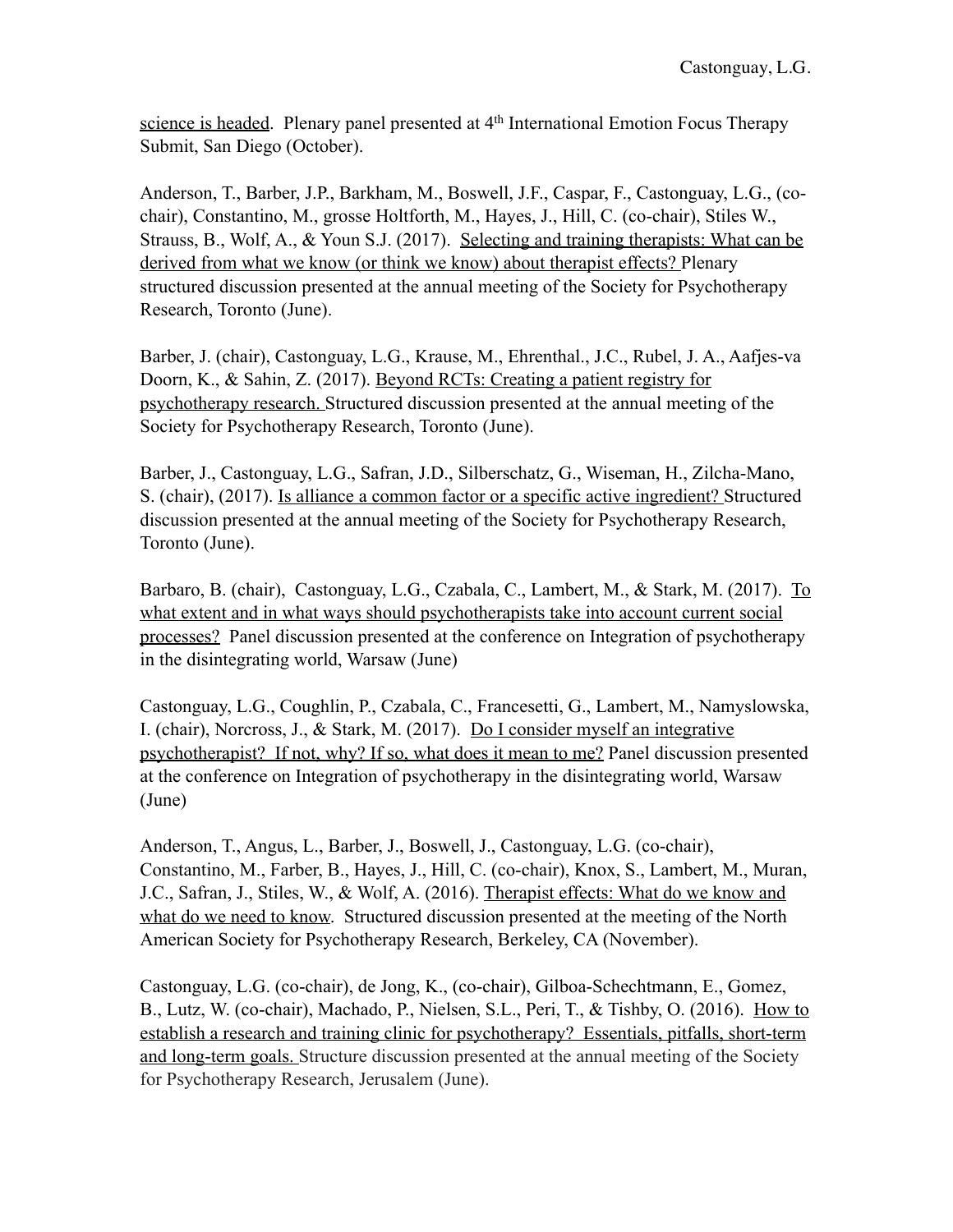<u>science is headed</u>. Plenary panel presented at 4th International Emotion Focus Therapy Submit, San Diego (October).

Anderson, T., Barber, J.P., Barkham, M., Boswell, J.F., Caspar, F., Castonguay, L.G., (co-chair), Constantino, M., grosse Holtforth, M., Hayes, J., Hill, C. (co-chair), Stiles W., Strauss, B., Wolf, A., & Youn S.J. (2017). <u>Selecting and training therapists: What can be derived from what we know (or think we know) about therapist effects?</u> Plenary structured discussion presented at the annual meeting of the Society for Psychotherapy Research, Toronto (June).

Barber, J. (chair), Castonguay, L.G., Krause, M., Ehrenthal., J.C., Rubel, J. A., Aafjes-va Doorn, K., & Sahin, Z. (2017). <u>Beyond RCTs: Creating a patient registry for psychotherapy research.</u> Structured discussion presented at the annual meeting of the Society for Psychotherapy Research, Toronto (June).

Barber, J., Castonguay, L.G., Safran, J.D., Silberschatz, G., Wiseman, H., Zilcha-Mano, S. (chair), (2017). <u>Is alliance a common factor or a specific active ingredient?</u> Structured discussion presented at the annual meeting of the Society for Psychotherapy Research, Toronto (June).

Barbaro, B. (chair), Castonguay, L.G., Czabala, C., Lambert, M., & Stark, M. (2017). <u>To what extent and in what ways should psychotherapists take into account current social processes?</u> Panel discussion presented at the conference on Integration of psychotherapy in the disintegrating world, Warsaw (June)

Castonguay, L.G., Coughlin, P., Czabala, C., Francesetti, G., Lambert, M., Namyslowska, I. (chair), Norcross, J., & Stark, M. (2017). <u>Do I consider myself an integrative psychotherapist? If not, why? If so, what does it mean to me?</u> Panel discussion presented at the conference on Integration of psychotherapy in the disintegrating world, Warsaw (June)

Anderson, T., Angus, L., Barber, J., Boswell, J., Castonguay, L.G. (co-chair), Constantino, M., Farber, B., Hayes, J., Hill, C. (co-chair), Knox, S., Lambert, M., Muran, J.C., Safran, J., Stiles, W., & Wolf, A. (2016). <u>Therapist effects: What do we know and what do we need to know</u>. Structured discussion presented at the meeting of the North American Society for Psychotherapy Research, Berkeley, CA (November).

Castonguay, L.G. (co-chair), de Jong, K., (co-chair), Gilboa-Schechtmann, E., Gomez, B., Lutz, W. (co-chair), Machado, P., Nielsen, S.L., Peri, T., & Tishby, O. (2016). <u>How to establish a research and training clinic for psychotherapy? Essentials, pitfalls, short-term and long-term goals.</u> Structure discussion presented at the annual meeting of the Society for Psychotherapy Research, Jerusalem (June).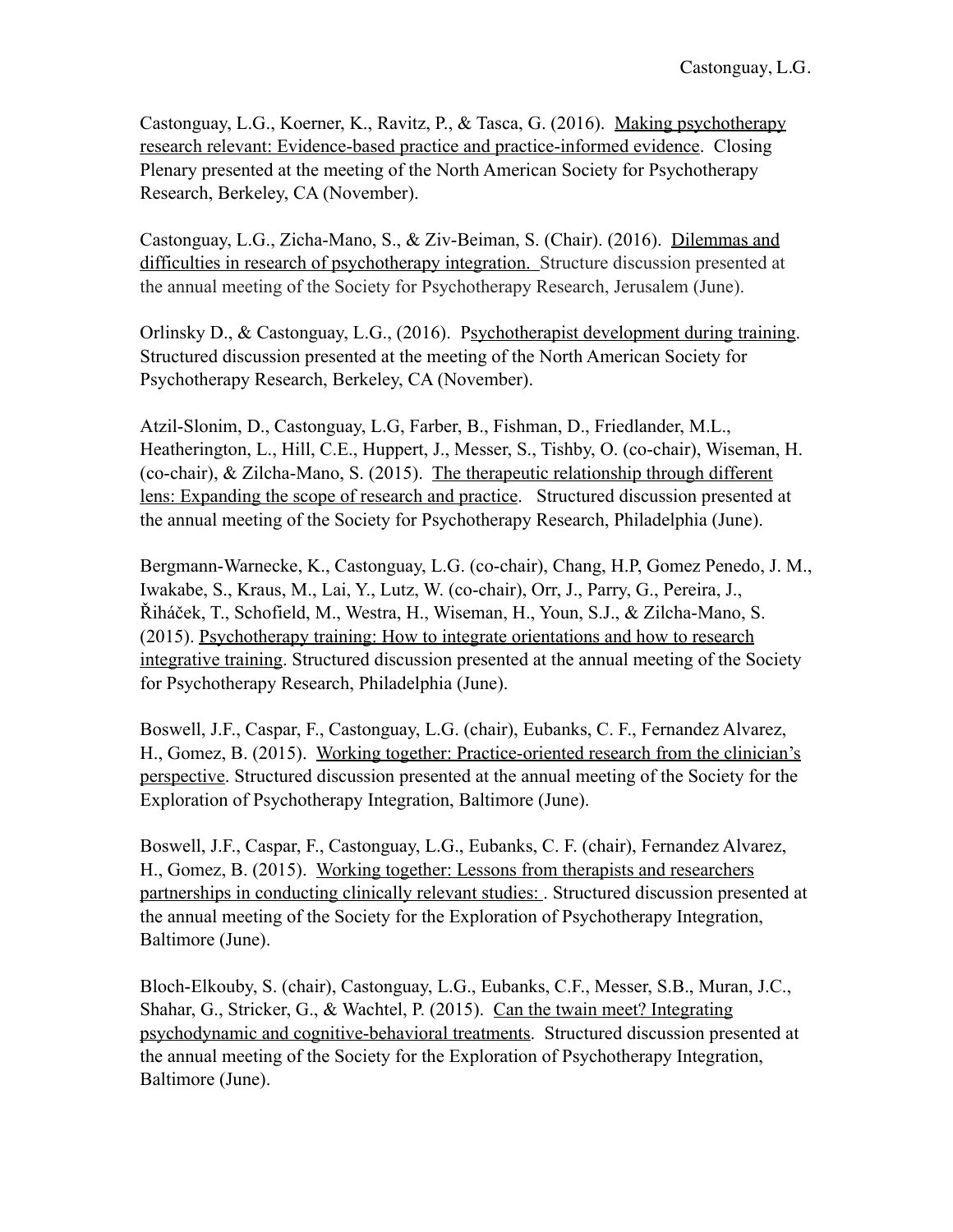Castonguay, L.G., Koerner, K., Ravitz, P., & Tasca, G. (2016). <u>Making psychotherapy research relevant: Evidence-based practice and practice-informed evidence</u>. Closing Plenary presented at the meeting of the North American Society for Psychotherapy Research, Berkeley, CA (November).

Castonguay, L.G., Zicha-Mano, S., & Ziv-Beiman, S. (Chair). (2016). <u>Dilemmas and difficulties in research of psychotherapy integration.</u> Structure discussion presented at the annual meeting of the Society for Psychotherapy Research, Jerusalem (June).

Orlinsky D., & Castonguay, L.G., (2016). <u>Psychotherapist development during training</u>. Structured discussion presented at the meeting of the North American Society for Psychotherapy Research, Berkeley, CA (November).

Atzil-Slonim, D., Castonguay, L.G, Farber, B., Fishman, D., Friedlander, M.L., Heatherington, L., Hill, C.E., Huppert, J., Messer, S., Tishby, O. (co-chair), Wiseman, H. (co-chair), & Zilcha-Mano, S. (2015). <u>The therapeutic relationship through different lens: Expanding the scope of research and practice</u>. Structured discussion presented at the annual meeting of the Society for Psychotherapy Research, Philadelphia (June).

Bergmann-Warnecke, K., Castonguay, L.G. (co-chair), Chang, H.P, Gomez Penedo, J. M., Iwakabe, S., Kraus, M., Lai, Y., Lutz, W. (co-chair), Orr, J., Parry, G., Pereira, J., Řiháček, T., Schofield, M., Westra, H., Wiseman, H., Youn, S.J., & Zilcha-Mano, S. (2015). <u>Psychotherapy training: How to integrate orientations and how to research integrative training</u>. Structured discussion presented at the annual meeting of the Society for Psychotherapy Research, Philadelphia (June).

Boswell, J.F., Caspar, F., Castonguay, L.G. (chair), Eubanks, C. F., Fernandez Alvarez, H., Gomez, B. (2015). <u>Working together: Practice-oriented research from the clinician's perspective</u>. Structured discussion presented at the annual meeting of the Society for the Exploration of Psychotherapy Integration, Baltimore (June).

Boswell, J.F., Caspar, F., Castonguay, L.G., Eubanks, C. F. (chair), Fernandez Alvarez, H., Gomez, B. (2015). <u>Working together: Lessons from therapists and researchers partnerships in conducting clinically relevant studies: </u>. Structured discussion presented at the annual meeting of the Society for the Exploration of Psychotherapy Integration, Baltimore (June).

Bloch-Elkouby, S. (chair), Castonguay, L.G., Eubanks, C.F., Messer, S.B., Muran, J.C., Shahar, G., Stricker, G., & Wachtel, P. (2015). <u>Can the twain meet? Integrating psychodynamic and cognitive-behavioral treatments</u>. Structured discussion presented at the annual meeting of the Society for the Exploration of Psychotherapy Integration, Baltimore (June).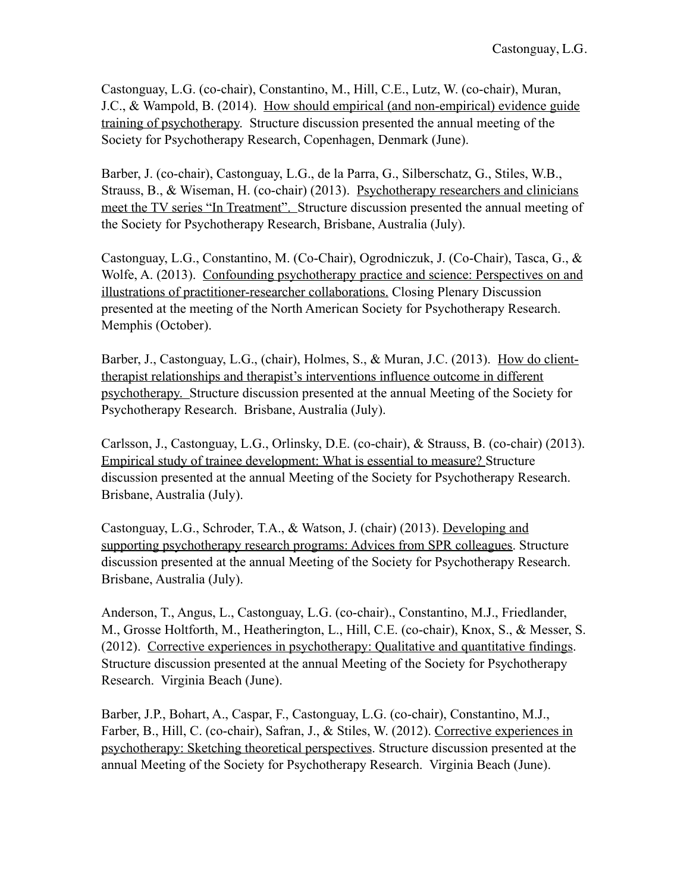Castonguay, L.G. (co-chair), Constantino, M., Hill, C.E., Lutz, W. (co-chair), Muran, J.C., & Wampold, B. (2014). <u>How should empirical (and non-empirical) evidence guide training of psychotherapy</u>. Structure discussion presented the annual meeting of the Society for Psychotherapy Research, Copenhagen, Denmark (June).

Barber, J. (co-chair), Castonguay, L.G., de la Parra, G., Silberschatz, G., Stiles, W.B., Strauss, B., & Wiseman, H. (co-chair) (2013). <u>Psychotherapy researchers and clinicians meet the TV series "In Treatment".</u> Structure discussion presented the annual meeting of the Society for Psychotherapy Research, Brisbane, Australia (July).

Castonguay, L.G., Constantino, M. (Co-Chair), Ogrodniczuk, J. (Co-Chair), Tasca, G., & Wolfe, A. (2013). <u>Confounding psychotherapy practice and science: Perspectives on and illustrations of practitioner-researcher collaborations.</u> Closing Plenary Discussion presented at the meeting of the North American Society for Psychotherapy Research. Memphis (October).

Barber, J., Castonguay, L.G., (chair), Holmes, S., & Muran, J.C. (2013). <u>How do client-therapist relationships and therapist's interventions influence outcome in different psychotherapy.</u> Structure discussion presented at the annual Meeting of the Society for Psychotherapy Research. Brisbane, Australia (July).

Carlsson, J., Castonguay, L.G., Orlinsky, D.E. (co-chair), & Strauss, B. (co-chair) (2013). <u>Empirical study of trainee development: What is essential to measure?</u> Structure discussion presented at the annual Meeting of the Society for Psychotherapy Research. Brisbane, Australia (July).

Castonguay, L.G., Schroder, T.A., & Watson, J. (chair) (2013). <u>Developing and supporting psychotherapy research programs: Advices from SPR colleagues</u>. Structure discussion presented at the annual Meeting of the Society for Psychotherapy Research. Brisbane, Australia (July).

Anderson, T., Angus, L., Castonguay, L.G. (co-chair)., Constantino, M.J., Friedlander, M., Grosse Holtforth, M., Heatherington, L., Hill, C.E. (co-chair), Knox, S., & Messer, S. (2012). <u>Corrective experiences in psychotherapy: Qualitative and quantitative findings</u>. Structure discussion presented at the annual Meeting of the Society for Psychotherapy Research. Virginia Beach (June).

Barber, J.P., Bohart, A., Caspar, F., Castonguay, L.G. (co-chair), Constantino, M.J., Farber, B., Hill, C. (co-chair), Safran, J., & Stiles, W. (2012). <u>Corrective experiences in psychotherapy: Sketching theoretical perspectives</u>. Structure discussion presented at the annual Meeting of the Society for Psychotherapy Research. Virginia Beach (June).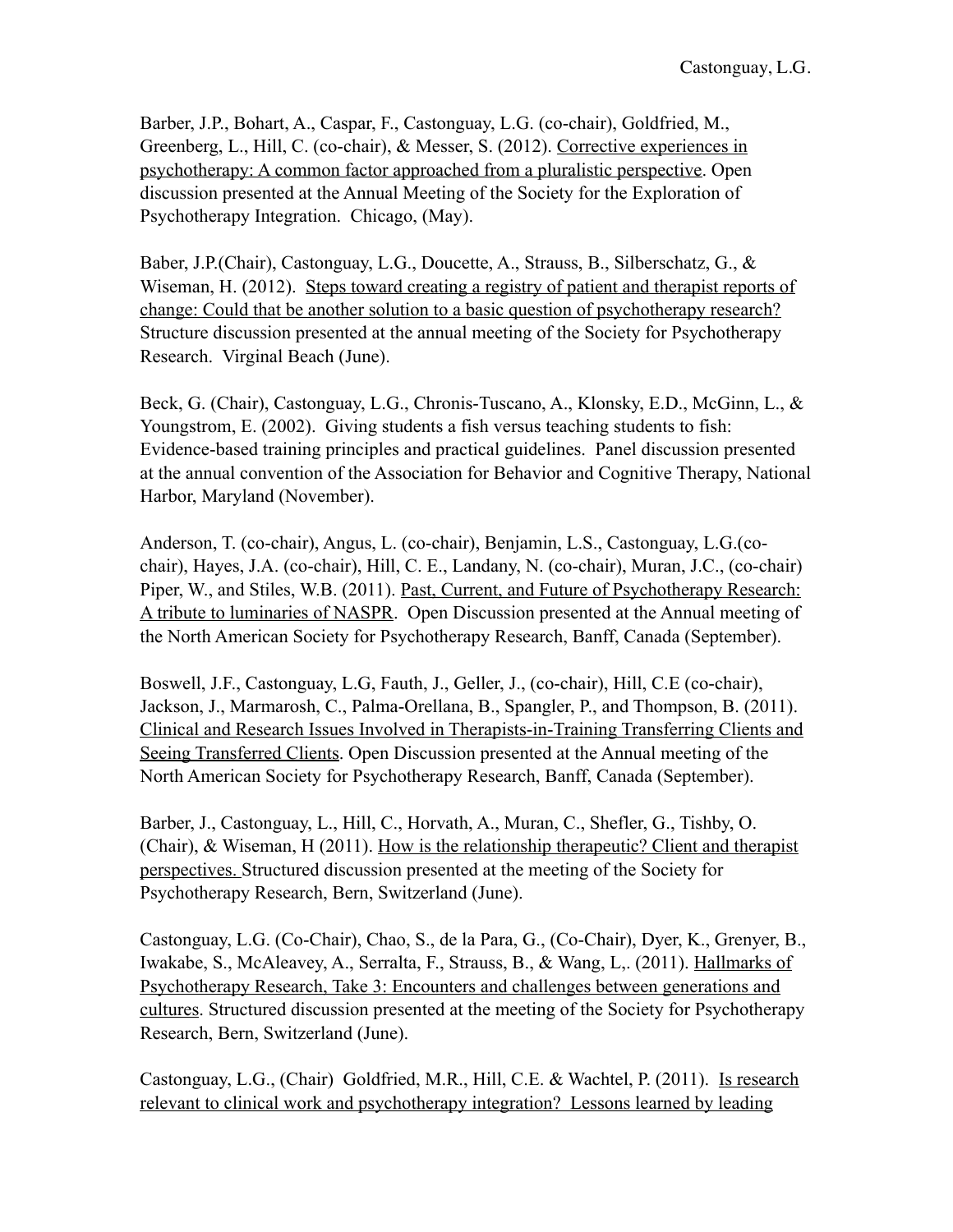Barber, J.P., Bohart, A., Caspar, F., Castonguay, L.G. (co-chair), Goldfried, M., Greenberg, L., Hill, C. (co-chair), & Messer, S. (2012). <u>Corrective experiences in psychotherapy: A common factor approached from a pluralistic perspective</u>. Open discussion presented at the Annual Meeting of the Society for the Exploration of Psychotherapy Integration. Chicago, (May).

Baber, J.P.(Chair), Castonguay, L.G., Doucette, A., Strauss, B., Silberschatz, G., & Wiseman, H. (2012). <u>Steps toward creating a registry of patient and therapist reports of change: Could that be another solution to a basic question of psychotherapy research?</u> Structure discussion presented at the annual meeting of the Society for Psychotherapy Research. Virginal Beach (June).

Beck, G. (Chair), Castonguay, L.G., Chronis-Tuscano, A., Klonsky, E.D., McGinn, L., & Youngstrom, E. (2002). Giving students a fish versus teaching students to fish: Evidence-based training principles and practical guidelines. Panel discussion presented at the annual convention of the Association for Behavior and Cognitive Therapy, National Harbor, Maryland (November).

Anderson, T. (co-chair), Angus, L. (co-chair), Benjamin, L.S., Castonguay, L.G.(co-chair), Hayes, J.A. (co-chair), Hill, C. E., Landany, N. (co-chair), Muran, J.C., (co-chair) Piper, W., and Stiles, W.B. (2011). <u>Past, Current, and Future of Psychotherapy Research: A tribute to luminaries of NASPR</u>. Open Discussion presented at the Annual meeting of the North American Society for Psychotherapy Research, Banff, Canada (September).

Boswell, J.F., Castonguay, L.G, Fauth, J., Geller, J., (co-chair), Hill, C.E (co-chair), Jackson, J., Marmarosh, C., Palma-Orellana, B., Spangler, P., and Thompson, B. (2011). <u>Clinical and Research Issues Involved in Therapists-in-Training Transferring Clients and Seeing Transferred Clients</u>. Open Discussion presented at the Annual meeting of the North American Society for Psychotherapy Research, Banff, Canada (September).

Barber, J., Castonguay, L., Hill, C., Horvath, A., Muran, C., Shefler, G., Tishby, O. (Chair), & Wiseman, H (2011). <u>How is the relationship therapeutic? Client and therapist perspectives.</u> Structured discussion presented at the meeting of the Society for Psychotherapy Research, Bern, Switzerland (June).

Castonguay, L.G. (Co-Chair), Chao, S., de la Para, G., (Co-Chair), Dyer, K., Grenyer, B., Iwakabe, S., McAleavey, A., Serralta, F., Strauss, B., & Wang, L,. (2011). <u>Hallmarks of Psychotherapy Research, Take 3: Encounters and challenges between generations and cultures</u>. Structured discussion presented at the meeting of the Society for Psychotherapy Research, Bern, Switzerland (June).

Castonguay, L.G., (Chair) Goldfried, M.R., Hill, C.E. & Wachtel, P. (2011). <u>Is research relevant to clinical work and psychotherapy integration? Lessons learned by leading</u>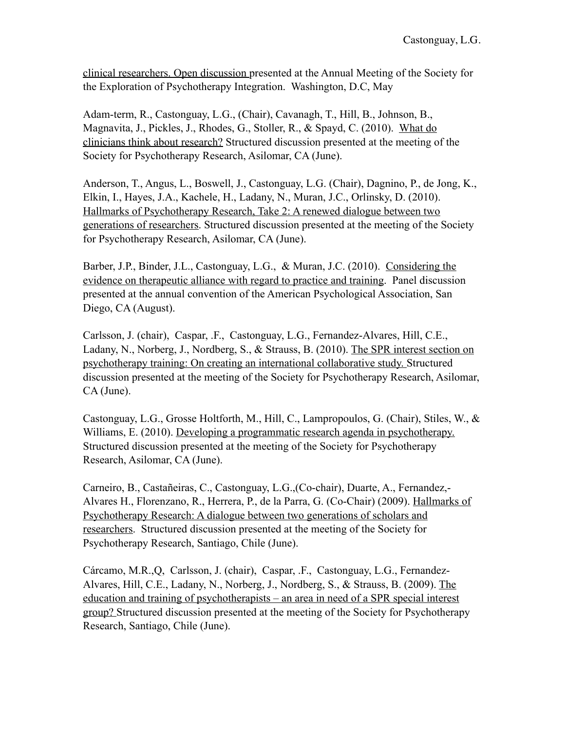clinical researchers. Open discussion presented at the Annual Meeting of the Society for the Exploration of Psychotherapy Integration. Washington, D.C, May

Adam-term, R., Castonguay, L.G., (Chair), Cavanagh, T., Hill, B., Johnson, B., Magnavita, J., Pickles, J., Rhodes, G., Stoller, R., & Spayd, C. (2010). What do clinicians think about research? Structured discussion presented at the meeting of the Society for Psychotherapy Research, Asilomar, CA (June).

Anderson, T., Angus, L., Boswell, J., Castonguay, L.G. (Chair), Dagnino, P., de Jong, K., Elkin, I., Hayes, J.A., Kachele, H., Ladany, N., Muran, J.C., Orlinsky, D. (2010). Hallmarks of Psychotherapy Research, Take 2: A renewed dialogue between two generations of researchers. Structured discussion presented at the meeting of the Society for Psychotherapy Research, Asilomar, CA (June).

Barber, J.P., Binder, J.L., Castonguay, L.G., & Muran, J.C. (2010). Considering the evidence on therapeutic alliance with regard to practice and training. Panel discussion presented at the annual convention of the American Psychological Association, San Diego, CA (August).

Carlsson, J. (chair), Caspar, .F., Castonguay, L.G., Fernandez-Alvares, Hill, C.E., Ladany, N., Norberg, J., Nordberg, S., & Strauss, B. (2010). The SPR interest section on psychotherapy training: On creating an international collaborative study. Structured discussion presented at the meeting of the Society for Psychotherapy Research, Asilomar, CA (June).

Castonguay, L.G., Grosse Holtforth, M., Hill, C., Lampropoulos, G. (Chair), Stiles, W., & Williams, E. (2010). Developing a programmatic research agenda in psychotherapy. Structured discussion presented at the meeting of the Society for Psychotherapy Research, Asilomar, CA (June).

Carneiro, B., Castañeiras, C., Castonguay, L.G.,(Co-chair), Duarte, A., Fernandez,-Alvares H., Florenzano, R., Herrera, P., de la Parra, G. (Co-Chair) (2009). Hallmarks of Psychotherapy Research: A dialogue between two generations of scholars and researchers. Structured discussion presented at the meeting of the Society for Psychotherapy Research, Santiago, Chile (June).

Cárcamo, M.R.,Q, Carlsson, J. (chair), Caspar, .F., Castonguay, L.G., Fernandez-Alvares, Hill, C.E., Ladany, N., Norberg, J., Nordberg, S., & Strauss, B. (2009). The education and training of psychotherapists – an area in need of a SPR special interest group? Structured discussion presented at the meeting of the Society for Psychotherapy Research, Santiago, Chile (June).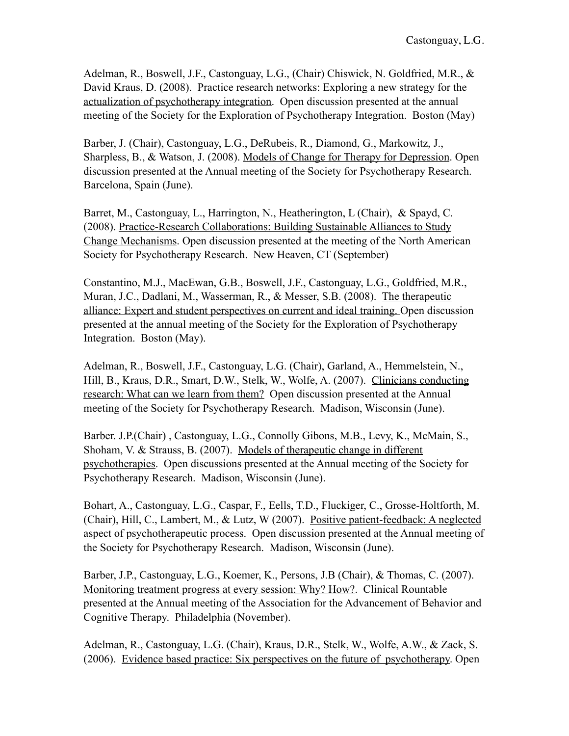Adelman, R., Boswell, J.F., Castonguay, L.G., (Chair) Chiswick, N. Goldfried, M.R., & David Kraus, D. (2008). <u>Practice research networks: Exploring a new strategy for the actualization of psychotherapy integration</u>. Open discussion presented at the annual meeting of the Society for the Exploration of Psychotherapy Integration. Boston (May)

Barber, J. (Chair), Castonguay, L.G., DeRubeis, R., Diamond, G., Markowitz, J., Sharpless, B., & Watson, J. (2008). <u>Models of Change for Therapy for Depression</u>. Open discussion presented at the Annual meeting of the Society for Psychotherapy Research. Barcelona, Spain (June).

Barret, M., Castonguay, L., Harrington, N., Heatherington, L (Chair), & Spayd, C. (2008). <u>Practice-Research Collaborations: Building Sustainable Alliances to Study Change Mechanisms</u>. Open discussion presented at the meeting of the North American Society for Psychotherapy Research. New Heaven, CT (September)

Constantino, M.J., MacEwan, G.B., Boswell, J.F., Castonguay, L.G., Goldfried, M.R., Muran, J.C., Dadlani, M., Wasserman, R., & Messer, S.B. (2008). <u>The therapeutic alliance: Expert and student perspectives on current and ideal training.</u> Open discussion presented at the annual meeting of the Society for the Exploration of Psychotherapy Integration. Boston (May).

Adelman, R., Boswell, J.F., Castonguay, L.G. (Chair), Garland, A., Hemmelstein, N., Hill, B., Kraus, D.R., Smart, D.W., Stelk, W., Wolfe, A. (2007). <u>Clinicians conducting research: What can we learn from them?</u> Open discussion presented at the Annual meeting of the Society for Psychotherapy Research. Madison, Wisconsin (June).

Barber. J.P.(Chair) , Castonguay, L.G., Connolly Gibons, M.B., Levy, K., McMain, S., Shoham, V. & Strauss, B. (2007). <u>Models of therapeutic change in different psychotherapies</u>. Open discussions presented at the Annual meeting of the Society for Psychotherapy Research. Madison, Wisconsin (June).

Bohart, A., Castonguay, L.G., Caspar, F., Eells, T.D., Fluckiger, C., Grosse-Holtforth, M. (Chair), Hill, C., Lambert, M., & Lutz, W (2007). <u>Positive patient-feedback: A neglected aspect of psychotherapeutic process.</u> Open discussion presented at the Annual meeting of the Society for Psychotherapy Research. Madison, Wisconsin (June).

Barber, J.P., Castonguay, L.G., Koemer, K., Persons, J.B (Chair), & Thomas, C. (2007). <u>Monitoring treatment progress at every session: Why? How?</u>. Clinical Rountable presented at the Annual meeting of the Association for the Advancement of Behavior and Cognitive Therapy. Philadelphia (November).

Adelman, R., Castonguay, L.G. (Chair), Kraus, D.R., Stelk, W., Wolfe, A.W., & Zack, S. (2006). <u>Evidence based practice: Six perspectives on the future of psychotherapy</u>. Open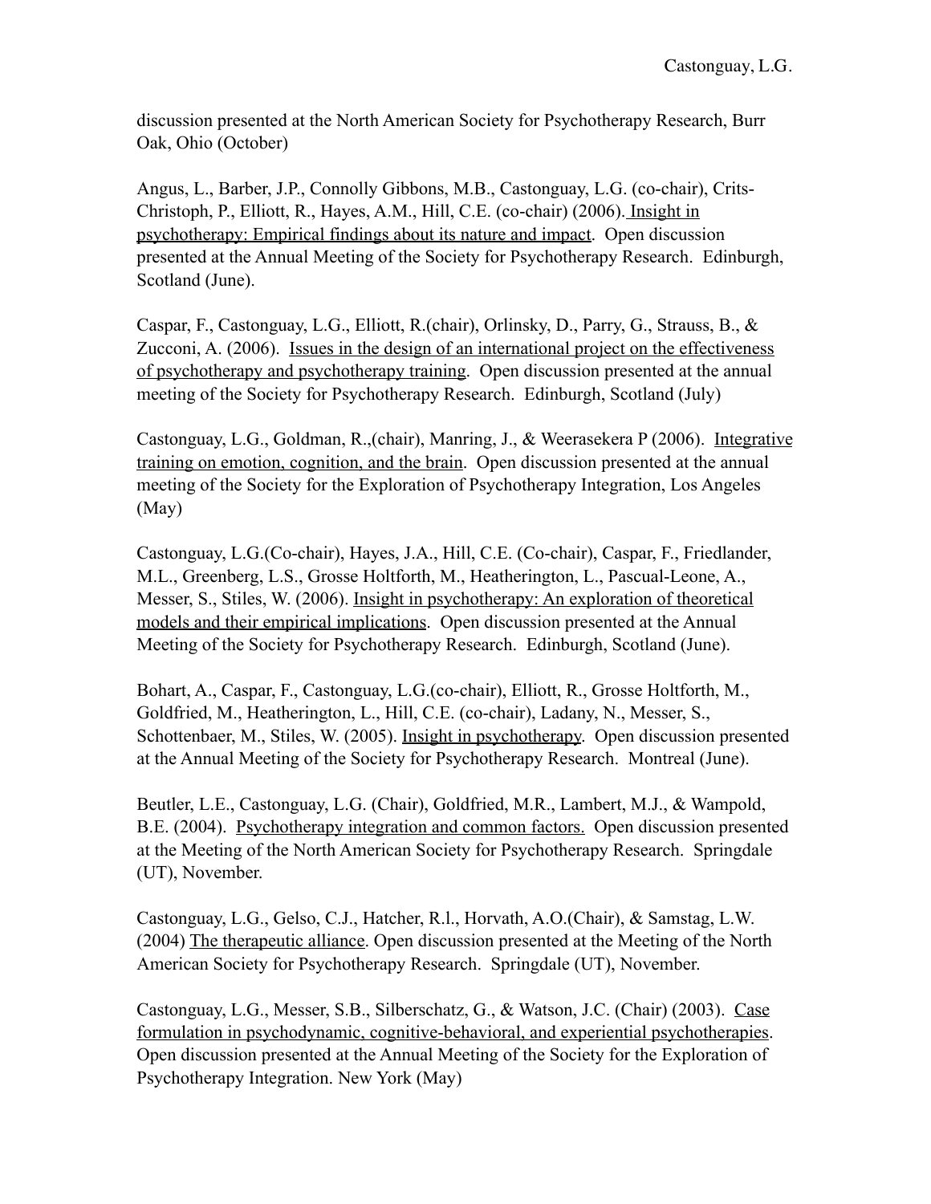discussion presented at the North American Society for Psychotherapy Research, Burr Oak, Ohio (October)

Angus, L., Barber, J.P., Connolly Gibbons, M.B., Castonguay, L.G. (co-chair), Crits-Christoph, P., Elliott, R., Hayes, A.M., Hill, C.E. (co-chair) (2006). Insight in psychotherapy: Empirical findings about its nature and impact. Open discussion presented at the Annual Meeting of the Society for Psychotherapy Research. Edinburgh, Scotland (June).

Caspar, F., Castonguay, L.G., Elliott, R.(chair), Orlinsky, D., Parry, G., Strauss, B., & Zucconi, A. (2006). Issues in the design of an international project on the effectiveness of psychotherapy and psychotherapy training. Open discussion presented at the annual meeting of the Society for Psychotherapy Research. Edinburgh, Scotland (July)

Castonguay, L.G., Goldman, R.,(chair), Manring, J., & Weerasekera P (2006). Integrative training on emotion, cognition, and the brain. Open discussion presented at the annual meeting of the Society for the Exploration of Psychotherapy Integration, Los Angeles (May)

Castonguay, L.G.(Co-chair), Hayes, J.A., Hill, C.E. (Co-chair), Caspar, F., Friedlander, M.L., Greenberg, L.S., Grosse Holtforth, M., Heatherington, L., Pascual-Leone, A., Messer, S., Stiles, W. (2006). Insight in psychotherapy: An exploration of theoretical models and their empirical implications. Open discussion presented at the Annual Meeting of the Society for Psychotherapy Research. Edinburgh, Scotland (June).

Bohart, A., Caspar, F., Castonguay, L.G.(co-chair), Elliott, R., Grosse Holtforth, M., Goldfried, M., Heatherington, L., Hill, C.E. (co-chair), Ladany, N., Messer, S., Schottenbaer, M., Stiles, W. (2005). Insight in psychotherapy. Open discussion presented at the Annual Meeting of the Society for Psychotherapy Research. Montreal (June).

Beutler, L.E., Castonguay, L.G. (Chair), Goldfried, M.R., Lambert, M.J., & Wampold, B.E. (2004). Psychotherapy integration and common factors. Open discussion presented at the Meeting of the North American Society for Psychotherapy Research. Springdale (UT), November.

Castonguay, L.G., Gelso, C.J., Hatcher, R.l., Horvath, A.O.(Chair), & Samstag, L.W. (2004) The therapeutic alliance. Open discussion presented at the Meeting of the North American Society for Psychotherapy Research. Springdale (UT), November.

Castonguay, L.G., Messer, S.B., Silberschatz, G., & Watson, J.C. (Chair) (2003). Case formulation in psychodynamic, cognitive-behavioral, and experiential psychotherapies. Open discussion presented at the Annual Meeting of the Society for the Exploration of Psychotherapy Integration. New York (May)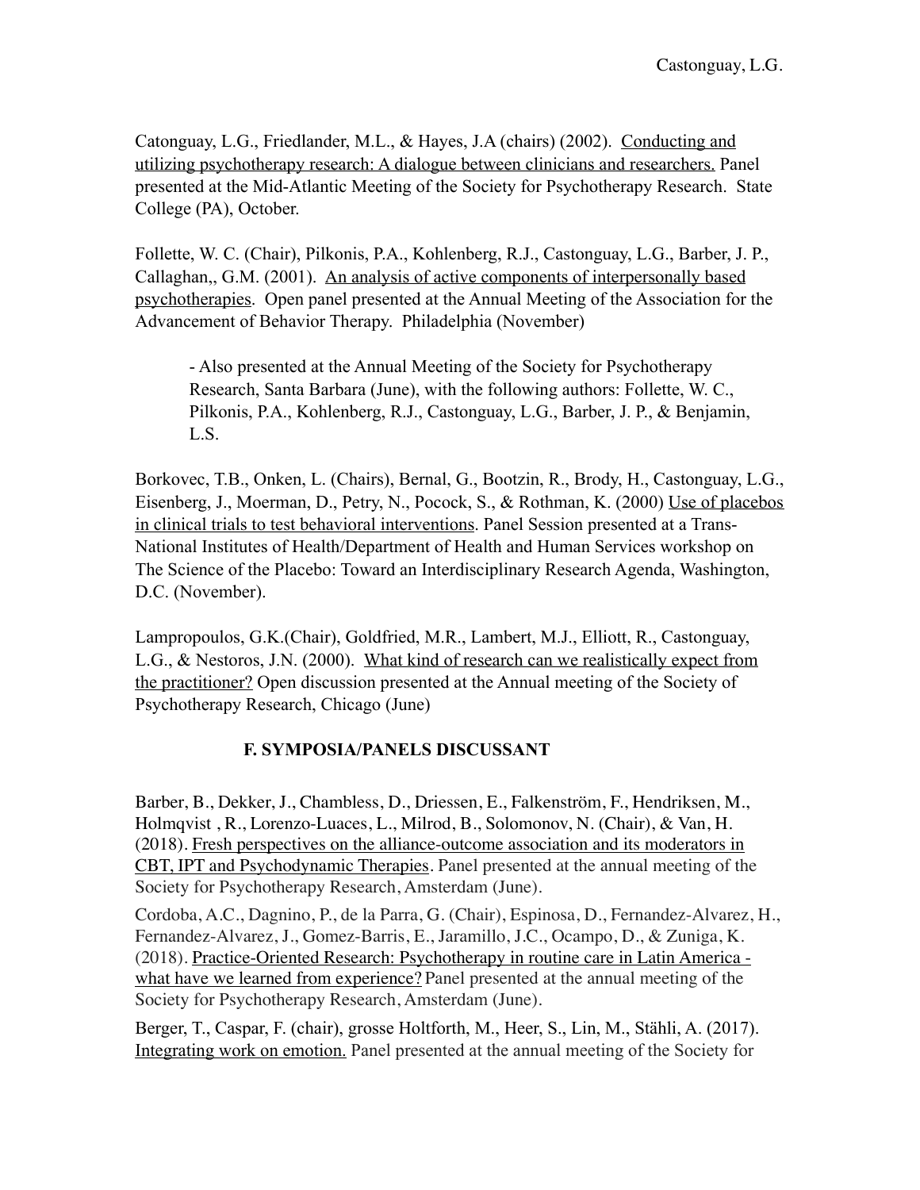Catonguay, L.G., Friedlander, M.L., & Hayes, J.A (chairs) (2002). Conducting and utilizing psychotherapy research: A dialogue between clinicians and researchers. Panel presented at the Mid-Atlantic Meeting of the Society for Psychotherapy Research. State College (PA), October.

Follette, W. C. (Chair), Pilkonis, P.A., Kohlenberg, R.J., Castonguay, L.G., Barber, J. P., Callaghan,, G.M. (2001). An analysis of active components of interpersonally based psychotherapies. Open panel presented at the Annual Meeting of the Association for the Advancement of Behavior Therapy. Philadelphia (November)

> - Also presented at the Annual Meeting of the Society for Psychotherapy Research, Santa Barbara (June), with the following authors: Follette, W. C., Pilkonis, P.A., Kohlenberg, R.J., Castonguay, L.G., Barber, J. P., & Benjamin, L.S.

Borkovec, T.B., Onken, L. (Chairs), Bernal, G., Bootzin, R., Brody, H., Castonguay, L.G., Eisenberg, J., Moerman, D., Petry, N., Pocock, S., & Rothman, K. (2000) Use of placebos in clinical trials to test behavioral interventions. Panel Session presented at a Trans-National Institutes of Health/Department of Health and Human Services workshop on The Science of the Placebo: Toward an Interdisciplinary Research Agenda, Washington, D.C. (November).

Lampropoulos, G.K.(Chair), Goldfried, M.R., Lambert, M.J., Elliott, R., Castonguay, L.G., & Nestoros, J.N. (2000). What kind of research can we realistically expect from the practitioner? Open discussion presented at the Annual meeting of the Society of Psychotherapy Research, Chicago (June)

### F. SYMPOSIA/PANELS DISCUSSANT

Barber, B., Dekker, J., Chambless, D., Driessen, E., Falkenström, F., Hendriksen, M., Holmqvist , R., Lorenzo-Luaces, L., Milrod, B., Solomonov, N. (Chair), & Van, H. (2018). Fresh perspectives on the alliance-outcome association and its moderators in CBT, IPT and Psychodynamic Therapies. Panel presented at the annual meeting of the Society for Psychotherapy Research, Amsterdam (June).

Cordoba, A.C., Dagnino, P., de la Parra, G. (Chair), Espinosa, D., Fernandez-Alvarez, H., Fernandez-Alvarez, J., Gomez-Barris, E., Jaramillo, J.C., Ocampo, D., & Zuniga, K. (2018). Practice-Oriented Research: Psychotherapy in routine care in Latin America - what have we learned from experience? Panel presented at the annual meeting of the Society for Psychotherapy Research, Amsterdam (June).

Berger, T., Caspar, F. (chair), grosse Holtforth, M., Heer, S., Lin, M., Stähli, A. (2017). Integrating work on emotion. Panel presented at the annual meeting of the Society for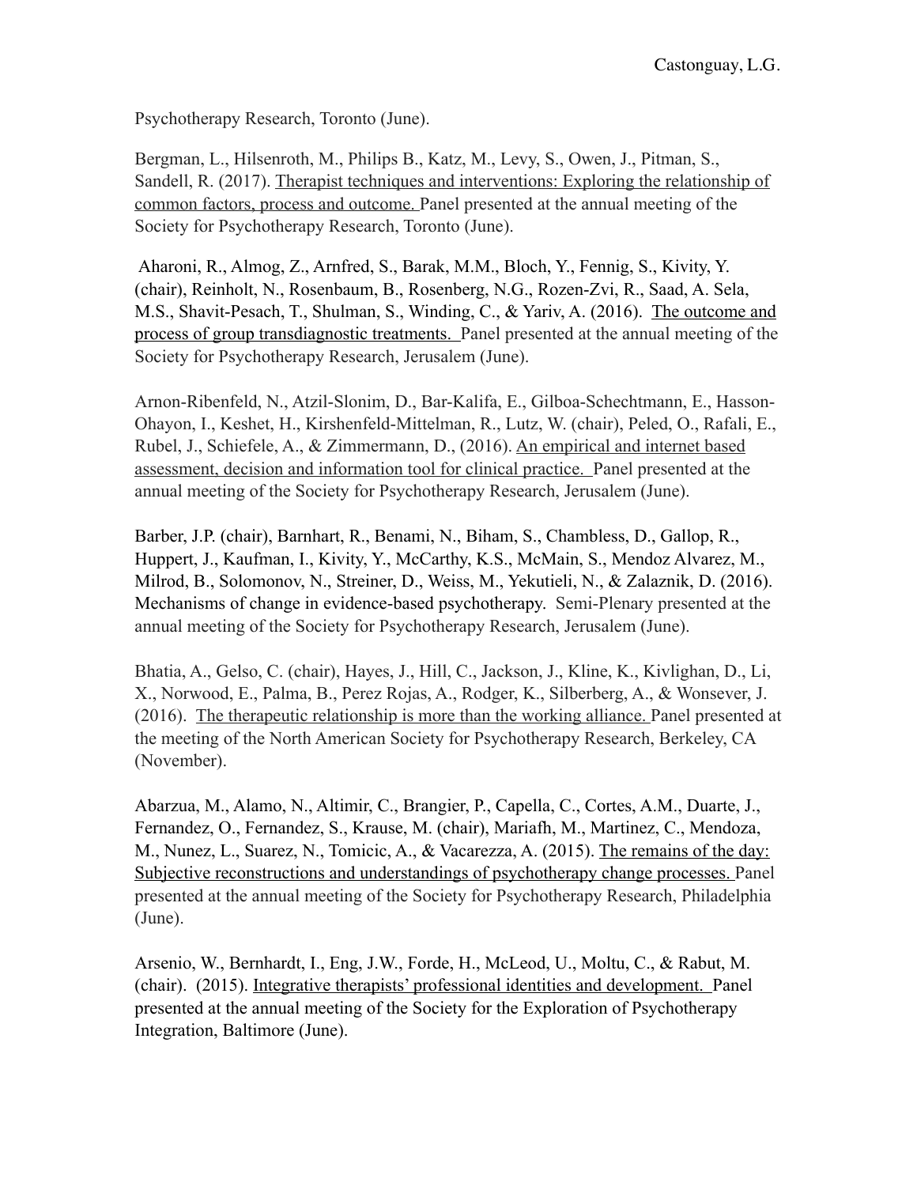Psychotherapy Research, Toronto (June).

Bergman, L., Hilsenroth, M., Philips B., Katz, M., Levy, S., Owen, J., Pitman, S., Sandell, R. (2017). Therapist techniques and interventions: Exploring the relationship of common factors, process and outcome. Panel presented at the annual meeting of the Society for Psychotherapy Research, Toronto (June).

Aharoni, R., Almog, Z., Arnfred, S., Barak, M.M., Bloch, Y., Fennig, S., Kivity, Y. (chair), Reinholt, N., Rosenbaum, B., Rosenberg, N.G., Rozen-Zvi, R., Saad, A. Sela, M.S., Shavit-Pesach, T., Shulman, S., Winding, C., & Yariv, A. (2016). The outcome and process of group transdiagnostic treatments. Panel presented at the annual meeting of the Society for Psychotherapy Research, Jerusalem (June).

Arnon-Ribenfeld, N., Atzil-Slonim, D., Bar-Kalifa, E., Gilboa-Schechtmann, E., Hasson-Ohayon, I., Keshet, H., Kirshenfeld-Mittelman, R., Lutz, W. (chair), Peled, O., Rafali, E., Rubel, J., Schiefele, A., & Zimmermann, D., (2016). An empirical and internet based assessment, decision and information tool for clinical practice. Panel presented at the annual meeting of the Society for Psychotherapy Research, Jerusalem (June).

Barber, J.P. (chair), Barnhart, R., Benami, N., Biham, S., Chambless, D., Gallop, R., Huppert, J., Kaufman, I., Kivity, Y., McCarthy, K.S., McMain, S., Mendoz Alvarez, M., Milrod, B., Solomonov, N., Streiner, D., Weiss, M., Yekutieli, N., & Zalaznik, D. (2016). Mechanisms of change in evidence-based psychotherapy. Semi-Plenary presented at the annual meeting of the Society for Psychotherapy Research, Jerusalem (June).

Bhatia, A., Gelso, C. (chair), Hayes, J., Hill, C., Jackson, J., Kline, K., Kivlighan, D., Li, X., Norwood, E., Palma, B., Perez Rojas, A., Rodger, K., Silberberg, A., & Wonsever, J. (2016). The therapeutic relationship is more than the working alliance. Panel presented at the meeting of the North American Society for Psychotherapy Research, Berkeley, CA (November).

Abarzua, M., Alamo, N., Altimir, C., Brangier, P., Capella, C., Cortes, A.M., Duarte, J., Fernandez, O., Fernandez, S., Krause, M. (chair), Mariafh, M., Martinez, C., Mendoza, M., Nunez, L., Suarez, N., Tomicic, A., & Vacarezza, A. (2015). The remains of the day: Subjective reconstructions and understandings of psychotherapy change processes. Panel presented at the annual meeting of the Society for Psychotherapy Research, Philadelphia (June).

Arsenio, W., Bernhardt, I., Eng, J.W., Forde, H., McLeod, U., Moltu, C., & Rabut, M. (chair). (2015). Integrative therapists' professional identities and development. Panel presented at the annual meeting of the Society for the Exploration of Psychotherapy Integration, Baltimore (June).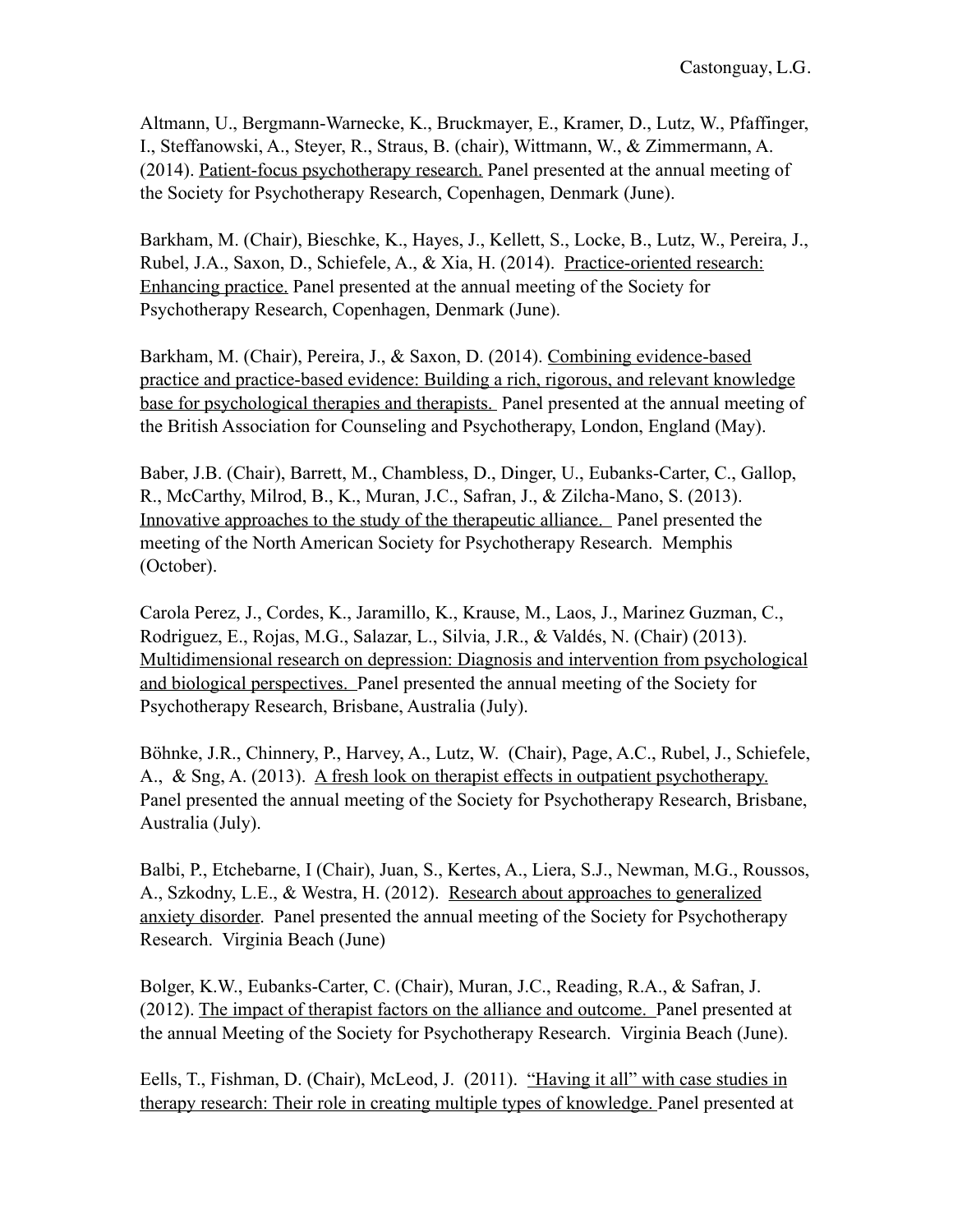Altmann, U., Bergmann-Warnecke, K., Bruckmayer, E., Kramer, D., Lutz, W., Pfaffinger, I., Steffanowski, A., Steyer, R., Straus, B. (chair), Wittmann, W., & Zimmermann, A. (2014). Patient-focus psychotherapy research. Panel presented at the annual meeting of the Society for Psychotherapy Research, Copenhagen, Denmark (June).

Barkham, M. (Chair), Bieschke, K., Hayes, J., Kellett, S., Locke, B., Lutz, W., Pereira, J., Rubel, J.A., Saxon, D., Schiefele, A., & Xia, H. (2014). Practice-oriented research: Enhancing practice. Panel presented at the annual meeting of the Society for Psychotherapy Research, Copenhagen, Denmark (June).

Barkham, M. (Chair), Pereira, J., & Saxon, D. (2014). Combining evidence-based practice and practice-based evidence: Building a rich, rigorous, and relevant knowledge base for psychological therapies and therapists. Panel presented at the annual meeting of the British Association for Counseling and Psychotherapy, London, England (May).

Baber, J.B. (Chair), Barrett, M., Chambless, D., Dinger, U., Eubanks-Carter, C., Gallop, R., McCarthy, Milrod, B., K., Muran, J.C., Safran, J., & Zilcha-Mano, S. (2013). Innovative approaches to the study of the therapeutic alliance. Panel presented the meeting of the North American Society for Psychotherapy Research. Memphis (October).

Carola Perez, J., Cordes, K., Jaramillo, K., Krause, M., Laos, J., Marinez Guzman, C., Rodriguez, E., Rojas, M.G., Salazar, L., Silvia, J.R., & Valdés, N. (Chair) (2013). Multidimensional research on depression: Diagnosis and intervention from psychological and biological perspectives. Panel presented the annual meeting of the Society for Psychotherapy Research, Brisbane, Australia (July).

Böhnke, J.R., Chinnery, P., Harvey, A., Lutz, W. (Chair), Page, A.C., Rubel, J., Schiefele, A., & Sng, A. (2013). A fresh look on therapist effects in outpatient psychotherapy. Panel presented the annual meeting of the Society for Psychotherapy Research, Brisbane, Australia (July).

Balbi, P., Etchebarne, I (Chair), Juan, S., Kertes, A., Liera, S.J., Newman, M.G., Roussos, A., Szkodny, L.E., & Westra, H. (2012). Research about approaches to generalized anxiety disorder. Panel presented the annual meeting of the Society for Psychotherapy Research. Virginia Beach (June)

Bolger, K.W., Eubanks-Carter, C. (Chair), Muran, J.C., Reading, R.A., & Safran, J. (2012). The impact of therapist factors on the alliance and outcome. Panel presented at the annual Meeting of the Society for Psychotherapy Research. Virginia Beach (June).

Eells, T., Fishman, D. (Chair), McLeod, J. (2011). "Having it all" with case studies in therapy research: Their role in creating multiple types of knowledge. Panel presented at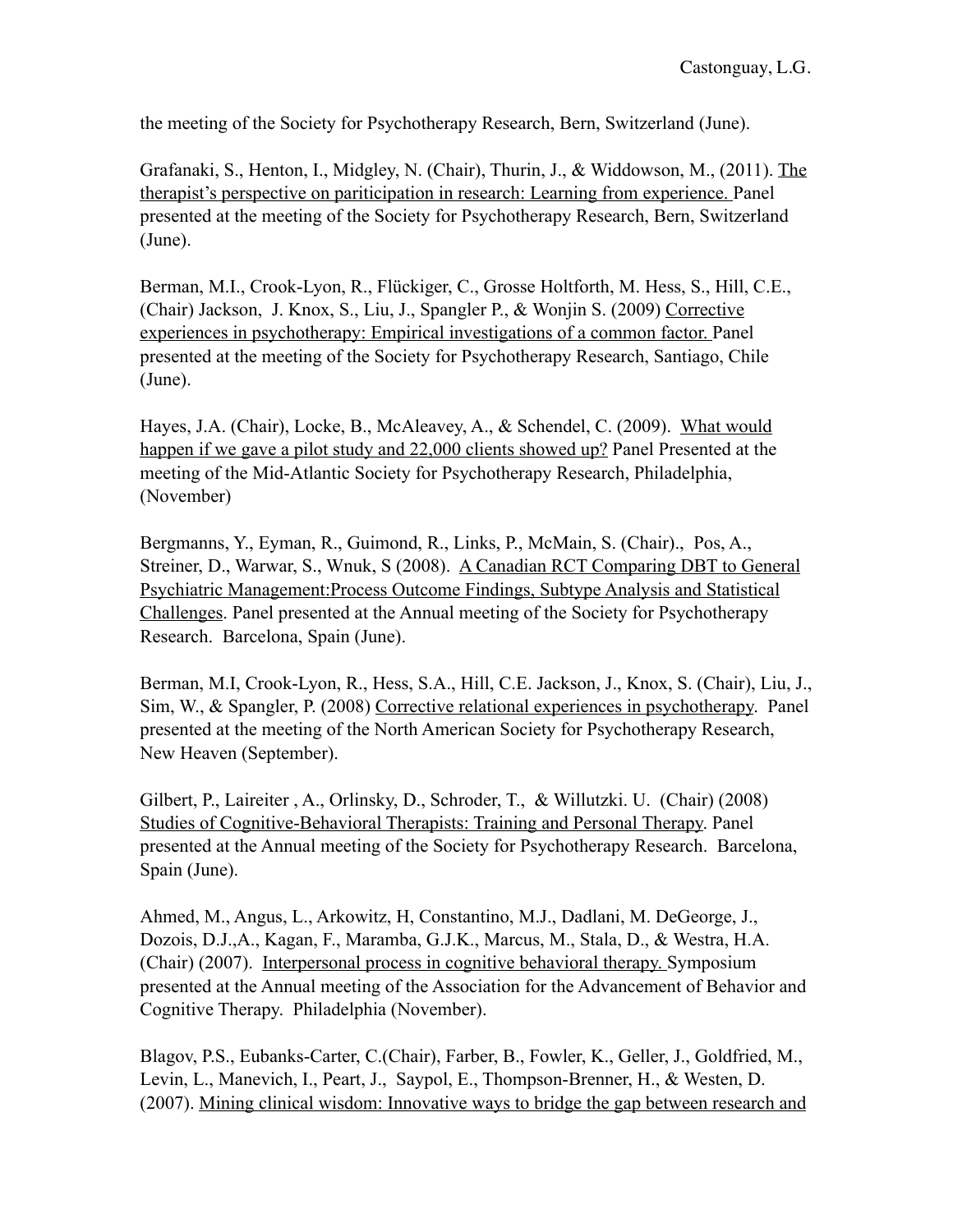the meeting of the Society for Psychotherapy Research, Bern, Switzerland (June).

Grafanaki, S., Henton, I., Midgley, N. (Chair), Thurin, J., & Widdowson, M., (2011). <u>The therapist's perspective on pariticipation in research: Learning from experience.</u> Panel presented at the meeting of the Society for Psychotherapy Research, Bern, Switzerland (June).

Berman, M.I., Crook-Lyon, R., Flückiger, C., Grosse Holtforth, M. Hess, S., Hill, C.E., (Chair) Jackson, J. Knox, S., Liu, J., Spangler P., & Wonjin S. (2009) <u>Corrective experiences in psychotherapy: Empirical investigations of a common factor.</u> Panel presented at the meeting of the Society for Psychotherapy Research, Santiago, Chile (June).

Hayes, J.A. (Chair), Locke, B., McAleavey, A., & Schendel, C. (2009). <u>What would happen if we gave a pilot study and 22,000 clients showed up?</u> Panel Presented at the meeting of the Mid-Atlantic Society for Psychotherapy Research, Philadelphia, (November)

Bergmanns, Y., Eyman, R., Guimond, R., Links, P., McMain, S. (Chair)., Pos, A., Streiner, D., Warwar, S., Wnuk, S (2008). <u>A Canadian RCT Comparing DBT to General Psychiatric Management:Process Outcome Findings, Subtype Analysis and Statistical Challenges</u>. Panel presented at the Annual meeting of the Society for Psychotherapy Research. Barcelona, Spain (June).

Berman, M.I, Crook-Lyon, R., Hess, S.A., Hill, C.E. Jackson, J., Knox, S. (Chair), Liu, J., Sim, W., & Spangler, P. (2008) <u>Corrective relational experiences in psychotherapy</u>. Panel presented at the meeting of the North American Society for Psychotherapy Research, New Heaven (September).

Gilbert, P., Laireiter , A., Orlinsky, D., Schroder, T., & Willutzki. U. (Chair) (2008) <u>Studies of Cognitive-Behavioral Therapists: Training and Personal Therapy</u>. Panel presented at the Annual meeting of the Society for Psychotherapy Research. Barcelona, Spain (June).

Ahmed, M., Angus, L., Arkowitz, H, Constantino, M.J., Dadlani, M. DeGeorge, J., Dozois, D.J.,A., Kagan, F., Maramba, G.J.K., Marcus, M., Stala, D., & Westra, H.A. (Chair) (2007). <u>Interpersonal process in cognitive behavioral therapy.</u> Symposium presented at the Annual meeting of the Association for the Advancement of Behavior and Cognitive Therapy. Philadelphia (November).

Blagov, P.S., Eubanks-Carter, C.(Chair), Farber, B., Fowler, K., Geller, J., Goldfried, M., Levin, L., Manevich, I., Peart, J., Saypol, E., Thompson-Brenner, H., & Westen, D. (2007). <u>Mining clinical wisdom: Innovative ways to bridge the gap between research and</u>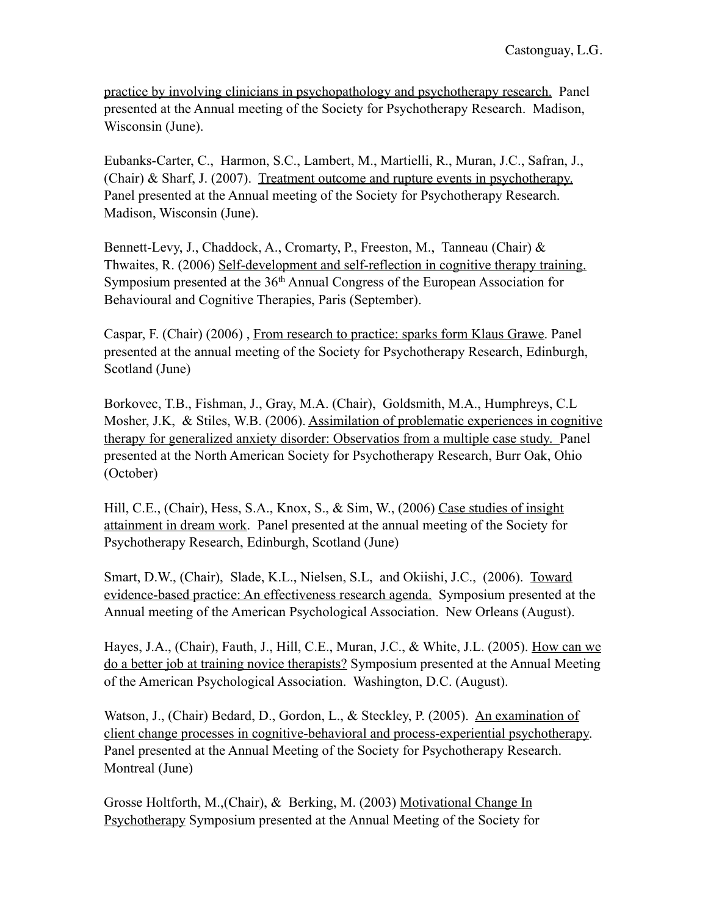practice by involving clinicians in psychopathology and psychotherapy research. Panel presented at the Annual meeting of the Society for Psychotherapy Research. Madison, Wisconsin (June).

Eubanks-Carter, C., Harmon, S.C., Lambert, M., Martielli, R., Muran, J.C., Safran, J., (Chair) & Sharf, J. (2007). Treatment outcome and rupture events in psychotherapy. Panel presented at the Annual meeting of the Society for Psychotherapy Research. Madison, Wisconsin (June).

Bennett-Levy, J., Chaddock, A., Cromarty, P., Freeston, M., Tanneau (Chair) & Thwaites, R. (2006) Self-development and self-reflection in cognitive therapy training. Symposium presented at the 36th Annual Congress of the European Association for Behavioural and Cognitive Therapies, Paris (September).

Caspar, F. (Chair) (2006) , From research to practice: sparks form Klaus Grawe. Panel presented at the annual meeting of the Society for Psychotherapy Research, Edinburgh, Scotland (June)

Borkovec, T.B., Fishman, J., Gray, M.A. (Chair), Goldsmith, M.A., Humphreys, C.L Mosher, J.K, & Stiles, W.B. (2006). Assimilation of problematic experiences in cognitive therapy for generalized anxiety disorder: Observatios from a multiple case study. Panel presented at the North American Society for Psychotherapy Research, Burr Oak, Ohio (October)

Hill, C.E., (Chair), Hess, S.A., Knox, S., & Sim, W., (2006) Case studies of insight attainment in dream work. Panel presented at the annual meeting of the Society for Psychotherapy Research, Edinburgh, Scotland (June)

Smart, D.W., (Chair), Slade, K.L., Nielsen, S.L, and Okiishi, J.C., (2006). Toward evidence-based practice: An effectiveness research agenda. Symposium presented at the Annual meeting of the American Psychological Association. New Orleans (August).

Hayes, J.A., (Chair), Fauth, J., Hill, C.E., Muran, J.C., & White, J.L. (2005). How can we do a better job at training novice therapists? Symposium presented at the Annual Meeting of the American Psychological Association. Washington, D.C. (August).

Watson, J., (Chair) Bedard, D., Gordon, L., & Steckley, P. (2005). An examination of client change processes in cognitive-behavioral and process-experiential psychotherapy. Panel presented at the Annual Meeting of the Society for Psychotherapy Research. Montreal (June)

Grosse Holtforth, M.,(Chair), & Berking, M. (2003) Motivational Change In Psychotherapy Symposium presented at the Annual Meeting of the Society for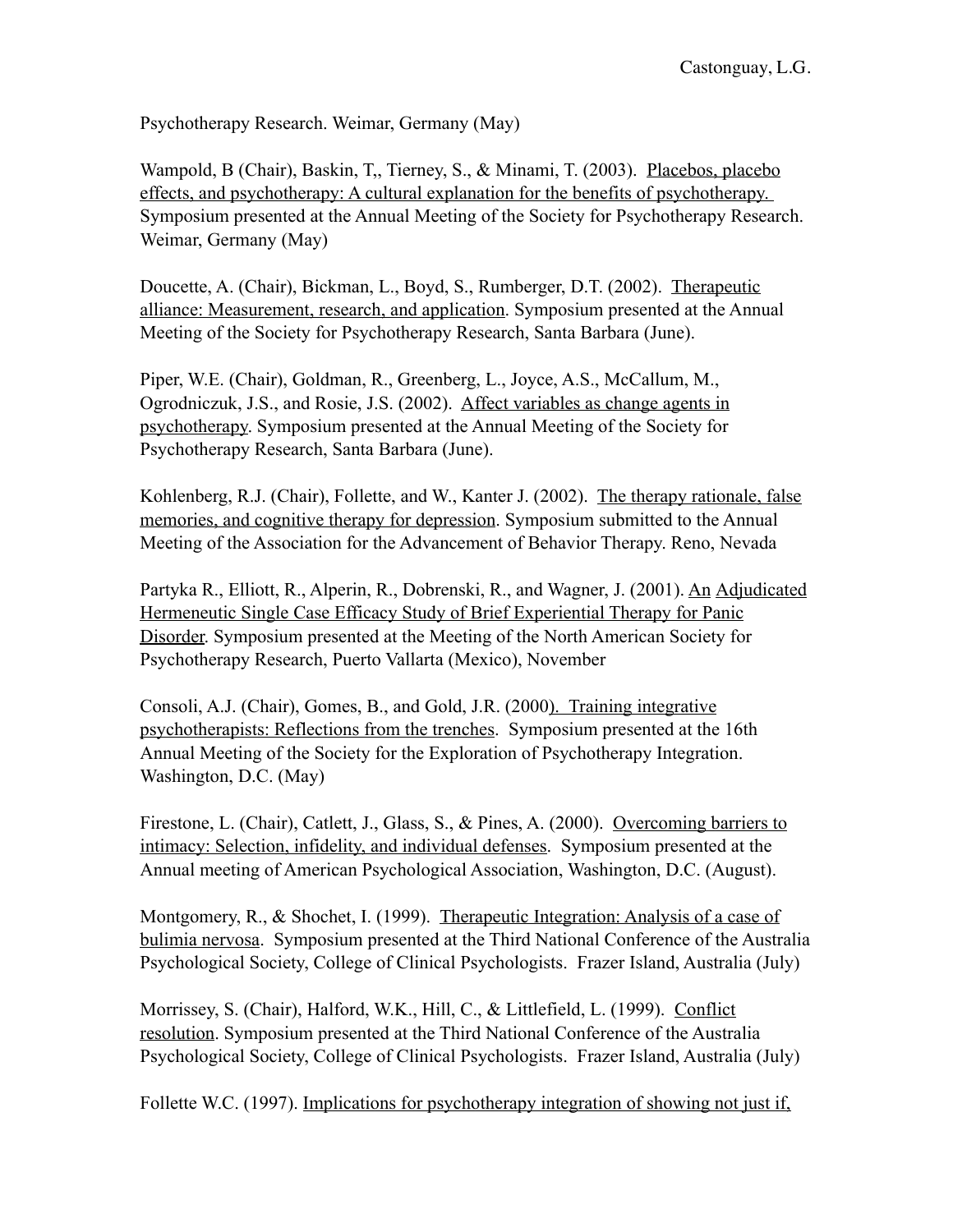Psychotherapy Research. Weimar, Germany (May)

Wampold, B (Chair), Baskin, T,, Tierney, S., & Minami, T. (2003). Placebos, placebo effects, and psychotherapy: A cultural explanation for the benefits of psychotherapy. Symposium presented at the Annual Meeting of the Society for Psychotherapy Research. Weimar, Germany (May)

Doucette, A. (Chair), Bickman, L., Boyd, S., Rumberger, D.T. (2002). Therapeutic alliance: Measurement, research, and application. Symposium presented at the Annual Meeting of the Society for Psychotherapy Research, Santa Barbara (June).

Piper, W.E. (Chair), Goldman, R., Greenberg, L., Joyce, A.S., McCallum, M., Ogrodniczuk, J.S., and Rosie, J.S. (2002). Affect variables as change agents in psychotherapy. Symposium presented at the Annual Meeting of the Society for Psychotherapy Research, Santa Barbara (June).

Kohlenberg, R.J. (Chair), Follette, and W., Kanter J. (2002). The therapy rationale, false memories, and cognitive therapy for depression. Symposium submitted to the Annual Meeting of the Association for the Advancement of Behavior Therapy. Reno, Nevada

Partyka R., Elliott, R., Alperin, R., Dobrenski, R., and Wagner, J. (2001). An Adjudicated Hermeneutic Single Case Efficacy Study of Brief Experiential Therapy for Panic Disorder. Symposium presented at the Meeting of the North American Society for Psychotherapy Research, Puerto Vallarta (Mexico), November

Consoli, A.J. (Chair), Gomes, B., and Gold, J.R. (2000). Training integrative psychotherapists: Reflections from the trenches. Symposium presented at the 16th Annual Meeting of the Society for the Exploration of Psychotherapy Integration. Washington, D.C. (May)

Firestone, L. (Chair), Catlett, J., Glass, S., & Pines, A. (2000). Overcoming barriers to intimacy: Selection, infidelity, and individual defenses. Symposium presented at the Annual meeting of American Psychological Association, Washington, D.C. (August).

Montgomery, R., & Shochet, I. (1999). Therapeutic Integration: Analysis of a case of bulimia nervosa. Symposium presented at the Third National Conference of the Australia Psychological Society, College of Clinical Psychologists. Frazer Island, Australia (July)

Morrissey, S. (Chair), Halford, W.K., Hill, C., & Littlefield, L. (1999). Conflict resolution. Symposium presented at the Third National Conference of the Australia Psychological Society, College of Clinical Psychologists. Frazer Island, Australia (July)

Follette W.C. (1997). Implications for psychotherapy integration of showing not just if,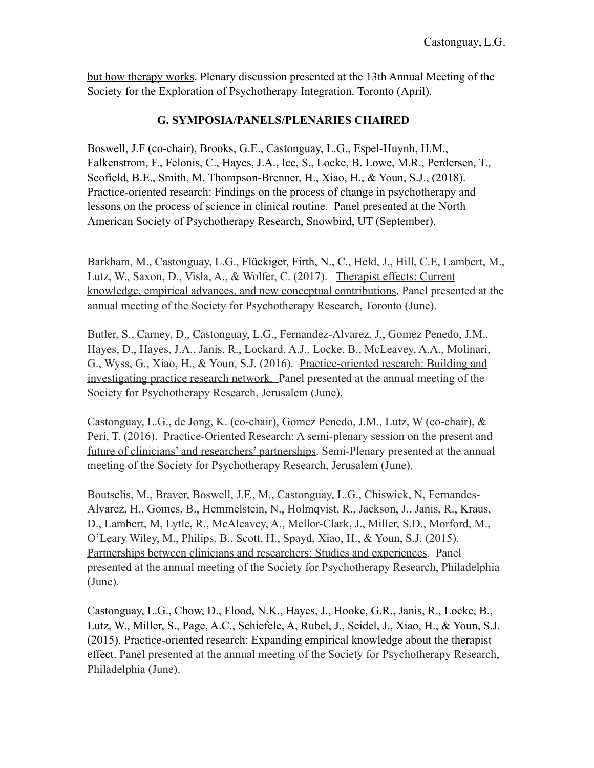but how therapy works. Plenary discussion presented at the 13th Annual Meeting of the Society for the Exploration of Psychotherapy Integration. Toronto (April).

## G. SYMPOSIA/PANELS/PLENARIES CHAIRED

Boswell, J.F (co-chair), Brooks, G.E., Castonguay, L.G., Espel-Huynh, H.M., Falkenstrom, F., Felonis, C., Hayes, J.A., Ice, S., Locke, B. Lowe, M.R., Perdersen, T., Scofield, B.E., Smith, M. Thompson-Brenner, H., Xiao, H., & Youn, S.J., (2018). Practice-oriented research: Findings on the process of change in psychotherapy and lessons on the process of science in clinical routine. Panel presented at the North American Society of Psychotherapy Research, Snowbird, UT (September).

Barkham, M., Castonguay, L.G., Flückiger, Firth, N., C., Held, J., Hill, C.E, Lambert, M., Lutz, W., Saxon, D., Visla, A., & Wolfer, C. (2017). Therapist effects: Current knowledge, empirical advances, and new conceptual contributions. Panel presented at the annual meeting of the Society for Psychotherapy Research, Toronto (June).

Butler, S., Carney, D., Castonguay, L.G., Fernandez-Alvarez, J., Gomez Penedo, J.M., Hayes, D., Hayes, J.A., Janis, R., Lockard, A.J., Locke, B., McLeavey, A.A., Molinari, G., Wyss, G., Xiao, H., & Youn, S.J. (2016). Practice-oriented research: Building and investigating practice research network. Panel presented at the annual meeting of the Society for Psychotherapy Research, Jerusalem (June).

Castonguay, L.G., de Jong, K. (co-chair), Gomez Penedo, J.M., Lutz, W (co-chair), & Peri, T. (2016). Practice-Oriented Research: A semi-plenary session on the present and future of clinicians' and researchers' partnerships. Semi-Plenary presented at the annual meeting of the Society for Psychotherapy Research, Jerusalem (June).

Boutselis, M., Braver, Boswell, J.F., M., Castonguay, L.G., Chiswick, N, Fernandes-Alvarez, H., Gomes, B., Hemmelstein, N., Holmqvist, R., Jackson, J., Janis, R., Kraus, D., Lambert, M, Lytle, R., McAleavey, A., Mellor-Clark, J., Miller, S.D., Morford, M., O'Leary Wiley, M., Philips, B., Scott, H., Spayd, Xiao, H., & Youn, S.J. (2015). Partnerships between clinicians and researchers: Studies and experiences. Panel presented at the annual meeting of the Society for Psychotherapy Research, Philadelphia (June).

Castonguay, L.G., Chow, D., Flood, N.K., Hayes, J., Hooke, G.R., Janis, R., Locke, B., Lutz, W., Miller, S., Page, A.C., Schiefele, A, Rubel, J., Seidel, J., Xiao, H., & Youn, S.J. (2015). Practice-oriented research: Expanding empirical knowledge about the therapist effect. Panel presented at the annual meeting of the Society for Psychotherapy Research, Philadelphia (June).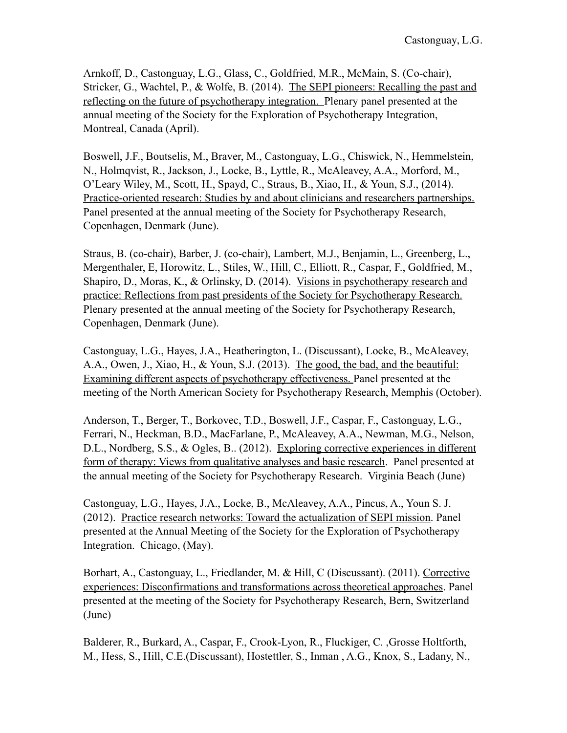Arnkoff, D., Castonguay, L.G., Glass, C., Goldfried, M.R., McMain, S. (Co-chair), Stricker, G., Wachtel, P., & Wolfe, B. (2014). <u>The SEPI pioneers: Recalling the past and reflecting on the future of psychotherapy integration.</u> Plenary panel presented at the annual meeting of the Society for the Exploration of Psychotherapy Integration, Montreal, Canada (April).

Boswell, J.F., Boutselis, M., Braver, M., Castonguay, L.G., Chiswick, N., Hemmelstein, N., Holmqvist, R., Jackson, J., Locke, B., Lyttle, R., McAleavey, A.A., Morford, M., O'Leary Wiley, M., Scott, H., Spayd, C., Straus, B., Xiao, H., & Youn, S.J., (2014). <u>Practice-oriented research: Studies by and about clinicians and researchers partnerships.</u> Panel presented at the annual meeting of the Society for Psychotherapy Research, Copenhagen, Denmark (June).

Straus, B. (co-chair), Barber, J. (co-chair), Lambert, M.J., Benjamin, L., Greenberg, L., Mergenthaler, E, Horowitz, L., Stiles, W., Hill, C., Elliott, R., Caspar, F., Goldfried, M., Shapiro, D., Moras, K., & Orlinsky, D. (2014). <u>Visions in psychotherapy research and practice: Reflections from past presidents of the Society for Psychotherapy Research.</u> Plenary presented at the annual meeting of the Society for Psychotherapy Research, Copenhagen, Denmark (June).

Castonguay, L.G., Hayes, J.A., Heatherington, L. (Discussant), Locke, B., McAleavey, A.A., Owen, J., Xiao, H., & Youn, S.J. (2013). <u>The good, the bad, and the beautiful: Examining different aspects of psychotherapy effectiveness.</u> Panel presented at the meeting of the North American Society for Psychotherapy Research, Memphis (October).

Anderson, T., Berger, T., Borkovec, T.D., Boswell, J.F., Caspar, F., Castonguay, L.G., Ferrari, N., Heckman, B.D., MacFarlane, P., McAleavey, A.A., Newman, M.G., Nelson, D.L., Nordberg, S.S., & Ogles, B.. (2012). <u>Exploring corrective experiences in different form of therapy: Views from qualitative analyses and basic research</u>. Panel presented at the annual meeting of the Society for Psychotherapy Research. Virginia Beach (June)

Castonguay, L.G., Hayes, J.A., Locke, B., McAleavey, A.A., Pincus, A., Youn S. J. (2012). <u>Practice research networks: Toward the actualization of SEPI mission</u>. Panel presented at the Annual Meeting of the Society for the Exploration of Psychotherapy Integration. Chicago, (May).

Borhart, A., Castonguay, L., Friedlander, M. & Hill, C (Discussant). (2011). <u>Corrective experiences: Disconfirmations and transformations across theoretical approaches</u>. Panel presented at the meeting of the Society for Psychotherapy Research, Bern, Switzerland (June)

Balderer, R., Burkard, A., Caspar, F., Crook-Lyon, R., Fluckiger, C. ,Grosse Holtforth, M., Hess, S., Hill, C.E.(Discussant), Hostettler, S., Inman , A.G., Knox, S., Ladany, N.,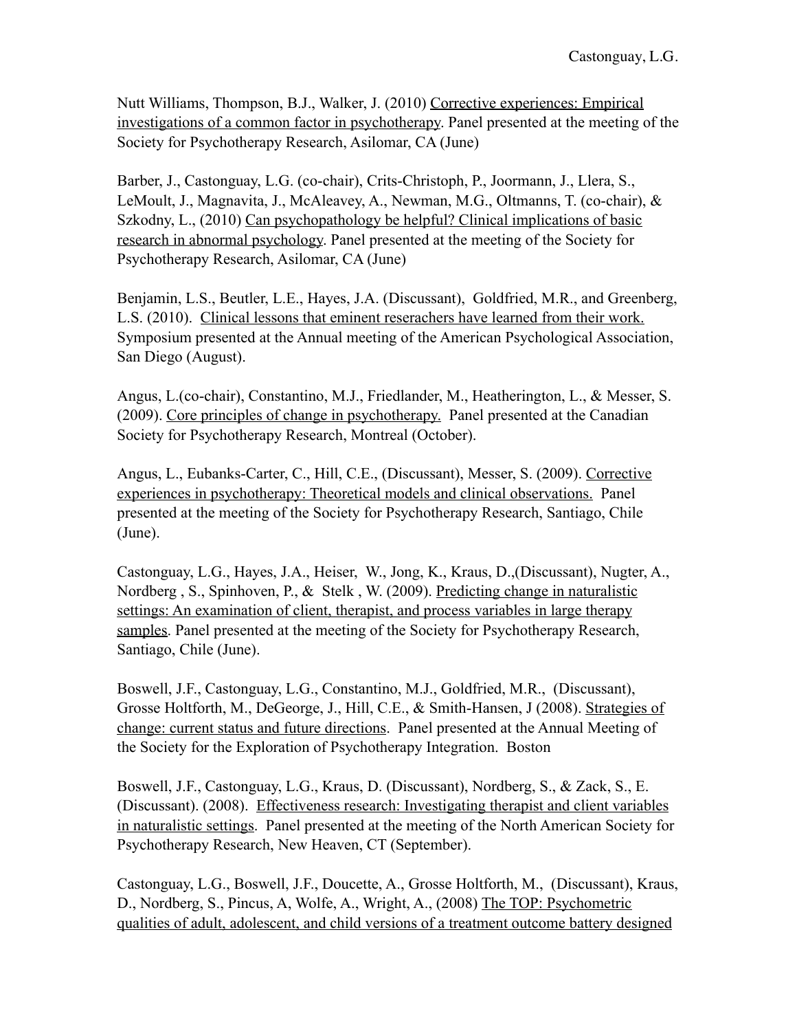Nutt Williams, Thompson, B.J., Walker, J. (2010) <u>Corrective experiences: Empirical investigations of a common factor in psychotherapy</u>. Panel presented at the meeting of the Society for Psychotherapy Research, Asilomar, CA (June)

Barber, J., Castonguay, L.G. (co-chair), Crits-Christoph, P., Joormann, J., Llera, S., LeMoult, J., Magnavita, J., McAleavey, A., Newman, M.G., Oltmanns, T. (co-chair), & Szkodny, L., (2010) <u>Can psychopathology be helpful? Clinical implications of basic research in abnormal psychology</u>. Panel presented at the meeting of the Society for Psychotherapy Research, Asilomar, CA (June)

Benjamin, L.S., Beutler, L.E., Hayes, J.A. (Discussant), Goldfried, M.R., and Greenberg, L.S. (2010). <u>Clinical lessons that eminent reserachers have learned from their work.</u> Symposium presented at the Annual meeting of the American Psychological Association, San Diego (August).

Angus, L.(co-chair), Constantino, M.J., Friedlander, M., Heatherington, L., & Messer, S. (2009). <u>Core principles of change in psychotherapy.</u> Panel presented at the Canadian Society for Psychotherapy Research, Montreal (October).

Angus, L., Eubanks-Carter, C., Hill, C.E., (Discussant), Messer, S. (2009). <u>Corrective experiences in psychotherapy: Theoretical models and clinical observations.</u> Panel presented at the meeting of the Society for Psychotherapy Research, Santiago, Chile (June).

Castonguay, L.G., Hayes, J.A., Heiser, W., Jong, K., Kraus, D.,(Discussant), Nugter, A., Nordberg , S., Spinhoven, P., & Stelk , W. (2009). <u>Predicting change in naturalistic settings: An examination of client, therapist, and process variables in large therapy samples</u>. Panel presented at the meeting of the Society for Psychotherapy Research, Santiago, Chile (June).

Boswell, J.F., Castonguay, L.G., Constantino, M.J., Goldfried, M.R., (Discussant), Grosse Holtforth, M., DeGeorge, J., Hill, C.E., & Smith-Hansen, J (2008). <u>Strategies of change: current status and future directions</u>. Panel presented at the Annual Meeting of the Society for the Exploration of Psychotherapy Integration. Boston

Boswell, J.F., Castonguay, L.G., Kraus, D. (Discussant), Nordberg, S., & Zack, S., E. (Discussant). (2008). <u>Effectiveness research: Investigating therapist and client variables in naturalistic settings</u>. Panel presented at the meeting of the North American Society for Psychotherapy Research, New Heaven, CT (September).

Castonguay, L.G., Boswell, J.F., Doucette, A., Grosse Holtforth, M., (Discussant), Kraus, D., Nordberg, S., Pincus, A, Wolfe, A., Wright, A., (2008) <u>The TOP: Psychometric qualities of adult, adolescent, and child versions of a treatment outcome battery designed</u>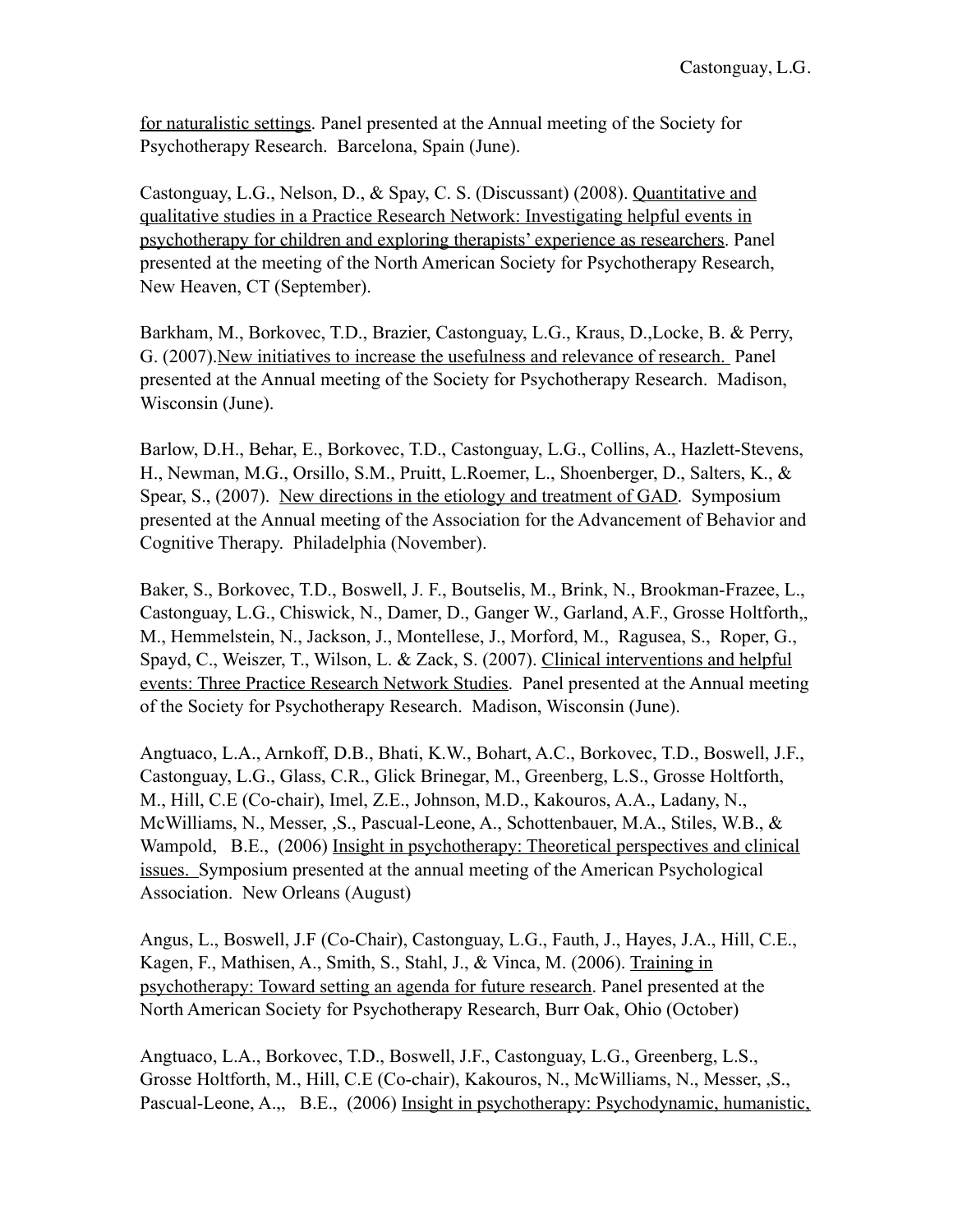<u>for naturalistic settings</u>. Panel presented at the Annual meeting of the Society for Psychotherapy Research. Barcelona, Spain (June).

Castonguay, L.G., Nelson, D., & Spay, C. S. (Discussant) (2008). <u>Quantitative and qualitative studies in a Practice Research Network: Investigating helpful events in psychotherapy for children and exploring therapists' experience as researchers</u>. Panel presented at the meeting of the North American Society for Psychotherapy Research, New Heaven, CT (September).

Barkham, M., Borkovec, T.D., Brazier, Castonguay, L.G., Kraus, D.,Locke, B. & Perry, G. (2007).<u>New initiatives to increase the usefulness and relevance of research.</u> Panel presented at the Annual meeting of the Society for Psychotherapy Research. Madison, Wisconsin (June).

Barlow, D.H., Behar, E., Borkovec, T.D., Castonguay, L.G., Collins, A., Hazlett-Stevens, H., Newman, M.G., Orsillo, S.M., Pruitt, L.Roemer, L., Shoenberger, D., Salters, K., & Spear, S., (2007). <u>New directions in the etiology and treatment of GAD</u>. Symposium presented at the Annual meeting of the Association for the Advancement of Behavior and Cognitive Therapy. Philadelphia (November).

Baker, S., Borkovec, T.D., Boswell, J. F., Boutselis, M., Brink, N., Brookman-Frazee, L., Castonguay, L.G., Chiswick, N., Damer, D., Ganger W., Garland, A.F., Grosse Holtforth,, M., Hemmelstein, N., Jackson, J., Montellese, J., Morford, M., Ragusea, S., Roper, G., Spayd, C., Weiszer, T., Wilson, L. & Zack, S. (2007). <u>Clinical interventions and helpful events: Three Practice Research Network Studies</u>. Panel presented at the Annual meeting of the Society for Psychotherapy Research. Madison, Wisconsin (June).

Angtuaco, L.A., Arnkoff, D.B., Bhati, K.W., Bohart, A.C., Borkovec, T.D., Boswell, J.F., Castonguay, L.G., Glass, C.R., Glick Brinegar, M., Greenberg, L.S., Grosse Holtforth, M., Hill, C.E (Co-chair), Imel, Z.E., Johnson, M.D., Kakouros, A.A., Ladany, N., McWilliams, N., Messer, ,S., Pascual-Leone, A., Schottenbauer, M.A., Stiles, W.B., & Wampold, B.E., (2006) <u>Insight in psychotherapy: Theoretical perspectives and clinical issues.</u> Symposium presented at the annual meeting of the American Psychological Association. New Orleans (August)

Angus, L., Boswell, J.F (Co-Chair), Castonguay, L.G., Fauth, J., Hayes, J.A., Hill, C.E., Kagen, F., Mathisen, A., Smith, S., Stahl, J., & Vinca, M. (2006). <u>Training in psychotherapy: Toward setting an agenda for future research</u>. Panel presented at the North American Society for Psychotherapy Research, Burr Oak, Ohio (October)

Angtuaco, L.A., Borkovec, T.D., Boswell, J.F., Castonguay, L.G., Greenberg, L.S., Grosse Holtforth, M., Hill, C.E (Co-chair), Kakouros, N., McWilliams, N., Messer, ,S., Pascual-Leone, A.,, B.E., (2006) <u>Insight in psychotherapy: Psychodynamic, humanistic,</u>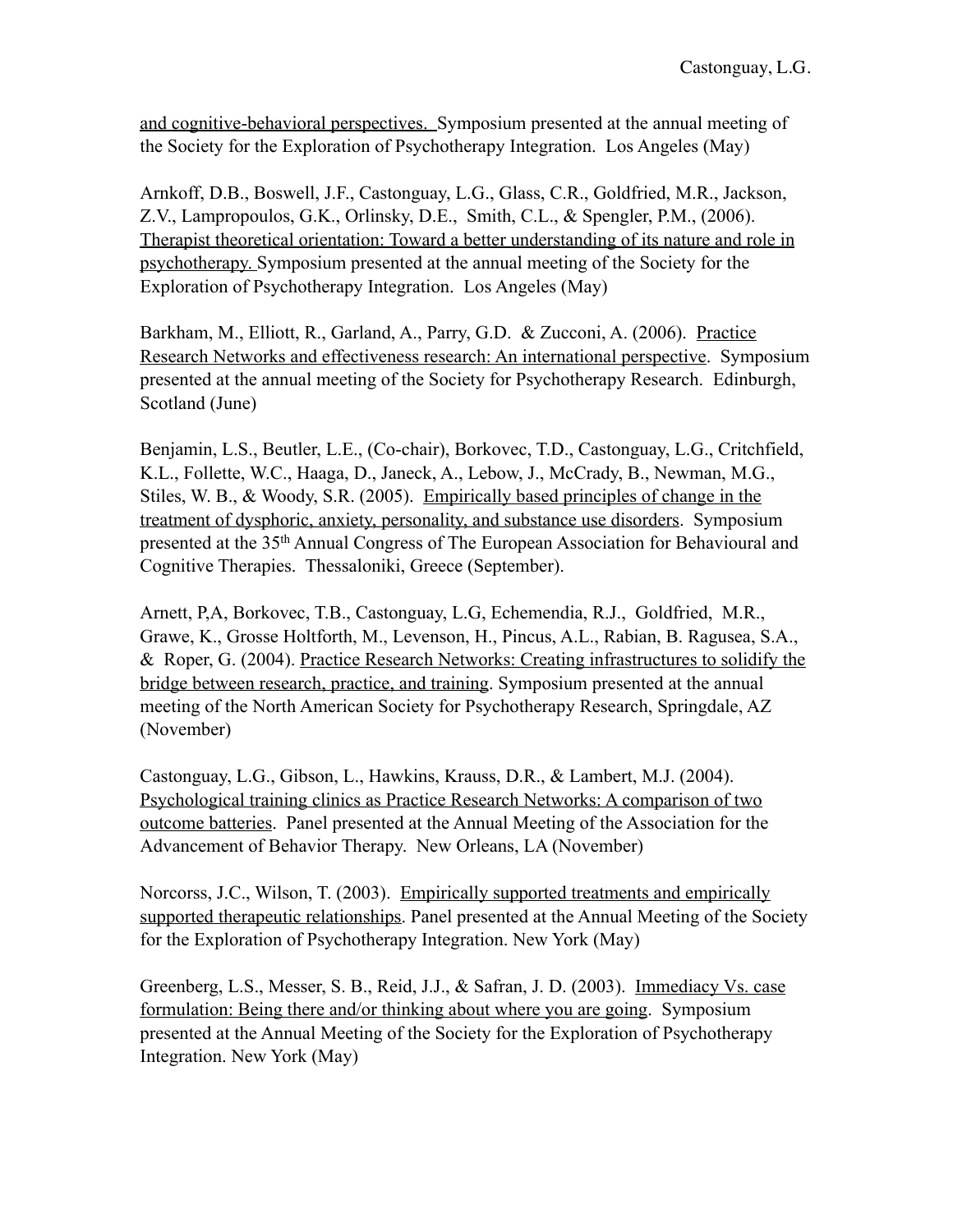<u>and cognitive-behavioral perspectives.</u> Symposium presented at the annual meeting of the Society for the Exploration of Psychotherapy Integration. Los Angeles (May)

Arnkoff, D.B., Boswell, J.F., Castonguay, L.G., Glass, C.R., Goldfried, M.R., Jackson, Z.V., Lampropoulos, G.K., Orlinsky, D.E., Smith, C.L., & Spengler, P.M., (2006). <u>Therapist theoretical orientation: Toward a better understanding of its nature and role in psychotherapy.</u> Symposium presented at the annual meeting of the Society for the Exploration of Psychotherapy Integration. Los Angeles (May)

Barkham, M., Elliott, R., Garland, A., Parry, G.D. & Zucconi, A. (2006). <u>Practice Research Networks and effectiveness research: An international perspective</u>. Symposium presented at the annual meeting of the Society for Psychotherapy Research. Edinburgh, Scotland (June)

Benjamin, L.S., Beutler, L.E., (Co-chair), Borkovec, T.D., Castonguay, L.G., Critchfield, K.L., Follette, W.C., Haaga, D., Janeck, A., Lebow, J., McCrady, B., Newman, M.G., Stiles, W. B., & Woody, S.R. (2005). <u>Empirically based principles of change in the treatment of dysphoric, anxiety, personality, and substance use disorders</u>. Symposium presented at the 35th Annual Congress of The European Association for Behavioural and Cognitive Therapies. Thessaloniki, Greece (September).

Arnett, P,A, Borkovec, T.B., Castonguay, L.G, Echemendia, R.J., Goldfried, M.R., Grawe, K., Grosse Holtforth, M., Levenson, H., Pincus, A.L., Rabian, B. Ragusea, S.A., & Roper, G. (2004). <u>Practice Research Networks: Creating infrastructures to solidify the bridge between research, practice, and training</u>. Symposium presented at the annual meeting of the North American Society for Psychotherapy Research, Springdale, AZ (November)

Castonguay, L.G., Gibson, L., Hawkins, Krauss, D.R., & Lambert, M.J. (2004). <u>Psychological training clinics as Practice Research Networks: A comparison of two outcome batteries</u>. Panel presented at the Annual Meeting of the Association for the Advancement of Behavior Therapy. New Orleans, LA (November)

Norcorss, J.C., Wilson, T. (2003). <u>Empirically supported treatments and empirically supported therapeutic relationships</u>. Panel presented at the Annual Meeting of the Society for the Exploration of Psychotherapy Integration. New York (May)

Greenberg, L.S., Messer, S. B., Reid, J.J., & Safran, J. D. (2003). <u>Immediacy Vs. case formulation: Being there and/or thinking about where you are going</u>. Symposium presented at the Annual Meeting of the Society for the Exploration of Psychotherapy Integration. New York (May)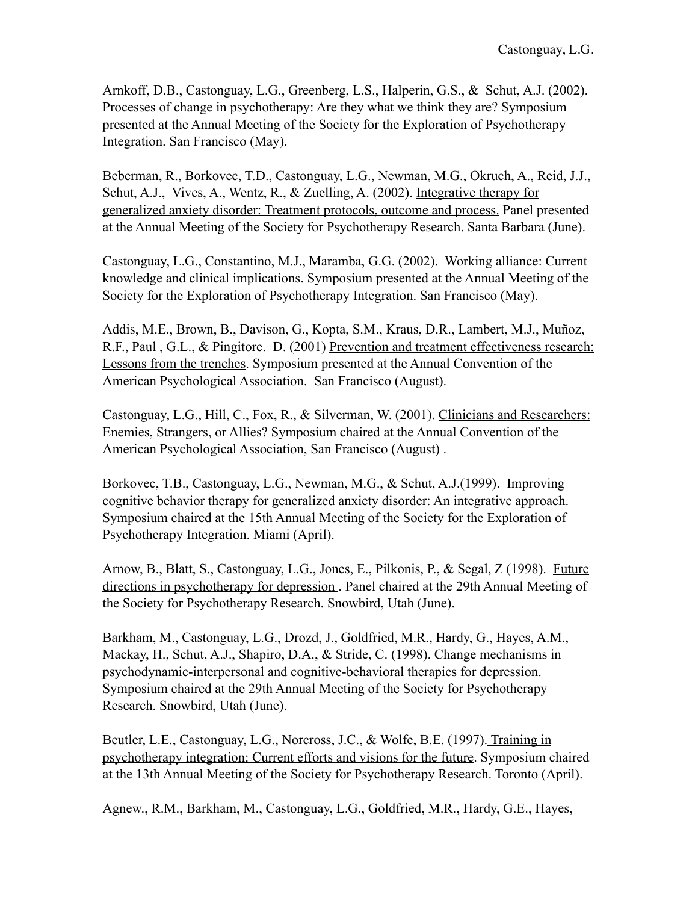Arnkoff, D.B., Castonguay, L.G., Greenberg, L.S., Halperin, G.S., & Schut, A.J. (2002). <u>Processes of change in psychotherapy: Are they what we think they are?</u> Symposium presented at the Annual Meeting of the Society for the Exploration of Psychotherapy Integration. San Francisco (May).

Beberman, R., Borkovec, T.D., Castonguay, L.G., Newman, M.G., Okruch, A., Reid, J.J., Schut, A.J., Vives, A., Wentz, R., & Zuelling, A. (2002). <u>Integrative therapy for generalized anxiety disorder: Treatment protocols, outcome and process.</u> Panel presented at the Annual Meeting of the Society for Psychotherapy Research. Santa Barbara (June).

Castonguay, L.G., Constantino, M.J., Maramba, G.G. (2002). <u>Working alliance: Current knowledge and clinical implications</u>. Symposium presented at the Annual Meeting of the Society for the Exploration of Psychotherapy Integration. San Francisco (May).

Addis, M.E., Brown, B., Davison, G., Kopta, S.M., Kraus, D.R., Lambert, M.J., Muñoz, R.F., Paul , G.L., & Pingitore. D. (2001) <u>Prevention and treatment effectiveness research: Lessons from the trenches</u>. Symposium presented at the Annual Convention of the American Psychological Association. San Francisco (August).

Castonguay, L.G., Hill, C., Fox, R., & Silverman, W. (2001). <u>Clinicians and Researchers: Enemies, Strangers, or Allies?</u> Symposium chaired at the Annual Convention of the American Psychological Association, San Francisco (August) .

Borkovec, T.B., Castonguay, L.G., Newman, M.G., & Schut, A.J.(1999). <u>Improving cognitive behavior therapy for generalized anxiety disorder: An integrative approach</u>. Symposium chaired at the 15th Annual Meeting of the Society for the Exploration of Psychotherapy Integration. Miami (April).

Arnow, B., Blatt, S., Castonguay, L.G., Jones, E., Pilkonis, P., & Segal, Z (1998). <u>Future directions in psychotherapy for depression</u> . Panel chaired at the 29th Annual Meeting of the Society for Psychotherapy Research. Snowbird, Utah (June).

Barkham, M., Castonguay, L.G., Drozd, J., Goldfried, M.R., Hardy, G., Hayes, A.M., Mackay, H., Schut, A.J., Shapiro, D.A., & Stride, C. (1998). <u>Change mechanisms in psychodynamic-interpersonal and cognitive-behavioral therapies for depression.</u> Symposium chaired at the 29th Annual Meeting of the Society for Psychotherapy Research. Snowbird, Utah (June).

Beutler, L.E., Castonguay, L.G., Norcross, J.C., & Wolfe, B.E. (1997). <u>Training in psychotherapy integration: Current efforts and visions for the future</u>. Symposium chaired at the 13th Annual Meeting of the Society for Psychotherapy Research. Toronto (April).

Agnew., R.M., Barkham, M., Castonguay, L.G., Goldfried, M.R., Hardy, G.E., Hayes,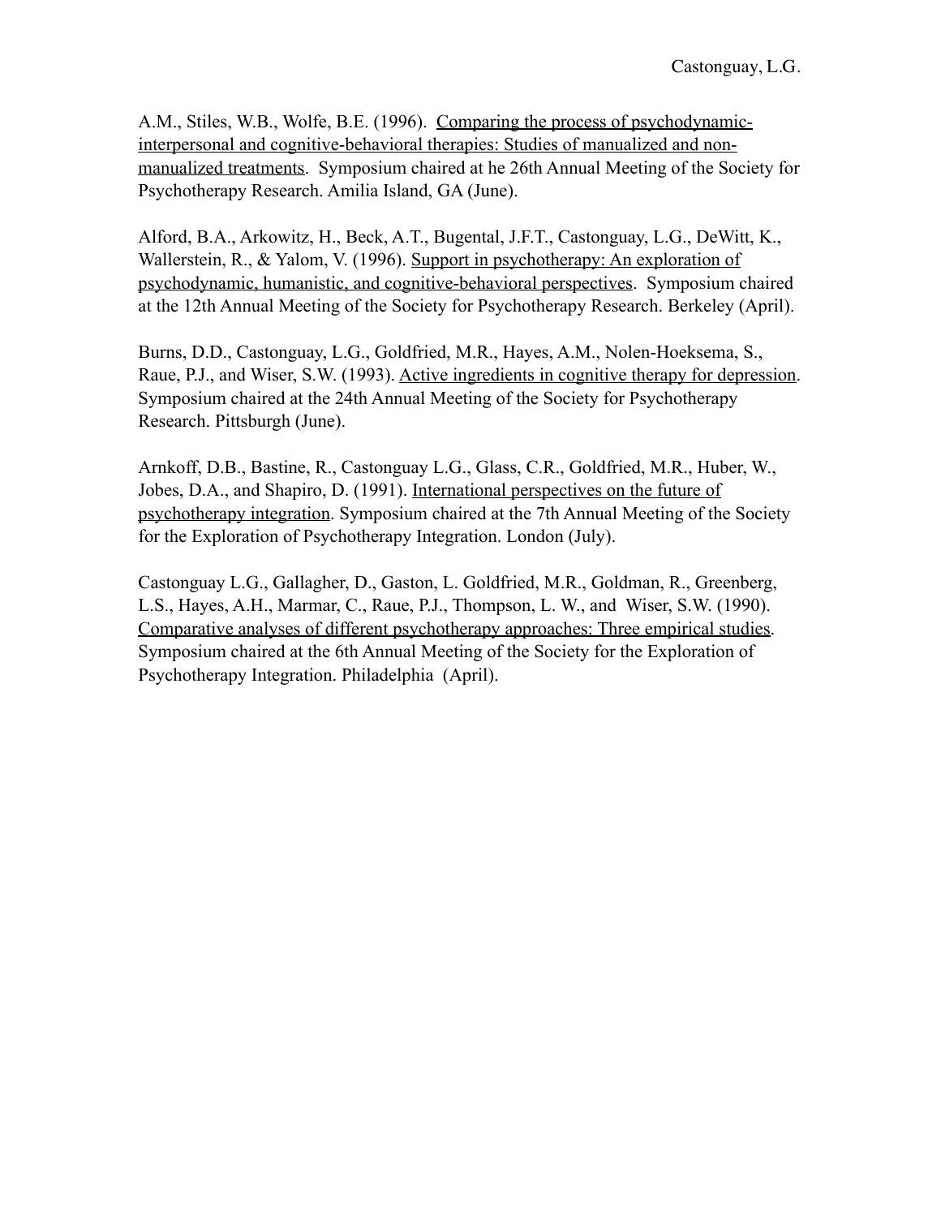A.M., Stiles, W.B., Wolfe, B.E. (1996). Comparing the process of psychodynamic-interpersonal and cognitive-behavioral therapies: Studies of manualized and non-manualized treatments. Symposium chaired at he 26th Annual Meeting of the Society for Psychotherapy Research. Amilia Island, GA (June).

Alford, B.A., Arkowitz, H., Beck, A.T., Bugental, J.F.T., Castonguay, L.G., DeWitt, K., Wallerstein, R., & Yalom, V. (1996). Support in psychotherapy: An exploration of psychodynamic, humanistic, and cognitive-behavioral perspectives. Symposium chaired at the 12th Annual Meeting of the Society for Psychotherapy Research. Berkeley (April).

Burns, D.D., Castonguay, L.G., Goldfried, M.R., Hayes, A.M., Nolen-Hoeksema, S., Raue, P.J., and Wiser, S.W. (1993). Active ingredients in cognitive therapy for depression. Symposium chaired at the 24th Annual Meeting of the Society for Psychotherapy Research. Pittsburgh (June).

Arnkoff, D.B., Bastine, R., Castonguay L.G., Glass, C.R., Goldfried, M.R., Huber, W., Jobes, D.A., and Shapiro, D. (1991). International perspectives on the future of psychotherapy integration. Symposium chaired at the 7th Annual Meeting of the Society for the Exploration of Psychotherapy Integration. London (July).

Castonguay L.G., Gallagher, D., Gaston, L. Goldfried, M.R., Goldman, R., Greenberg, L.S., Hayes, A.H., Marmar, C., Raue, P.J., Thompson, L. W., and Wiser, S.W. (1990). Comparative analyses of different psychotherapy approaches: Three empirical studies. Symposium chaired at the 6th Annual Meeting of the Society for the Exploration of Psychotherapy Integration. Philadelphia (April).